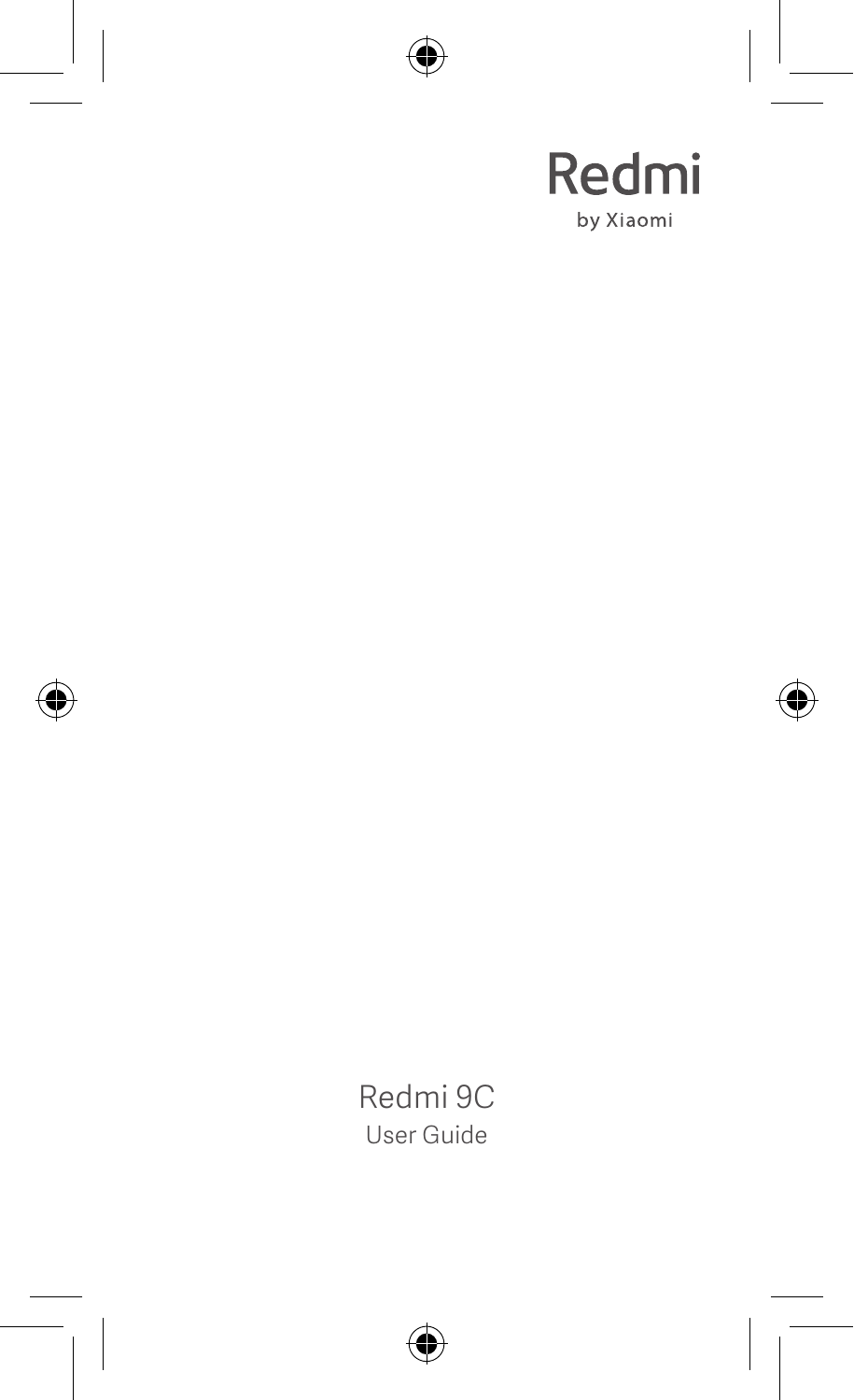Redmi

by Xiaomi

# Redmi 9C

User Guide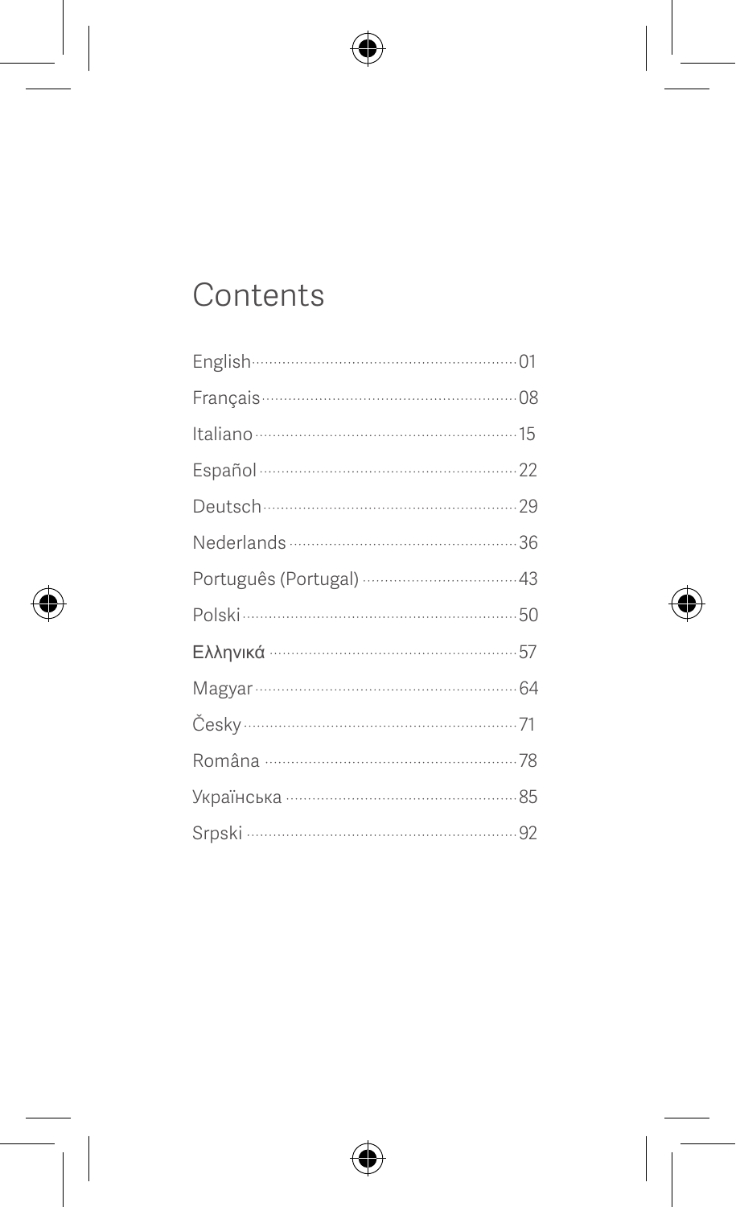# Contents

| | |
|---|---|
| English | 01 |
| Français | 08 |
| Italiano | 15 |
| Español | 22 |
| Deutsch | 29 |
| Nederlands | 36 |
| Português (Portugal) | 43 |
| Polski | 50 |
| Ελληνικά | 57 |
| Magyar | 64 |
| Česky | 71 |
| Româna | 78 |
| Українська | 85 |
| Srpski | 92 |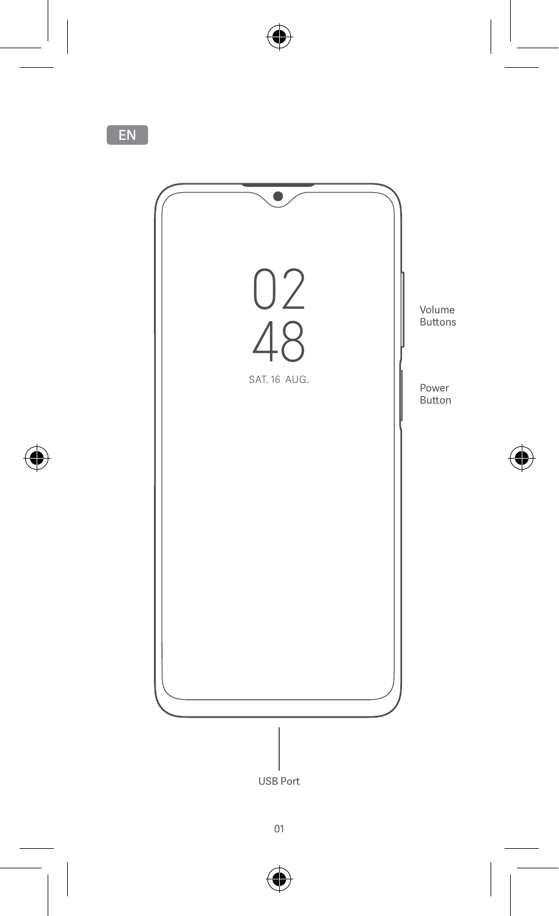EN

Volume Buttons

Power Button

USB Port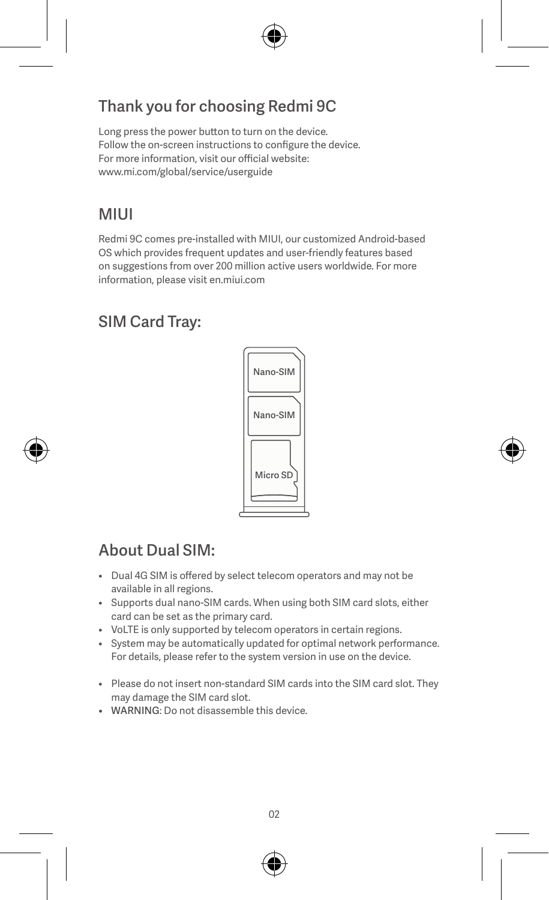## Thank you for choosing Redmi 9C

Long press the power button to turn on the device.
Follow the on-screen instructions to configure the device.
For more information, visit our official website:
www.mi.com/global/service/userguide

## MIUI

Redmi 9C comes pre-installed with MIUI, our customized Android-based OS which provides frequent updates and user-friendly features based on suggestions from over 200 million active users worldwide. For more information, please visit en.miui.com

## SIM Card Tray:

Nano-SIM

Nano-SIM

Micro SD

## About Dual SIM:

- Dual 4G SIM is offered by select telecom operators and may not be available in all regions.
- Supports dual nano-SIM cards. When using both SIM card slots, either card can be set as the primary card.
- VoLTE is only supported by telecom operators in certain regions.
- System may be automatically updated for optimal network performance. For details, please refer to the system version in use on the device.

- Please do not insert non-standard SIM cards into the SIM card slot. They may damage the SIM card slot.
- WARNING: Do not disassemble this device.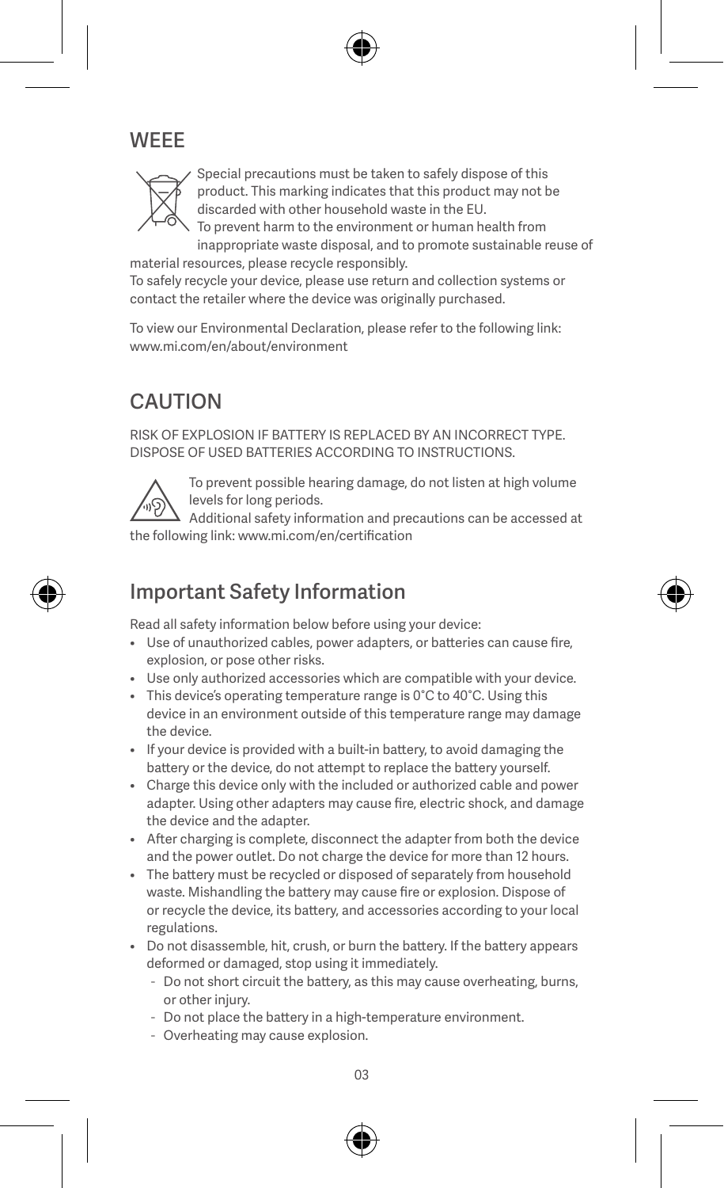## WEEE

Special precautions must be taken to safely dispose of this product. This marking indicates that this product may not be discarded with other household waste in the EU.
To prevent harm to the environment or human health from inappropriate waste disposal, and to promote sustainable reuse of material resources, please recycle responsibly.
To safely recycle your device, please use return and collection systems or contact the retailer where the device was originally purchased.

To view our Environmental Declaration, please refer to the following link: www.mi.com/en/about/environment

## CAUTION

RISK OF EXPLOSION IF BATTERY IS REPLACED BY AN INCORRECT TYPE. DISPOSE OF USED BATTERIES ACCORDING TO INSTRUCTIONS.

To prevent possible hearing damage, do not listen at high volume levels for long periods.
Additional safety information and precautions can be accessed at the following link: www.mi.com/en/certification

## Important Safety Information

Read all safety information below before using your device:

- Use of unauthorized cables, power adapters, or batteries can cause fire, explosion, or pose other risks.
- Use only authorized accessories which are compatible with your device.
- This device's operating temperature range is 0°C to 40°C. Using this device in an environment outside of this temperature range may damage the device.
- If your device is provided with a built-in battery, to avoid damaging the battery or the device, do not attempt to replace the battery yourself.
- Charge this device only with the included or authorized cable and power adapter. Using other adapters may cause fire, electric shock, and damage the device and the adapter.
- After charging is complete, disconnect the adapter from both the device and the power outlet. Do not charge the device for more than 12 hours.
- The battery must be recycled or disposed of separately from household waste. Mishandling the battery may cause fire or explosion. Dispose of or recycle the device, its battery, and accessories according to your local regulations.
- Do not disassemble, hit, crush, or burn the battery. If the battery appears deformed or damaged, stop using it immediately.
  - Do not short circuit the battery, as this may cause overheating, burns, or other injury.
  - Do not place the battery in a high-temperature environment.
  - Overheating may cause explosion.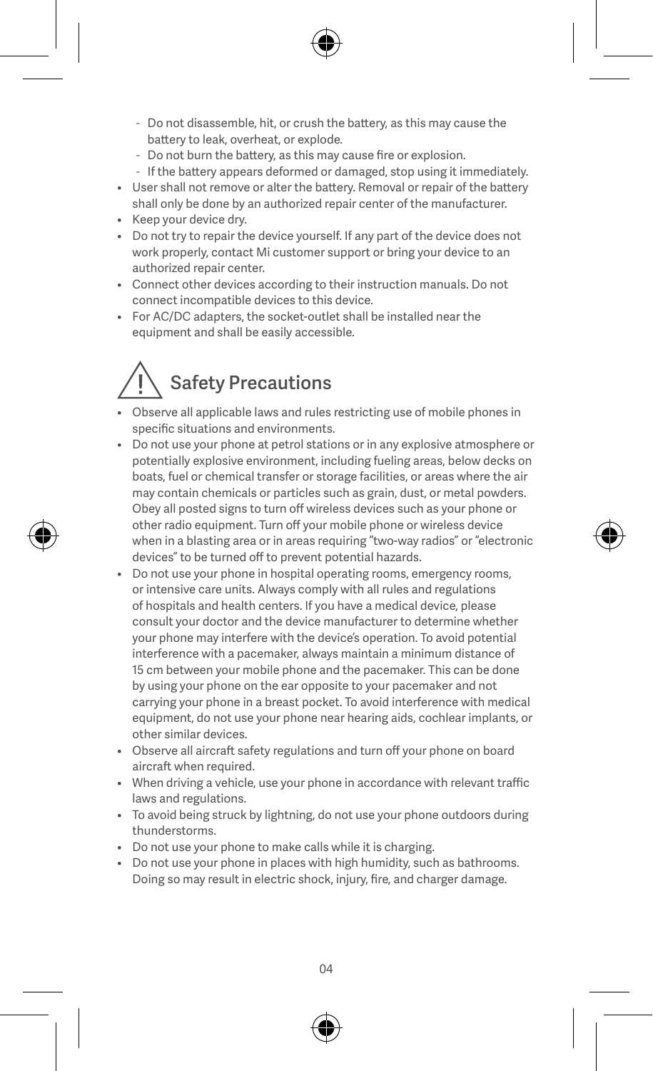- Do not disassemble, hit, or crush the battery, as this may cause the battery to leak, overheat, or explode.
  - Do not burn the battery, as this may cause fire or explosion.
  - If the battery appears deformed or damaged, stop using it immediately.
- User shall not remove or alter the battery. Removal or repair of the battery shall only be done by an authorized repair center of the manufacturer.
- Keep your device dry.
- Do not try to repair the device yourself. If any part of the device does not work properly, contact Mi customer support or bring your device to an authorized repair center.
- Connect other devices according to their instruction manuals. Do not connect incompatible devices to this device.
- For AC/DC adapters, the socket-outlet shall be installed near the equipment and shall be easily accessible.

## Safety Precautions

- Observe all applicable laws and rules restricting use of mobile phones in specific situations and environments.
- Do not use your phone at petrol stations or in any explosive atmosphere or potentially explosive environment, including fueling areas, below decks on boats, fuel or chemical transfer or storage facilities, or areas where the air may contain chemicals or particles such as grain, dust, or metal powders. Obey all posted signs to turn off wireless devices such as your phone or other radio equipment. Turn off your mobile phone or wireless device when in a blasting area or in areas requiring "two-way radios" or "electronic devices" to be turned off to prevent potential hazards.
- Do not use your phone in hospital operating rooms, emergency rooms, or intensive care units. Always comply with all rules and regulations of hospitals and health centers. If you have a medical device, please consult your doctor and the device manufacturer to determine whether your phone may interfere with the device's operation. To avoid potential interference with a pacemaker, always maintain a minimum distance of 15 cm between your mobile phone and the pacemaker. This can be done by using your phone on the ear opposite to your pacemaker and not carrying your phone in a breast pocket. To avoid interference with medical equipment, do not use your phone near hearing aids, cochlear implants, or other similar devices.
- Observe all aircraft safety regulations and turn off your phone on board aircraft when required.
- When driving a vehicle, use your phone in accordance with relevant traffic laws and regulations.
- To avoid being struck by lightning, do not use your phone outdoors during thunderstorms.
- Do not use your phone to make calls while it is charging.
- Do not use your phone in places with high humidity, such as bathrooms. Doing so may result in electric shock, injury, fire, and charger damage.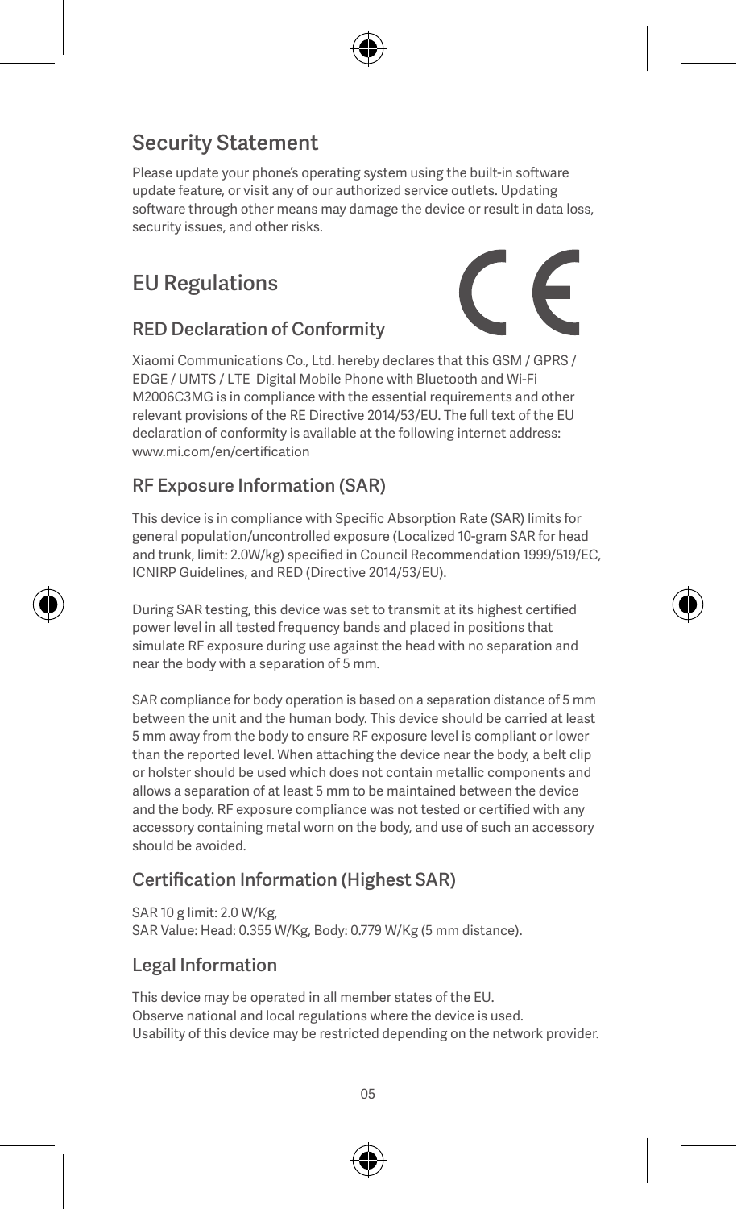## Security Statement

Please update your phone's operating system using the built-in software update feature, or visit any of our authorized service outlets. Updating software through other means may damage the device or result in data loss, security issues, and other risks.

## EU Regulations

### RED Declaration of Conformity

Xiaomi Communications Co., Ltd. hereby declares that this GSM / GPRS / EDGE / UMTS / LTE Digital Mobile Phone with Bluetooth and Wi-Fi M2006C3MG is in compliance with the essential requirements and other relevant provisions of the RE Directive 2014/53/EU. The full text of the EU declaration of conformity is available at the following internet address: www.mi.com/en/certification

### RF Exposure Information (SAR)

This device is in compliance with Specific Absorption Rate (SAR) limits for general population/uncontrolled exposure (Localized 10-gram SAR for head and trunk, limit: 2.0W/kg) specified in Council Recommendation 1999/519/EC, ICNIRP Guidelines, and RED (Directive 2014/53/EU).

During SAR testing, this device was set to transmit at its highest certified power level in all tested frequency bands and placed in positions that simulate RF exposure during use against the head with no separation and near the body with a separation of 5 mm.

SAR compliance for body operation is based on a separation distance of 5 mm between the unit and the human body. This device should be carried at least 5 mm away from the body to ensure RF exposure level is compliant or lower than the reported level. When attaching the device near the body, a belt clip or holster should be used which does not contain metallic components and allows a separation of at least 5 mm to be maintained between the device and the body. RF exposure compliance was not tested or certified with any accessory containing metal worn on the body, and use of such an accessory should be avoided.

### Certification Information (Highest SAR)

SAR 10 g limit: 2.0 W/Kg,
SAR Value: Head: 0.355 W/Kg, Body: 0.779 W/Kg (5 mm distance).

### Legal Information

This device may be operated in all member states of the EU.
Observe national and local regulations where the device is used.
Usability of this device may be restricted depending on the network provider.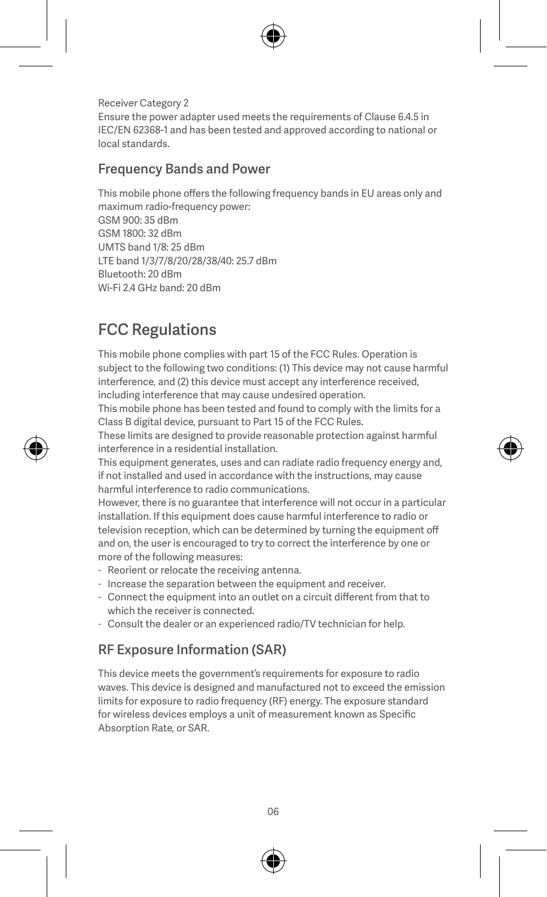Receiver Category 2
Ensure the power adapter used meets the requirements of Clause 6.4.5 in IEC/EN 62368-1 and has been tested and approved according to national or local standards.

### Frequency Bands and Power

This mobile phone offers the following frequency bands in EU areas only and maximum radio-frequency power:
GSM 900: 35 dBm
GSM 1800: 32 dBm
UMTS band 1/8: 25 dBm
LTE band 1/3/7/8/20/28/38/40: 25.7 dBm
Bluetooth: 20 dBm
Wi-Fi 2.4 GHz band: 20 dBm

## FCC Regulations

This mobile phone complies with part 15 of the FCC Rules. Operation is subject to the following two conditions: (1) This device may not cause harmful interference, and (2) this device must accept any interference received, including interference that may cause undesired operation.
This mobile phone has been tested and found to comply with the limits for a Class B digital device, pursuant to Part 15 of the FCC Rules.
These limits are designed to provide reasonable protection against harmful interference in a residential installation.
This equipment generates, uses and can radiate radio frequency energy and, if not installed and used in accordance with the instructions, may cause harmful interference to radio communications.
However, there is no guarantee that interference will not occur in a particular installation. If this equipment does cause harmful interference to radio or television reception, which can be determined by turning the equipment off and on, the user is encouraged to try to correct the interference by one or more of the following measures:

- Reorient or relocate the receiving antenna.
- Increase the separation between the equipment and receiver.
- Connect the equipment into an outlet on a circuit different from that to which the receiver is connected.
- Consult the dealer or an experienced radio/TV technician for help.

### RF Exposure Information (SAR)

This device meets the government's requirements for exposure to radio waves. This device is designed and manufactured not to exceed the emission limits for exposure to radio frequency (RF) energy. The exposure standard for wireless devices employs a unit of measurement known as Specific Absorption Rate, or SAR.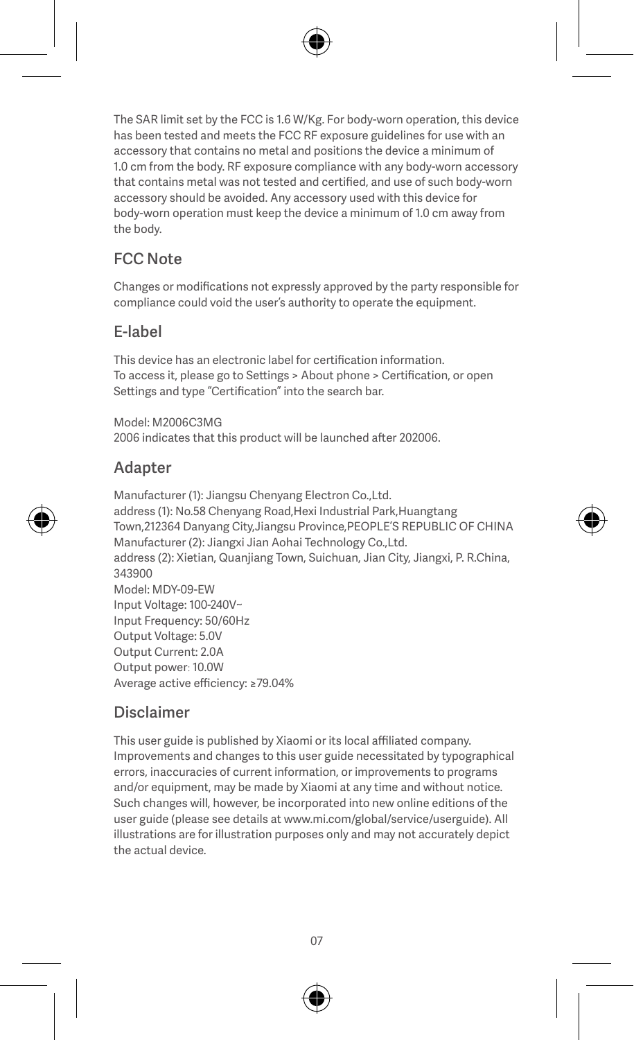The SAR limit set by the FCC is 1.6 W/Kg. For body-worn operation, this device has been tested and meets the FCC RF exposure guidelines for use with an accessory that contains no metal and positions the device a minimum of 1.0 cm from the body. RF exposure compliance with any body-worn accessory that contains metal was not tested and certified, and use of such body-worn accessory should be avoided. Any accessory used with this device for body-worn operation must keep the device a minimum of 1.0 cm away from the body.

## FCC Note

Changes or modifications not expressly approved by the party responsible for compliance could void the user's authority to operate the equipment.

## E-label

This device has an electronic label for certification information.
To access it, please go to Settings > About phone > Certification, or open Settings and type "Certification" into the search bar.

Model: M2006C3MG
2006 indicates that this product will be launched after 202006.

## Adapter

Manufacturer (1): Jiangsu Chenyang Electron Co.,Ltd.
address (1): No.58 Chenyang Road,Hexi Industrial Park,Huangtang Town,212364 Danyang City,Jiangsu Province,PEOPLE'S REPUBLIC OF CHINA
Manufacturer (2): Jiangxi Jian Aohai Technology Co.,Ltd.
address (2): Xietian, Quanjiang Town, Suichuan, Jian City, Jiangxi, P. R.China, 343900
Model: MDY-09-EW
Input Voltage: 100-240V~
Input Frequency: 50/60Hz
Output Voltage: 5.0V
Output Current: 2.0A
Output power: 10.0W
Average active efficiency: ≥79.04%

## Disclaimer

This user guide is published by Xiaomi or its local affiliated company. Improvements and changes to this user guide necessitated by typographical errors, inaccuracies of current information, or improvements to programs and/or equipment, may be made by Xiaomi at any time and without notice. Such changes will, however, be incorporated into new online editions of the user guide (please see details at www.mi.com/global/service/userguide). All illustrations are for illustration purposes only and may not accurately depict the actual device.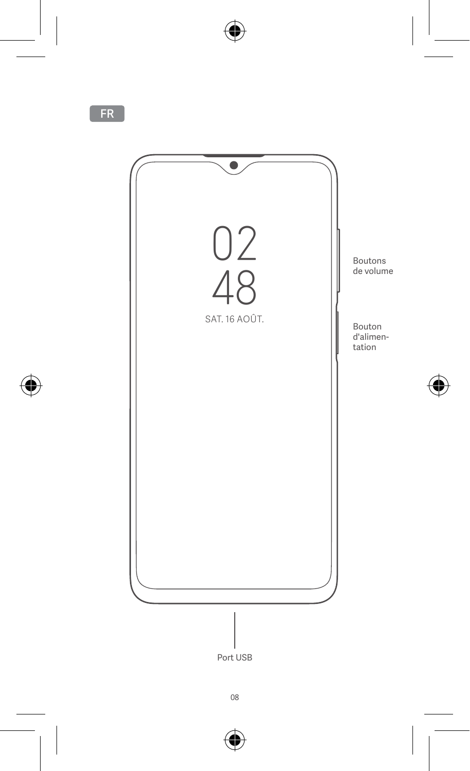FR

02
48
SAT. 16 AOÛT.

Boutons de volume

Bouton d'alimentation

Port USB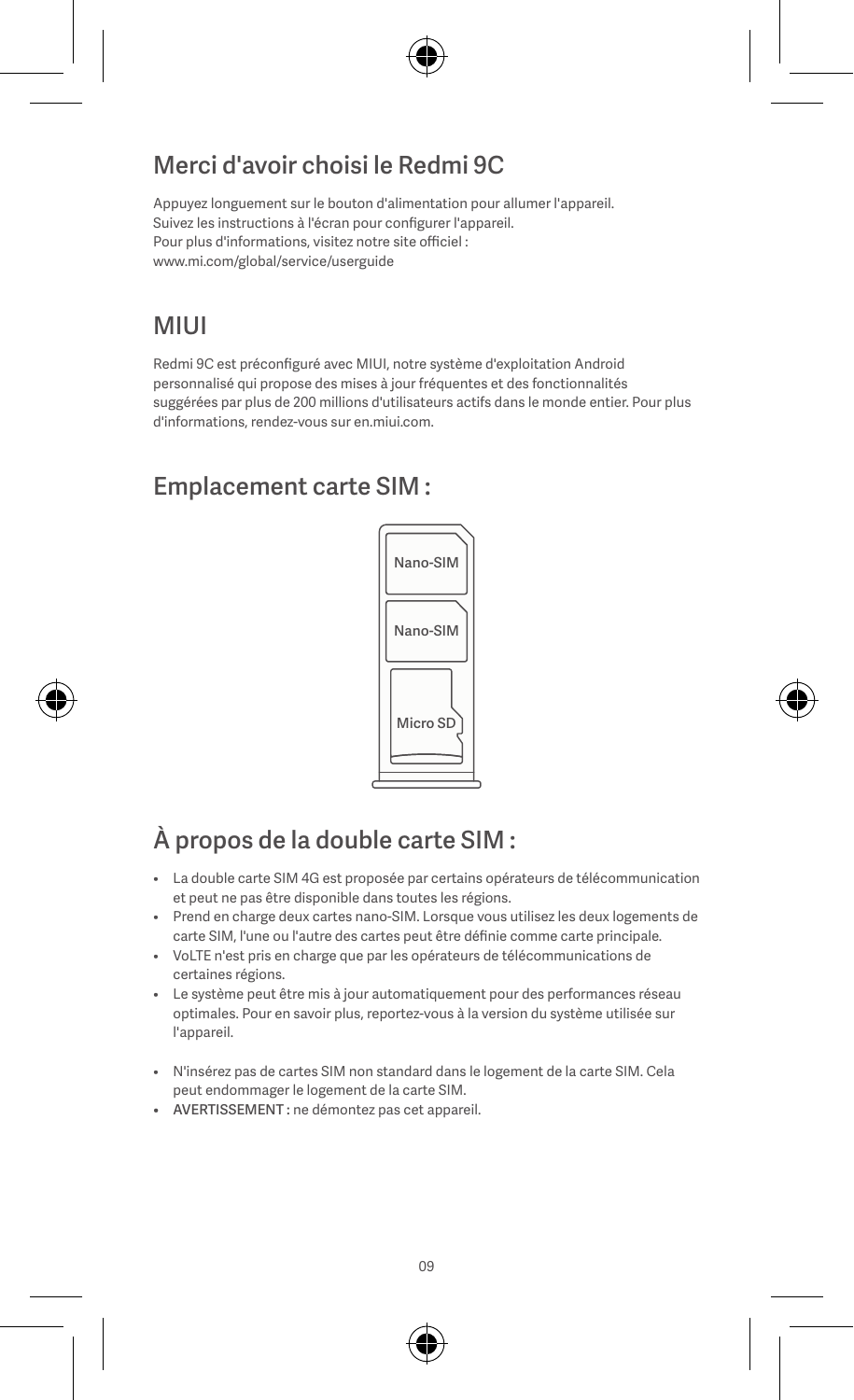## Merci d'avoir choisi le Redmi 9C

Appuyez longuement sur le bouton d'alimentation pour allumer l'appareil.
Suivez les instructions à l'écran pour configurer l'appareil.
Pour plus d'informations, visitez notre site officiel :
www.mi.com/global/service/userguide

## MIUI

Redmi 9C est préconfiguré avec MIUI, notre système d'exploitation Android personnalisé qui propose des mises à jour fréquentes et des fonctionnalités suggérées par plus de 200 millions d'utilisateurs actifs dans le monde entier. Pour plus d'informations, rendez-vous sur en.miui.com.

## Emplacement carte SIM :

Nano-SIM

Nano-SIM

Micro SD

## À propos de la double carte SIM :

- La double carte SIM 4G est proposée par certains opérateurs de télécommunication et peut ne pas être disponible dans toutes les régions.
- Prend en charge deux cartes nano-SIM. Lorsque vous utilisez les deux logements de carte SIM, l'une ou l'autre des cartes peut être définie comme carte principale.
- VoLTE n'est pris en charge que par les opérateurs de télécommunications de certaines régions.
- Le système peut être mis à jour automatiquement pour des performances réseau optimales. Pour en savoir plus, reportez-vous à la version du système utilisée sur l'appareil.

- N'insérez pas de cartes SIM non standard dans le logement de la carte SIM. Cela peut endommager le logement de la carte SIM.
- AVERTISSEMENT : ne démontez pas cet appareil.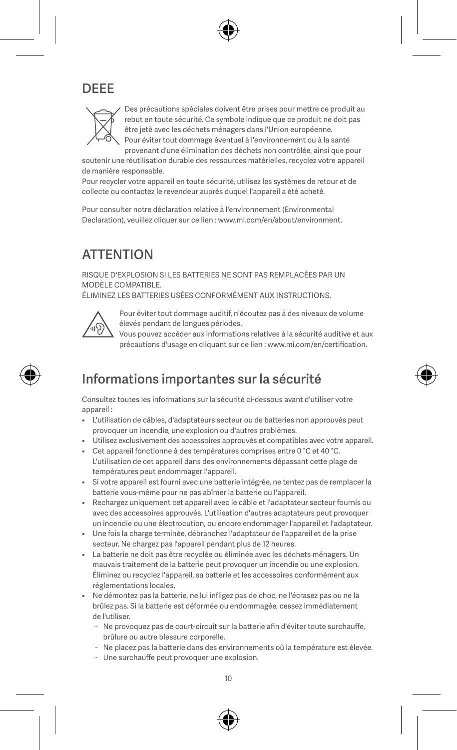## DEEE

Des précautions spéciales doivent être prises pour mettre ce produit au rebut en toute sécurité. Ce symbole indique que ce produit ne doit pas être jeté avec les déchets ménagers dans l'Union européenne. Pour éviter tout dommage éventuel à l'environnement ou à la santé provenant d'une élimination des déchets non contrôlée, ainsi que pour soutenir une réutilisation durable des ressources matérielles, recyclez votre appareil de manière responsable.
Pour recycler votre appareil en toute sécurité, utilisez les systèmes de retour et de collecte ou contactez le revendeur auprès duquel l'appareil a été acheté.

Pour consulter notre déclaration relative à l'environnement (Environmental Declaration), veuillez cliquer sur ce lien : www.mi.com/en/about/environment.

## ATTENTION

RISQUE D'EXPLOSION SI LES BATTERIES NE SONT PAS REMPLACÉES PAR UN MODÈLE COMPATIBLE.
ÉLIMINEZ LES BATTERIES USÉES CONFORMÉMENT AUX INSTRUCTIONS.

Pour éviter tout dommage auditif, n'écoutez pas à des niveaux de volume élevés pendant de longues périodes.
Vous pouvez accéder aux informations relatives à la sécurité auditive et aux précautions d'usage en cliquant sur ce lien : www.mi.com/en/certification.

## Informations importantes sur la sécurité

Consultez toutes les informations sur la sécurité ci-dessous avant d'utiliser votre appareil :

- L'utilisation de câbles, d'adaptateurs secteur ou de batteries non approuvés peut provoquer un incendie, une explosion ou d'autres problèmes.
- Utilisez exclusivement des accessoires approuvés et compatibles avec votre appareil.
- Cet appareil fonctionne à des températures comprises entre 0 °C et 40 °C. L'utilisation de cet appareil dans des environnements dépassant cette plage de températures peut endommager l'appareil.
- Si votre appareil est fourni avec une batterie intégrée, ne tentez pas de remplacer la batterie vous-même pour ne pas abîmer la batterie ou l'appareil.
- Rechargez uniquement cet appareil avec le câble et l'adaptateur secteur fournis ou avec des accessoires approuvés. L'utilisation d'autres adaptateurs peut provoquer un incendie ou une électrocution, ou encore endommager l'appareil et l'adaptateur.
- Une fois la charge terminée, débranchez l'adaptateur de l'appareil et de la prise secteur. Ne chargez pas l'appareil pendant plus de 12 heures.
- La batterie ne doit pas être recyclée ou éliminée avec les déchets ménagers. Un mauvais traitement de la batterie peut provoquer un incendie ou une explosion. Éliminez ou recyclez l'appareil, sa batterie et les accessoires conformément aux réglementations locales.
- Ne démontez pas la batterie, ne lui infligez pas de choc, ne l'écrasez pas ou ne la brûlez pas. Si la batterie est déformée ou endommagée, cessez immédiatement de l'utiliser.
  - Ne provoquez pas de court-circuit sur la batterie afin d'éviter toute surchauffe, brûlure ou autre blessure corporelle.
  - Ne placez pas la batterie dans des environnements où la température est élevée.
  - Une surchauffe peut provoquer une explosion.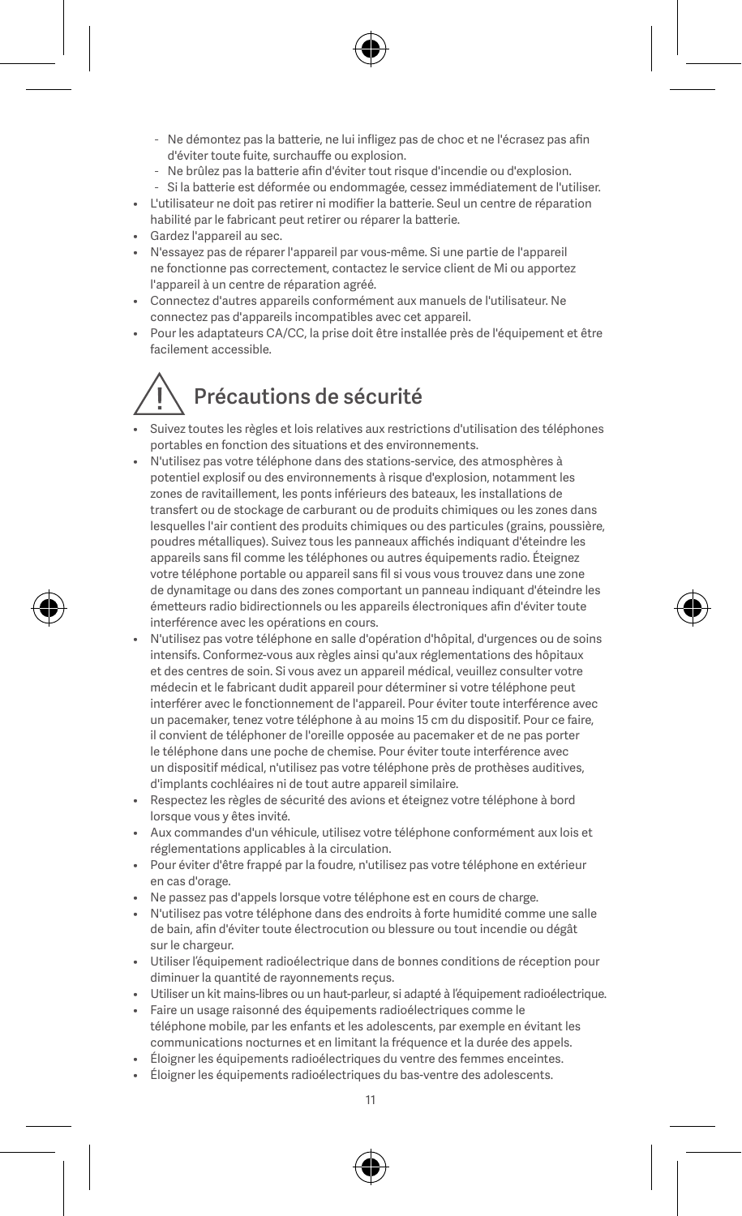- Ne démontez pas la batterie, ne lui infligez pas de choc et ne l'écrasez pas afin d'éviter toute fuite, surchauffe ou explosion.
   - Ne brûlez pas la batterie afin d'éviter tout risque d'incendie ou d'explosion.
   - Si la batterie est déformée ou endommagée, cessez immédiatement de l'utiliser.
- L'utilisateur ne doit pas retirer ni modifier la batterie. Seul un centre de réparation habilité par le fabricant peut retirer ou réparer la batterie.
- Gardez l'appareil au sec.
- N'essayez pas de réparer l'appareil par vous-même. Si une partie de l'appareil ne fonctionne pas correctement, contactez le service client de Mi ou apportez l'appareil à un centre de réparation agréé.
- Connectez d'autres appareils conformément aux manuels de l'utilisateur. Ne connectez pas d'appareils incompatibles avec cet appareil.
- Pour les adaptateurs CA/CC, la prise doit être installée près de l'équipement et être facilement accessible.

## Précautions de sécurité

- Suivez toutes les règles et lois relatives aux restrictions d'utilisation des téléphones portables en fonction des situations et des environnements.
- N'utilisez pas votre téléphone dans des stations-service, des atmosphères à potentiel explosif ou des environnements à risque d'explosion, notamment les zones de ravitaillement, les ponts inférieurs des bateaux, les installations de transfert ou de stockage de carburant ou de produits chimiques ou les zones dans lesquelles l'air contient des produits chimiques ou des particules (grains, poussière, poudres métalliques). Suivez tous les panneaux affichés indiquant d'éteindre les appareils sans fil comme les téléphones ou autres équipements radio. Éteignez votre téléphone portable ou appareil sans fil si vous vous trouvez dans une zone de dynamitage ou dans des zones comportant un panneau indiquant d'éteindre les émetteurs radio bidirectionnels ou les appareils électroniques afin d'éviter toute interférence avec les opérations en cours.
- N'utilisez pas votre téléphone en salle d'opération d'hôpital, d'urgences ou de soins intensifs. Conformez-vous aux règles ainsi qu'aux réglementations des hôpitaux et des centres de soin. Si vous avez un appareil médical, veuillez consulter votre médecin et le fabricant dudit appareil pour déterminer si votre téléphone peut interférer avec le fonctionnement de l'appareil. Pour éviter toute interférence avec un pacemaker, tenez votre téléphone à au moins 15 cm du dispositif. Pour ce faire, il convient de téléphoner de l'oreille opposée au pacemaker et de ne pas porter le téléphone dans une poche de chemise. Pour éviter toute interférence avec un dispositif médical, n'utilisez pas votre téléphone près de prothèses auditives, d'implants cochléaires ni de tout autre appareil similaire.
- Respectez les règles de sécurité des avions et éteignez votre téléphone à bord lorsque vous y êtes invité.
- Aux commandes d'un véhicule, utilisez votre téléphone conformément aux lois et réglementations applicables à la circulation.
- Pour éviter d'être frappé par la foudre, n'utilisez pas votre téléphone en extérieur en cas d'orage.
- Ne passez pas d'appels lorsque votre téléphone est en cours de charge.
- N'utilisez pas votre téléphone dans des endroits à forte humidité comme une salle de bain, afin d'éviter toute électrocution ou blessure ou tout incendie ou dégât sur le chargeur.
- Utiliser l'équipement radioélectrique dans de bonnes conditions de réception pour diminuer la quantité de rayonnements reçus.
- Utiliser un kit mains-libres ou un haut-parleur, si adapté à l'équipement radioélectrique.
- Faire un usage raisonné des équipements radioélectriques comme le téléphone mobile, par les enfants et les adolescents, par exemple en évitant les communications nocturnes et en limitant la fréquence et la durée des appels.
- Éloigner les équipements radioélectriques du ventre des femmes enceintes.
- Éloigner les équipements radioélectriques du bas-ventre des adolescents.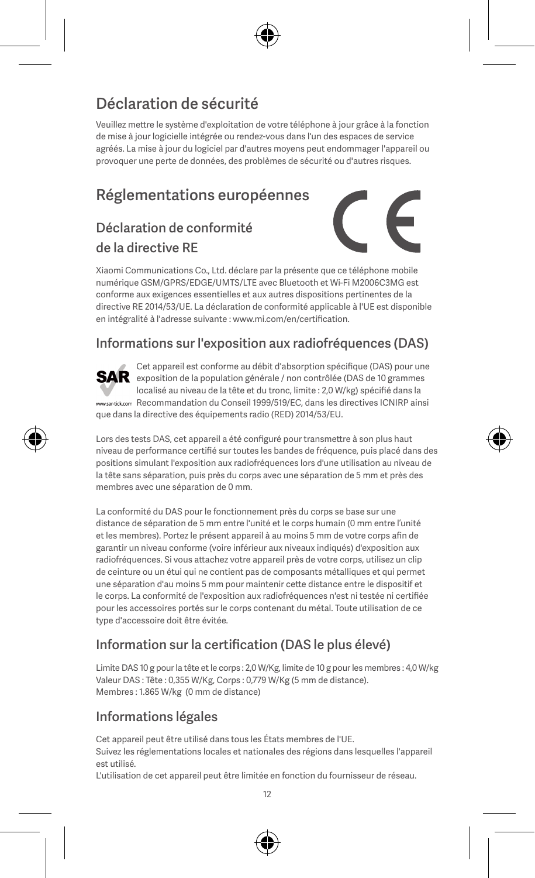## Déclaration de sécurité

Veuillez mettre le système d'exploitation de votre téléphone à jour grâce à la fonction de mise à jour logicielle intégrée ou rendez-vous dans l'un des espaces de service agréés. La mise à jour du logiciel par d'autres moyens peut endommager l'appareil ou provoquer une perte de données, des problèmes de sécurité ou d'autres risques.

## Réglementations européennes

### Déclaration de conformité de la directive RE

Xiaomi Communications Co., Ltd. déclare par la présente que ce téléphone mobile numérique GSM/GPRS/EDGE/UMTS/LTE avec Bluetooth et Wi-Fi M2006C3MG est conforme aux exigences essentielles et aux autres dispositions pertinentes de la directive RE 2014/53/UE. La déclaration de conformité applicable à l'UE est disponible en intégralité à l'adresse suivante : www.mi.com/en/certification.

### Informations sur l'exposition aux radiofréquences (DAS)

Cet appareil est conforme au débit d'absorption spécifique (DAS) pour une exposition de la population générale / non contrôlée (DAS de 10 grammes localisé au niveau de la tête et du tronc, limite : 2,0 W/kg) spécifié dans la Recommandation du Conseil 1999/519/EC, dans les directives ICNIRP ainsi que dans la directive des équipements radio (RED) 2014/53/EU.

Lors des tests DAS, cet appareil a été configuré pour transmettre à son plus haut niveau de performance certifié sur toutes les bandes de fréquence, puis placé dans des positions simulant l'exposition aux radiofréquences lors d'une utilisation au niveau de la tête sans séparation, puis près du corps avec une séparation de 5 mm et près des membres avec une séparation de 0 mm.

La conformité du DAS pour le fonctionnement près du corps se base sur une distance de séparation de 5 mm entre l'unité et le corps humain (0 mm entre l'unité et les membres). Portez le présent appareil à au moins 5 mm de votre corps afin de garantir un niveau conforme (voire inférieur aux niveaux indiqués) d'exposition aux radiofréquences. Si vous attachez votre appareil près de votre corps, utilisez un clip de ceinture ou un étui qui ne contient pas de composants métalliques et qui permet une séparation d'au moins 5 mm pour maintenir cette distance entre le dispositif et le corps. La conformité de l'exposition aux radiofréquences n'est ni testée ni certifiée pour les accessoires portés sur le corps contenant du métal. Toute utilisation de ce type d'accessoire doit être évitée.

### Information sur la certification (DAS le plus élevé)

Limite DAS 10 g pour la tête et le corps : 2,0 W/Kg, limite de 10 g pour les membres : 4,0 W/kg
Valeur DAS : Tête : 0,355 W/Kg, Corps : 0,779 W/Kg (5 mm de distance).
Membres : 1.865 W/kg (0 mm de distance)

### Informations légales

Cet appareil peut être utilisé dans tous les États membres de l'UE.
Suivez les réglementations locales et nationales des régions dans lesquelles l'appareil est utilisé.
L'utilisation de cet appareil peut être limitée en fonction du fournisseur de réseau.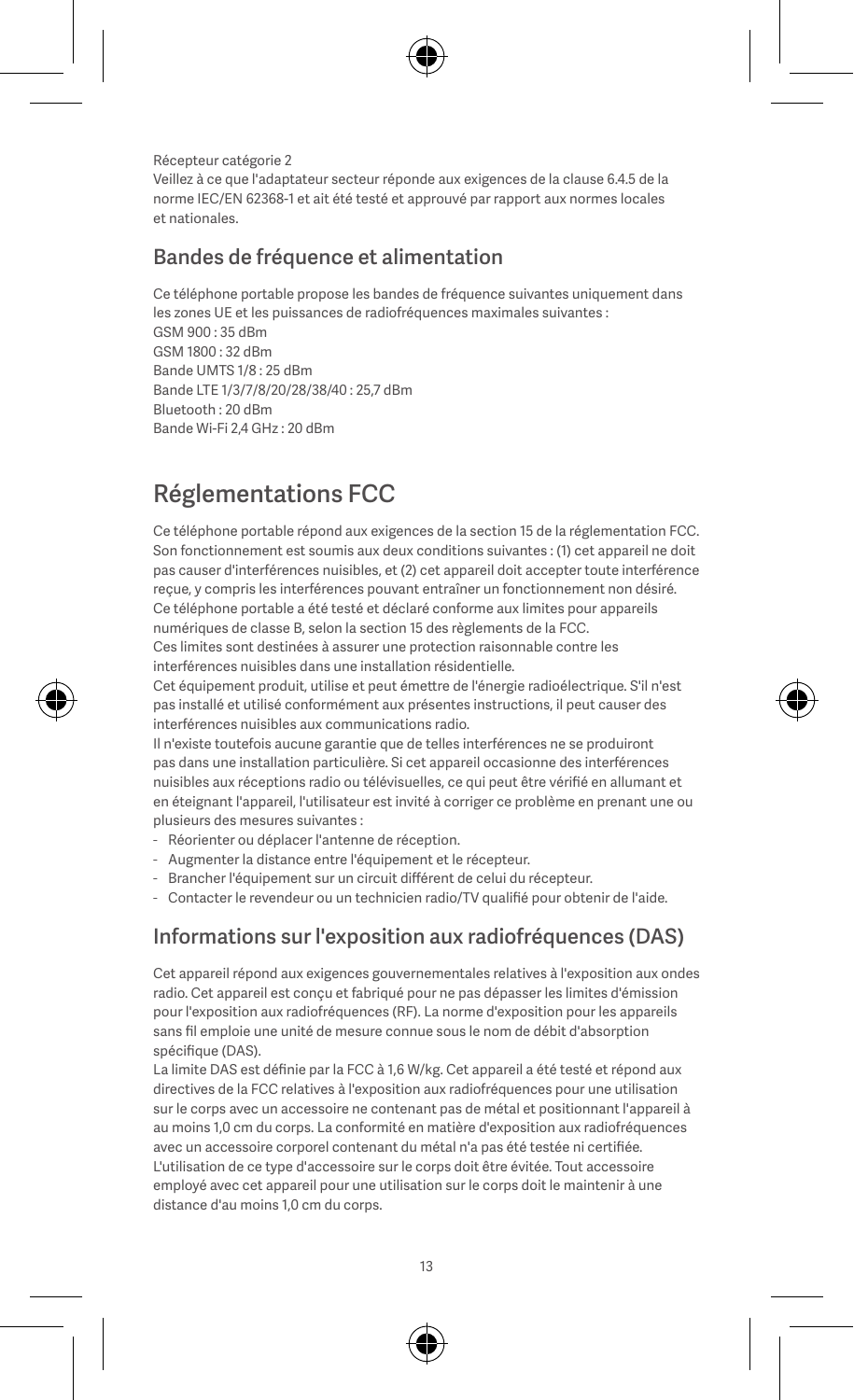Récepteur catégorie 2
Veillez à ce que l'adaptateur secteur réponde aux exigences de la clause 6.4.5 de la norme IEC/EN 62368-1 et ait été testé et approuvé par rapport aux normes locales et nationales.

## Bandes de fréquence et alimentation

Ce téléphone portable propose les bandes de fréquence suivantes uniquement dans les zones UE et les puissances de radiofréquences maximales suivantes :
GSM 900 : 35 dBm
GSM 1800 : 32 dBm
Bande UMTS 1/8 : 25 dBm
Bande LTE 1/3/7/8/20/28/38/40 : 25,7 dBm
Bluetooth : 20 dBm
Bande Wi-Fi 2,4 GHz : 20 dBm

# Réglementations FCC

Ce téléphone portable répond aux exigences de la section 15 de la réglementation FCC. Son fonctionnement est soumis aux deux conditions suivantes : (1) cet appareil ne doit pas causer d'interférences nuisibles, et (2) cet appareil doit accepter toute interférence reçue, y compris les interférences pouvant entraîner un fonctionnement non désiré.
Ce téléphone portable a été testé et déclaré conforme aux limites pour appareils numériques de classe B, selon la section 15 des règlements de la FCC.
Ces limites sont destinées à assurer une protection raisonnable contre les interférences nuisibles dans une installation résidentielle.
Cet équipement produit, utilise et peut émettre de l'énergie radioélectrique. S'il n'est pas installé et utilisé conformément aux présentes instructions, il peut causer des interférences nuisibles aux communications radio.
Il n'existe toutefois aucune garantie que de telles interférences ne se produiront pas dans une installation particulière. Si cet appareil occasionne des interférences nuisibles aux réceptions radio ou télévisuelles, ce qui peut être vérifié en allumant et en éteignant l'appareil, l'utilisateur est invité à corriger ce problème en prenant une ou plusieurs des mesures suivantes :

- Réorienter ou déplacer l'antenne de réception.
- Augmenter la distance entre l'équipement et le récepteur.
- Brancher l'équipement sur un circuit différent de celui du récepteur.
- Contacter le revendeur ou un technicien radio/TV qualifié pour obtenir de l'aide.

## Informations sur l'exposition aux radiofréquences (DAS)

Cet appareil répond aux exigences gouvernementales relatives à l'exposition aux ondes radio. Cet appareil est conçu et fabriqué pour ne pas dépasser les limites d'émission pour l'exposition aux radiofréquences (RF). La norme d'exposition pour les appareils sans fil emploie une unité de mesure connue sous le nom de débit d'absorption spécifique (DAS).
La limite DAS est définie par la FCC à 1,6 W/kg. Cet appareil a été testé et répond aux directives de la FCC relatives à l'exposition aux radiofréquences pour une utilisation sur le corps avec un accessoire ne contenant pas de métal et positionnant l'appareil à au moins 1,0 cm du corps. La conformité en matière d'exposition aux radiofréquences avec un accessoire corporel contenant du métal n'a pas été testée ni certifiée. L'utilisation de ce type d'accessoire sur le corps doit être évitée. Tout accessoire employé avec cet appareil pour une utilisation sur le corps doit le maintenir à une distance d'au moins 1,0 cm du corps.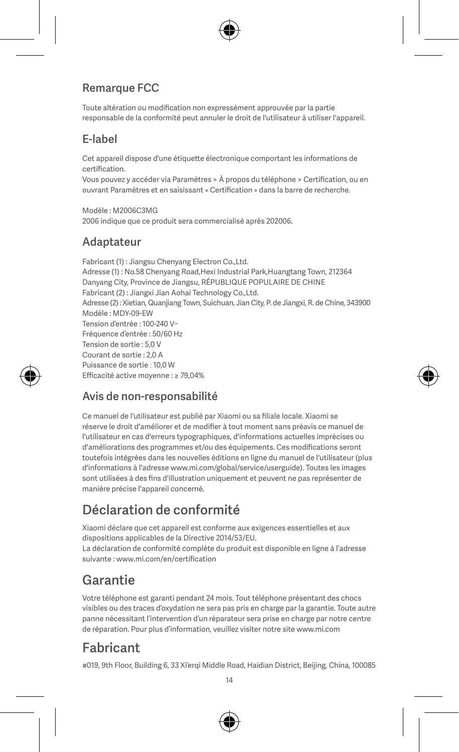## Remarque FCC

Toute altération ou modification non expressément approuvée par la partie responsable de la conformité peut annuler le droit de l'utilisateur à utiliser l'appareil.

## E-label

Cet appareil dispose d'une étiquette électronique comportant les informations de certification.
Vous pouvez y accéder via Paramètres > À propos du téléphone > Certification, ou en ouvrant Paramètres et en saisissant « Certification » dans la barre de recherche.

Modèle : M2006C3MG
2006 indique que ce produit sera commercialisé après 202006.

## Adaptateur

Fabricant (1) : Jiangsu Chenyang Electron Co.,Ltd.
Adresse (1) : No.58 Chenyang Road,Hexi Industrial Park,Huangtang Town, 212364 Danyang City, Province de Jiangsu, RÉPUBLIQUE POPULAIRE DE CHINE
Fabricant (2) : Jiangxi Jian Aohai Technology Co.,Ltd.
Adresse (2) : Xietian, Quanjiang Town, Suichuan, Jian City, P. de Jiangxi, R. de Chine, 343900
Modèle : MDY-09-EW
Tension d'entrée : 100-240 V~
Fréquence d'entrée : 50/60 Hz
Tension de sortie : 5,0 V
Courant de sortie : 2,0 A
Puissance de sortie : 10,0 W
Efficacité active moyenne : ≥ 79,04%

## Avis de non-responsabilité

Ce manuel de l'utilisateur est publié par Xiaomi ou sa filiale locale. Xiaomi se réserve le droit d'améliorer et de modifier à tout moment sans préavis ce manuel de l'utilisateur en cas d'erreurs typographiques, d'informations actuelles imprécises ou d'améliorations des programmes et/ou des équipements. Ces modifications seront toutefois intégrées dans les nouvelles éditions en ligne du manuel de l'utilisateur (plus d'informations à l'adresse www.mi.com/global/service/userguide). Toutes les images sont utilisées à des fins d'illustration uniquement et peuvent ne pas représenter de manière précise l'appareil concerné.

# Déclaration de conformité

Xiaomi déclare que cet appareil est conforme aux exigences essentielles et aux dispositions applicables de la Directive 2014/53/EU.
La déclaration de conformité complète du produit est disponible en ligne à l'adresse suivante : www.mi.com/en/certification

# Garantie

Votre téléphone est garanti pendant 24 mois. Tout téléphone présentant des chocs visibles ou des traces d'oxydation ne sera pas pris en charge par la garantie. Toute autre panne nécessitant l'intervention d'un réparateur sera prise en charge par notre centre de réparation. Pour plus d'information, veuillez visiter notre site www.mi.com

# Fabricant

#019, 9th Floor, Building 6, 33 Xi'erqi Middle Road, Haidian District, Beijing, China, 100085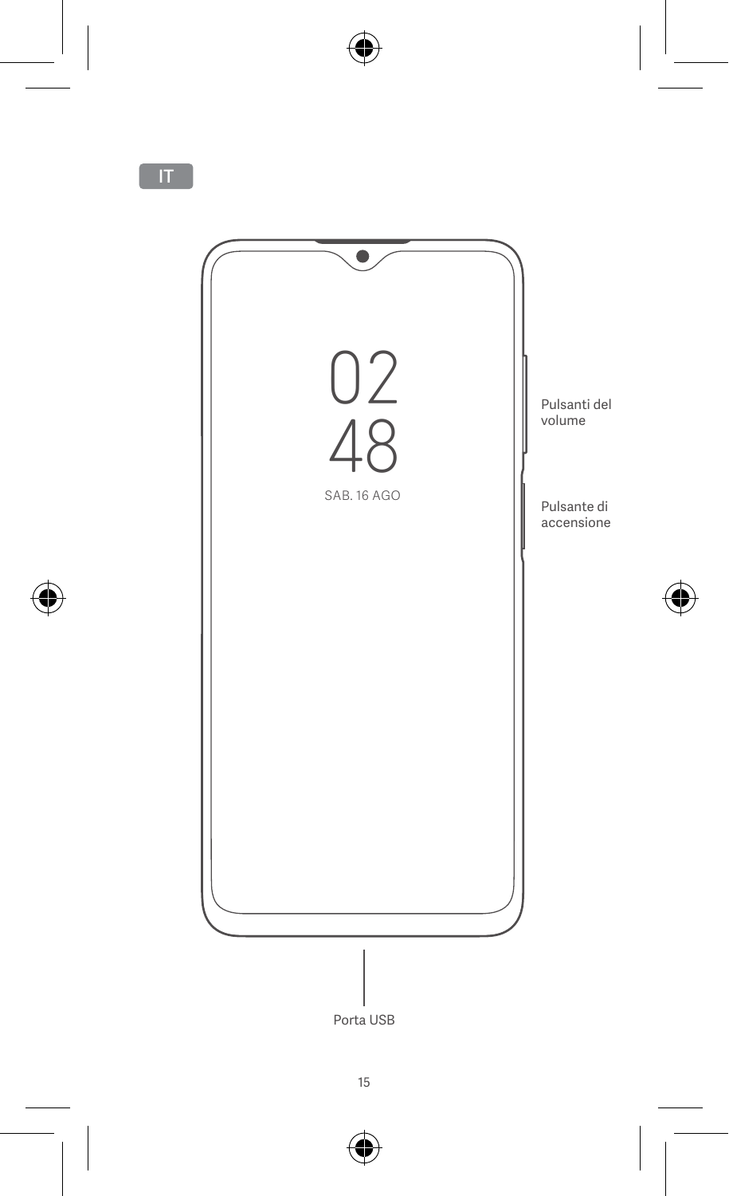IT

02
48
SAB. 16 AGO

Pulsanti del volume

Pulsante di accensione

Porta USB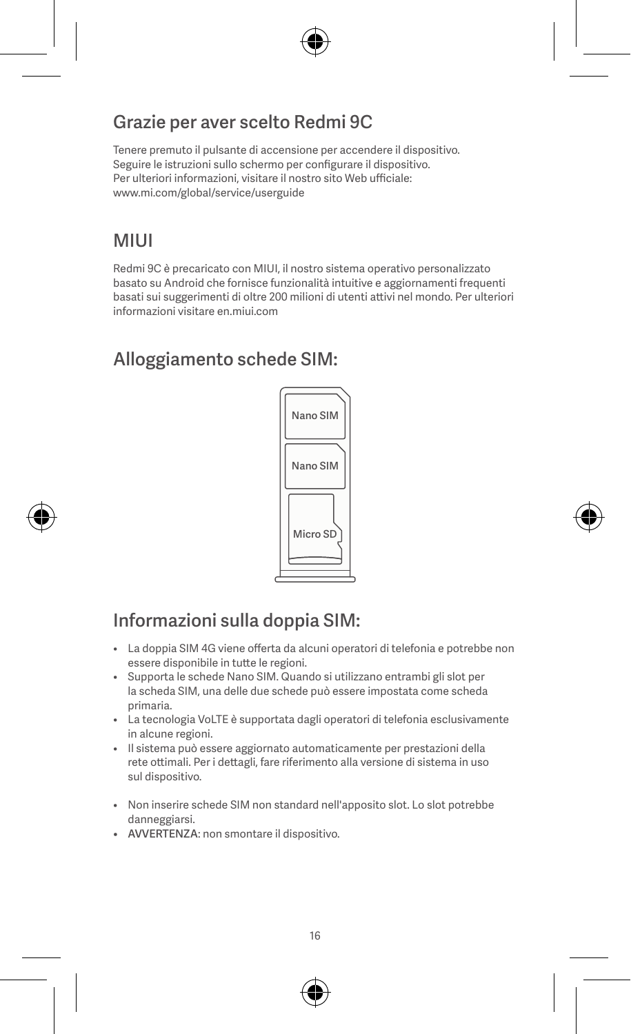## Grazie per aver scelto Redmi 9C

Tenere premuto il pulsante di accensione per accendere il dispositivo.
Seguire le istruzioni sullo schermo per configurare il dispositivo.
Per ulteriori informazioni, visitare il nostro sito Web ufficiale:
www.mi.com/global/service/userguide

## MIUI

Redmi 9C è precaricato con MIUI, il nostro sistema operativo personalizzato basato su Android che fornisce funzionalità intuitive e aggiornamenti frequenti basati sui suggerimenti di oltre 200 milioni di utenti attivi nel mondo. Per ulteriori informazioni visitare en.miui.com

## Alloggiamento schede SIM:

Nano SIM

Nano SIM

Micro SD

## Informazioni sulla doppia SIM:

- La doppia SIM 4G viene offerta da alcuni operatori di telefonia e potrebbe non essere disponibile in tutte le regioni.
- Supporta le schede Nano SIM. Quando si utilizzano entrambi gli slot per la scheda SIM, una delle due schede può essere impostata come scheda primaria.
- La tecnologia VoLTE è supportata dagli operatori di telefonia esclusivamente in alcune regioni.
- Il sistema può essere aggiornato automaticamente per prestazioni della rete ottimali. Per i dettagli, fare riferimento alla versione di sistema in uso sul dispositivo.

- Non inserire schede SIM non standard nell'apposito slot. Lo slot potrebbe danneggiarsi.
- AVVERTENZA: non smontare il dispositivo.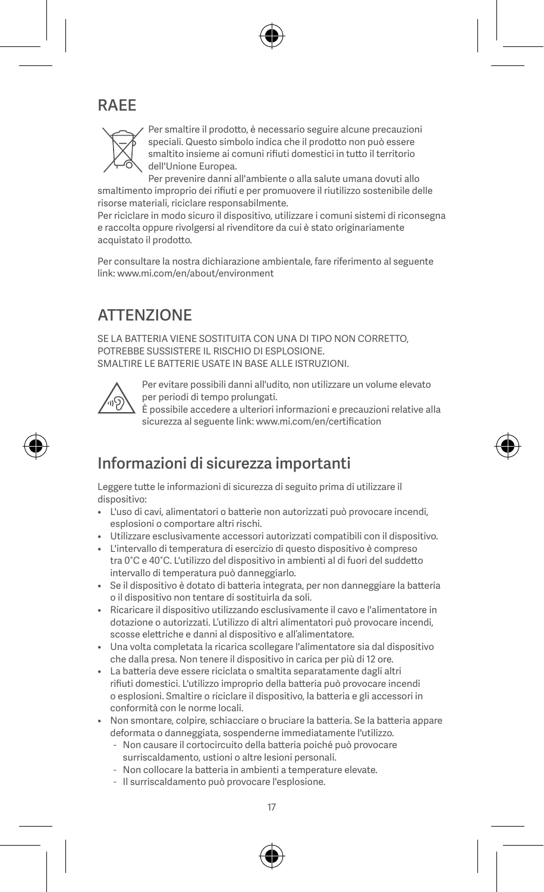## RAEE

Per smaltire il prodotto, è necessario seguire alcune precauzioni speciali. Questo simbolo indica che il prodotto non può essere smaltito insieme ai comuni rifiuti domestici in tutto il territorio dell'Unione Europea.

Per prevenire danni all'ambiente o alla salute umana dovuti allo smaltimento improprio dei rifiuti e per promuovere il riutilizzo sostenibile delle risorse materiali, riciclare responsabilmente.

Per riciclare in modo sicuro il dispositivo, utilizzare i comuni sistemi di riconsegna e raccolta oppure rivolgersi al rivenditore da cui è stato originariamente acquistato il prodotto.

Per consultare la nostra dichiarazione ambientale, fare riferimento al seguente link: www.mi.com/en/about/environment

## ATTENZIONE

SE LA BATTERIA VIENE SOSTITUITA CON UNA DI TIPO NON CORRETTO, POTREBBE SUSSISTERE IL RISCHIO DI ESPLOSIONE.
SMALTIRE LE BATTERIE USATE IN BASE ALLE ISTRUZIONI.

Per evitare possibili danni all'udito, non utilizzare un volume elevato per periodi di tempo prolungati.
È possibile accedere a ulteriori informazioni e precauzioni relative alla sicurezza al seguente link: www.mi.com/en/certification

## Informazioni di sicurezza importanti

Leggere tutte le informazioni di sicurezza di seguito prima di utilizzare il dispositivo:

- L'uso di cavi, alimentatori o batterie non autorizzati può provocare incendi, esplosioni o comportare altri rischi.
- Utilizzare esclusivamente accessori autorizzati compatibili con il dispositivo.
- L'intervallo di temperatura di esercizio di questo dispositivo è compreso tra 0°C e 40°C. L'utilizzo del dispositivo in ambienti al di fuori del suddetto intervallo di temperatura può danneggiarlo.
- Se il dispositivo è dotato di batteria integrata, per non danneggiare la batteria o il dispositivo non tentare di sostituirla da soli.
- Ricaricare il dispositivo utilizzando esclusivamente il cavo e l'alimentatore in dotazione o autorizzati. L'utilizzo di altri alimentatori può provocare incendi, scosse elettriche e danni al dispositivo e all'alimentatore.
- Una volta completata la ricarica scollegare l'alimentatore sia dal dispositivo che dalla presa. Non tenere il dispositivo in carica per più di 12 ore.
- La batteria deve essere riciclata o smaltita separatamente dagli altri rifiuti domestici. L'utilizzo improprio della batteria può provocare incendi o esplosioni. Smaltire o riciclare il dispositivo, la batteria e gli accessori in conformità con le norme locali.
- Non smontare, colpire, schiacciare o bruciare la batteria. Se la batteria appare deformata o danneggiata, sospenderne immediatamente l'utilizzo.
  - Non causare il cortocircuito della batteria poiché può provocare surriscaldamento, ustioni o altre lesioni personali.
  - Non collocare la batteria in ambienti a temperature elevate.
  - Il surriscaldamento può provocare l'esplosione.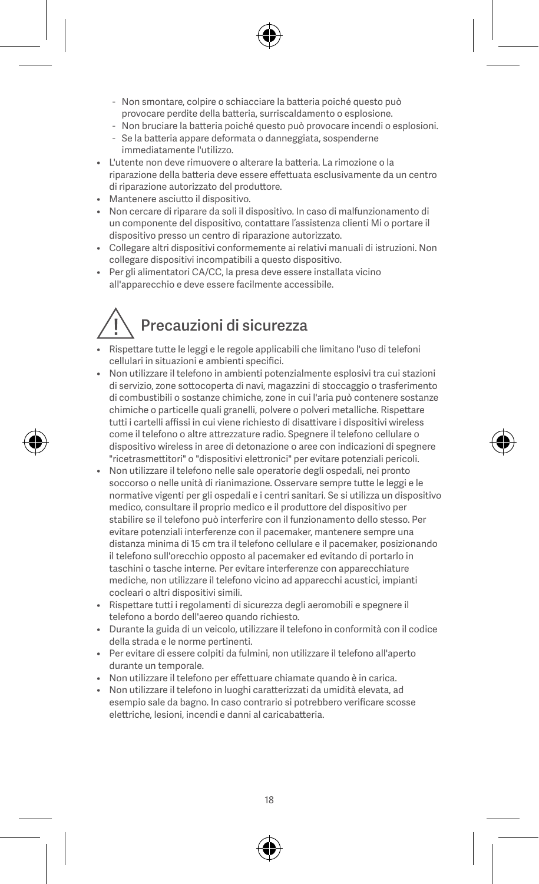- Non smontare, colpire o schiacciare la batteria poiché questo può provocare perdite della batteria, surriscaldamento o esplosione.
  - Non bruciare la batteria poiché questo può provocare incendi o esplosioni.
  - Se la batteria appare deformata o danneggiata, sospenderne immediatamente l'utilizzo.
- L'utente non deve rimuovere o alterare la batteria. La rimozione o la riparazione della batteria deve essere effettuata esclusivamente da un centro di riparazione autorizzato del produttore.
- Mantenere asciutto il dispositivo.
- Non cercare di riparare da soli il dispositivo. In caso di malfunzionamento di un componente del dispositivo, contattare l'assistenza clienti Mi o portare il dispositivo presso un centro di riparazione autorizzato.
- Collegare altri dispositivi conformemente ai relativi manuali di istruzioni. Non collegare dispositivi incompatibili a questo dispositivo.
- Per gli alimentatori CA/CC, la presa deve essere installata vicino all'apparecchio e deve essere facilmente accessibile.

## Precauzioni di sicurezza

- Rispettare tutte le leggi e le regole applicabili che limitano l'uso di telefoni cellulari in situazioni e ambienti specifici.
- Non utilizzare il telefono in ambienti potenzialmente esplosivi tra cui stazioni di servizio, zone sottocoperta di navi, magazzini di stoccaggio o trasferimento di combustibili o sostanze chimiche, zone in cui l'aria può contenere sostanze chimiche o particelle quali granelli, polvere o polveri metalliche. Rispettare tutti i cartelli affissi in cui viene richiesto di disattivare i dispositivi wireless come il telefono o altre attrezzature radio. Spegnere il telefono cellulare o dispositivo wireless in aree di detonazione o aree con indicazioni di spegnere "ricetrasmettitori" o "dispositivi elettronici" per evitare potenziali pericoli.
- Non utilizzare il telefono nelle sale operatorie degli ospedali, nei pronto soccorso o nelle unità di rianimazione. Osservare sempre tutte le leggi e le normative vigenti per gli ospedali e i centri sanitari. Se si utilizza un dispositivo medico, consultare il proprio medico e il produttore del dispositivo per stabilire se il telefono può interferire con il funzionamento dello stesso. Per evitare potenziali interferenze con il pacemaker, mantenere sempre una distanza minima di 15 cm tra il telefono cellulare e il pacemaker, posizionando il telefono sull'orecchio opposto al pacemaker ed evitando di portarlo in taschini o tasche interne. Per evitare interferenze con apparecchiature mediche, non utilizzare il telefono vicino ad apparecchi acustici, impianti cocleari o altri dispositivi simili.
- Rispettare tutti i regolamenti di sicurezza degli aeromobili e spegnere il telefono a bordo dell'aereo quando richiesto.
- Durante la guida di un veicolo, utilizzare il telefono in conformità con il codice della strada e le norme pertinenti.
- Per evitare di essere colpiti da fulmini, non utilizzare il telefono all'aperto durante un temporale.
- Non utilizzare il telefono per effettuare chiamate quando è in carica.
- Non utilizzare il telefono in luoghi caratterizzati da umidità elevata, ad esempio sale da bagno. In caso contrario si potrebbero verificare scosse elettriche, lesioni, incendi e danni al caricabatteria.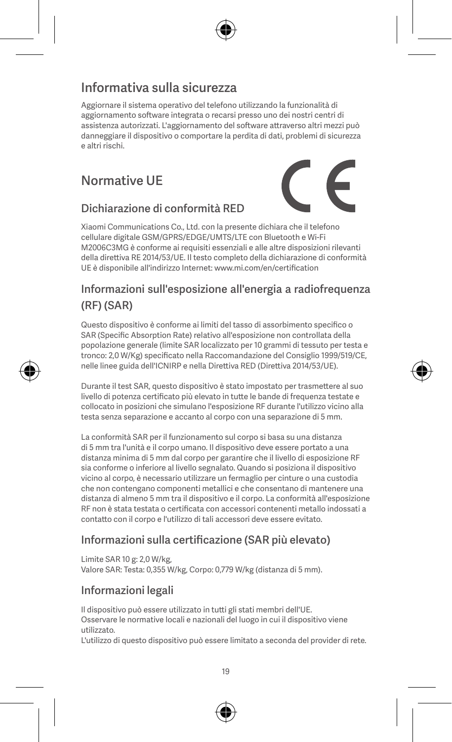## Informativa sulla sicurezza

Aggiornare il sistema operativo del telefono utilizzando la funzionalità di aggiornamento software integrata o recarsi presso uno dei nostri centri di assistenza autorizzati. L'aggiornamento del software attraverso altri mezzi può danneggiare il dispositivo o comportare la perdita di dati, problemi di sicurezza e altri rischi.

## Normative UE

### Dichiarazione di conformità RED

Xiaomi Communications Co., Ltd. con la presente dichiara che il telefono cellulare digitale GSM/GPRS/EDGE/UMTS/LTE con Bluetooth e Wi-Fi M2006C3MG è conforme ai requisiti essenziali e alle altre disposizioni rilevanti della direttiva RE 2014/53/UE. Il testo completo della dichiarazione di conformità UE è disponibile all'indirizzo Internet: www.mi.com/en/certification

### Informazioni sull'esposizione all'energia a radiofrequenza (RF) (SAR)

Questo dispositivo è conforme ai limiti del tasso di assorbimento specifico o SAR (Specific Absorption Rate) relativo all'esposizione non controllata della popolazione generale (limite SAR localizzato per 10 grammi di tessuto per testa e tronco: 2,0 W/Kg) specificato nella Raccomandazione del Consiglio 1999/519/CE, nelle linee guida dell'ICNIRP e nella Direttiva RED (Direttiva 2014/53/UE).

Durante il test SAR, questo dispositivo è stato impostato per trasmettere al suo livello di potenza certificato più elevato in tutte le bande di frequenza testate e collocato in posizioni che simulano l'esposizione RF durante l'utilizzo vicino alla testa senza separazione e accanto al corpo con una separazione di 5 mm.

La conformità SAR per il funzionamento sul corpo si basa su una distanza di 5 mm tra l'unità e il corpo umano. Il dispositivo deve essere portato a una distanza minima di 5 mm dal corpo per garantire che il livello di esposizione RF sia conforme o inferiore al livello segnalato. Quando si posiziona il dispositivo vicino al corpo, è necessario utilizzare un fermaglio per cinture o una custodia che non contengano componenti metallici e che consentano di mantenere una distanza di almeno 5 mm tra il dispositivo e il corpo. La conformità all'esposizione RF non è stata testata o certificata con accessori contenenti metallo indossati a contatto con il corpo e l'utilizzo di tali accessori deve essere evitato.

### Informazioni sulla certificazione (SAR più elevato)

Limite SAR 10 g: 2,0 W/kg,
Valore SAR: Testa: 0,355 W/kg, Corpo: 0,779 W/kg (distanza di 5 mm).

### Informazioni legali

Il dispositivo può essere utilizzato in tutti gli stati membri dell'UE.
Osservare le normative locali e nazionali del luogo in cui il dispositivo viene utilizzato.
L'utilizzo di questo dispositivo può essere limitato a seconda del provider di rete.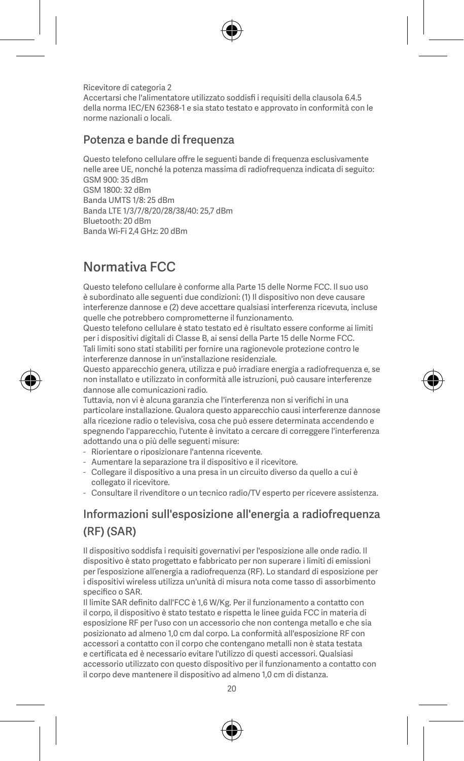Ricevitore di categoria 2
Accertarsi che l'alimentatore utilizzato soddisfi i requisiti della clausola 6.4.5 della norma IEC/EN 62368-1 e sia stato testato e approvato in conformità con le norme nazionali o locali.

## Potenza e bande di frequenza

Questo telefono cellulare offre le seguenti bande di frequenza esclusivamente nelle aree UE, nonché la potenza massima di radiofrequenza indicata di seguito:
GSM 900: 35 dBm
GSM 1800: 32 dBm
Banda UMTS 1/8: 25 dBm
Banda LTE 1/3/7/8/20/28/38/40: 25,7 dBm
Bluetooth: 20 dBm
Banda Wi-Fi 2,4 GHz: 20 dBm

# Normativa FCC

Questo telefono cellulare è conforme alla Parte 15 delle Norme FCC. Il suo uso è subordinato alle seguenti due condizioni: (1) Il dispositivo non deve causare interferenze dannose e (2) deve accettare qualsiasi interferenza ricevuta, incluse quelle che potrebbero compromettere il funzionamento.
Questo telefono cellulare è stato testato ed è risultato essere conforme ai limiti per i dispositivi digitali di Classe B, ai sensi della Parte 15 delle Norme FCC. Tali limiti sono stati stabiliti per fornire una ragionevole protezione contro le interferenze dannose in un'installazione residenziale.
Questo apparecchio genera, utilizza e può irradiare energia a radiofrequenza e, se non installato e utilizzato in conformità alle istruzioni, può causare interferenze dannose alle comunicazioni radio.
Tuttavia, non vi è alcuna garanzia che l'interferenza non si verifichi in una particolare installazione. Qualora questo apparecchio causi interferenze dannose alla ricezione radio o televisiva, cosa che può essere determinata accendendo e spegnendo l'apparecchio, l'utente è invitato a cercare di correggere l'interferenza adottando una o più delle seguenti misure:

- Riorientare o riposizionare l'antenna ricevente.
- Aumentare la separazione tra il dispositivo e il ricevitore.
- Collegare il dispositivo a una presa in un circuito diverso da quello a cui è collegato il ricevitore.
- Consultare il rivenditore o un tecnico radio/TV esperto per ricevere assistenza.

## Informazioni sull'esposizione all'energia a radiofrequenza (RF) (SAR)

Il dispositivo soddisfa i requisiti governativi per l'esposizione alle onde radio. Il dispositivo è stato progettato e fabbricato per non superare i limiti di emissioni per l'esposizione all'energia a radiofrequenza (RF). Lo standard di esposizione per i dispositivi wireless utilizza un'unità di misura nota come tasso di assorbimento specifico o SAR.
Il limite SAR definito dall'FCC è 1,6 W/Kg. Per il funzionamento a contatto con il corpo, il dispositivo è stato testato e rispetta le linee guida FCC in materia di esposizione RF per l'uso con un accessorio che non contenga metallo e che sia posizionato ad almeno 1,0 cm dal corpo. La conformità all'esposizione RF con accessori a contatto con il corpo che contengano metalli non è stata testata e certificata ed è necessario evitare l'utilizzo di questi accessori. Qualsiasi accessorio utilizzato con questo dispositivo per il funzionamento a contatto con il corpo deve mantenere il dispositivo ad almeno 1,0 cm di distanza.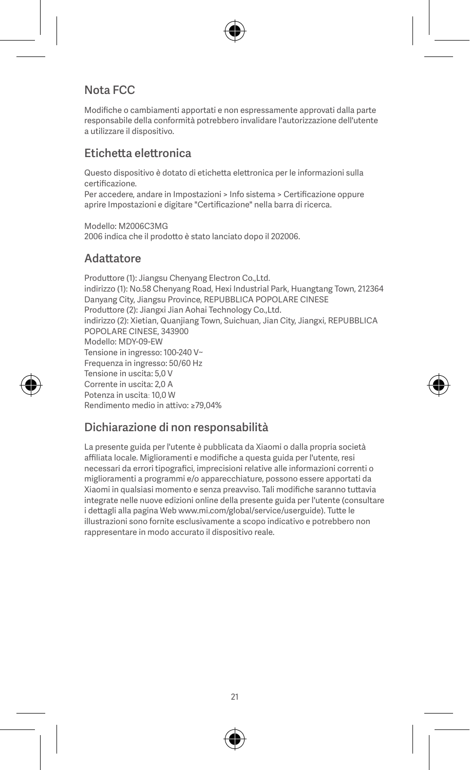## Nota FCC

Modifiche o cambiamenti apportati e non espressamente approvati dalla parte responsabile della conformità potrebbero invalidare l'autorizzazione dell'utente a utilizzare il dispositivo.

## Etichetta elettronica

Questo dispositivo è dotato di etichetta elettronica per le informazioni sulla certificazione.
Per accedere, andare in Impostazioni > Info sistema > Certificazione oppure aprire Impostazioni e digitare "Certificazione" nella barra di ricerca.

Modello: M2006C3MG
2006 indica che il prodotto è stato lanciato dopo il 202006.

## Adattatore

Produttore (1): Jiangsu Chenyang Electron Co.,Ltd.
indirizzo (1): No.58 Chenyang Road, Hexi Industrial Park, Huangtang Town, 212364 Danyang City, Jiangsu Province, REPUBBLICA POPOLARE CINESE
Produttore (2): Jiangxi Jian Aohai Technology Co.,Ltd.
indirizzo (2): Xietian, Quanjiang Town, Suichuan, Jian City, Jiangxi, REPUBBLICA POPOLARE CINESE, 343900
Modello: MDY-09-EW
Tensione in ingresso: 100-240 V~
Frequenza in ingresso: 50/60 Hz
Tensione in uscita: 5,0 V
Corrente in uscita: 2,0 A
Potenza in uscita: 10,0 W
Rendimento medio in attivo: ≥79,04%

## Dichiarazione di non responsabilità

La presente guida per l'utente è pubblicata da Xiaomi o dalla propria società affiliata locale. Miglioramenti e modifiche a questa guida per l'utente, resi necessari da errori tipografici, imprecisioni relative alle informazioni correnti o miglioramenti a programmi e/o apparecchiature, possono essere apportati da Xiaomi in qualsiasi momento e senza preavviso. Tali modifiche saranno tuttavia integrate nelle nuove edizioni online della presente guida per l'utente (consultare i dettagli alla pagina Web www.mi.com/global/service/userguide). Tutte le illustrazioni sono fornite esclusivamente a scopo indicativo e potrebbero non rappresentare in modo accurato il dispositivo reale.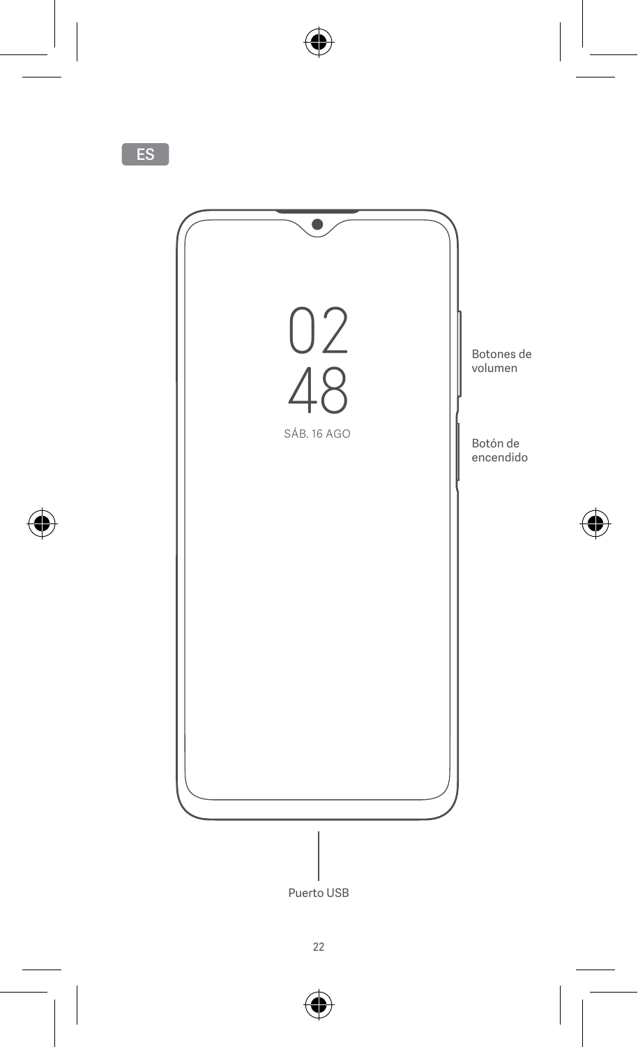ES

02
48
SÁB. 16 AGO

Botones de volumen

Botón de encendido

Puerto USB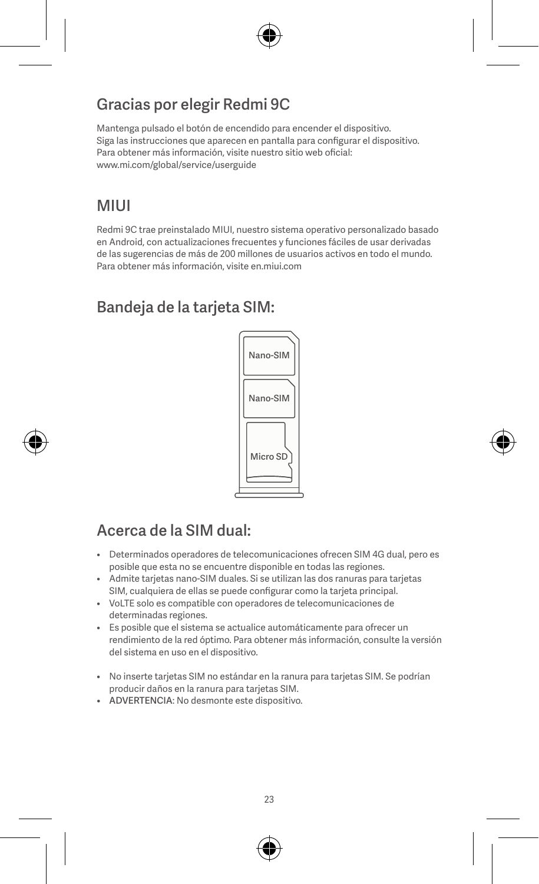## Gracias por elegir Redmi 9C

Mantenga pulsado el botón de encendido para encender el dispositivo.
Siga las instrucciones que aparecen en pantalla para configurar el dispositivo.
Para obtener más información, visite nuestro sitio web oficial:
www.mi.com/global/service/userguide

## MIUI

Redmi 9C trae preinstalado MIUI, nuestro sistema operativo personalizado basado en Android, con actualizaciones frecuentes y funciones fáciles de usar derivadas de las sugerencias de más de 200 millones de usuarios activos en todo el mundo. Para obtener más información, visite en.miui.com

## Bandeja de la tarjeta SIM:

Nano-SIM

Nano-SIM

Micro SD

## Acerca de la SIM dual:

- Determinados operadores de telecomunicaciones ofrecen SIM 4G dual, pero es posible que esta no se encuentre disponible en todas las regiones.
- Admite tarjetas nano-SIM duales. Si se utilizan las dos ranuras para tarjetas SIM, cualquiera de ellas se puede configurar como la tarjeta principal.
- VoLTE solo es compatible con operadores de telecomunicaciones de determinadas regiones.
- Es posible que el sistema se actualice automáticamente para ofrecer un rendimiento de la red óptimo. Para obtener más información, consulte la versión del sistema en uso en el dispositivo.

- No inserte tarjetas SIM no estándar en la ranura para tarjetas SIM. Se podrían producir daños en la ranura para tarjetas SIM.
- ADVERTENCIA: No desmonte este dispositivo.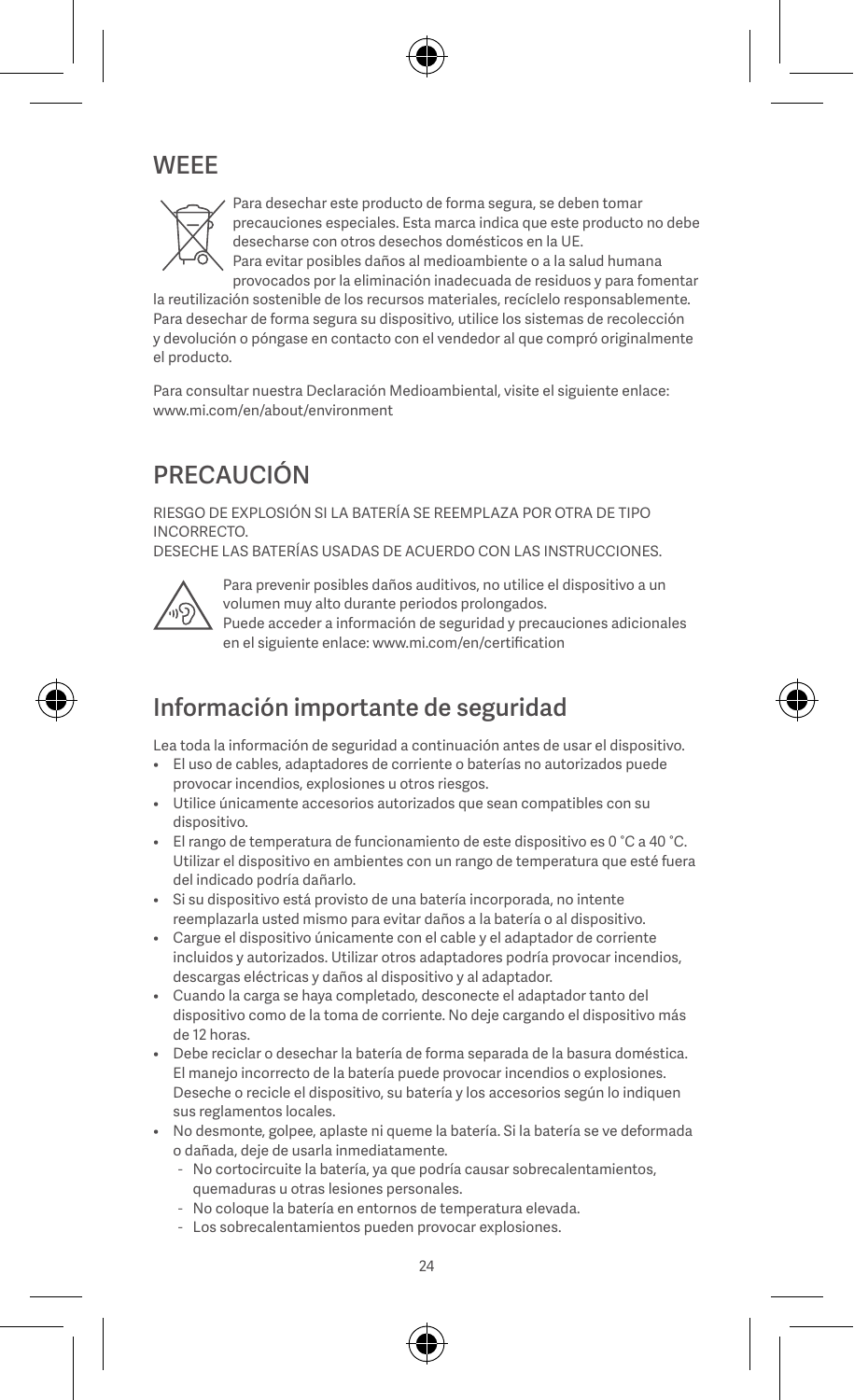## WEEE

Para desechar este producto de forma segura, se deben tomar precauciones especiales. Esta marca indica que este producto no debe desecharse con otros desechos domésticos en la UE. Para evitar posibles daños al medioambiente o a la salud humana provocados por la eliminación inadecuada de residuos y para fomentar la reutilización sostenible de los recursos materiales, recíclelo responsablemente. Para desechar de forma segura su dispositivo, utilice los sistemas de recolección y devolución o póngase en contacto con el vendedor al que compró originalmente el producto.

Para consultar nuestra Declaración Medioambiental, visite el siguiente enlace: www.mi.com/en/about/environment

## PRECAUCIÓN

RIESGO DE EXPLOSIÓN SI LA BATERÍA SE REEMPLAZA POR OTRA DE TIPO INCORRECTO.
DESECHE LAS BATERÍAS USADAS DE ACUERDO CON LAS INSTRUCCIONES.

Para prevenir posibles daños auditivos, no utilice el dispositivo a un volumen muy alto durante periodos prolongados.
Puede acceder a información de seguridad y precauciones adicionales en el siguiente enlace: www.mi.com/en/certification

## Información importante de seguridad

Lea toda la información de seguridad a continuación antes de usar el dispositivo.

- El uso de cables, adaptadores de corriente o baterías no autorizados puede provocar incendios, explosiones u otros riesgos.
- Utilice únicamente accesorios autorizados que sean compatibles con su dispositivo.
- El rango de temperatura de funcionamiento de este dispositivo es 0 °C a 40 °C. Utilizar el dispositivo en ambientes con un rango de temperatura que esté fuera del indicado podría dañarlo.
- Si su dispositivo está provisto de una batería incorporada, no intente reemplazarla usted mismo para evitar daños a la batería o al dispositivo.
- Cargue el dispositivo únicamente con el cable y el adaptador de corriente incluidos y autorizados. Utilizar otros adaptadores podría provocar incendios, descargas eléctricas y daños al dispositivo y al adaptador.
- Cuando la carga se haya completado, desconecte el adaptador tanto del dispositivo como de la toma de corriente. No deje cargando el dispositivo más de 12 horas.
- Debe reciclar o desechar la batería de forma separada de la basura doméstica. El manejo incorrecto de la batería puede provocar incendios o explosiones. Deseche o recicle el dispositivo, su batería y los accesorios según lo indiquen sus reglamentos locales.
- No desmonte, golpee, aplaste ni queme la batería. Si la batería se ve deformada o dañada, deje de usarla inmediatamente.
  - No cortocircuite la batería, ya que podría causar sobrecalentamientos, quemaduras u otras lesiones personales.
  - No coloque la batería en entornos de temperatura elevada.
  - Los sobrecalentamientos pueden provocar explosiones.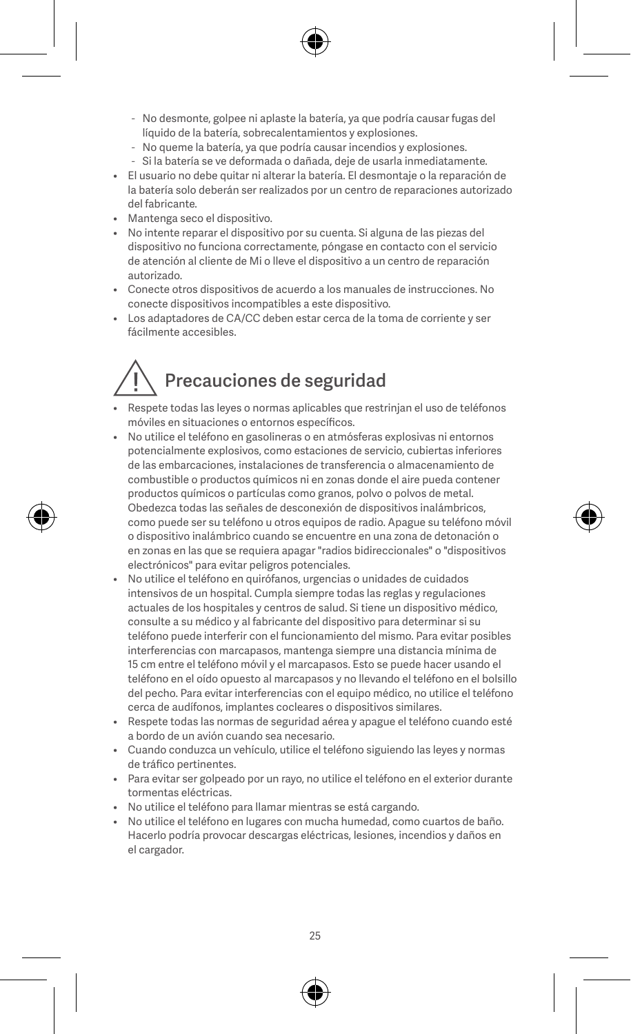- No desmonte, golpee ni aplaste la batería, ya que podría causar fugas del líquido de la batería, sobrecalentamientos y explosiones.
  - No queme la batería, ya que podría causar incendios y explosiones.
  - Si la batería se ve deformada o dañada, deje de usarla inmediatamente.
- El usuario no debe quitar ni alterar la batería. El desmontaje o la reparación de la batería solo deberán ser realizados por un centro de reparaciones autorizado del fabricante.
- Mantenga seco el dispositivo.
- No intente reparar el dispositivo por su cuenta. Si alguna de las piezas del dispositivo no funciona correctamente, póngase en contacto con el servicio de atención al cliente de Mi o lleve el dispositivo a un centro de reparación autorizado.
- Conecte otros dispositivos de acuerdo a los manuales de instrucciones. No conecte dispositivos incompatibles a este dispositivo.
- Los adaptadores de CA/CC deben estar cerca de la toma de corriente y ser fácilmente accesibles.

## Precauciones de seguridad

- Respete todas las leyes o normas aplicables que restrinjan el uso de teléfonos móviles en situaciones o entornos específicos.
- No utilice el teléfono en gasolineras o en atmósferas explosivas ni entornos potencialmente explosivos, como estaciones de servicio, cubiertas inferiores de las embarcaciones, instalaciones de transferencia o almacenamiento de combustible o productos químicos ni en zonas donde el aire pueda contener productos químicos o partículas como granos, polvo o polvos de metal. Obedezca todas las señales de desconexión de dispositivos inalámbricos, como puede ser su teléfono u otros equipos de radio. Apague su teléfono móvil o dispositivo inalámbrico cuando se encuentre en una zona de detonación o en zonas en las que se requiera apagar "radios bidireccionales" o "dispositivos electrónicos" para evitar peligros potenciales.
- No utilice el teléfono en quirófanos, urgencias o unidades de cuidados intensivos de un hospital. Cumpla siempre todas las reglas y regulaciones actuales de los hospitales y centros de salud. Si tiene un dispositivo médico, consulte a su médico y al fabricante del dispositivo para determinar si su teléfono puede interferir con el funcionamiento del mismo. Para evitar posibles interferencias con marcapasos, mantenga siempre una distancia mínima de 15 cm entre el teléfono móvil y el marcapasos. Esto se puede hacer usando el teléfono en el oído opuesto al marcapasos y no llevando el teléfono en el bolsillo del pecho. Para evitar interferencias con el equipo médico, no utilice el teléfono cerca de audífonos, implantes cocleares o dispositivos similares.
- Respete todas las normas de seguridad aérea y apague el teléfono cuando esté a bordo de un avión cuando sea necesario.
- Cuando conduzca un vehículo, utilice el teléfono siguiendo las leyes y normas de tráfico pertinentes.
- Para evitar ser golpeado por un rayo, no utilice el teléfono en el exterior durante tormentas eléctricas.
- No utilice el teléfono para llamar mientras se está cargando.
- No utilice el teléfono en lugares con mucha humedad, como cuartos de baño. Hacerlo podría provocar descargas eléctricas, lesiones, incendios y daños en el cargador.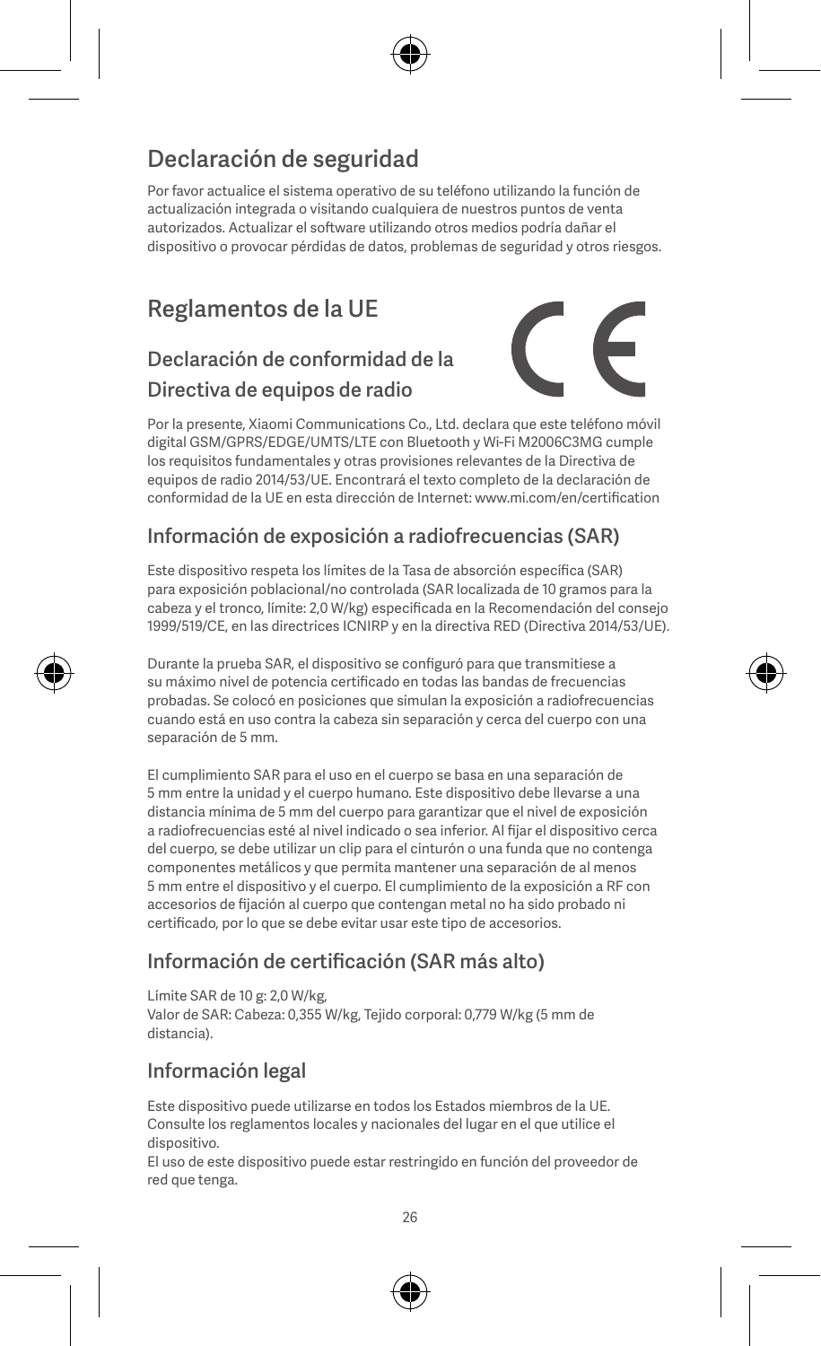## Declaración de seguridad

Por favor actualice el sistema operativo de su teléfono utilizando la función de actualización integrada o visitando cualquiera de nuestros puntos de venta autorizados. Actualizar el software utilizando otros medios podría dañar el dispositivo o provocar pérdidas de datos, problemas de seguridad y otros riesgos.

## Reglamentos de la UE

### Declaración de conformidad de la Directiva de equipos de radio

Por la presente, Xiaomi Communications Co., Ltd. declara que este teléfono móvil digital GSM/GPRS/EDGE/UMTS/LTE con Bluetooth y Wi-Fi M2006C3MG cumple los requisitos fundamentales y otras provisiones relevantes de la Directiva de equipos de radio 2014/53/UE. Encontrará el texto completo de la declaración de conformidad de la UE en esta dirección de Internet: www.mi.com/en/certification

### Información de exposición a radiofrecuencias (SAR)

Este dispositivo respeta los límites de la Tasa de absorción específica (SAR) para exposición poblacional/no controlada (SAR localizada de 10 gramos para la cabeza y el tronco, límite: 2,0 W/kg) especificada en la Recomendación del consejo 1999/519/CE, en las directrices ICNIRP y en la directiva RED (Directiva 2014/53/UE).

Durante la prueba SAR, el dispositivo se configuró para que transmitiese a su máximo nivel de potencia certificado en todas las bandas de frecuencias probadas. Se colocó en posiciones que simulan la exposición a radiofrecuencias cuando está en uso contra la cabeza sin separación y cerca del cuerpo con una separación de 5 mm.

El cumplimiento SAR para el uso en el cuerpo se basa en una separación de 5 mm entre la unidad y el cuerpo humano. Este dispositivo debe llevarse a una distancia mínima de 5 mm del cuerpo para garantizar que el nivel de exposición a radiofrecuencias esté al nivel indicado o sea inferior. Al fijar el dispositivo cerca del cuerpo, se debe utilizar un clip para el cinturón o una funda que no contenga componentes metálicos y que permita mantener una separación de al menos 5 mm entre el dispositivo y el cuerpo. El cumplimiento de la exposición a RF con accesorios de fijación al cuerpo que contengan metal no ha sido probado ni certificado, por lo que se debe evitar usar este tipo de accesorios.

### Información de certificación (SAR más alto)

Límite SAR de 10 g: 2,0 W/kg,
Valor de SAR: Cabeza: 0,355 W/kg, Tejido corporal: 0,779 W/kg (5 mm de distancia).

### Información legal

Este dispositivo puede utilizarse en todos los Estados miembros de la UE. Consulte los reglamentos locales y nacionales del lugar en el que utilice el dispositivo.
El uso de este dispositivo puede estar restringido en función del proveedor de red que tenga.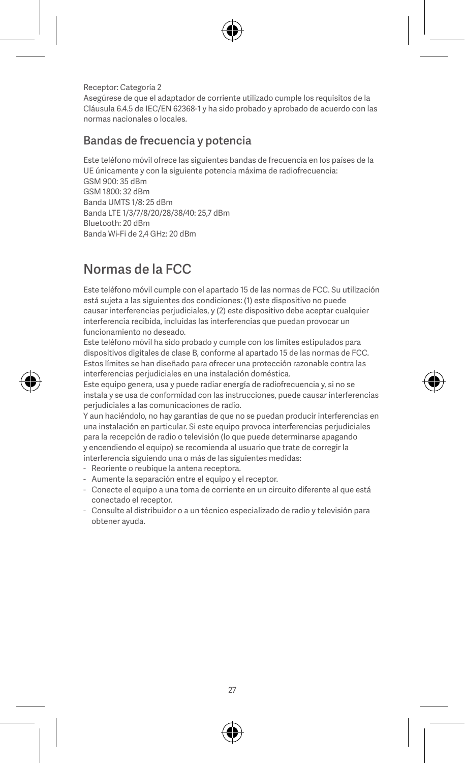Receptor: Categoría 2

Asegúrese de que el adaptador de corriente utilizado cumple los requisitos de la Cláusula 6.4.5 de IEC/EN 62368-1 y ha sido probado y aprobado de acuerdo con las normas nacionales o locales.

## Bandas de frecuencia y potencia

Este teléfono móvil ofrece las siguientes bandas de frecuencia en los países de la UE únicamente y con la siguiente potencia máxima de radiofrecuencia:
GSM 900: 35 dBm
GSM 1800: 32 dBm
Banda UMTS 1/8: 25 dBm
Banda LTE 1/3/7/8/20/28/38/40: 25,7 dBm
Bluetooth: 20 dBm
Banda Wi-Fi de 2,4 GHz: 20 dBm

# Normas de la FCC

Este teléfono móvil cumple con el apartado 15 de las normas de FCC. Su utilización está sujeta a las siguientes dos condiciones: (1) este dispositivo no puede causar interferencias perjudiciales, y (2) este dispositivo debe aceptar cualquier interferencia recibida, incluidas las interferencias que puedan provocar un funcionamiento no deseado.

Este teléfono móvil ha sido probado y cumple con los límites estipulados para dispositivos digitales de clase B, conforme al apartado 15 de las normas de FCC. Estos límites se han diseñado para ofrecer una protección razonable contra las interferencias perjudiciales en una instalación doméstica.

Este equipo genera, usa y puede radiar energía de radiofrecuencia y, si no se instala y se usa de conformidad con las instrucciones, puede causar interferencias perjudiciales a las comunicaciones de radio.

Y aun haciéndolo, no hay garantías de que no se puedan producir interferencias en una instalación en particular. Si este equipo provoca interferencias perjudiciales para la recepción de radio o televisión (lo que puede determinarse apagando y encendiendo el equipo) se recomienda al usuario que trate de corregir la interferencia siguiendo una o más de las siguientes medidas:

- Reoriente o reubique la antena receptora.
- Aumente la separación entre el equipo y el receptor.
- Conecte el equipo a una toma de corriente en un circuito diferente al que está conectado el receptor.
- Consulte al distribuidor o a un técnico especializado de radio y televisión para obtener ayuda.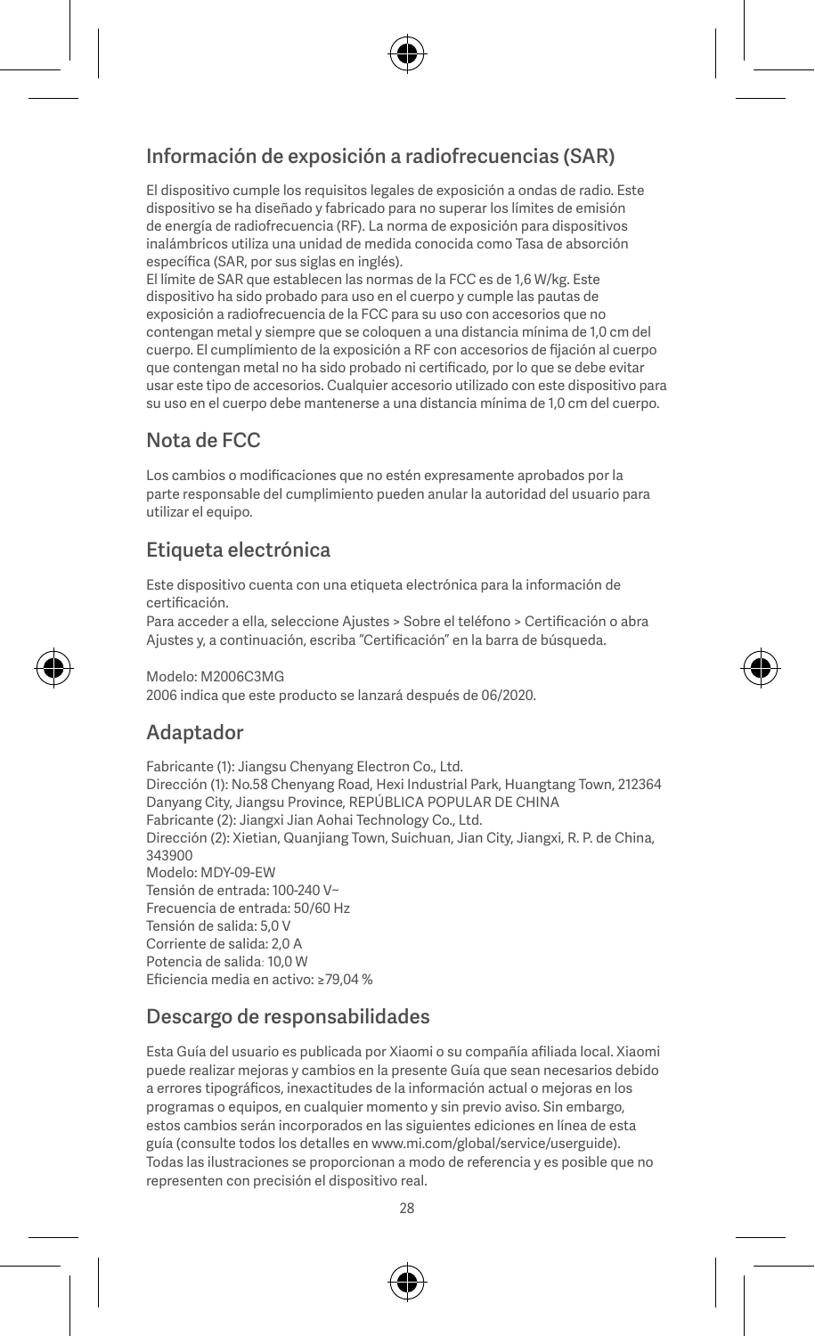## Información de exposición a radiofrecuencias (SAR)

El dispositivo cumple los requisitos legales de exposición a ondas de radio. Este dispositivo se ha diseñado y fabricado para no superar los límites de emisión de energía de radiofrecuencia (RF). La norma de exposición para dispositivos inalámbricos utiliza una unidad de medida conocida como Tasa de absorción específica (SAR, por sus siglas en inglés).
El límite de SAR que establecen las normas de la FCC es de 1,6 W/kg. Este dispositivo ha sido probado para uso en el cuerpo y cumple las pautas de exposición a radiofrecuencia de la FCC para su uso con accesorios que no contengan metal y siempre que se coloquen a una distancia mínima de 1,0 cm del cuerpo. El cumplimiento de la exposición a RF con accesorios de fijación al cuerpo que contengan metal no ha sido probado ni certificado, por lo que se debe evitar usar este tipo de accesorios. Cualquier accesorio utilizado con este dispositivo para su uso en el cuerpo debe mantenerse a una distancia mínima de 1,0 cm del cuerpo.

## Nota de FCC

Los cambios o modificaciones que no estén expresamente aprobados por la parte responsable del cumplimiento pueden anular la autoridad del usuario para utilizar el equipo.

## Etiqueta electrónica

Este dispositivo cuenta con una etiqueta electrónica para la información de certificación.
Para acceder a ella, seleccione Ajustes > Sobre el teléfono > Certificación o abra Ajustes y, a continuación, escriba "Certificación" en la barra de búsqueda.

Modelo: M2006C3MG
2006 indica que este producto se lanzará después de 06/2020.

## Adaptador

Fabricante (1): Jiangsu Chenyang Electron Co., Ltd.
Dirección (1): No.58 Chenyang Road, Hexi Industrial Park, Huangtang Town, 212364 Danyang City, Jiangsu Province, REPÚBLICA POPULAR DE CHINA
Fabricante (2): Jiangxi Jian Aohai Technology Co., Ltd.
Dirección (2): Xietian, Quanjiang Town, Suichuan, Jian City, Jiangxi, R. P. de China, 343900
Modelo: MDY-09-EW
Tensión de entrada: 100-240 V~
Frecuencia de entrada: 50/60 Hz
Tensión de salida: 5,0 V
Corriente de salida: 2,0 A
Potencia de salida: 10,0 W
Eficiencia media en activo: ≥79,04 %

## Descargo de responsabilidades

Esta Guía del usuario es publicada por Xiaomi o su compañía afiliada local. Xiaomi puede realizar mejoras y cambios en la presente Guía que sean necesarios debido a errores tipográficos, inexactitudes de la información actual o mejoras en los programas o equipos, en cualquier momento y sin previo aviso. Sin embargo, estos cambios serán incorporados en las siguientes ediciones en línea de esta guía (consulte todos los detalles en www.mi.com/global/service/userguide). Todas las ilustraciones se proporcionan a modo de referencia y es posible que no representen con precisión el dispositivo real.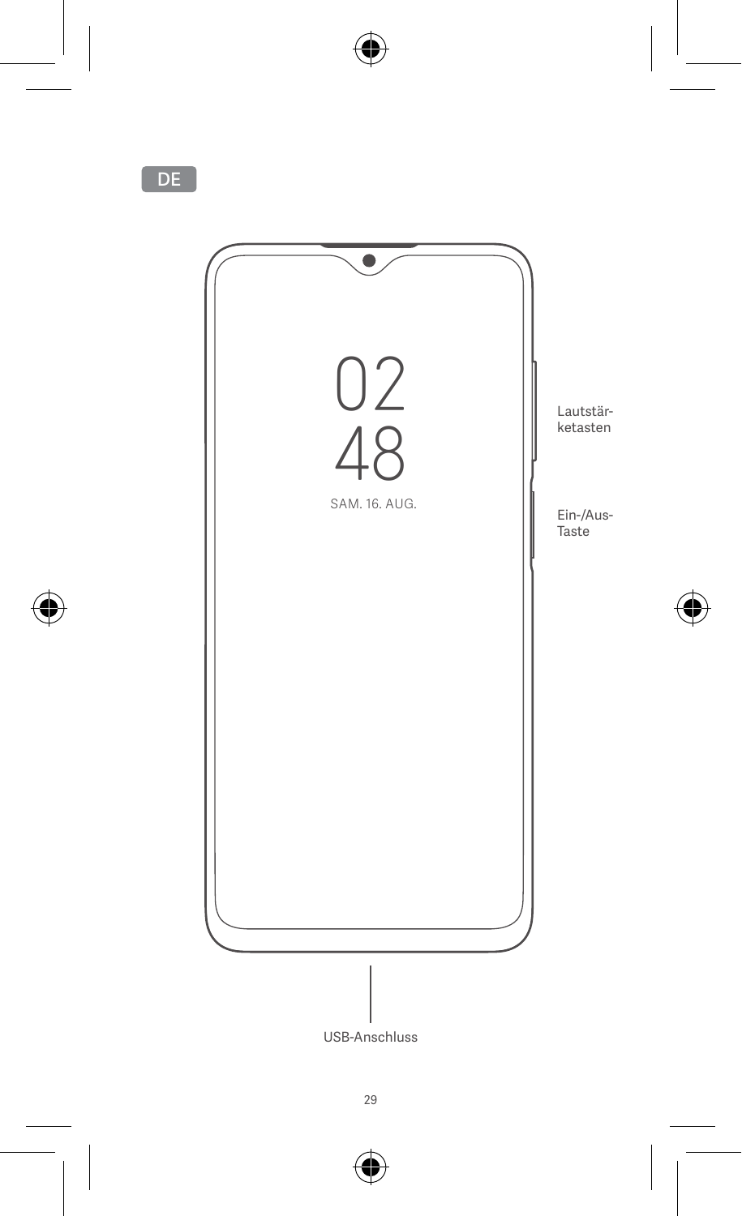DE

02
48
SAM. 16. AUG.

Lautstär-
ketasten

Ein-/Aus-
Taste

USB-Anschluss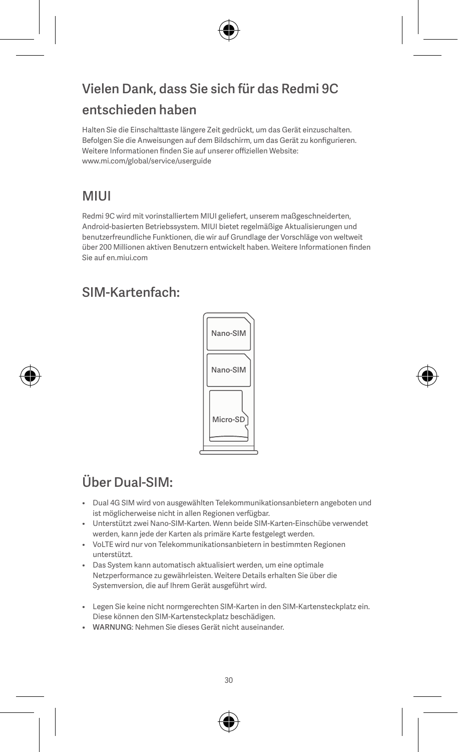## Vielen Dank, dass Sie sich für das Redmi 9C entschieden haben

Halten Sie die Einschalttaste längere Zeit gedrückt, um das Gerät einzuschalten. Befolgen Sie die Anweisungen auf dem Bildschirm, um das Gerät zu konfigurieren. Weitere Informationen finden Sie auf unserer offiziellen Website: www.mi.com/global/service/userguide

## MIUI

Redmi 9C wird mit vorinstalliertem MIUI geliefert, unserem maßgeschneiderten, Android-basierten Betriebssystem. MIUI bietet regelmäßige Aktualisierungen und benutzerfreundliche Funktionen, die wir auf Grundlage der Vorschläge von weltweit über 200 Millionen aktiven Benutzern entwickelt haben. Weitere Informationen finden Sie auf en.miui.com

## SIM-Kartenfach:

Nano-SIM

Nano-SIM

Micro-SD

## Über Dual-SIM:

- Dual 4G SIM wird von ausgewählten Telekommunikationsanbietern angeboten und ist möglicherweise nicht in allen Regionen verfügbar.
- Unterstützt zwei Nano-SIM-Karten. Wenn beide SIM-Karten-Einschübe verwendet werden, kann jede der Karten als primäre Karte festgelegt werden.
- VoLTE wird nur von Telekommunikationsanbietern in bestimmten Regionen unterstützt.
- Das System kann automatisch aktualisiert werden, um eine optimale Netzperformance zu gewährleisten. Weitere Details erhalten Sie über die Systemversion, die auf Ihrem Gerät ausgeführt wird.

- Legen Sie keine nicht normgerechten SIM-Karten in den SIM-Kartensteckplatz ein. Diese können den SIM-Kartensteckplatz beschädigen.
- WARNUNG: Nehmen Sie dieses Gerät nicht auseinander.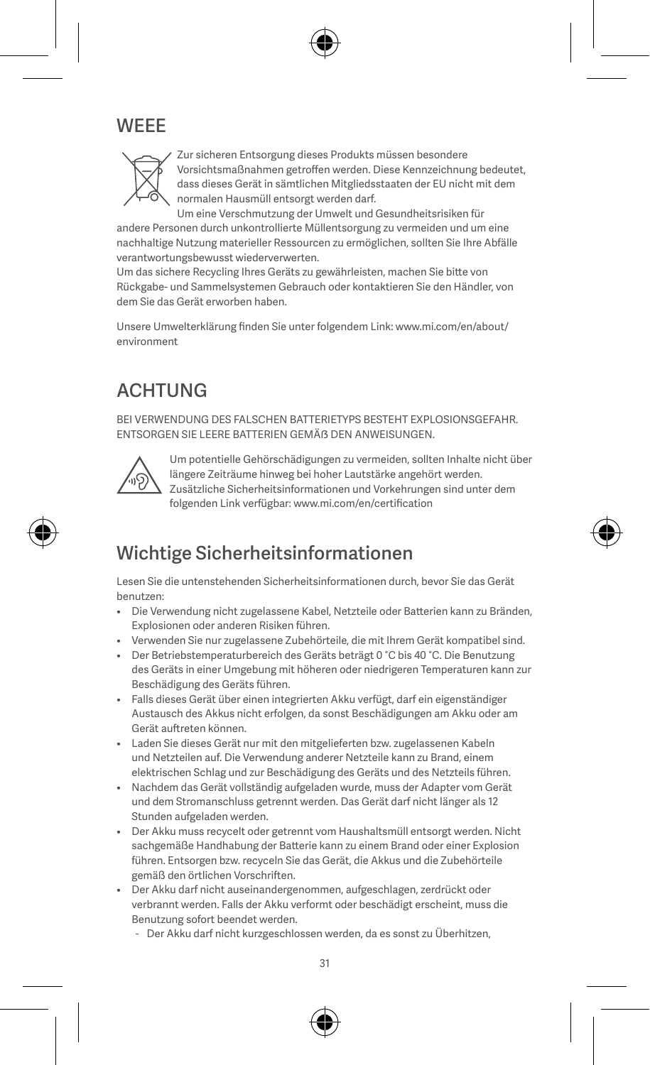## WEEE

Zur sicheren Entsorgung dieses Produkts müssen besondere Vorsichtsmaßnahmen getroffen werden. Diese Kennzeichnung bedeutet, dass dieses Gerät in sämtlichen Mitgliedsstaaten der EU nicht mit dem normalen Hausmüll entsorgt werden darf.

Um eine Verschmutzung der Umwelt und Gesundheitsrisiken für andere Personen durch unkontrollierte Müllentsorgung zu vermeiden und um eine nachhaltige Nutzung materieller Ressourcen zu ermöglichen, sollten Sie Ihre Abfälle verantwortungsbewusst wiederverwerten.
Um das sichere Recycling Ihres Geräts zu gewährleisten, machen Sie bitte von Rückgabe- und Sammelsystemen Gebrauch oder kontaktieren Sie den Händler, von dem Sie das Gerät erworben haben.

Unsere Umwelterklärung finden Sie unter folgendem Link: www.mi.com/en/about/environment

## ACHTUNG

BEI VERWENDUNG DES FALSCHEN BATTERIETYPS BESTEHT EXPLOSIONSGEFAHR. ENTSORGEN SIE LEERE BATTERIEN GEMÄß DEN ANWEISUNGEN.

Um potentielle Gehörschädigungen zu vermeiden, sollten Inhalte nicht über längere Zeiträume hinweg bei hoher Lautstärke angehört werden. Zusätzliche Sicherheitsinformationen und Vorkehrungen sind unter dem folgenden Link verfügbar: www.mi.com/en/certification

## Wichtige Sicherheitsinformationen

Lesen Sie die untenstehenden Sicherheitsinformationen durch, bevor Sie das Gerät benutzen:

- Die Verwendung nicht zugelassene Kabel, Netzteile oder Batterien kann zu Bränden, Explosionen oder anderen Risiken führen.
- Verwenden Sie nur zugelassene Zubehörteile, die mit Ihrem Gerät kompatibel sind.
- Der Betriebstemperaturbereich des Geräts beträgt 0 °C bis 40 °C. Die Benutzung des Geräts in einer Umgebung mit höheren oder niedrigeren Temperaturen kann zur Beschädigung des Geräts führen.
- Falls dieses Gerät über einen integrierten Akku verfügt, darf ein eigenständiger Austausch des Akkus nicht erfolgen, da sonst Beschädigungen am Akku oder am Gerät auftreten können.
- Laden Sie dieses Gerät nur mit den mitgelieferten bzw. zugelassenen Kabeln und Netzteilen auf. Die Verwendung anderer Netzteile kann zu Brand, einem elektrischen Schlag und zur Beschädigung des Geräts und des Netzteils führen.
- Nachdem das Gerät vollständig aufgeladen wurde, muss der Adapter vom Gerät und dem Stromanschluss getrennt werden. Das Gerät darf nicht länger als 12 Stunden aufgeladen werden.
- Der Akku muss recycelt oder getrennt vom Haushaltsmüll entsorgt werden. Nicht sachgemäße Handhabung der Batterie kann zu einem Brand oder einer Explosion führen. Entsorgen bzw. recyceln Sie das Gerät, die Akkus und die Zubehörteile gemäß den örtlichen Vorschriften.
- Der Akku darf nicht auseinandergenommen, aufgeschlagen, zerdrückt oder verbrannt werden. Falls der Akku verformt oder beschädigt erscheint, muss die Benutzung sofort beendet werden.
  - Der Akku darf nicht kurzgeschlossen werden, da es sonst zu Überhitzen,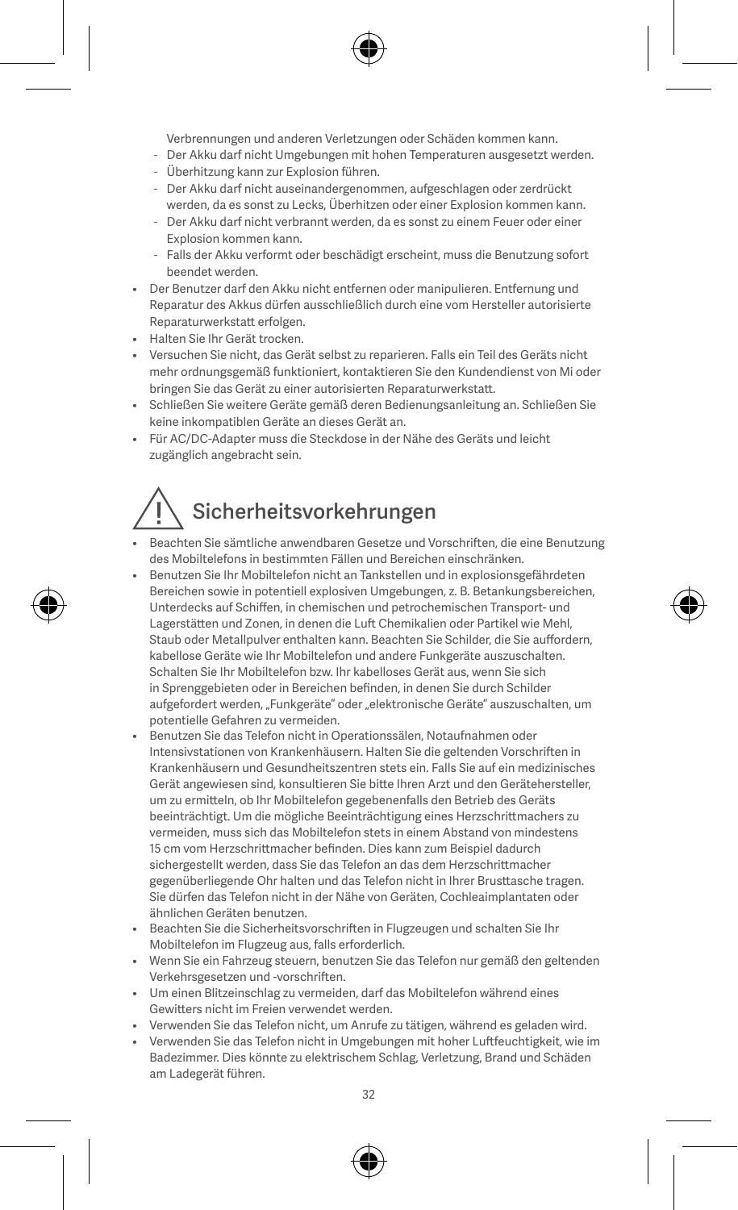Verbrennungen und anderen Verletzungen oder Schäden kommen kann.
  - Der Akku darf nicht Umgebungen mit hohen Temperaturen ausgesetzt werden.
  - Überhitzung kann zur Explosion führen.
  - Der Akku darf nicht auseinandergenommen, aufgeschlagen oder zerdrückt werden, da es sonst zu Lecks, Überhitzen oder einer Explosion kommen kann.
  - Der Akku darf nicht verbrannt werden, da es sonst zu einem Feuer oder einer Explosion kommen kann.
  - Falls der Akku verformt oder beschädigt erscheint, muss die Benutzung sofort beendet werden.
- Der Benutzer darf den Akku nicht entfernen oder manipulieren. Entfernung und Reparatur des Akkus dürfen ausschließlich durch eine vom Hersteller autorisierte Reparaturwerkstatt erfolgen.
- Halten Sie Ihr Gerät trocken.
- Versuchen Sie nicht, das Gerät selbst zu reparieren. Falls ein Teil des Geräts nicht mehr ordnungsgemäß funktioniert, kontaktieren Sie den Kundendienst von Mi oder bringen Sie das Gerät zu einer autorisierten Reparaturwerkstatt.
- Schließen Sie weitere Geräte gemäß deren Bedienungsanleitung an. Schließen Sie keine inkompatiblen Geräte an dieses Gerät an.
- Für AC/DC-Adapter muss die Steckdose in der Nähe des Geräts und leicht zugänglich angebracht sein.

## Sicherheitsvorkehrungen

- Beachten Sie sämtliche anwendbaren Gesetze und Vorschriften, die eine Benutzung des Mobiltelefons in bestimmten Fällen und Bereichen einschränken.
- Benutzen Sie Ihr Mobiltelefon nicht an Tankstellen und in explosionsgefährdeten Bereichen sowie in potentiell explosiven Umgebungen, z. B. Betankungsbereichen, Unterdecks auf Schiffen, in chemischen und petrochemischen Transport- und Lagerstätten und Zonen, in denen die Luft Chemikalien oder Partikel wie Mehl, Staub oder Metallpulver enthalten kann. Beachten Sie Schilder, die Sie auffordern, kabellose Geräte wie Ihr Mobiltelefon und andere Funkgeräte auszuschalten. Schalten Sie Ihr Mobiltelefon bzw. Ihr kabelloses Gerät aus, wenn Sie sich in Sprenggebieten oder in Bereichen befinden, in denen Sie durch Schilder aufgefordert werden, „Funkgeräte" oder „elektronische Geräte" auszuschalten, um potentielle Gefahren zu vermeiden.
- Benutzen Sie das Telefon nicht in Operationssälen, Notaufnahmen oder Intensivstationen von Krankenhäusern. Halten Sie die geltenden Vorschriften in Krankenhäusern und Gesundheitszentren stets ein. Falls Sie auf ein medizinisches Gerät angewiesen sind, konsultieren Sie bitte Ihren Arzt und den Gerätehersteller, um zu ermitteln, ob Ihr Mobiltelefon gegebenenfalls den Betrieb des Geräts beeinträchtigt. Um die mögliche Beeinträchtigung eines Herzschrittmachers zu vermeiden, muss sich das Mobiltelefon stets in einem Abstand von mindestens 15 cm vom Herzschrittmacher befinden. Dies kann zum Beispiel dadurch sichergestellt werden, dass Sie das Telefon an das dem Herzschrittmacher gegenüberliegende Ohr halten und das Telefon nicht in Ihrer Brusttasche tragen. Sie dürfen das Telefon nicht in der Nähe von Geräten, Cochleaimplantaten oder ähnlichen Geräten benutzen.
- Beachten Sie die Sicherheitsvorschriften in Flugzeugen und schalten Sie Ihr Mobiltelefon im Flugzeug aus, falls erforderlich.
- Wenn Sie ein Fahrzeug steuern, benutzen Sie das Telefon nur gemäß den geltenden Verkehrsgesetzen und -vorschriften.
- Um einen Blitzeinschlag zu vermeiden, darf das Mobiltelefon während eines Gewitters nicht im Freien verwendet werden.
- Verwenden Sie das Telefon nicht, um Anrufe zu tätigen, während es geladen wird.
- Verwenden Sie das Telefon nicht in Umgebungen mit hoher Luftfeuchtigkeit, wie im Badezimmer. Dies könnte zu elektrischem Schlag, Verletzung, Brand und Schäden am Ladegerät führen.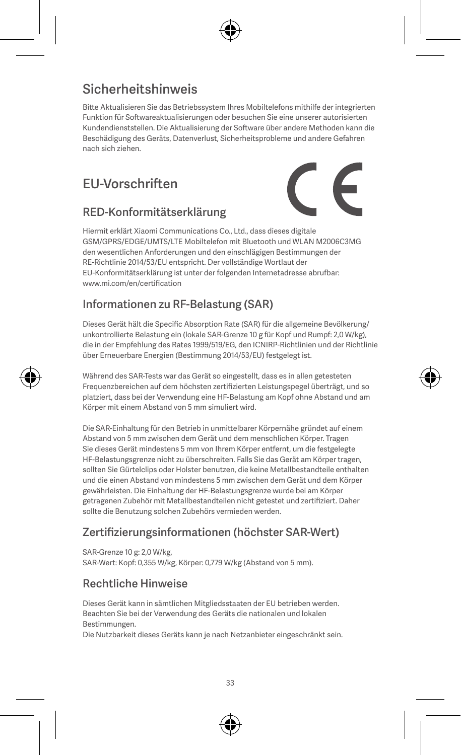# Sicherheitshinweis

Bitte Aktualisieren Sie das Betriebssystem Ihres Mobiltelefons mithilfe der integrierten Funktion für Softwareaktualisierungen oder besuchen Sie eine unserer autorisierten Kundendienststellen. Die Aktualisierung der Software über andere Methoden kann die Beschädigung des Geräts, Datenverlust, Sicherheitsprobleme und andere Gefahren nach sich ziehen.

# EU-Vorschriften

## RED-Konformitätserklärung

Hiermit erklärt Xiaomi Communications Co., Ltd., dass dieses digitale GSM/GPRS/EDGE/UMTS/LTE Mobiltelefon mit Bluetooth und WLAN M2006C3MG den wesentlichen Anforderungen und den einschlägigen Bestimmungen der RE-Richtlinie 2014/53/EU entspricht. Der vollständige Wortlaut der EU-Konformitätserklärung ist unter der folgenden Internetadresse abrufbar: www.mi.com/en/certification

## Informationen zu RF-Belastung (SAR)

Dieses Gerät hält die Specific Absorption Rate (SAR) für die allgemeine Bevölkerung/ unkontrollierte Belastung ein (lokale SAR-Grenze 10 g für Kopf und Rumpf: 2,0 W/kg), die in der Empfehlung des Rates 1999/519/EG, den ICNIRP-Richtlinien und der Richtlinie über Erneuerbare Energien (Bestimmung 2014/53/EU) festgelegt ist.

Während des SAR-Tests war das Gerät so eingestellt, dass es in allen getesteten Frequenzbereichen auf dem höchsten zertifizierten Leistungspegel überträgt, und so platziert, dass bei der Verwendung eine HF-Belastung am Kopf ohne Abstand und am Körper mit einem Abstand von 5 mm simuliert wird.

Die SAR-Einhaltung für den Betrieb in unmittelbarer Körpernähe gründet auf einem Abstand von 5 mm zwischen dem Gerät und dem menschlichen Körper. Tragen Sie dieses Gerät mindestens 5 mm von Ihrem Körper entfernt, um die festgelegte HF-Belastungsgrenze nicht zu überschreiten. Falls Sie das Gerät am Körper tragen, sollten Sie Gürtelclips oder Holster benutzen, die keine Metallbestandteile enthalten und die einen Abstand von mindestens 5 mm zwischen dem Gerät und dem Körper gewährleisten. Die Einhaltung der HF-Belastungsgrenze wurde bei am Körper getragenen Zubehör mit Metallbestandteilen nicht getestet und zertifiziert. Daher sollte die Benutzung solchen Zubehörs vermieden werden.

## Zertifizierungsinformationen (höchster SAR-Wert)

SAR-Grenze 10 g: 2,0 W/kg,
SAR-Wert: Kopf: 0,355 W/kg, Körper: 0,779 W/kg (Abstand von 5 mm).

## Rechtliche Hinweise

Dieses Gerät kann in sämtlichen Mitgliedsstaaten der EU betrieben werden. Beachten Sie bei der Verwendung des Geräts die nationalen und lokalen Bestimmungen.
Die Nutzbarkeit dieses Geräts kann je nach Netzanbieter eingeschränkt sein.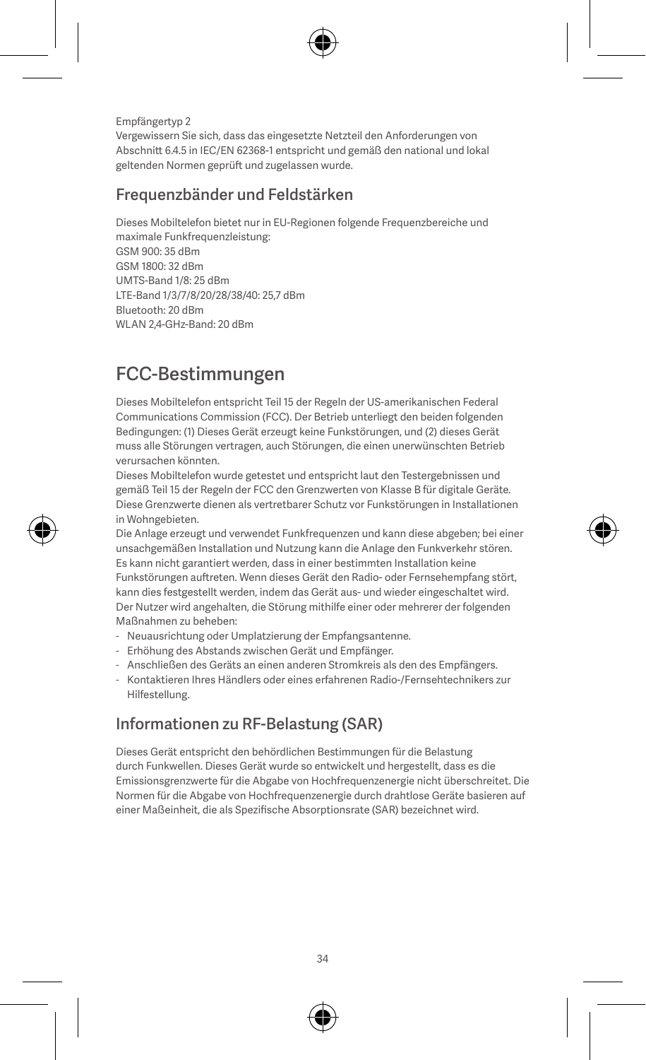Empfängertyp 2
Vergewissern Sie sich, dass das eingesetzte Netzteil den Anforderungen von Abschnitt 6.4.5 in IEC/EN 62368-1 entspricht und gemäß den national und lokal geltenden Normen geprüft und zugelassen wurde.

## Frequenzbänder und Feldstärken

Dieses Mobiltelefon bietet nur in EU-Regionen folgende Frequenzbereiche und maximale Funkfrequenzleistung:
GSM 900: 35 dBm
GSM 1800: 32 dBm
UMTS-Band 1/8: 25 dBm
LTE-Band 1/3/7/8/20/28/38/40: 25,7 dBm
Bluetooth: 20 dBm
WLAN 2,4-GHz-Band: 20 dBm

# FCC-Bestimmungen

Dieses Mobiltelefon entspricht Teil 15 der Regeln der US-amerikanischen Federal Communications Commission (FCC). Der Betrieb unterliegt den beiden folgenden Bedingungen: (1) Dieses Gerät erzeugt keine Funkstörungen, und (2) dieses Gerät muss alle Störungen vertragen, auch Störungen, die einen unerwünschten Betrieb verursachen könnten.
Dieses Mobiltelefon wurde getestet und entspricht laut den Testergebnissen und gemäß Teil 15 der Regeln der FCC den Grenzwerten von Klasse B für digitale Geräte. Diese Grenzwerte dienen als vertretbarer Schutz vor Funkstörungen in Installationen in Wohngebieten.
Die Anlage erzeugt und verwendet Funkfrequenzen und kann diese abgeben; bei einer unsachgemäßen Installation und Nutzung kann die Anlage den Funkverkehr stören. Es kann nicht garantiert werden, dass in einer bestimmten Installation keine Funkstörungen auftreten. Wenn dieses Gerät den Radio- oder Fernsehempfang stört, kann dies festgestellt werden, indem das Gerät aus- und wieder eingeschaltet wird. Der Nutzer wird angehalten, die Störung mithilfe einer oder mehrerer der folgenden Maßnahmen zu beheben:

- Neuausrichtung oder Umplatzierung der Empfangsantenne.
- Erhöhung des Abstands zwischen Gerät und Empfänger.
- Anschließen des Geräts an einen anderen Stromkreis als den des Empfängers.
- Kontaktieren Ihres Händlers oder eines erfahrenen Radio-/Fernsehtechnikers zur Hilfestellung.

## Informationen zu RF-Belastung (SAR)

Dieses Gerät entspricht den behördlichen Bestimmungen für die Belastung durch Funkwellen. Dieses Gerät wurde so entwickelt und hergestellt, dass es die Emissionsgrenzwerte für die Abgabe von Hochfrequenzenergie nicht überschreitet. Die Normen für die Abgabe von Hochfrequenzenergie durch drahtlose Geräte basieren auf einer Maßeinheit, die als Spezifische Absorptionsrate (SAR) bezeichnet wird.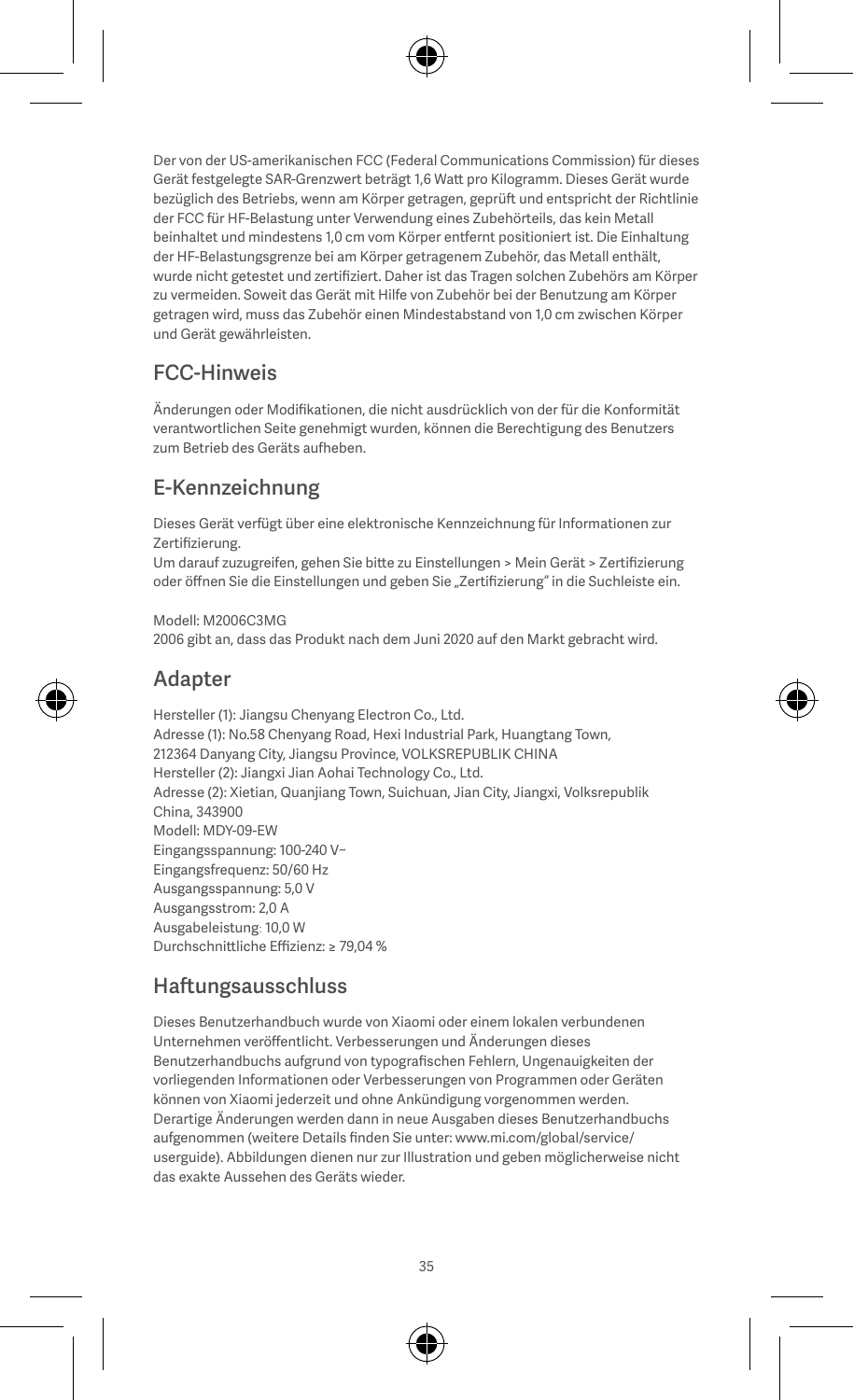Der von der US-amerikanischen FCC (Federal Communications Commission) für dieses Gerät festgelegte SAR-Grenzwert beträgt 1,6 Watt pro Kilogramm. Dieses Gerät wurde bezüglich des Betriebs, wenn am Körper getragen, geprüft und entspricht der Richtlinie der FCC für HF-Belastung unter Verwendung eines Zubehörteils, das kein Metall beinhaltet und mindestens 1,0 cm vom Körper entfernt positioniert ist. Die Einhaltung der HF-Belastungsgrenze bei am Körper getragenem Zubehör, das Metall enthält, wurde nicht getestet und zertifiziert. Daher ist das Tragen solchen Zubehörs am Körper zu vermeiden. Soweit das Gerät mit Hilfe von Zubehör bei der Benutzung am Körper getragen wird, muss das Zubehör einen Mindestabstand von 1,0 cm zwischen Körper und Gerät gewährleisten.

## FCC-Hinweis

Änderungen oder Modifikationen, die nicht ausdrücklich von der für die Konformität verantwortlichen Seite genehmigt wurden, können die Berechtigung des Benutzers zum Betrieb des Geräts aufheben.

## E-Kennzeichnung

Dieses Gerät verfügt über eine elektronische Kennzeichnung für Informationen zur Zertifizierung.
Um darauf zuzugreifen, gehen Sie bitte zu Einstellungen > Mein Gerät > Zertifizierung oder öffnen Sie die Einstellungen und geben Sie „Zertifizierung" in die Suchleiste ein.

Modell: M2006C3MG
2006 gibt an, dass das Produkt nach dem Juni 2020 auf den Markt gebracht wird.

## Adapter

Hersteller (1): Jiangsu Chenyang Electron Co., Ltd.
Adresse (1): No.58 Chenyang Road, Hexi Industrial Park, Huangtang Town, 212364 Danyang City, Jiangsu Province, VOLKSREPUBLIK CHINA
Hersteller (2): Jiangxi Jian Aohai Technology Co., Ltd.
Adresse (2): Xietian, Quanjiang Town, Suichuan, Jian City, Jiangxi, Volksrepublik China, 343900
Modell: MDY-09-EW
Eingangsspannung: 100-240 V~
Eingangsfrequenz: 50/60 Hz
Ausgangsspannung: 5,0 V
Ausgangsstrom: 2,0 A
Ausgabeleistung: 10,0 W
Durchschnittliche Effizienz: ≥ 79,04 %

## Haftungsausschluss

Dieses Benutzerhandbuch wurde von Xiaomi oder einem lokalen verbundenen Unternehmen veröffentlicht. Verbesserungen und Änderungen dieses Benutzerhandbuchs aufgrund von typografischen Fehlern, Ungenauigkeiten der vorliegenden Informationen oder Verbesserungen von Programmen oder Geräten können von Xiaomi jederzeit und ohne Ankündigung vorgenommen werden. Derartige Änderungen werden dann in neue Ausgaben dieses Benutzerhandbuchs aufgenommen (weitere Details finden Sie unter: www.mi.com/global/service/userguide). Abbildungen dienen nur zur Illustration und geben möglicherweise nicht das exakte Aussehen des Geräts wieder.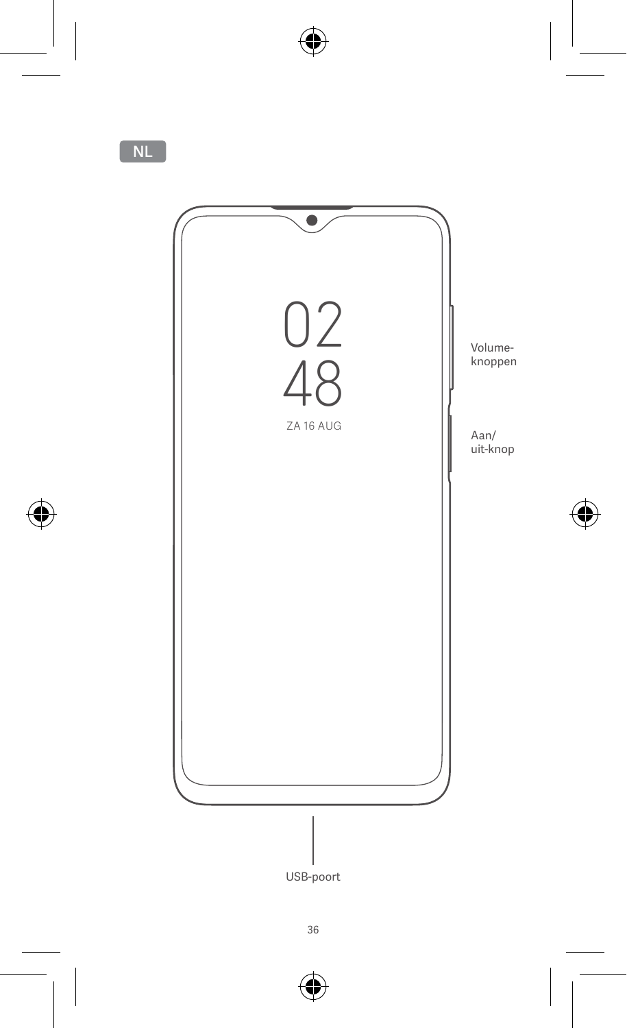NL

02
48
ZA 16 AUG

Volume-
knoppen

Aan/
uit-knop

USB-poort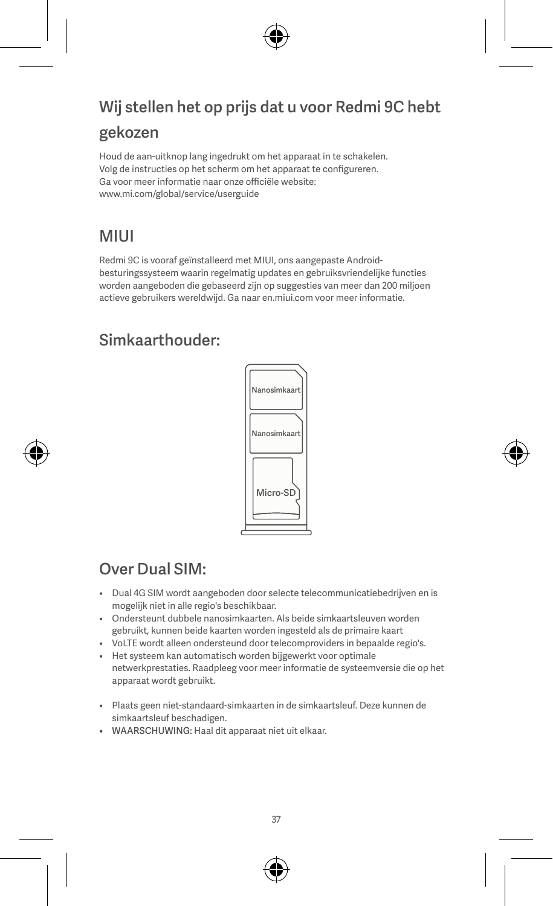## Wij stellen het op prijs dat u voor Redmi 9C hebt gekozen

Houd de aan-uitknop lang ingedrukt om het apparaat in te schakelen.
Volg de instructies op het scherm om het apparaat te configureren.
Ga voor meer informatie naar onze officiële website:
www.mi.com/global/service/userguide

## MIUI

Redmi 9C is vooraf geïnstalleerd met MIUI, ons aangepaste Android-besturingssysteem waarin regelmatig updates en gebruiksvriendelijke functies worden aangeboden die gebaseerd zijn op suggesties van meer dan 200 miljoen actieve gebruikers wereldwijd. Ga naar en.miui.com voor meer informatie.

## Simkaarthouder:

Nanosimkaart

Nanosimkaart

Micro-SD

## Over Dual SIM:

- Dual 4G SIM wordt aangeboden door selecte telecommunicatiebedrijven en is mogelijk niet in alle regio's beschikbaar.
- Ondersteunt dubbele nanosimkaarten. Als beide simkaartsleuven worden gebruikt, kunnen beide kaarten worden ingesteld als de primaire kaart
- VoLTE wordt alleen ondersteund door telecomproviders in bepaalde regio's.
- Het systeem kan automatisch worden bijgewerkt voor optimale netwerkprestaties. Raadpleeg voor meer informatie de systeemversie die op het apparaat wordt gebruikt.

- Plaats geen niet-standaard-simkaarten in de simkaartsleuf. Deze kunnen de simkaartsleuf beschadigen.
- WAARSCHUWING: Haal dit apparaat niet uit elkaar.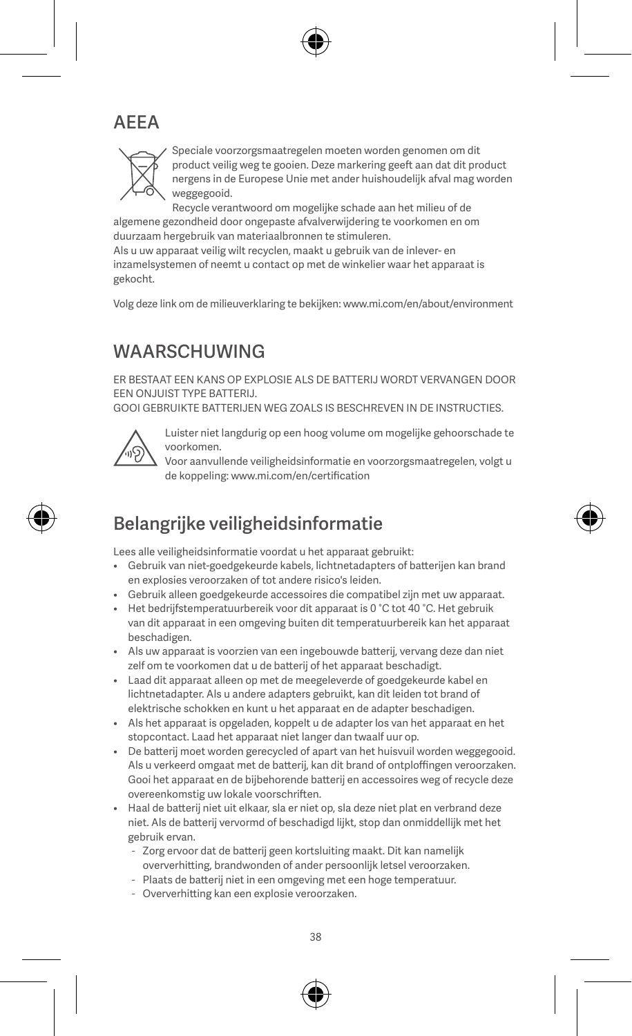## AEEA

Speciale voorzorgsmaatregelen moeten worden genomen om dit product veilig weg te gooien. Deze markering geeft aan dat dit product nergens in de Europese Unie met ander huishoudelijk afval mag worden weggegooid.

Recycle verantwoord om mogelijke schade aan het milieu of de algemene gezondheid door ongepaste afvalverwijdering te voorkomen en om duurzaam hergebruik van materiaalbronnen te stimuleren.

Als u uw apparaat veilig wilt recyclen, maakt u gebruik van de inlever- en inzamelsystemen of neemt u contact op met de winkelier waar het apparaat is gekocht.

Volg deze link om de milieuverklaring te bekijken: www.mi.com/en/about/environment

## WAARSCHUWING

ER BESTAAT EEN KANS OP EXPLOSIE ALS DE BATTERIJ WORDT VERVANGEN DOOR EEN ONJUIST TYPE BATTERIJ.
GOOI GEBRUIKTE BATTERIJEN WEG ZOALS IS BESCHREVEN IN DE INSTRUCTIES.

Luister niet langdurig op een hoog volume om mogelijke gehoorschade te voorkomen.

Voor aanvullende veiligheidsinformatie en voorzorgsmaatregelen, volgt u de koppeling: www.mi.com/en/certification

## Belangrijke veiligheidsinformatie

Lees alle veiligheidsinformatie voordat u het apparaat gebruikt:

- Gebruik van niet-goedgekeurde kabels, lichtnetadapters of batterijen kan brand en explosies veroorzaken of tot andere risico's leiden.
- Gebruik alleen goedgekeurde accessoires die compatibel zijn met uw apparaat.
- Het bedrijfstemperatuurbereik voor dit apparaat is 0 °C tot 40 °C. Het gebruik van dit apparaat in een omgeving buiten dit temperatuurbereik kan het apparaat beschadigen.
- Als uw apparaat is voorzien van een ingebouwde batterij, vervang deze dan niet zelf om te voorkomen dat u de batterij of het apparaat beschadigt.
- Laad dit apparaat alleen op met de meegeleverde of goedgekeurde kabel en lichtnetadapter. Als u andere adapters gebruikt, kan dit leiden tot brand of elektrische schokken en kunt u het apparaat en de adapter beschadigen.
- Als het apparaat is opgeladen, koppelt u de adapter los van het apparaat en het stopcontact. Laad het apparaat niet langer dan twaalf uur op.
- De batterij moet worden gerecycled of apart van het huisvuil worden weggegooid. Als u verkeerd omgaat met de batterij, kan dit brand of ontploffingen veroorzaken. Gooi het apparaat en de bijbehorende batterij en accessoires weg of recycle deze overeenkomstig uw lokale voorschriften.
- Haal de batterij niet uit elkaar, sla er niet op, sla deze niet plat en verbrand deze niet. Als de batterij vervormd of beschadigd lijkt, stop dan onmiddellijk met het gebruik ervan.
  - Zorg ervoor dat de batterij geen kortsluiting maakt. Dit kan namelijk oververhitting, brandwonden of ander persoonlijk letsel veroorzaken.
  - Plaats de batterij niet in een omgeving met een hoge temperatuur.
  - Oververhitting kan een explosie veroorzaken.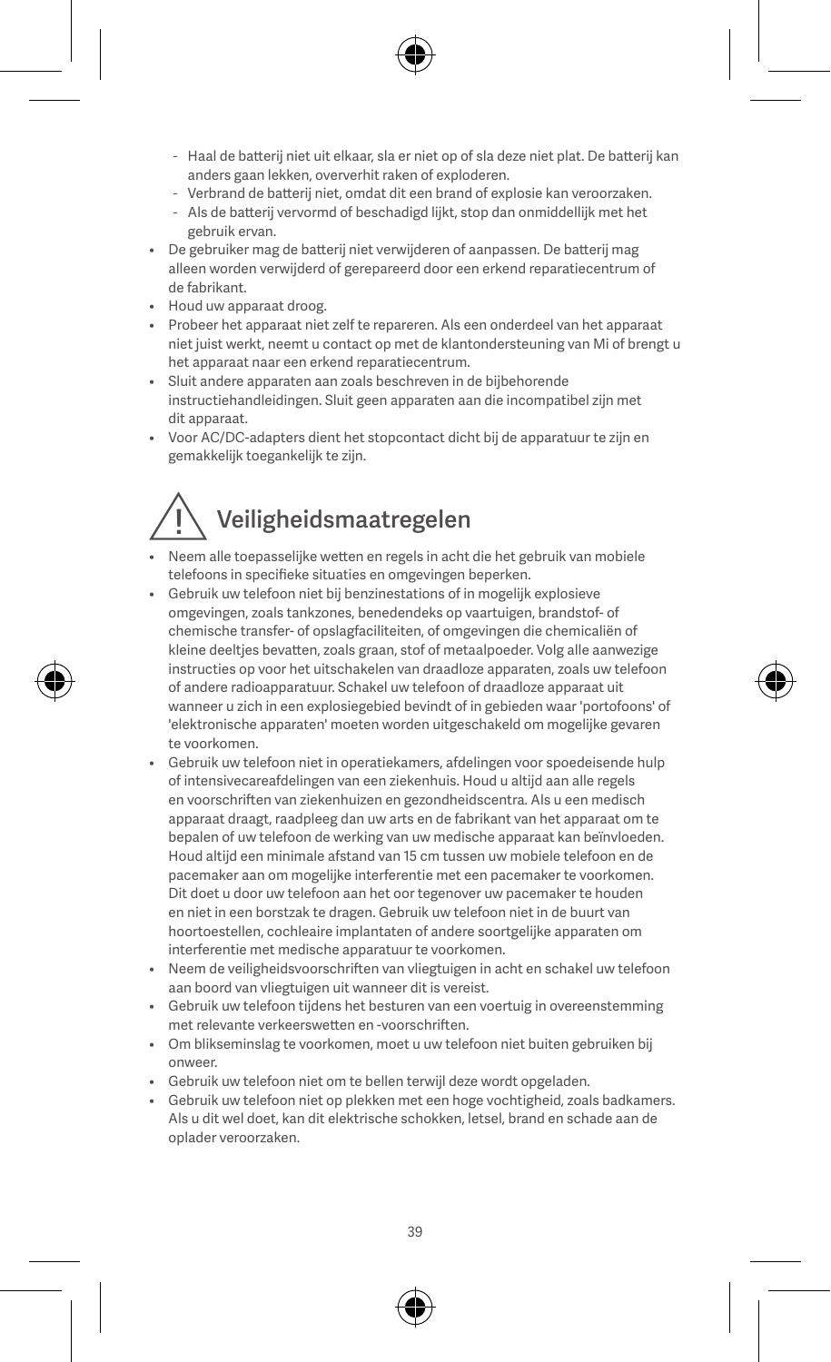- Haal de batterij niet uit elkaar, sla er niet op of sla deze niet plat. De batterij kan anders gaan lekken, oververhit raken of exploderen.
- Verbrand de batterij niet, omdat dit een brand of explosie kan veroorzaken.
- Als de batterij vervormd of beschadigd lijkt, stop dan onmiddellijk met het gebruik ervan.

- De gebruiker mag de batterij niet verwijderen of aanpassen. De batterij mag alleen worden verwijderd of gerepareerd door een erkend reparatiecentrum of de fabrikant.
- Houd uw apparaat droog.
- Probeer het apparaat niet zelf te repareren. Als een onderdeel van het apparaat niet juist werkt, neemt u contact op met de klantondersteuning van Mi of brengt u het apparaat naar een erkend reparatiecentrum.
- Sluit andere apparaten aan zoals beschreven in de bijbehorende instructiehandleidingen. Sluit geen apparaten aan die incompatibel zijn met dit apparaat.
- Voor AC/DC-adapters dient het stopcontact dicht bij de apparatuur te zijn en gemakkelijk toegankelijk te zijn.

## Veiligheidsmaatregelen

- Neem alle toepasselijke wetten en regels in acht die het gebruik van mobiele telefoons in specifieke situaties en omgevingen beperken.
- Gebruik uw telefoon niet bij benzinestations of in mogelijk explosieve omgevingen, zoals tankzones, benedendeks op vaartuigen, brandstof- of chemische transfer- of opslagfaciliteiten, of omgevingen die chemicaliën of kleine deeltjes bevatten, zoals graan, stof of metaalpoeder. Volg alle aanwezige instructies op voor het uitschakelen van draadloze apparaten, zoals uw telefoon of andere radioapparatuur. Schakel uw telefoon of draadloze apparaat uit wanneer u zich in een explosiegebied bevindt of in gebieden waar 'portofoons' of 'elektronische apparaten' moeten worden uitgeschakeld om mogelijke gevaren te voorkomen.
- Gebruik uw telefoon niet in operatiekamers, afdelingen voor spoedeisende hulp of intensivecareafdelingen van een ziekenhuis. Houd u altijd aan alle regels en voorschriften van ziekenhuizen en gezondheidscentra. Als u een medisch apparaat draagt, raadpleeg dan uw arts en de fabrikant van het apparaat om te bepalen of uw telefoon de werking van uw medische apparaat kan beïnvloeden. Houd altijd een minimale afstand van 15 cm tussen uw mobiele telefoon en de pacemaker aan om mogelijke interferentie met een pacemaker te voorkomen. Dit doet u door uw telefoon aan het oor tegenover uw pacemaker te houden en niet in een borstzak te dragen. Gebruik uw telefoon niet in de buurt van hoortoestellen, cochleaire implantaten of andere soortgelijke apparaten om interferentie met medische apparatuur te voorkomen.
- Neem de veiligheidsvoorschriften van vliegtuigen in acht en schakel uw telefoon aan boord van vliegtuigen uit wanneer dit is vereist.
- Gebruik uw telefoon tijdens het besturen van een voertuig in overeenstemming met relevante verkeerswetten en -voorschriften.
- Om blikseminslag te voorkomen, moet u uw telefoon niet buiten gebruiken bij onweer.
- Gebruik uw telefoon niet om te bellen terwijl deze wordt opgeladen.
- Gebruik uw telefoon niet op plekken met een hoge vochtigheid, zoals badkamers. Als u dit wel doet, kan dit elektrische schokken, letsel, brand en schade aan de oplader veroorzaken.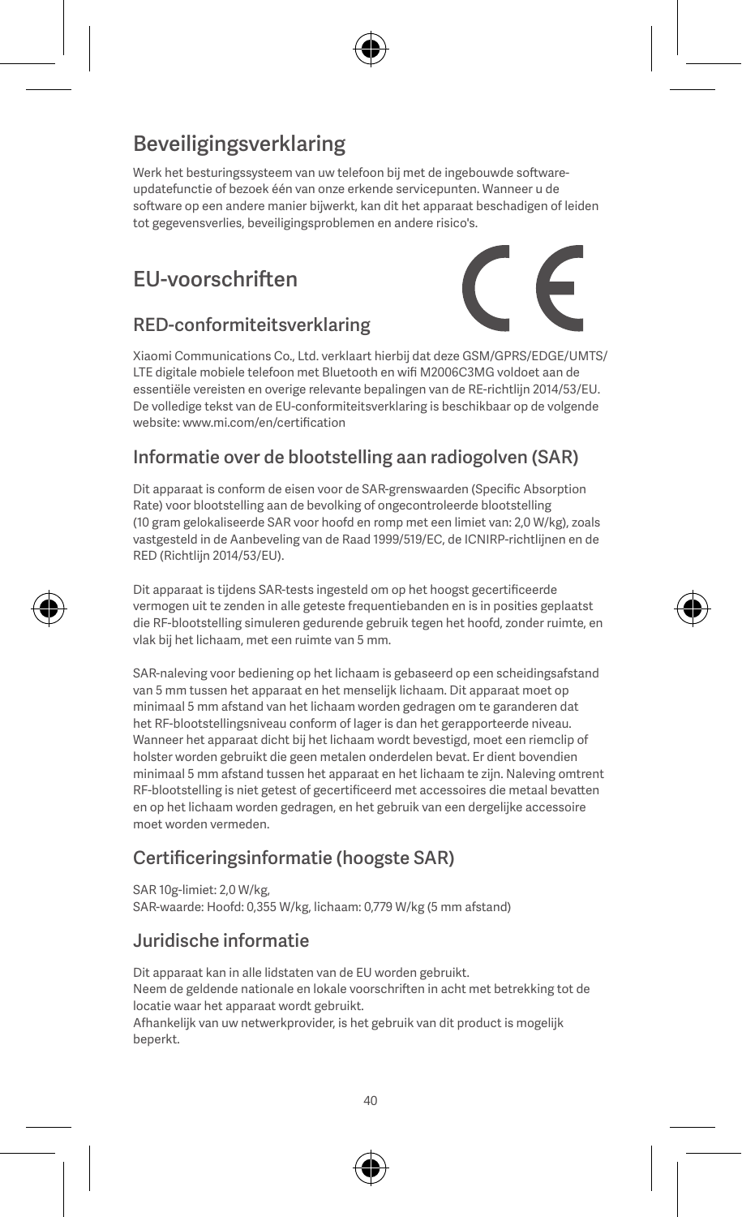## Beveiligingsverklaring

Werk het besturingssysteem van uw telefoon bij met de ingebouwde software-updatefunctie of bezoek één van onze erkende servicepunten. Wanneer u de software op een andere manier bijwerkt, kan dit het apparaat beschadigen of leiden tot gegevensverlies, beveiligingsproblemen en andere risico's.

## EU-voorschriften

### RED-conformiteitsverklaring

Xiaomi Communications Co., Ltd. verklaart hierbij dat deze GSM/GPRS/EDGE/UMTS/LTE digitale mobiele telefoon met Bluetooth en wifi M2006C3MG voldoet aan de essentiële vereisten en overige relevante bepalingen van de RE-richtlijn 2014/53/EU. De volledige tekst van de EU-conformiteitsverklaring is beschikbaar op de volgende website: www.mi.com/en/certification

### Informatie over de blootstelling aan radiogolven (SAR)

Dit apparaat is conform de eisen voor de SAR-grenswaarden (Specific Absorption Rate) voor blootstelling aan de bevolking of ongecontroleerde blootstelling (10 gram gelokaliseerde SAR voor hoofd en romp met een limiet van: 2,0 W/kg), zoals vastgesteld in de Aanbeveling van de Raad 1999/519/EC, de ICNIRP-richtlijnen en de RED (Richtlijn 2014/53/EU).

Dit apparaat is tijdens SAR-tests ingesteld om op het hoogst gecertificeerde vermogen uit te zenden in alle geteste frequentiebanden en is in posities geplaatst die RF-blootstelling simuleren gedurende gebruik tegen het hoofd, zonder ruimte, en vlak bij het lichaam, met een ruimte van 5 mm.

SAR-naleving voor bediening op het lichaam is gebaseerd op een scheidingsafstand van 5 mm tussen het apparaat en het menselijk lichaam. Dit apparaat moet op minimaal 5 mm afstand van het lichaam worden gedragen om te garanderen dat het RF-blootstellingsniveau conform of lager is dan het gerapporteerde niveau. Wanneer het apparaat dicht bij het lichaam wordt bevestigd, moet een riemclip of holster worden gebruikt die geen metalen onderdelen bevat. Er dient bovendien minimaal 5 mm afstand tussen het apparaat en het lichaam te zijn. Naleving omtrent RF-blootstelling is niet getest of gecertificeerd met accessoires die metaal bevatten en op het lichaam worden gedragen, en het gebruik van een dergelijke accessoire moet worden vermeden.

### Certificeringsinformatie (hoogste SAR)

SAR 10g-limiet: 2,0 W/kg,
SAR-waarde: Hoofd: 0,355 W/kg, lichaam: 0,779 W/kg (5 mm afstand)

### Juridische informatie

Dit apparaat kan in alle lidstaten van de EU worden gebruikt.
Neem de geldende nationale en lokale voorschriften in acht met betrekking tot de locatie waar het apparaat wordt gebruikt.
Afhankelijk van uw netwerkprovider, is het gebruik van dit product is mogelijk beperkt.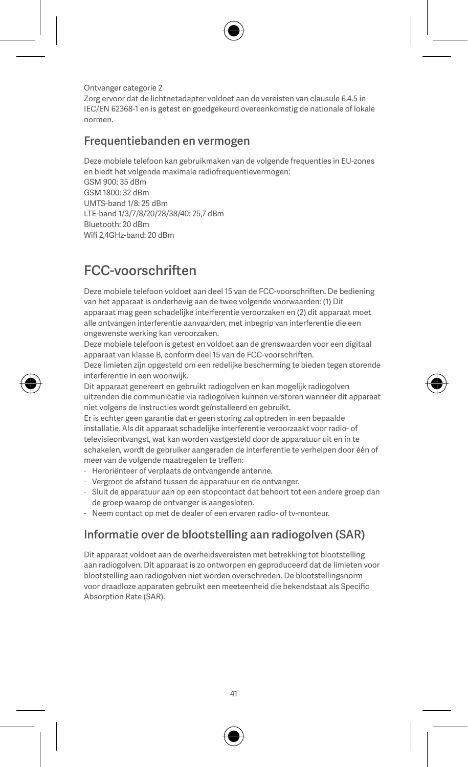Ontvanger categorie 2
Zorg ervoor dat de lichtnetadapter voldoet aan de vereisten van clausule 6.4.5 in IEC/EN 62368-1 en is getest en goedgekeurd overeenkomstig de nationale of lokale normen.

## Frequentiebanden en vermogen

Deze mobiele telefoon kan gebruikmaken van de volgende frequenties in EU-zones en biedt het volgende maximale radiofrequentievermogen:
GSM 900: 35 dBm
GSM 1800: 32 dBm
UMTS-band 1/8: 25 dBm
LTE-band 1/3/7/8/20/28/38/40: 25,7 dBm
Bluetooth: 20 dBm
Wifi 2,4GHz-band: 20 dBm

# FCC-voorschriften

Deze mobiele telefoon voldoet aan deel 15 van de FCC-voorschriften. De bediening van het apparaat is onderhevig aan de twee volgende voorwaarden: (1) Dit apparaat mag geen schadelijke interferentie veroorzaken en (2) dit apparaat moet alle ontvangen interferentie aanvaarden, met inbegrip van interferentie die een ongewenste werking kan veroorzaken.
Deze mobiele telefoon is getest en voldoet aan de grenswaarden voor een digitaal apparaat van klasse B, conform deel 15 van de FCC-voorschriften.
Deze limieten zijn opgesteld om een redelijke bescherming te bieden tegen storende interferentie in een woonwijk.
Dit apparaat genereert en gebruikt radiogolven en kan mogelijk radiogolven uitzenden die communicatie via radiogolven kunnen verstoren wanneer dit apparaat niet volgens de instructies wordt geïnstalleerd en gebruikt.
Er is echter geen garantie dat er geen storing zal optreden in een bepaalde installatie. Als dit apparaat schadelijke interferentie veroorzaakt voor radio- of televisieontvangst, wat kan worden vastgesteld door de apparatuur uit en in te schakelen, wordt de gebruiker aangeraden de interferentie te verhelpen door één of meer van de volgende maatregelen te treffen:

- Heroriënteer of verplaats de ontvangende antenne.
- Vergroot de afstand tussen de apparatuur en de ontvanger.
- Sluit de apparatuur aan op een stopcontact dat behoort tot een andere groep dan de groep waarop de ontvanger is aangesloten.
- Neem contact op met de dealer of een ervaren radio- of tv-monteur.

## Informatie over de blootstelling aan radiogolven (SAR)

Dit apparaat voldoet aan de overheidsvereisten met betrekking tot blootstelling aan radiogolven. Dit apparaat is zo ontworpen en geproduceerd dat de limieten voor blootstelling aan radiogolven niet worden overschreden. De blootstellingsnorm voor draadloze apparaten gebruikt een meeteenheid die bekendstaat als Specific Absorption Rate (SAR).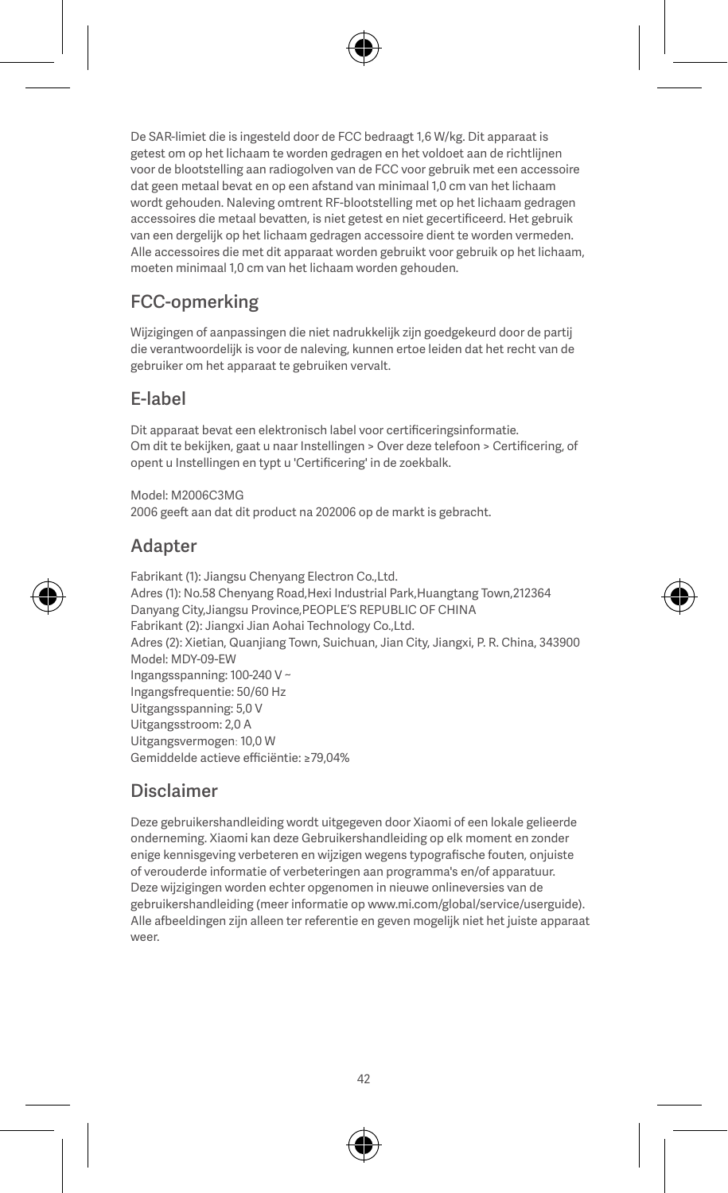De SAR-limiet die is ingesteld door de FCC bedraagt 1,6 W/kg. Dit apparaat is getest om op het lichaam te worden gedragen en het voldoet aan de richtlijnen voor de blootstelling aan radiogolven van de FCC voor gebruik met een accessoire dat geen metaal bevat en op een afstand van minimaal 1,0 cm van het lichaam wordt gehouden. Naleving omtrent RF-blootstelling met op het lichaam gedragen accessoires die metaal bevatten, is niet getest en niet gecertificeerd. Het gebruik van een dergelijk op het lichaam gedragen accessoire dient te worden vermeden. Alle accessoires die met dit apparaat worden gebruikt voor gebruik op het lichaam, moeten minimaal 1,0 cm van het lichaam worden gehouden.

## FCC-opmerking

Wijzigingen of aanpassingen die niet nadrukkelijk zijn goedgekeurd door de partij die verantwoordelijk is voor de naleving, kunnen ertoe leiden dat het recht van de gebruiker om het apparaat te gebruiken vervalt.

## E-label

Dit apparaat bevat een elektronisch label voor certificeringsinformatie.
Om dit te bekijken, gaat u naar Instellingen > Over deze telefoon > Certificering, of opent u Instellingen en typt u 'Certificering' in de zoekbalk.

Model: M2006C3MG
2006 geeft aan dat dit product na 202006 op de markt is gebracht.

## Adapter

Fabrikant (1): Jiangsu Chenyang Electron Co.,Ltd.
Adres (1): No.58 Chenyang Road,Hexi Industrial Park,Huangtang Town,212364 Danyang City,Jiangsu Province,PEOPLE'S REPUBLIC OF CHINA
Fabrikant (2): Jiangxi Jian Aohai Technology Co.,Ltd.
Adres (2): Xietian, Quanjiang Town, Suichuan, Jian City, Jiangxi, P. R. China, 343900
Model: MDY-09-EW
Ingangsspanning: 100-240 V ~
Ingangsfrequentie: 50/60 Hz
Uitgangsspanning: 5,0 V
Uitgangsstroom: 2,0 A
Uitgangsvermogen: 10,0 W
Gemiddelde actieve efficiëntie: ≥79,04%

## Disclaimer

Deze gebruikershandleiding wordt uitgegeven door Xiaomi of een lokale gelieerde onderneming. Xiaomi kan deze Gebruikershandleiding op elk moment en zonder enige kennisgeving verbeteren en wijzigen wegens typografische fouten, onjuiste of verouderde informatie of verbeteringen aan programma's en/of apparatuur. Deze wijzigingen worden echter opgenomen in nieuwe onlineversies van de gebruikershandleiding (meer informatie op www.mi.com/global/service/userguide). Alle afbeeldingen zijn alleen ter referentie en geven mogelijk niet het juiste apparaat weer.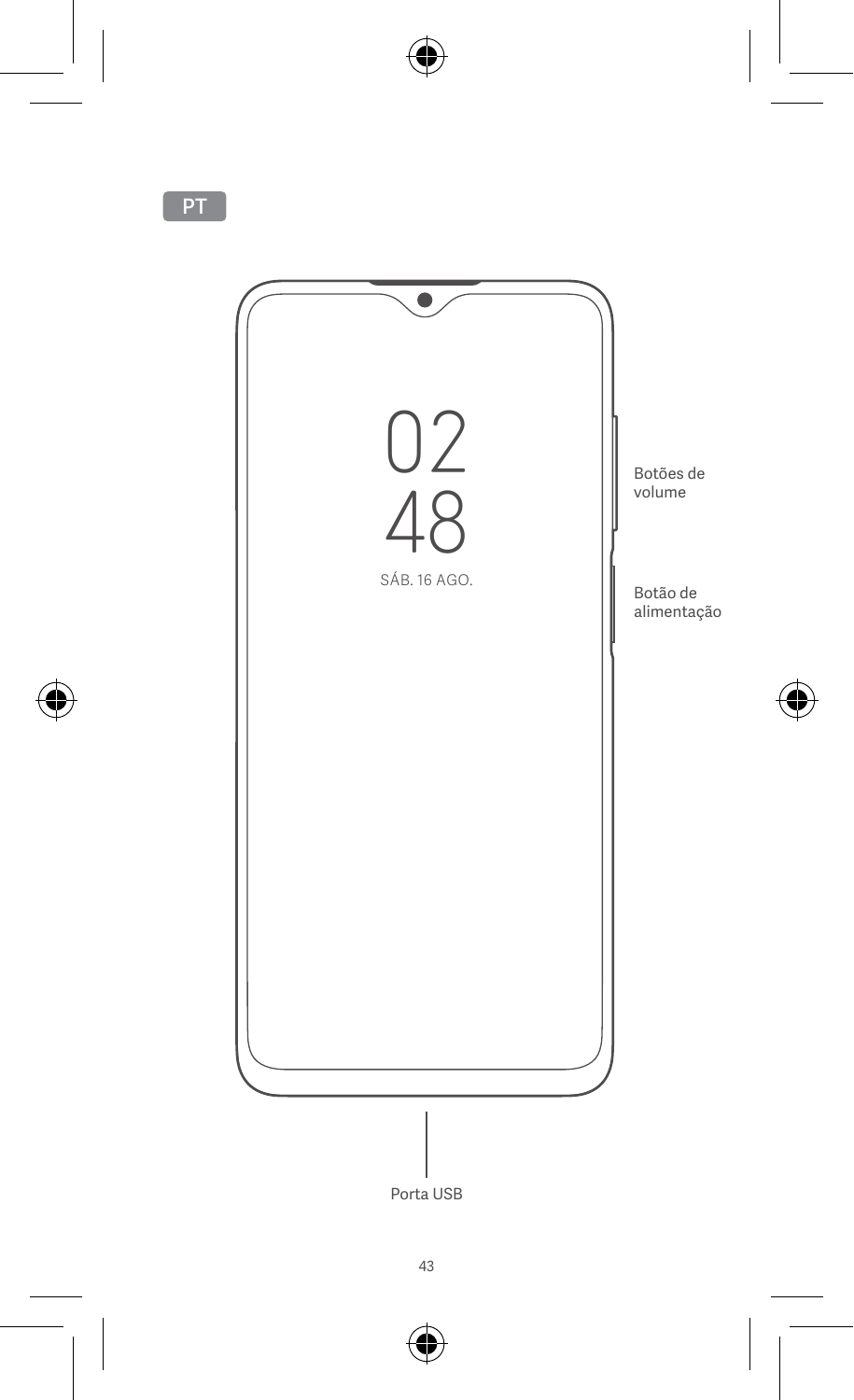PT

02
48
SÁB. 16 AGO.

Botões de volume

Botão de alimentação

Porta USB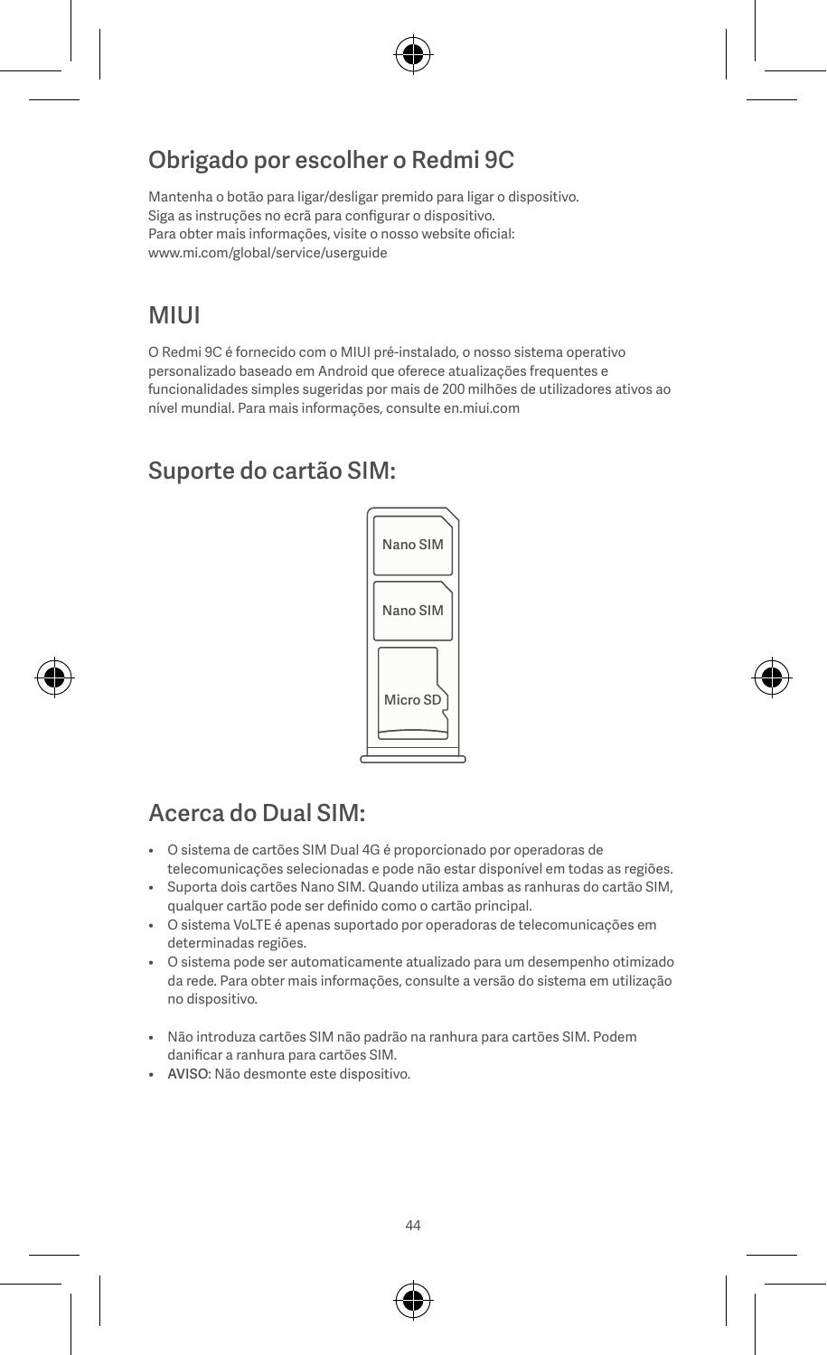## Obrigado por escolher o Redmi 9C

Mantenha o botão para ligar/desligar premido para ligar o dispositivo.
Siga as instruções no ecrã para configurar o dispositivo.
Para obter mais informações, visite o nosso website oficial:
www.mi.com/global/service/userguide

## MIUI

O Redmi 9C é fornecido com o MIUI pré-instalado, o nosso sistema operativo personalizado baseado em Android que oferece atualizações frequentes e funcionalidades simples sugeridas por mais de 200 milhões de utilizadores ativos ao nível mundial. Para mais informações, consulte en.miui.com

## Suporte do cartão SIM:

Nano SIM

Nano SIM

Micro SD

## Acerca do Dual SIM:

- O sistema de cartões SIM Dual 4G é proporcionado por operadoras de telecomunicações selecionadas e pode não estar disponível em todas as regiões.
- Suporta dois cartões Nano SIM. Quando utiliza ambas as ranhuras do cartão SIM, qualquer cartão pode ser definido como o cartão principal.
- O sistema VoLTE é apenas suportado por operadoras de telecomunicações em determinadas regiões.
- O sistema pode ser automaticamente atualizado para um desempenho otimizado da rede. Para obter mais informações, consulte a versão do sistema em utilização no dispositivo.

- Não introduza cartões SIM não padrão na ranhura para cartões SIM. Podem danificar a ranhura para cartões SIM.
- AVISO: Não desmonte este dispositivo.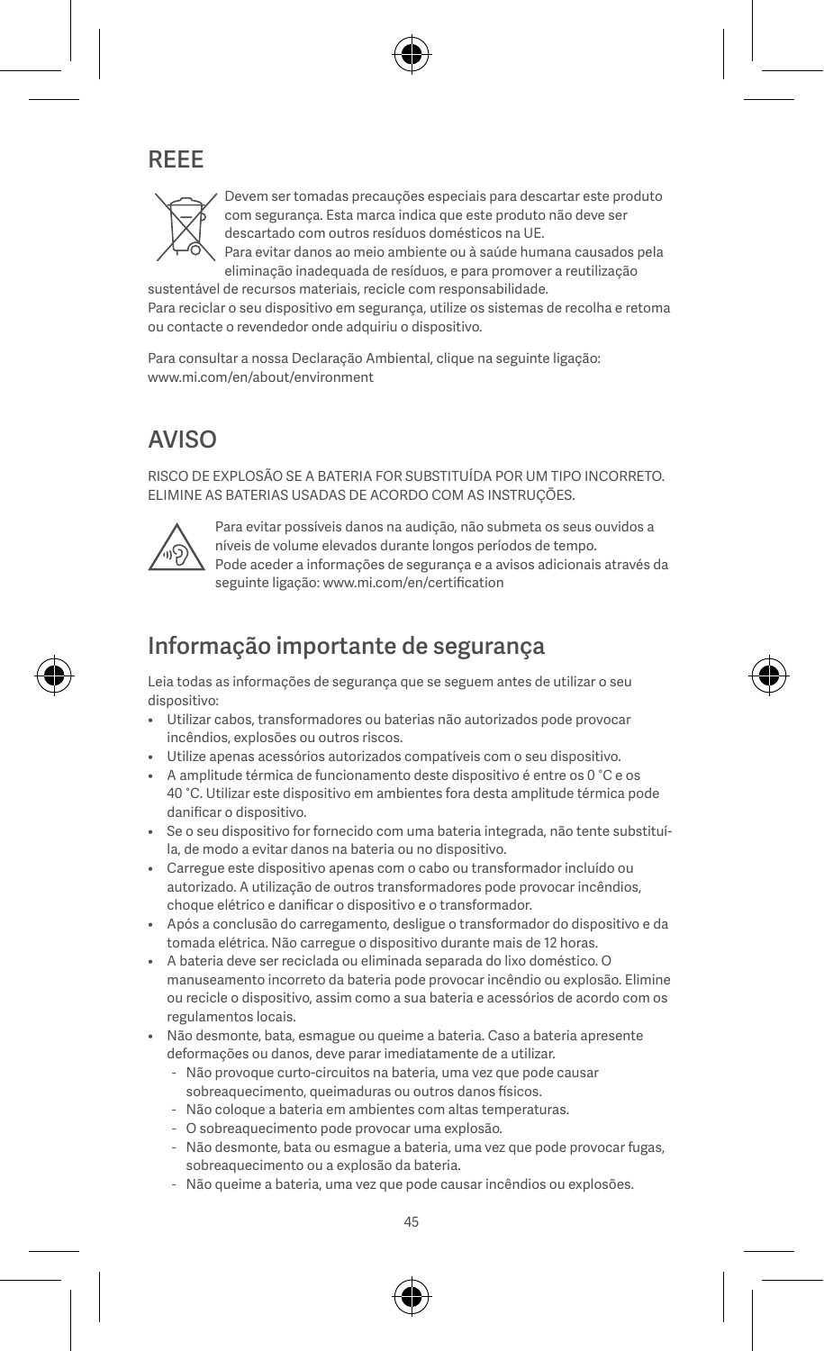## REEE

Devem ser tomadas precauções especiais para descartar este produto com segurança. Esta marca indica que este produto não deve ser descartado com outros resíduos domésticos na UE.
Para evitar danos ao meio ambiente ou à saúde humana causados pela eliminação inadequada de resíduos, e para promover a reutilização sustentável de recursos materiais, recicle com responsabilidade.
Para reciclar o seu dispositivo em segurança, utilize os sistemas de recolha e retoma ou contacte o revendedor onde adquiriu o dispositivo.

Para consultar a nossa Declaração Ambiental, clique na seguinte ligação:
www.mi.com/en/about/environment

## AVISO

RISCO DE EXPLOSÃO SE A BATERIA FOR SUBSTITUÍDA POR UM TIPO INCORRETO. ELIMINE AS BATERIAS USADAS DE ACORDO COM AS INSTRUÇÕES.

Para evitar possíveis danos na audição, não submeta os seus ouvidos a níveis de volume elevados durante longos períodos de tempo.
Pode aceder a informações de segurança e a avisos adicionais através da seguinte ligação: www.mi.com/en/certification

## Informação importante de segurança

Leia todas as informações de segurança que se seguem antes de utilizar o seu dispositivo:

- Utilizar cabos, transformadores ou baterias não autorizados pode provocar incêndios, explosões ou outros riscos.
- Utilize apenas acessórios autorizados compatíveis com o seu dispositivo.
- A amplitude térmica de funcionamento deste dispositivo é entre os 0 °C e os 40 °C. Utilizar este dispositivo em ambientes fora desta amplitude térmica pode danificar o dispositivo.
- Se o seu dispositivo for fornecido com uma bateria integrada, não tente substituí-la, de modo a evitar danos na bateria ou no dispositivo.
- Carregue este dispositivo apenas com o cabo ou transformador incluído ou autorizado. A utilização de outros transformadores pode provocar incêndios, choque elétrico e danificar o dispositivo e o transformador.
- Após a conclusão do carregamento, desligue o transformador do dispositivo e da tomada elétrica. Não carregue o dispositivo durante mais de 12 horas.
- A bateria deve ser reciclada ou eliminada separada do lixo doméstico. O manuseamento incorreto da bateria pode provocar incêndio ou explosão. Elimine ou recicle o dispositivo, assim como a sua bateria e acessórios de acordo com os regulamentos locais.
- Não desmonte, bata, esmague ou queime a bateria. Caso a bateria apresente deformações ou danos, deve parar imediatamente de a utilizar.
  - Não provoque curto-circuitos na bateria, uma vez que pode causar sobreaquecimento, queimaduras ou outros danos físicos.
  - Não coloque a bateria em ambientes com altas temperaturas.
  - O sobreaquecimento pode provocar uma explosão.
  - Não desmonte, bata ou esmague a bateria, uma vez que pode provocar fugas, sobreaquecimento ou a explosão da bateria.
  - Não queime a bateria, uma vez que pode causar incêndios ou explosões.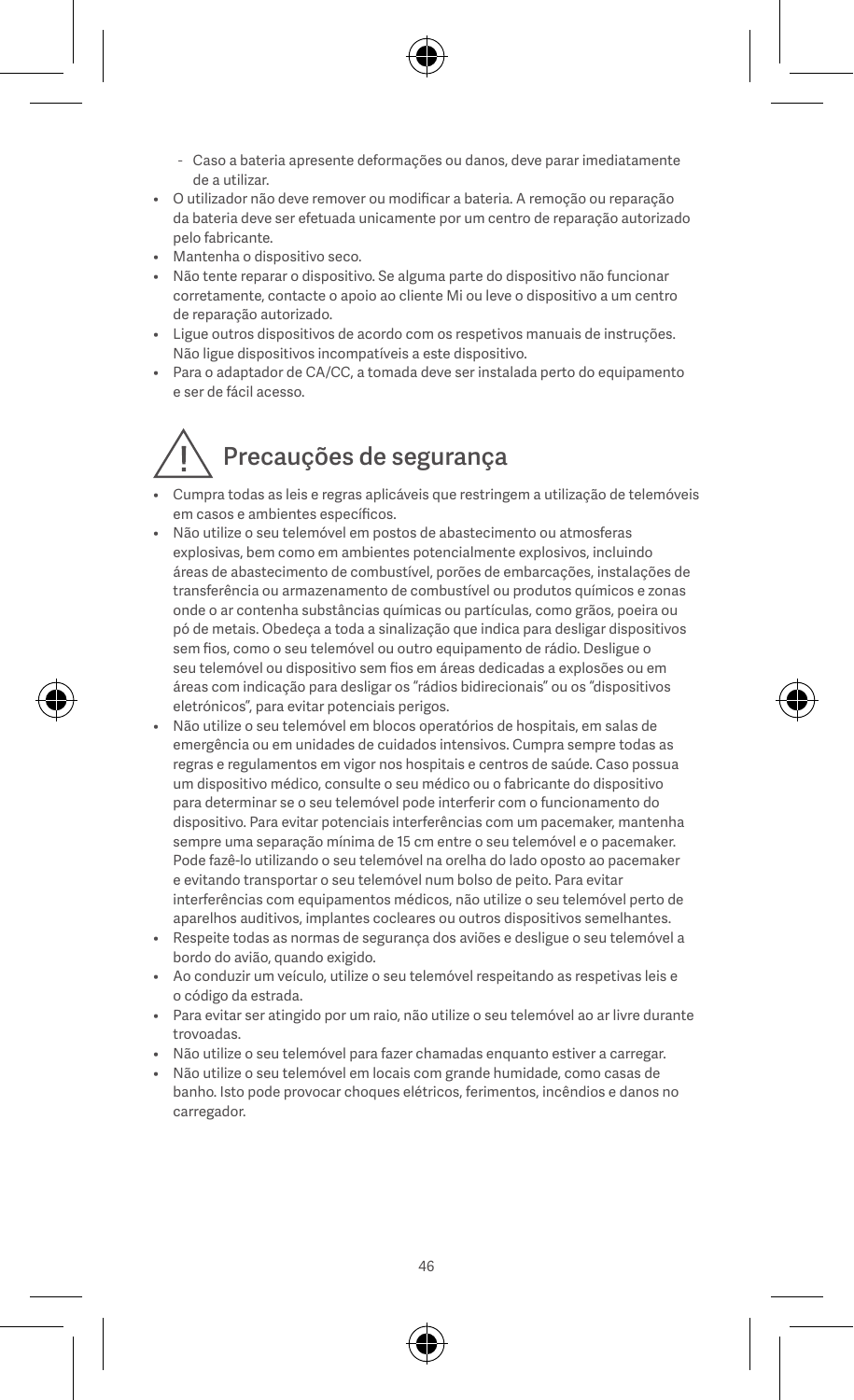- Caso a bateria apresente deformações ou danos, deve parar imediatamente de a utilizar.

- O utilizador não deve remover ou modificar a bateria. A remoção ou reparação da bateria deve ser efetuada unicamente por um centro de reparação autorizado pelo fabricante.
- Mantenha o dispositivo seco.
- Não tente reparar o dispositivo. Se alguma parte do dispositivo não funcionar corretamente, contacte o apoio ao cliente Mi ou leve o dispositivo a um centro de reparação autorizado.
- Ligue outros dispositivos de acordo com os respetivos manuais de instruções. Não ligue dispositivos incompatíveis a este dispositivo.
- Para o adaptador de CA/CC, a tomada deve ser instalada perto do equipamento e ser de fácil acesso.

## Precauções de segurança

- Cumpra todas as leis e regras aplicáveis que restringem a utilização de telemóveis em casos e ambientes específicos.
- Não utilize o seu telemóvel em postos de abastecimento ou atmosferas explosivas, bem como em ambientes potencialmente explosivos, incluindo áreas de abastecimento de combustível, porões de embarcações, instalações de transferência ou armazenamento de combustível ou produtos químicos e zonas onde o ar contenha substâncias químicas ou partículas, como grãos, poeira ou pó de metais. Obedeça a toda a sinalização que indica para desligar dispositivos sem fios, como o seu telemóvel ou outro equipamento de rádio. Desligue o seu telemóvel ou dispositivo sem fios em áreas dedicadas a explosões ou em áreas com indicação para desligar os "rádios bidirecionais" ou os "dispositivos eletrónicos", para evitar potenciais perigos.
- Não utilize o seu telemóvel em blocos operatórios de hospitais, em salas de emergência ou em unidades de cuidados intensivos. Cumpra sempre todas as regras e regulamentos em vigor nos hospitais e centros de saúde. Caso possua um dispositivo médico, consulte o seu médico ou o fabricante do dispositivo para determinar se o seu telemóvel pode interferir com o funcionamento do dispositivo. Para evitar potenciais interferências com um pacemaker, mantenha sempre uma separação mínima de 15 cm entre o seu telemóvel e o pacemaker. Pode fazê-lo utilizando o seu telemóvel na orelha do lado oposto ao pacemaker e evitando transportar o seu telemóvel num bolso de peito. Para evitar interferências com equipamentos médicos, não utilize o seu telemóvel perto de aparelhos auditivos, implantes cocleares ou outros dispositivos semelhantes.
- Respeite todas as normas de segurança dos aviões e desligue o seu telemóvel a bordo do avião, quando exigido.
- Ao conduzir um veículo, utilize o seu telemóvel respeitando as respetivas leis e o código da estrada.
- Para evitar ser atingido por um raio, não utilize o seu telemóvel ao ar livre durante trovoadas.
- Não utilize o seu telemóvel para fazer chamadas enquanto estiver a carregar.
- Não utilize o seu telemóvel em locais com grande humidade, como casas de banho. Isto pode provocar choques elétricos, ferimentos, incêndios e danos no carregador.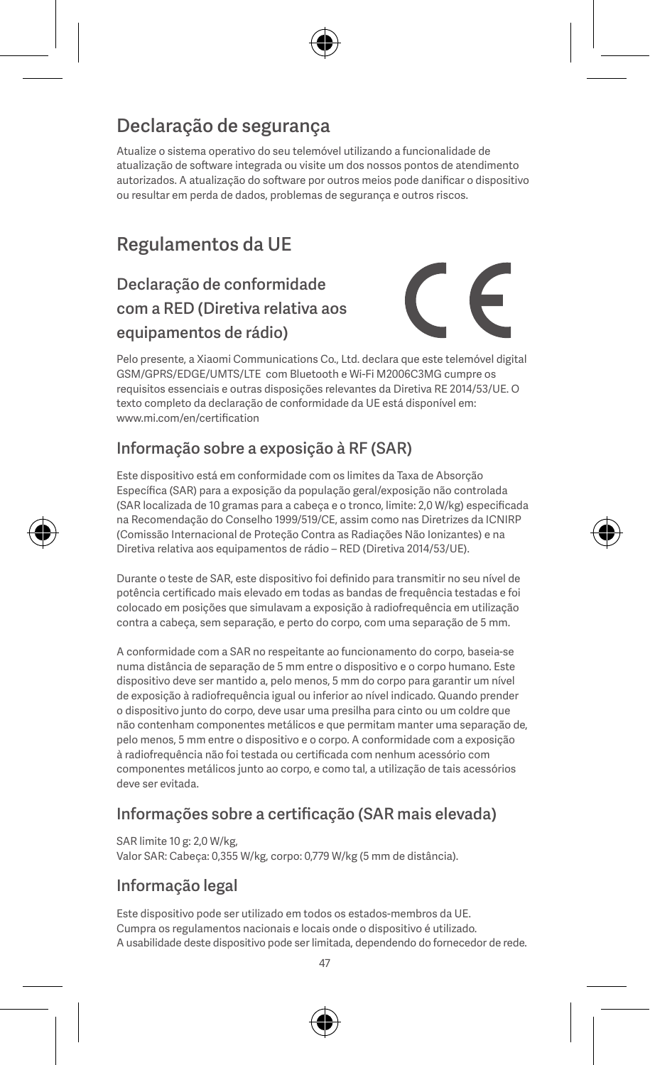# Declaração de segurança

Atualize o sistema operativo do seu telemóvel utilizando a funcionalidade de atualização de software integrada ou visite um dos nossos pontos de atendimento autorizados. A atualização do software por outros meios pode danificar o dispositivo ou resultar em perda de dados, problemas de segurança e outros riscos.

# Regulamentos da UE

## Declaração de conformidade com a RED (Diretiva relativa aos equipamentos de rádio)

Pelo presente, a Xiaomi Communications Co., Ltd. declara que este telemóvel digital GSM/GPRS/EDGE/UMTS/LTE com Bluetooth e Wi-Fi M2006C3MG cumpre os requisitos essenciais e outras disposições relevantes da Diretiva RE 2014/53/UE. O texto completo da declaração de conformidade da UE está disponível em: www.mi.com/en/certification

## Informação sobre a exposição à RF (SAR)

Este dispositivo está em conformidade com os limites da Taxa de Absorção Específica (SAR) para a exposição da população geral/exposição não controlada (SAR localizada de 10 gramas para a cabeça e o tronco, limite: 2,0 W/kg) especificada na Recomendação do Conselho 1999/519/CE, assim como nas Diretrizes da ICNIRP (Comissão Internacional de Proteção Contra as Radiações Não Ionizantes) e na Diretiva relativa aos equipamentos de rádio – RED (Diretiva 2014/53/UE).

Durante o teste de SAR, este dispositivo foi definido para transmitir no seu nível de potência certificado mais elevado em todas as bandas de frequência testadas e foi colocado em posições que simulavam a exposição à radiofrequência em utilização contra a cabeça, sem separação, e perto do corpo, com uma separação de 5 mm.

A conformidade com a SAR no respeitante ao funcionamento do corpo, baseia-se numa distância de separação de 5 mm entre o dispositivo e o corpo humano. Este dispositivo deve ser mantido a, pelo menos, 5 mm do corpo para garantir um nível de exposição à radiofrequência igual ou inferior ao nível indicado. Quando prender o dispositivo junto do corpo, deve usar uma presilha para cinto ou um coldre que não contenham componentes metálicos e que permitam manter uma separação de, pelo menos, 5 mm entre o dispositivo e o corpo. A conformidade com a exposição à radiofrequência não foi testada ou certificada com nenhum acessório com componentes metálicos junto ao corpo, e como tal, a utilização de tais acessórios deve ser evitada.

## Informações sobre a certificação (SAR mais elevada)

SAR limite 10 g: 2,0 W/kg,
Valor SAR: Cabeça: 0,355 W/kg, corpo: 0,779 W/kg (5 mm de distância).

## Informação legal

Este dispositivo pode ser utilizado em todos os estados-membros da UE.
Cumpra os regulamentos nacionais e locais onde o dispositivo é utilizado.
A usabilidade deste dispositivo pode ser limitada, dependendo do fornecedor de rede.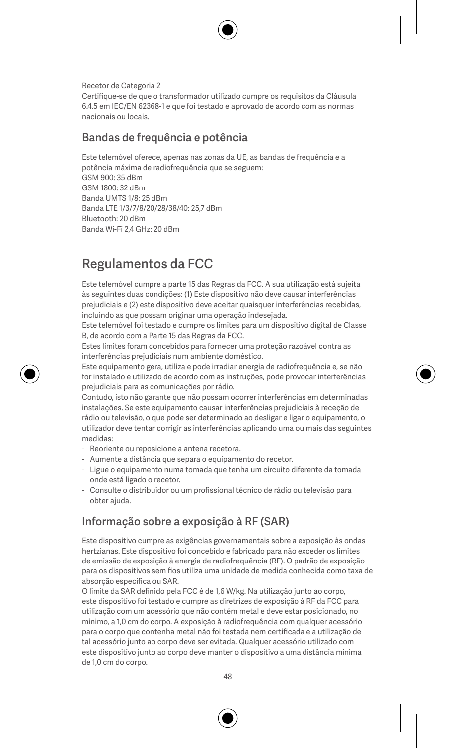Recetor de Categoria 2

Certifique-se de que o transformador utilizado cumpre os requisitos da Cláusula 6.4.5 em IEC/EN 62368-1 e que foi testado e aprovado de acordo com as normas nacionais ou locais.

## Bandas de frequência e potência

Este telemóvel oferece, apenas nas zonas da UE, as bandas de frequência e a potência máxima de radiofrequência que se seguem:
GSM 900: 35 dBm
GSM 1800: 32 dBm
Banda UMTS 1/8: 25 dBm
Banda LTE 1/3/7/8/20/28/38/40: 25,7 dBm
Bluetooth: 20 dBm
Banda Wi-Fi 2,4 GHz: 20 dBm

# Regulamentos da FCC

Este telemóvel cumpre a parte 15 das Regras da FCC. A sua utilização está sujeita às seguintes duas condições: (1) Este dispositivo não deve causar interferências prejudiciais e (2) este dispositivo deve aceitar quaisquer interferências recebidas, incluindo as que possam originar uma operação indesejada.
Este telemóvel foi testado e cumpre os limites para um dispositivo digital de Classe B, de acordo com a Parte 15 das Regras da FCC.
Estes limites foram concebidos para fornecer uma proteção razoável contra as interferências prejudiciais num ambiente doméstico.
Este equipamento gera, utiliza e pode irradiar energia de radiofrequência e, se não for instalado e utilizado de acordo com as instruções, pode provocar interferências prejudiciais para as comunicações por rádio.
Contudo, isto não garante que não possam ocorrer interferências em determinadas instalações. Se este equipamento causar interferências prejudiciais à receção de rádio ou televisão, o que pode ser determinado ao desligar e ligar o equipamento, o utilizador deve tentar corrigir as interferências aplicando uma ou mais das seguintes medidas:

- Reoriente ou reposicione a antena recetora.
- Aumente a distância que separa o equipamento do recetor.
- Ligue o equipamento numa tomada que tenha um circuito diferente da tomada onde está ligado o recetor.
- Consulte o distribuidor ou um profissional técnico de rádio ou televisão para obter ajuda.

## Informação sobre a exposição à RF (SAR)

Este dispositivo cumpre as exigências governamentais sobre a exposição às ondas hertzianas. Este dispositivo foi concebido e fabricado para não exceder os limites de emissão de exposição à energia de radiofrequência (RF). O padrão de exposição para os dispositivos sem fios utiliza uma unidade de medida conhecida como taxa de absorção específica ou SAR.
O limite da SAR definido pela FCC é de 1,6 W/kg. Na utilização junto ao corpo, este dispositivo foi testado e cumpre as diretrizes de exposição à RF da FCC para utilização com um acessório que não contém metal e deve estar posicionado, no mínimo, a 1,0 cm do corpo. A exposição à radiofrequência com qualquer acessório para o corpo que contenha metal não foi testada nem certificada e a utilização de tal acessório junto ao corpo deve ser evitada. Qualquer acessório utilizado com este dispositivo junto ao corpo deve manter o dispositivo a uma distância mínima de 1,0 cm do corpo.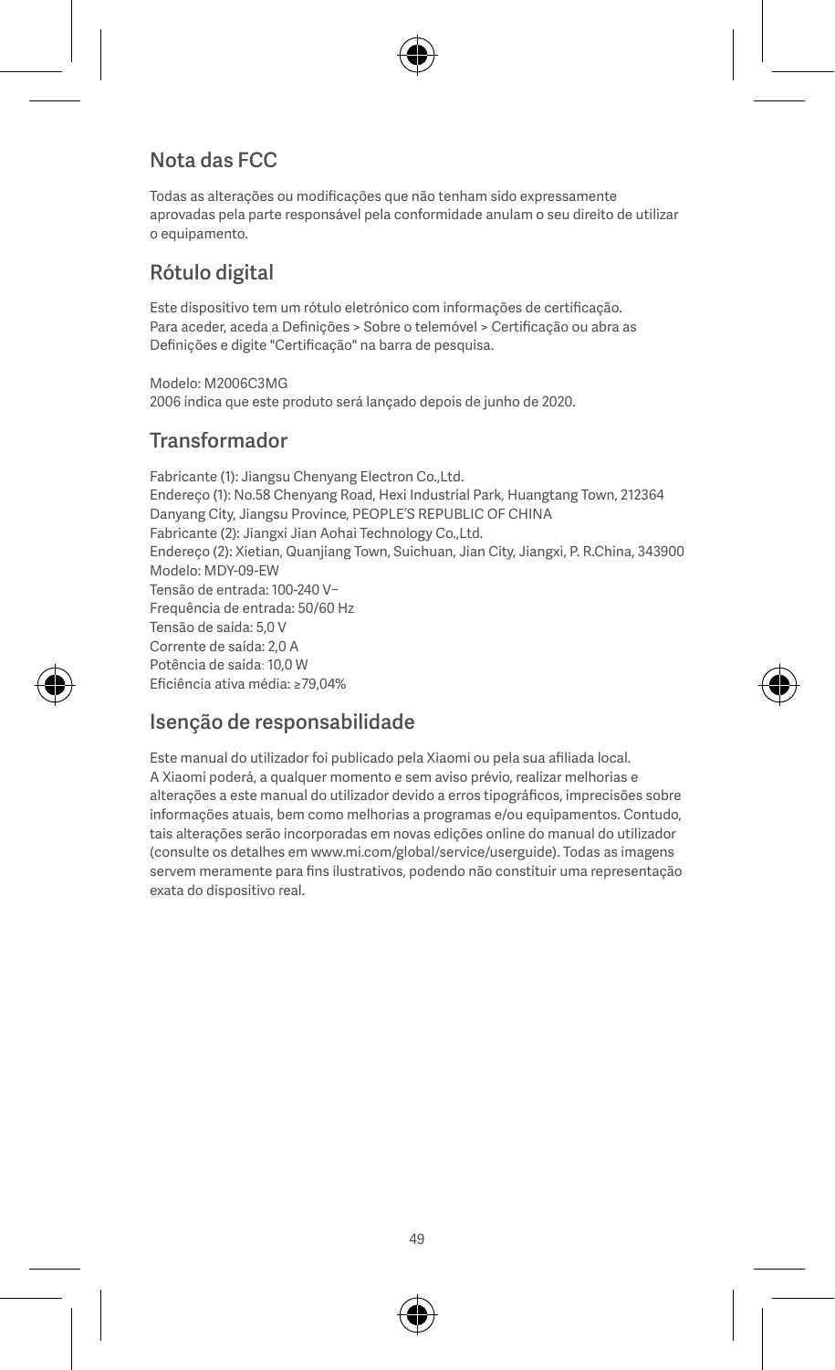## Nota das FCC

Todas as alterações ou modificações que não tenham sido expressamente aprovadas pela parte responsável pela conformidade anulam o seu direito de utilizar o equipamento.

## Rótulo digital

Este dispositivo tem um rótulo eletrónico com informações de certificação. Para aceder, aceda a Definições > Sobre o telemóvel > Certificação ou abra as Definições e digite "Certificação" na barra de pesquisa.

Modelo: M2006C3MG
2006 indica que este produto será lançado depois de junho de 2020.

## Transformador

Fabricante (1): Jiangsu Chenyang Electron Co.,Ltd.
Endereço (1): No.58 Chenyang Road, Hexi Industrial Park, Huangtang Town, 212364 Danyang City, Jiangsu Province, PEOPLE'S REPUBLIC OF CHINA
Fabricante (2): Jiangxi Jian Aohai Technology Co.,Ltd.
Endereço (2): Xietian, Quanjiang Town, Suichuan, Jian City, Jiangxi, P. R.China, 343900
Modelo: MDY-09-EW
Tensão de entrada: 100-240 V~
Frequência de entrada: 50/60 Hz
Tensão de saída: 5,0 V
Corrente de saída: 2,0 A
Potência de saída: 10,0 W
Eficiência ativa média: ≥79,04%

## Isenção de responsabilidade

Este manual do utilizador foi publicado pela Xiaomi ou pela sua afiliada local. A Xiaomi poderá, a qualquer momento e sem aviso prévio, realizar melhorias e alterações a este manual do utilizador devido a erros tipográficos, imprecisões sobre informações atuais, bem como melhorias a programas e/ou equipamentos. Contudo, tais alterações serão incorporadas em novas edições online do manual do utilizador (consulte os detalhes em www.mi.com/global/service/userguide). Todas as imagens servem meramente para fins ilustrativos, podendo não constituir uma representação exata do dispositivo real.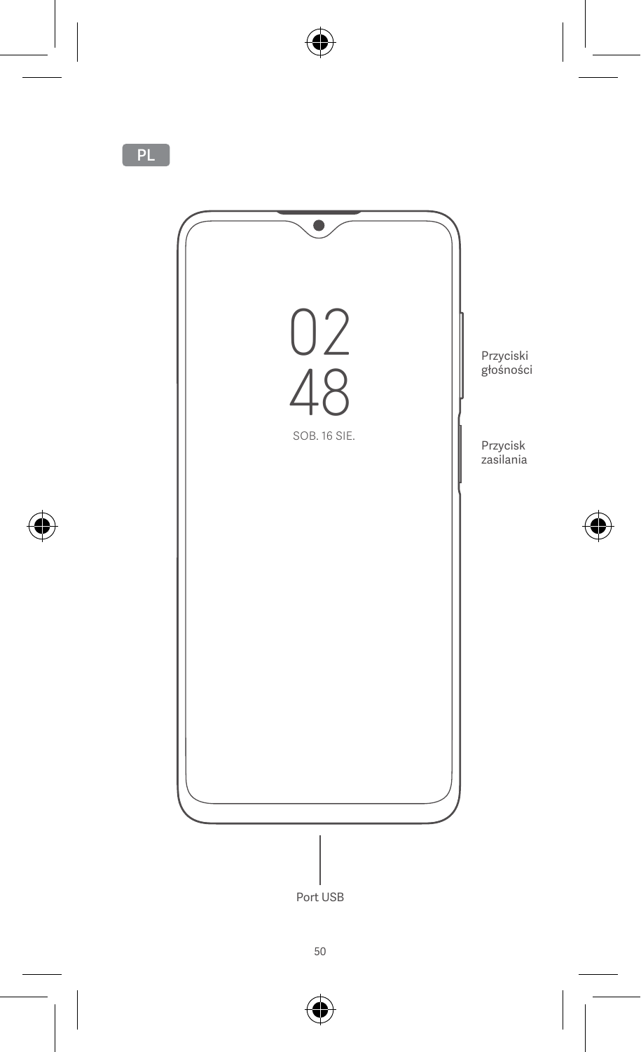PL

02
48
SOB. 16 SIE.

Przyciski głośności

Przycisk zasilania

Port USB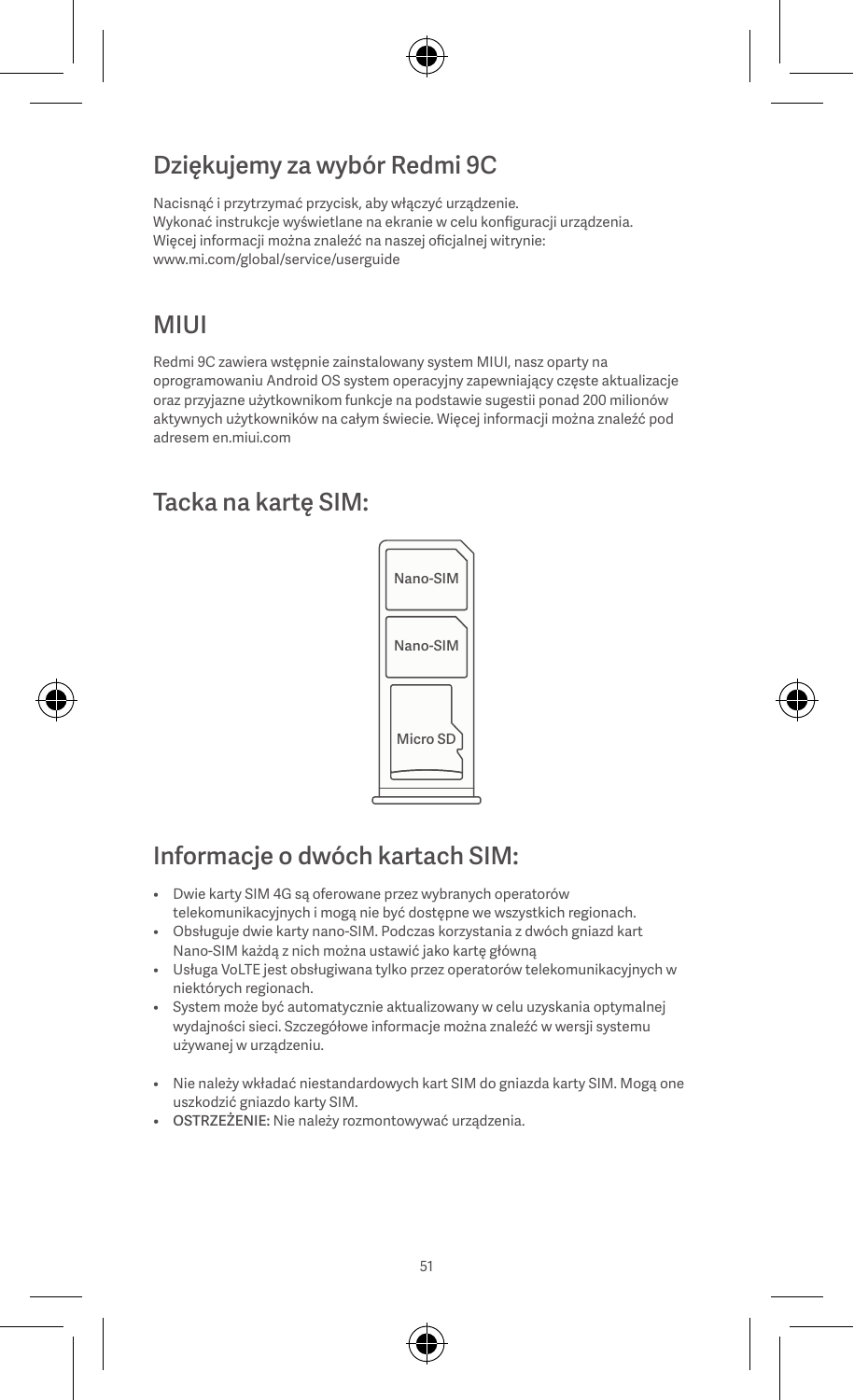## Dziękujemy za wybór Redmi 9C

Nacisnąć i przytrzymać przycisk, aby włączyć urządzenie.
Wykonać instrukcje wyświetlane na ekranie w celu konfiguracji urządzenia.
Więcej informacji można znaleźć na naszej oficjalnej witrynie:
www.mi.com/global/service/userguide

## MIUI

Redmi 9C zawiera wstępnie zainstalowany system MIUI, nasz oparty na oprogramowaniu Android OS system operacyjny zapewniający częste aktualizacje oraz przyjazne użytkownikom funkcje na podstawie sugestii ponad 200 milionów aktywnych użytkowników na całym świecie. Więcej informacji można znaleźć pod adresem en.miui.com

## Tacka na kartę SIM:

Nano-SIM

Nano-SIM

Micro SD

## Informacje o dwóch kartach SIM:

- Dwie karty SIM 4G są oferowane przez wybranych operatorów telekomunikacyjnych i mogą nie być dostępne we wszystkich regionach.
- Obsługuje dwie karty nano-SIM. Podczas korzystania z dwóch gniazd kart Nano-SIM każdą z nich można ustawić jako kartę główną
- Usługa VoLTE jest obsługiwana tylko przez operatorów telekomunikacyjnych w niektórych regionach.
- System może być automatycznie aktualizowany w celu uzyskania optymalnej wydajności sieci. Szczegółowe informacje można znaleźć w wersji systemu używanej w urządzeniu.

- Nie należy wkładać niestandardowych kart SIM do gniazda karty SIM. Mogą one uszkodzić gniazdo karty SIM.
- OSTRZEŻENIE: Nie należy rozmontowywać urządzenia.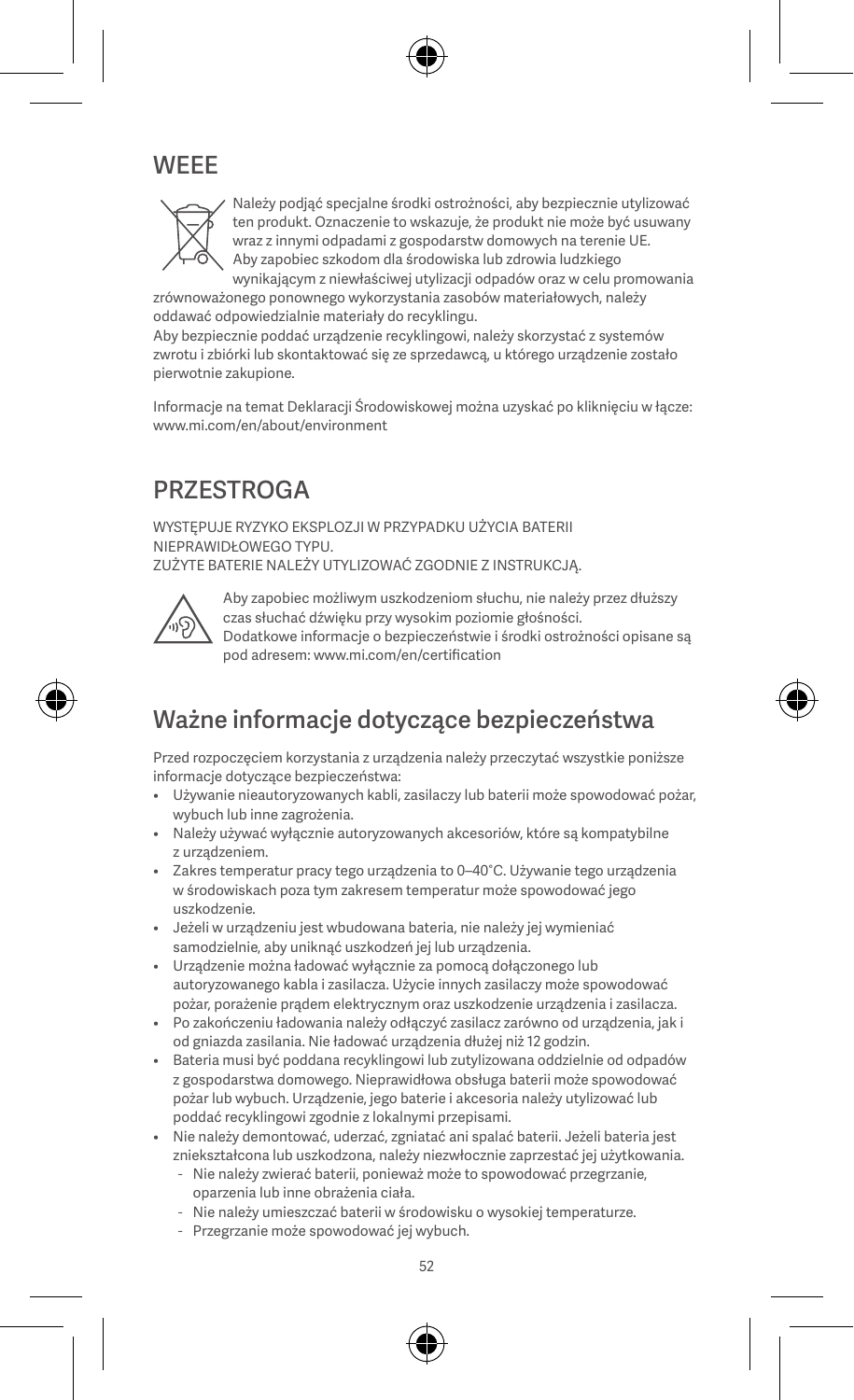## WEEE

Należy podjąć specjalne środki ostrożności, aby bezpiecznie utylizować ten produkt. Oznaczenie to wskazuje, że produkt nie może być usuwany wraz z innymi odpadami z gospodarstw domowych na terenie UE. Aby zapobiec szkodom dla środowiska lub zdrowia ludzkiego wynikającym z niewłaściwej utylizacji odpadów oraz w celu promowania zrównoważonego ponownego wykorzystania zasobów materiałowych, należy oddawać odpowiedzialnie materiały do recyklingu.
Aby bezpiecznie poddać urządzenie recyklingowi, należy skorzystać z systemów zwrotu i zbiórki lub skontaktować się ze sprzedawcą, u którego urządzenie zostało pierwotnie zakupione.

Informacje na temat Deklaracji Środowiskowej można uzyskać po kliknięciu w łącze: www.mi.com/en/about/environment

## PRZESTROGA

WYSTĘPUJE RYZYKO EKSPLOZJI W PRZYPADKU UŻYCIA BATERII NIEPRAWIDŁOWEGO TYPU.
ZUŻYTE BATERIE NALEŻY UTYLIZOWAĆ ZGODNIE Z INSTRUKCJĄ.

Aby zapobiec możliwym uszkodzeniom słuchu, nie należy przez dłuższy czas słuchać dźwięku przy wysokim poziomie głośności.
Dodatkowe informacje o bezpieczeństwie i środki ostrożności opisane są pod adresem: www.mi.com/en/certification

## Ważne informacje dotyczące bezpieczeństwa

Przed rozpoczęciem korzystania z urządzenia należy przeczytać wszystkie poniższe informacje dotyczące bezpieczeństwa:

- Używanie nieautoryzowanych kabli, zasilaczy lub baterii może spowodować pożar, wybuch lub inne zagrożenia.
- Należy używać wyłącznie autoryzowanych akcesoriów, które są kompatybilne z urządzeniem.
- Zakres temperatur pracy tego urządzenia to 0–40°C. Używanie tego urządzenia w środowiskach poza tym zakresem temperatur może spowodować jego uszkodzenie.
- Jeżeli w urządzeniu jest wbudowana bateria, nie należy jej wymieniać samodzielnie, aby uniknąć uszkodzeń jej lub urządzenia.
- Urządzenie można ładować wyłącznie za pomocą dołączonego lub autoryzowanego kabla i zasilacza. Użycie innych zasilaczy może spowodować pożar, porażenie prądem elektrycznym oraz uszkodzenie urządzenia i zasilacza.
- Po zakończeniu ładowania należy odłączyć zasilacz zarówno od urządzenia, jak i od gniazda zasilania. Nie ładować urządzenia dłużej niż 12 godzin.
- Bateria musi być poddana recyklingowi lub zutylizowana oddzielnie od odpadów z gospodarstwa domowego. Nieprawidłowa obsługa baterii może spowodować pożar lub wybuch. Urządzenie, jego baterie i akcesoria należy utylizować lub poddać recyklingowi zgodnie z lokalnymi przepisami.
- Nie należy demontować, uderzać, zgniatać ani spalać baterii. Jeżeli bateria jest zniekształcona lub uszkodzona, należy niezwłocznie zaprzestać jej użytkowania.
  - Nie należy zwierać baterii, ponieważ może to spowodować przegrzanie, oparzenia lub inne obrażenia ciała.
  - Nie należy umieszczać baterii w środowisku o wysokiej temperaturze.
  - Przegrzanie może spowodować jej wybuch.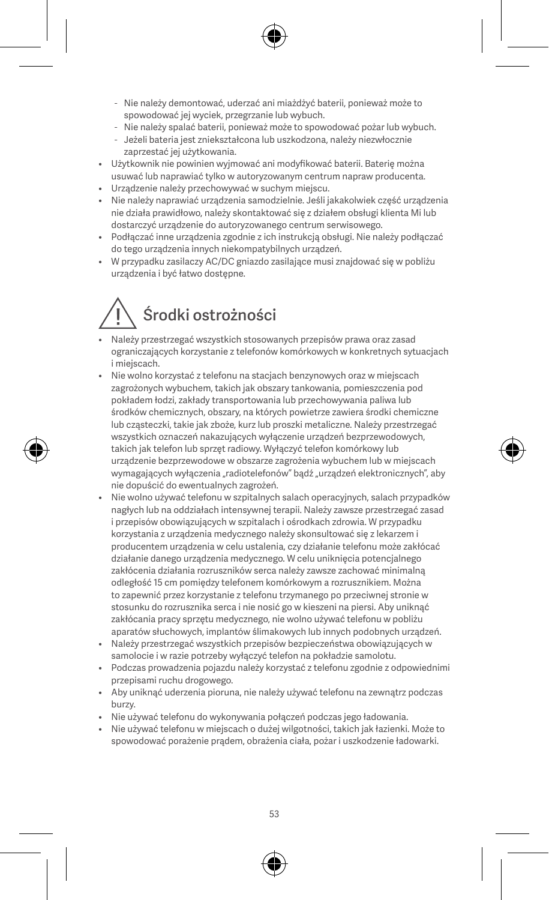- Nie należy demontować, uderzać ani miażdżyć baterii, ponieważ może to spowodować jej wyciek, przegrzanie lub wybuch.
  - Nie należy spalać baterii, ponieważ może to spowodować pożar lub wybuch.
  - Jeżeli bateria jest zniekształcona lub uszkodzona, należy niezwłocznie zaprzestać jej użytkowania.
- Użytkownik nie powinien wyjmować ani modyfikować baterii. Baterię można usuwać lub naprawiać tylko w autoryzowanym centrum napraw producenta.
- Urządzenie należy przechowywać w suchym miejscu.
- Nie należy naprawiać urządzenia samodzielnie. Jeśli jakakolwiek część urządzenia nie działa prawidłowo, należy skontaktować się z działem obsługi klienta Mi lub dostarczyć urządzenie do autoryzowanego centrum serwisowego.
- Podłączać inne urządzenia zgodnie z ich instrukcją obsługi. Nie należy podłączać do tego urządzenia innych niekompatybilnych urządzeń.
- W przypadku zasilaczy AC/DC gniazdo zasilające musi znajdować się w pobliżu urządzenia i być łatwo dostępne.

# Środki ostrożności

- Należy przestrzegać wszystkich stosowanych przepisów prawa oraz zasad ograniczających korzystanie z telefonów komórkowych w konkretnych sytuacjach i miejscach.
- Nie wolno korzystać z telefonu na stacjach benzynowych oraz w miejscach zagrożonych wybuchem, takich jak obszary tankowania, pomieszczenia pod pokładem łodzi, zakłady transportowania lub przechowywania paliwa lub środków chemicznych, obszary, na których powietrze zawiera środki chemiczne lub cząsteczki, takie jak zboże, kurz lub proszki metaliczne. Należy przestrzegać wszystkich oznaczeń nakazujących wyłączenie urządzeń bezprzewodowych, takich jak telefon lub sprzęt radiowy. Wyłączyć telefon komórkowy lub urządzenie bezprzewodowe w obszarze zagrożenia wybuchem lub w miejscach wymagających wyłączenia „radiotelefonów" bądź „urządzeń elektronicznych", aby nie dopuścić do ewentualnych zagrożeń.
- Nie wolno używać telefonu w szpitalnych salach operacyjnych, salach przypadków nagłych lub na oddziałach intensywnej terapii. Należy zawsze przestrzegać zasad i przepisów obowiązujących w szpitalach i ośrodkach zdrowia. W przypadku korzystania z urządzenia medycznego należy skonsultować się z lekarzem i producentem urządzenia w celu ustalenia, czy działanie telefonu może zakłócać działanie danego urządzenia medycznego. W celu uniknięcia potencjalnego zakłócenia działania rozruszników serca należy zawsze zachować minimalną odległość 15 cm pomiędzy telefonem komórkowym a rozrusznikiem. Można to zapewnić przez korzystanie z telefonu trzymanego po przeciwnej stronie w stosunku do rozrusznika serca i nie nosić go w kieszeni na piersi. Aby uniknąć zakłócania pracy sprzętu medycznego, nie wolno używać telefonu w pobliżu aparatów słuchowych, implantów ślimakowych lub innych podobnych urządzeń.
- Należy przestrzegać wszystkich przepisów bezpieczeństwa obowiązujących w samolocie i w razie potrzeby wyłączyć telefon na pokładzie samolotu.
- Podczas prowadzenia pojazdu należy korzystać z telefonu zgodnie z odpowiednimi przepisami ruchu drogowego.
- Aby uniknąć uderzenia pioruna, nie należy używać telefonu na zewnątrz podczas burzy.
- Nie używać telefonu do wykonywania połączeń podczas jego ładowania.
- Nie używać telefonu w miejscach o dużej wilgotności, takich jak łazienki. Może to spowodować porażenie prądem, obrażenia ciała, pożar i uszkodzenie ładowarki.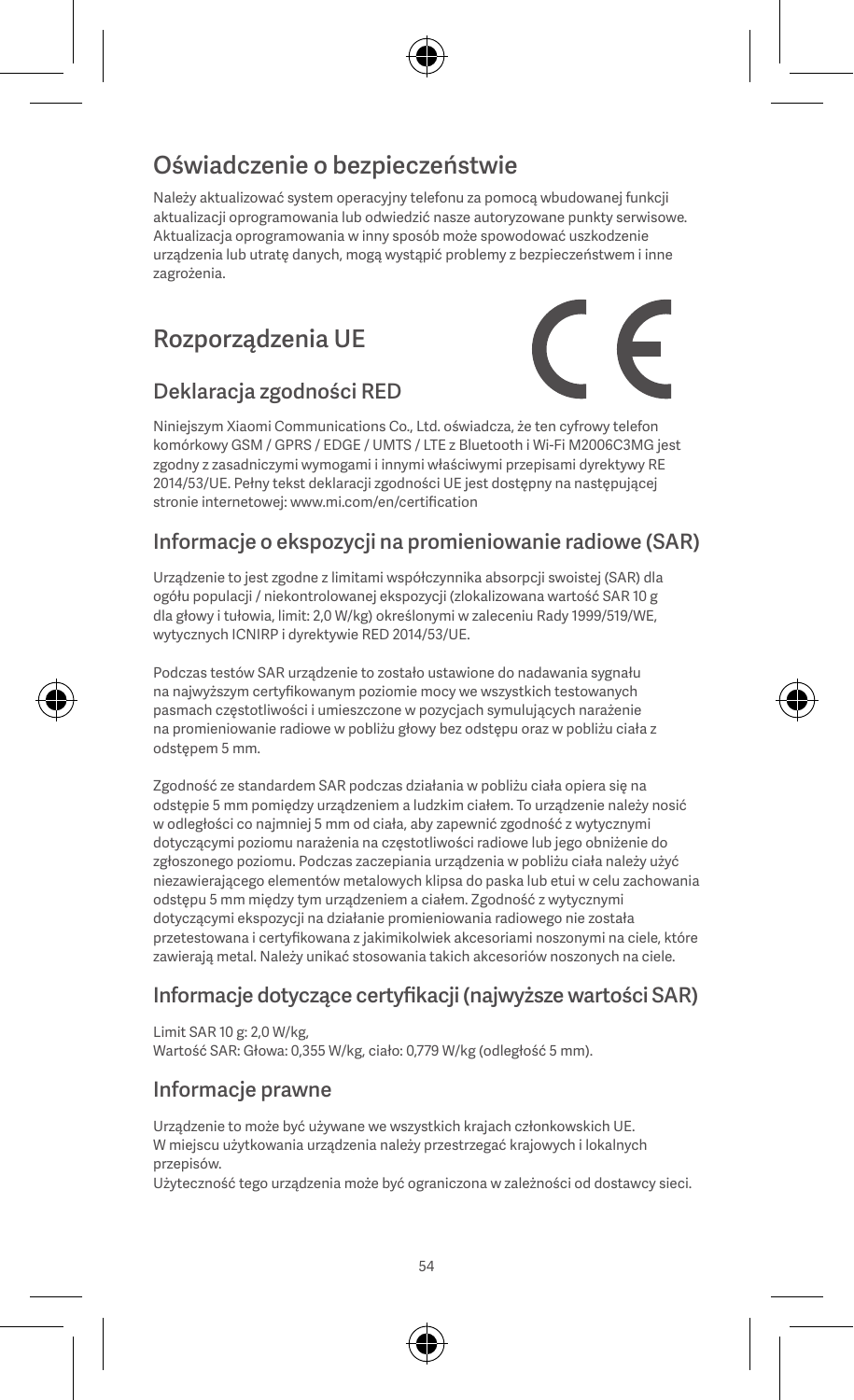## Oświadczenie o bezpieczeństwie

Należy aktualizować system operacyjny telefonu za pomocą wbudowanej funkcji aktualizacji oprogramowania lub odwiedzić nasze autoryzowane punkty serwisowe. Aktualizacja oprogramowania w inny sposób może spowodować uszkodzenie urządzenia lub utratę danych, mogą wystąpić problemy z bezpieczeństwem i inne zagrożenia.

## Rozporządzenia UE

### Deklaracja zgodności RED

Niniejszym Xiaomi Communications Co., Ltd. oświadcza, że ten cyfrowy telefon komórkowy GSM / GPRS / EDGE / UMTS / LTE z Bluetooth i Wi-Fi M2006C3MG jest zgodny z zasadniczymi wymogami i innymi właściwymi przepisami dyrektywy RE 2014/53/UE. Pełny tekst deklaracji zgodności UE jest dostępny na następującej stronie internetowej: www.mi.com/en/certification

### Informacje o ekspozycji na promieniowanie radiowe (SAR)

Urządzenie to jest zgodne z limitami współczynnika absorpcji swoistej (SAR) dla ogółu populacji / niekontrolowanej ekspozycji (zlokalizowana wartość SAR 10 g dla głowy i tułowia, limit: 2,0 W/kg) określonymi w zaleceniu Rady 1999/519/WE, wytycznych ICNIRP i dyrektywie RED 2014/53/UE.

Podczas testów SAR urządzenie to zostało ustawione do nadawania sygnału na najwyższym certyfikowanym poziomie mocy we wszystkich testowanych pasmach częstotliwości i umieszczone w pozycjach symulujących narażenie na promieniowanie radiowe w pobliżu głowy bez odstępu oraz w pobliżu ciała z odstępem 5 mm.

Zgodność ze standardem SAR podczas działania w pobliżu ciała opiera się na odstępie 5 mm pomiędzy urządzeniem a ludzkim ciałem. To urządzenie należy nosić w odległości co najmniej 5 mm od ciała, aby zapewnić zgodność z wytycznymi dotyczącymi poziomu narażenia na częstotliwości radiowe lub jego obniżenie do zgłoszonego poziomu. Podczas zaczepiania urządzenia w pobliżu ciała należy użyć niezawierającego elementów metalowych klipsa do paska lub etui w celu zachowania odstępu 5 mm między tym urządzeniem a ciałem. Zgodność z wytycznymi dotyczącymi ekspozycji na działanie promieniowania radiowego nie została przetestowana i certyfikowana z jakimikolwiek akcesoriami noszonymi na ciele, które zawierają metal. Należy unikać stosowania takich akcesoriów noszonych na ciele.

### Informacje dotyczące certyfikacji (najwyższe wartości SAR)

Limit SAR 10 g: 2,0 W/kg,
Wartość SAR: Głowa: 0,355 W/kg, ciało: 0,779 W/kg (odległość 5 mm).

### Informacje prawne

Urządzenie to może być używane we wszystkich krajach członkowskich UE.
W miejscu użytkowania urządzenia należy przestrzegać krajowych i lokalnych przepisów.
Użyteczność tego urządzenia może być ograniczona w zależności od dostawcy sieci.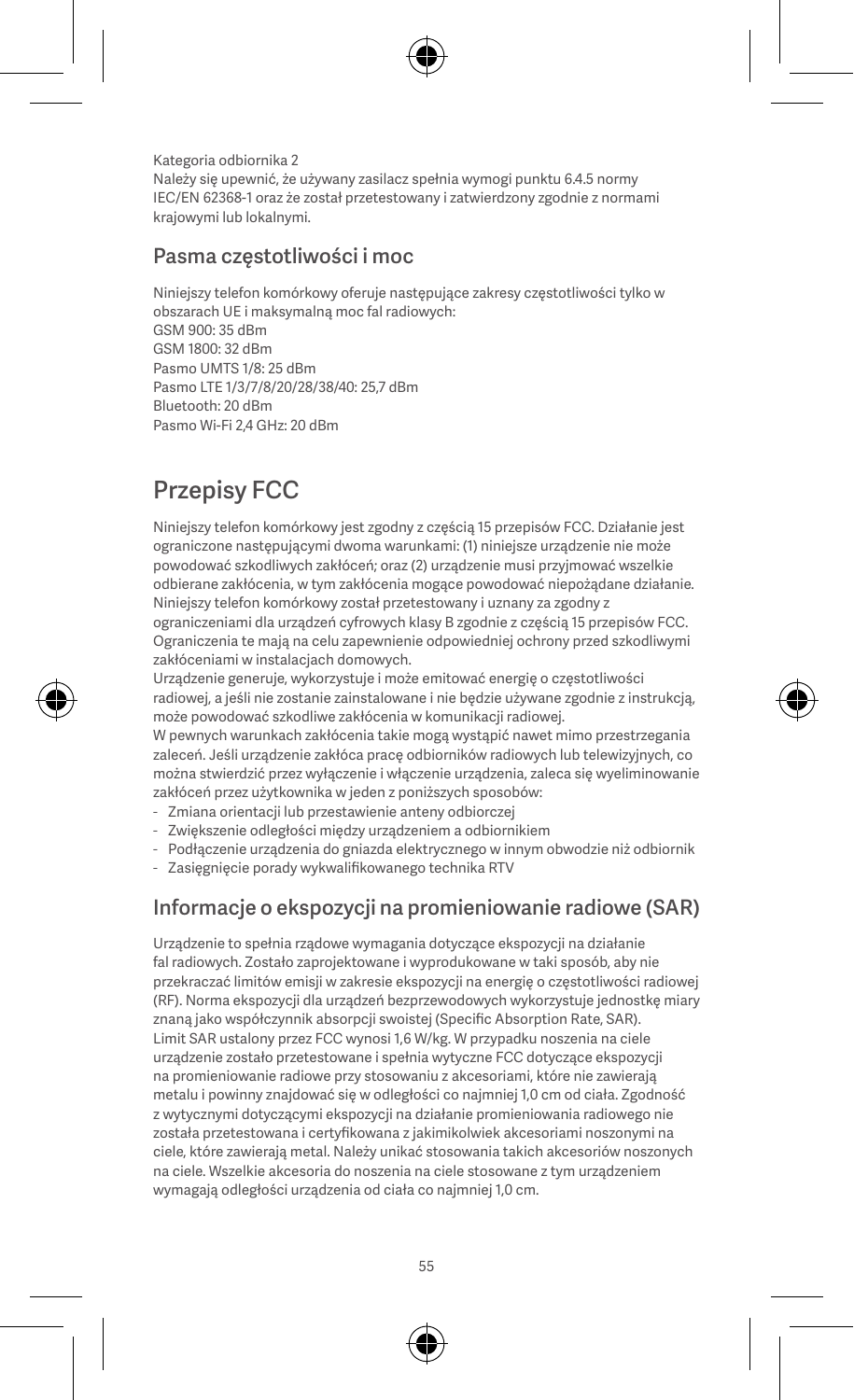Kategoria odbiornika 2
Należy się upewnić, że używany zasilacz spełnia wymogi punktu 6.4.5 normy IEC/EN 62368-1 oraz że został przetestowany i zatwierdzony zgodnie z normami krajowymi lub lokalnymi.

## Pasma częstotliwości i moc

Niniejszy telefon komórkowy oferuje następujące zakresy częstotliwości tylko w obszarach UE i maksymalną moc fal radiowych:
GSM 900: 35 dBm
GSM 1800: 32 dBm
Pasmo UMTS 1/8: 25 dBm
Pasmo LTE 1/3/7/8/20/28/38/40: 25,7 dBm
Bluetooth: 20 dBm
Pasmo Wi-Fi 2,4 GHz: 20 dBm

# Przepisy FCC

Niniejszy telefon komórkowy jest zgodny z częścią 15 przepisów FCC. Działanie jest ograniczone następującymi dwoma warunkami: (1) niniejsze urządzenie nie może powodować szkodliwych zakłóceń; oraz (2) urządzenie musi przyjmować wszelkie odbierane zakłócenia, w tym zakłócenia mogące powodować niepożądane działanie.
Niniejszy telefon komórkowy został przetestowany i uznany za zgodny z ograniczeniami dla urządzeń cyfrowych klasy B zgodnie z częścią 15 przepisów FCC. Ograniczenia te mają na celu zapewnienie odpowiedniej ochrony przed szkodliwymi zakłóceniami w instalacjach domowych.
Urządzenie generuje, wykorzystuje i może emitować energię o częstotliwości radiowej, a jeśli nie zostanie zainstalowane i nie będzie używane zgodnie z instrukcją, może powodować szkodliwe zakłócenia w komunikacji radiowej.
W pewnych warunkach zakłócenia takie mogą wystąpić nawet mimo przestrzegania zaleceń. Jeśli urządzenie zakłóca pracę odbiorników radiowych lub telewizyjnych, co można stwierdzić przez wyłączenie i włączenie urządzenia, zaleca się wyeliminowanie zakłóceń przez użytkownika w jeden z poniższych sposobów:

- Zmiana orientacji lub przestawienie anteny odbiorczej
- Zwiększenie odległości między urządzeniem a odbiornikiem
- Podłączenie urządzenia do gniazda elektrycznego w innym obwodzie niż odbiornik
- Zasięgnięcie porady wykwalifikowanego technika RTV

## Informacje o ekspozycji na promieniowanie radiowe (SAR)

Urządzenie to spełnia rządowe wymagania dotyczące ekspozycji na działanie fal radiowych. Zostało zaprojektowane i wyprodukowane w taki sposób, aby nie przekraczać limitów emisji w zakresie ekspozycji na energię o częstotliwości radiowej (RF). Norma ekspozycji dla urządzeń bezprzewodowych wykorzystuje jednostkę miary znaną jako współczynnik absorpcji swoistej (Specific Absorption Rate, SAR). Limit SAR ustalony przez FCC wynosi 1,6 W/kg. W przypadku noszenia na ciele urządzenie zostało przetestowane i spełnia wytyczne FCC dotyczące ekspozycji na promieniowanie radiowe przy stosowaniu z akcesoriami, które nie zawierają metalu i powinny znajdować się w odległości co najmniej 1,0 cm od ciała. Zgodność z wytycznymi dotyczącymi ekspozycji na działanie promieniowania radiowego nie została przetestowana i certyfikowana z jakimikolwiek akcesoriami noszonymi na ciele, które zawierają metal. Należy unikać stosowania takich akcesoriów noszonych na ciele. Wszelkie akcesoria do noszenia na ciele stosowane z tym urządzeniem wymagają odległości urządzenia od ciała co najmniej 1,0 cm.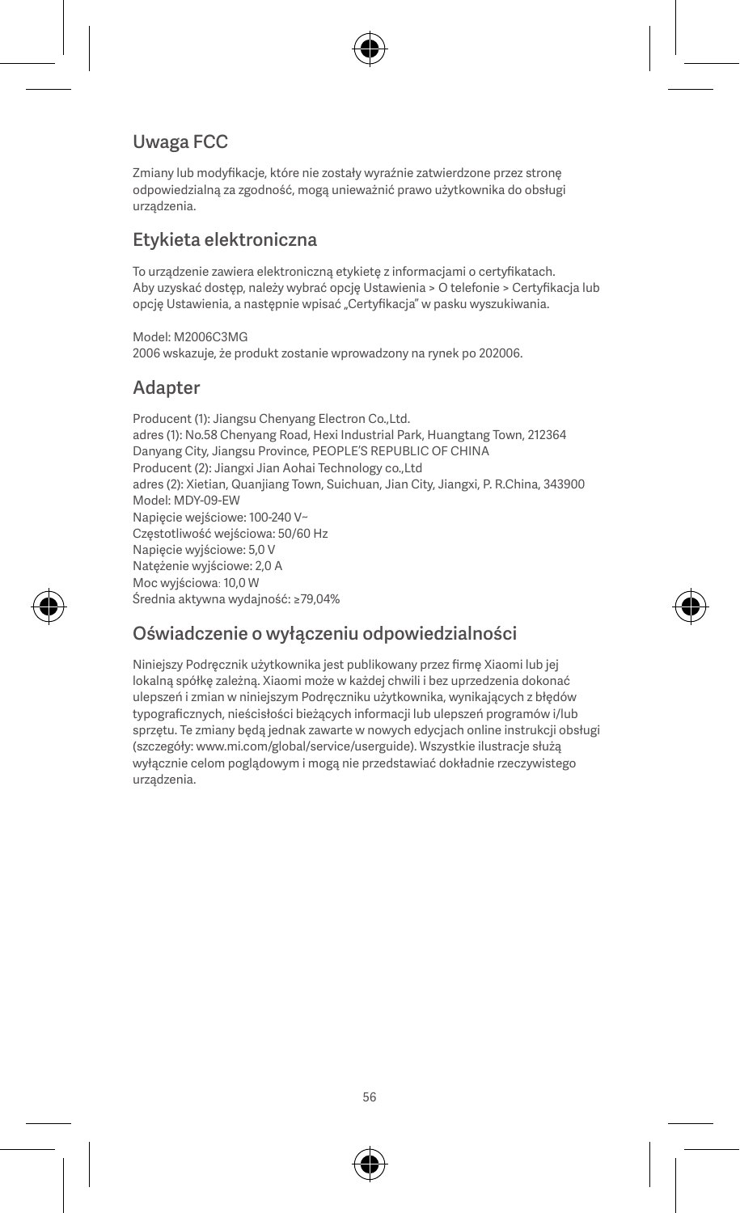## Uwaga FCC

Zmiany lub modyfikacje, które nie zostały wyraźnie zatwierdzone przez stronę odpowiedzialną za zgodność, mogą unieważnić prawo użytkownika do obsługi urządzenia.

## Etykieta elektroniczna

To urządzenie zawiera elektroniczną etykietę z informacjami o certyfikatach. Aby uzyskać dostęp, należy wybrać opcję Ustawienia > O telefonie > Certyfikacja lub opcję Ustawienia, a następnie wpisać „Certyfikacja" w pasku wyszukiwania.

Model: M2006C3MG
2006 wskazuje, że produkt zostanie wprowadzony na rynek po 202006.

## Adapter

Producent (1): Jiangsu Chenyang Electron Co.,Ltd.
adres (1): No.58 Chenyang Road, Hexi Industrial Park, Huangtang Town, 212364 Danyang City, Jiangsu Province, PEOPLE'S REPUBLIC OF CHINA
Producent (2): Jiangxi Jian Aohai Technology co.,Ltd
adres (2): Xietian, Quanjiang Town, Suichuan, Jian City, Jiangxi, P. R.China, 343900
Model: MDY-09-EW
Napięcie wejściowe: 100-240 V~
Częstotliwość wejściowa: 50/60 Hz
Napięcie wyjściowe: 5,0 V
Natężenie wyjściowe: 2,0 A
Moc wyjściowa: 10,0 W
Średnia aktywna wydajność: ≥79,04%

## Oświadczenie o wyłączeniu odpowiedzialności

Niniejszy Podręcznik użytkownika jest publikowany przez firmę Xiaomi lub jej lokalną spółkę zależną. Xiaomi może w każdej chwili i bez uprzedzenia dokonać ulepszeń i zmian w niniejszym Podręczniku użytkownika, wynikających z błędów typograficznych, nieścisłości bieżących informacji lub ulepszeń programów i/lub sprzętu. Te zmiany będą jednak zawarte w nowych edycjach online instrukcji obsługi (szczegóły: www.mi.com/global/service/userguide). Wszystkie ilustracje służą wyłącznie celom poglądowym i mogą nie przedstawiać dokładnie rzeczywistego urządzenia.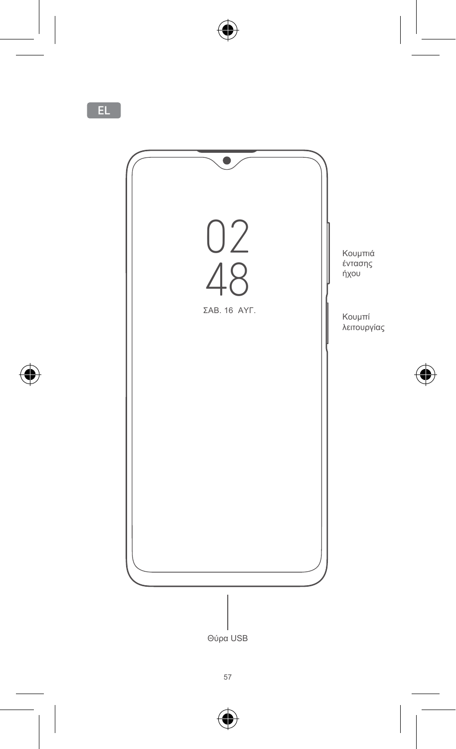EL

02
48
ΣΑΒ. 16 ΑΥΓ.

Κουμπιά έντασης ήχου

Κουμπί λειτουργίας

Θύρα USB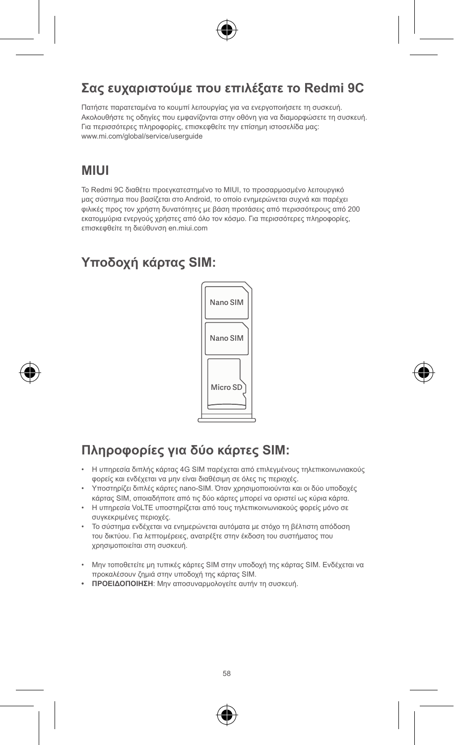## Σας ευχαριστούμε που επιλέξατε το Redmi 9C

Πατήστε παρατεταμένα το κουμπί λειτουργίας για να ενεργοποιήσετε τη συσκευή.
Ακολουθήστε τις οδηγίες που εμφανίζονται στην οθόνη για να διαμορφώσετε τη συσκευή.
Για περισσότερες πληροφορίες, επισκεφθείτε την επίσημη ιστοσελίδα μας:
www.mi.com/global/service/userguide

## MIUI

Το Redmi 9C διαθέτει προεγκατεστημένο το MIUI, το προσαρμοσμένο λειτουργικό μας σύστημα που βασίζεται στο Android, το οποίο ενημερώνεται συχνά και παρέχει φιλικές προς τον χρήστη δυνατότητες με βάση προτάσεις από περισσότερους από 200 εκατομμύρια ενεργούς χρήστες από όλο τον κόσμο. Για περισσότερες πληροφορίες, επισκεφθείτε τη διεύθυνση en.miui.com

## Υποδοχή κάρτας SIM:

Nano SIM

Nano SIM

Micro SD

## Πληροφορίες για δύο κάρτες SIM:

- Η υπηρεσία διπλής κάρτας 4G SIM παρέχεται από επιλεγμένους τηλεπικοινωνιακούς φορείς και ενδέχεται να μην είναι διαθέσιμη σε όλες τις περιοχές.
- Υποστηρίζει διπλές κάρτες nano-SIM. Όταν χρησιμοποιούνται και οι δύο υποδοχές κάρτας SIM, οποιαδήποτε από τις δύο κάρτες μπορεί να οριστεί ως κύρια κάρτα.
- Η υπηρεσία VoLTE υποστηρίζεται από τους τηλεπικοινωνιακούς φορείς μόνο σε συγκεκριμένες περιοχές.
- Το σύστημα ενδέχεται να ενημερώνεται αυτόματα με στόχο τη βέλτιστη απόδοση του δικτύου. Για λεπτομέρειες, ανατρέξτε στην έκδοση του συστήματος που χρησιμοποιείται στη συσκευή.

- Μην τοποθετείτε μη τυπικές κάρτες SIM στην υποδοχή της κάρτας SIM. Ενδέχεται να προκαλέσουν ζημιά στην υποδοχή της κάρτας SIM.
- **ΠΡΟΕΙΔΟΠΟΙΗΣΗ**: Μην αποσυναρμολογείτε αυτήν τη συσκευή.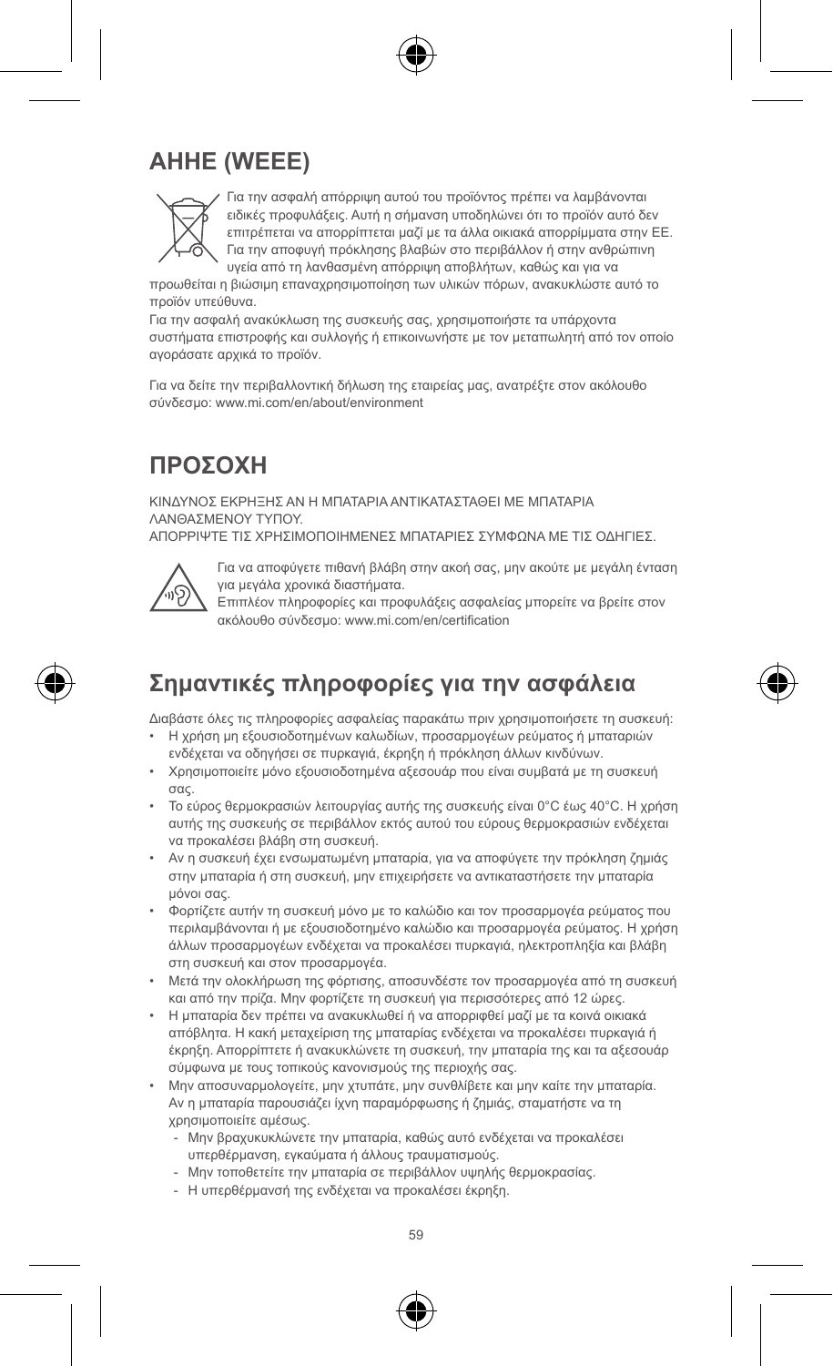## ΑΗΗΕ (WEEE)

Για την ασφαλή απόρριψη αυτού του προϊόντος πρέπει να λαμβάνονται ειδικές προφυλάξεις. Αυτή η σήμανση υποδηλώνει ότι το προϊόν αυτό δεν επιτρέπεται να απορρίπτεται μαζί με τα άλλα οικιακά απορρίμματα στην ΕΕ. Για την αποφυγή πρόκλησης βλαβών στο περιβάλλον ή στην ανθρώπινη υγεία από τη λανθασμένη απόρριψη αποβλήτων, καθώς και για να προωθείται η βιώσιμη επαναχρησιμοποίηση των υλικών πόρων, ανακυκλώστε αυτό το προϊόν υπεύθυνα.

Για την ασφαλή ανακύκλωση της συσκευής σας, χρησιμοποιήστε τα υπάρχοντα συστήματα επιστροφής και συλλογής ή επικοινωνήστε με τον μεταπωλητή από τον οποίο αγοράσατε αρχικά το προϊόν.

Για να δείτε την περιβαλλοντική δήλωση της εταιρείας μας, ανατρέξτε στον ακόλουθο σύνδεσμο: www.mi.com/en/about/environment

## ΠΡΟΣΟΧΗ

ΚΙΝΔΥΝΟΣ ΕΚΡΗΞΗΣ ΑΝ Η ΜΠΑΤΑΡΙΑ ΑΝΤΙΚΑΤΑΣΤΑΘΕΙ ΜΕ ΜΠΑΤΑΡΙΑ ΛΑΝΘΑΣΜΕΝΟΥ ΤΥΠΟΥ.
ΑΠΟΡΡΙΨΤΕ ΤΙΣ ΧΡΗΣΙΜΟΠΟΙΗΜΕΝΕΣ ΜΠΑΤΑΡΙΕΣ ΣΥΜΦΩΝΑ ΜΕ ΤΙΣ ΟΔΗΓΙΕΣ.

Για να αποφύγετε πιθανή βλάβη στην ακοή σας, μην ακούτε με μεγάλη ένταση για μεγάλα χρονικά διαστήματα.
Επιπλέον πληροφορίες και προφυλάξεις ασφαλείας μπορείτε να βρείτε στον ακόλουθο σύνδεσμο: www.mi.com/en/certification

## Σημαντικές πληροφορίες για την ασφάλεια

Διαβάστε όλες τις πληροφορίες ασφαλείας παρακάτω πριν χρησιμοποιήσετε τη συσκευή:

- Η χρήση μη εξουσιοδοτημένων καλωδίων, προσαρμογέων ρεύματος ή μπαταριών ενδέχεται να οδηγήσει σε πυρκαγιά, έκρηξη ή πρόκληση άλλων κινδύνων.
- Χρησιμοποιείτε μόνο εξουσιοδοτημένα αξεσουάρ που είναι συμβατά με τη συσκευή σας.
- Το εύρος θερμοκρασιών λειτουργίας αυτής της συσκευής είναι 0°C έως 40°C. Η χρήση αυτής της συσκευής σε περιβάλλον εκτός αυτού του εύρους θερμοκρασιών ενδέχεται να προκαλέσει βλάβη στη συσκευή.
- Αν η συσκευή έχει ενσωματωμένη μπαταρία, για να αποφύγετε την πρόκληση ζημιάς στην μπαταρία ή στη συσκευή, μην επιχειρήσετε να αντικαταστήσετε την μπαταρία μόνοι σας.
- Φορτίζετε αυτήν τη συσκευή μόνο με το καλώδιο και τον προσαρμογέα ρεύματος που περιλαμβάνονται ή με εξουσιοδοτημένο καλώδιο και προσαρμογέα ρεύματος. Η χρήση άλλων προσαρμογέων ενδέχεται να προκαλέσει πυρκαγιά, ηλεκτροπληξία και βλάβη στη συσκευή και στον προσαρμογέα.
- Μετά την ολοκλήρωση της φόρτισης, αποσυνδέστε τον προσαρμογέα από τη συσκευή και από την πρίζα. Μην φορτίζετε τη συσκευή για περισσότερες από 12 ώρες.
- Η μπαταρία δεν πρέπει να ανακυκλωθεί ή να απορριφθεί μαζί με τα κοινά οικιακά απόβλητα. Η κακή μεταχείριση της μπαταρίας ενδέχεται να προκαλέσει πυρκαγιά ή έκρηξη. Απορρίπτετε ή ανακυκλώνετε τη συσκευή, την μπαταρία της και τα αξεσουάρ σύμφωνα με τους τοπικούς κανονισμούς της περιοχής σας.
- Μην αποσυναρμολογείτε, μην χτυπάτε, μην συνθλίβετε και μην καίτε την μπαταρία. Αν η μπαταρία παρουσιάζει ίχνη παραμόρφωσης ή ζημιάς, σταματήστε να τη χρησιμοποιείτε αμέσως.
  - Μην βραχυκυκλώνετε την μπαταρία, καθώς αυτό ενδέχεται να προκαλέσει υπερθέρμανση, εγκαύματα ή άλλους τραυματισμούς.
  - Μην τοποθετείτε την μπαταρία σε περιβάλλον υψηλής θερμοκρασίας.
  - Η υπερθέρμανσή της ενδέχεται να προκαλέσει έκρηξη.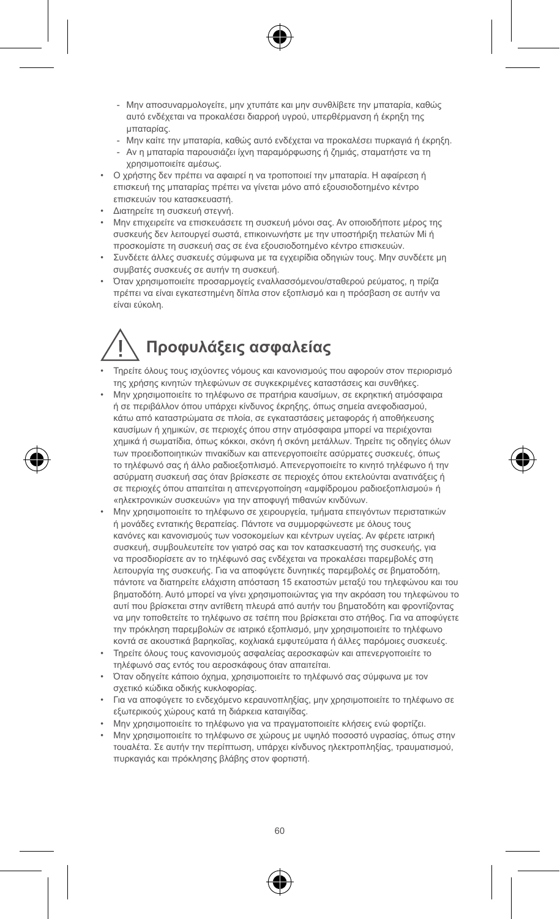- Μην αποσυναρμολογείτε, μην χτυπάτε και μην συνθλίβετε την μπαταρία, καθώς αυτό ενδέχεται να προκαλέσει διαρροή υγρού, υπερθέρμανση ή έκρηξη της μπαταρίας.
    - Μην καίτε την μπαταρία, καθώς αυτό ενδέχεται να προκαλέσει πυρκαγιά ή έκρηξη.
    - Αν η μπαταρία παρουσιάζει ίχνη παραμόρφωσης ή ζημιάς, σταματήστε να τη χρησιμοποιείτε αμέσως.
- Ο χρήστης δεν πρέπει να αφαιρεί η να τροποποιεί την μπαταρία. Η αφαίρεση ή επισκευή της μπαταρίας πρέπει να γίνεται μόνο από εξουσιοδοτημένο κέντρο επισκευών του κατασκευαστή.
- Διατηρείτε τη συσκευή στεγνή.
- Μην επιχειρείτε να επισκευάσετε τη συσκευή μόνοι σας. Αν οποιοδήποτε μέρος της συσκευής δεν λειτουργεί σωστά, επικοινωνήστε με την υποστήριξη πελατών Mi ή προσκομίστε τη συσκευή σας σε ένα εξουσιοδοτημένο κέντρο επισκευών.
- Συνδέετε άλλες συσκευές σύμφωνα με τα εγχειρίδια οδηγιών τους. Μην συνδέετε μη συμβατές συσκευές σε αυτήν τη συσκευή.
- Όταν χρησιμοποιείτε προσαρμογείς εναλλασσόμενου/σταθερού ρεύματος, η πρίζα πρέπει να είναι εγκατεστημένη δίπλα στον εξοπλισμό και η πρόσβαση σε αυτήν να είναι εύκολη.

# Προφυλάξεις ασφαλείας

- Τηρείτε όλους τους ισχύοντες νόμους και κανονισμούς που αφορούν στον περιορισμό της χρήσης κινητών τηλεφώνων σε συγκεκριμένες καταστάσεις και συνθήκες.
- Μην χρησιμοποιείτε το τηλέφωνο σε πρατήρια καυσίμων, σε εκρηκτική ατμόσφαιρα ή σε περιβάλλον όπου υπάρχει κίνδυνος έκρηξης, όπως σημεία ανεφοδιασμού, κάτω από καταστρώματα σε πλοία, σε εγκαταστάσεις μεταφοράς ή αποθήκευσης καυσίμων ή χημικών, σε περιοχές όπου στην ατμόσφαιρα μπορεί να περιέχονται χημικά ή σωματίδια, όπως κόκκοι, σκόνη ή σκόνη μετάλλων. Τηρείτε τις οδηγίες όλων των προειδοποιητικών πινακίδων και απενεργοποιείτε ασύρματες συσκευές, όπως το τηλέφωνό σας ή άλλο ραδιοεξοπλισμό. Απενεργοποιείτε το κινητό τηλέφωνο ή την ασύρματη συσκευή σας όταν βρίσκεστε σε περιοχές όπου εκτελούνται ανατινάξεις ή σε περιοχές όπου απαιτείται η απενεργοποίηση «αμφίδρομου ραδιοεξοπλισμού» ή «ηλεκτρονικών συσκευών» για την αποφυγή πιθανών κινδύνων.
- Μην χρησιμοποιείτε το τηλέφωνο σε χειρουργεία, τμήματα επειγόντων περιστατικών ή μονάδες εντατικής θεραπείας. Πάντοτε να συμμορφώνεστε με όλους τους κανόνες και κανονισμούς των νοσοκομείων και κέντρων υγείας. Αν φέρετε ιατρική συσκευή, συμβουλευτείτε τον γιατρό σας και τον κατασκευαστή της συσκευής, για να προσδιορίσετε αν το τηλέφωνό σας ενδέχεται να προκαλέσει παρεμβολές στη λειτουργία της συσκευής. Για να αποφύγετε δυνητικές παρεμβολές σε βηματοδότη, πάντοτε να διατηρείτε ελάχιστη απόσταση 15 εκατοστών μεταξύ του τηλεφώνου και του βηματοδότη. Αυτό μπορεί να γίνει χρησιμοποιώντας για την ακρόαση του τηλεφώνου το αυτί που βρίσκεται στην αντίθετη πλευρά από αυτήν του βηματοδότη και φροντίζοντας να μην τοποθετείτε το τηλέφωνο σε τσέπη που βρίσκεται στο στήθος. Για να αποφύγετε την πρόκληση παρεμβολών σε ιατρικό εξοπλισμό, μην χρησιμοποιείτε το τηλέφωνο κοντά σε ακουστικά βαρηκοΐας, κοχλιακά εμφυτεύματα ή άλλες παρόμοιες συσκευές.
- Τηρείτε όλους τους κανονισμούς ασφαλείας αεροσκαφών και απενεργοποιείτε το τηλέφωνό σας εντός του αεροσκάφους όταν απαιτείται.
- Όταν οδηγείτε κάποιο όχημα, χρησιμοποιείτε το τηλέφωνό σας σύμφωνα με τον σχετικό κώδικα οδικής κυκλοφορίας.
- Για να αποφύγετε το ενδεχόμενο κεραυνοπληξίας, μην χρησιμοποιείτε το τηλέφωνο σε εξωτερικούς χώρους κατά τη διάρκεια καταιγίδας.
- Μην χρησιμοποιείτε το τηλέφωνο για να πραγματοποιείτε κλήσεις ενώ φορτίζει.
- Μην χρησιμοποιείτε το τηλέφωνο σε χώρους με υψηλό ποσοστό υγρασίας, όπως στην τουαλέτα. Σε αυτήν την περίπτωση, υπάρχει κίνδυνος ηλεκτροπληξίας, τραυματισμού, πυρκαγιάς και πρόκλησης βλάβης στον φορτιστή.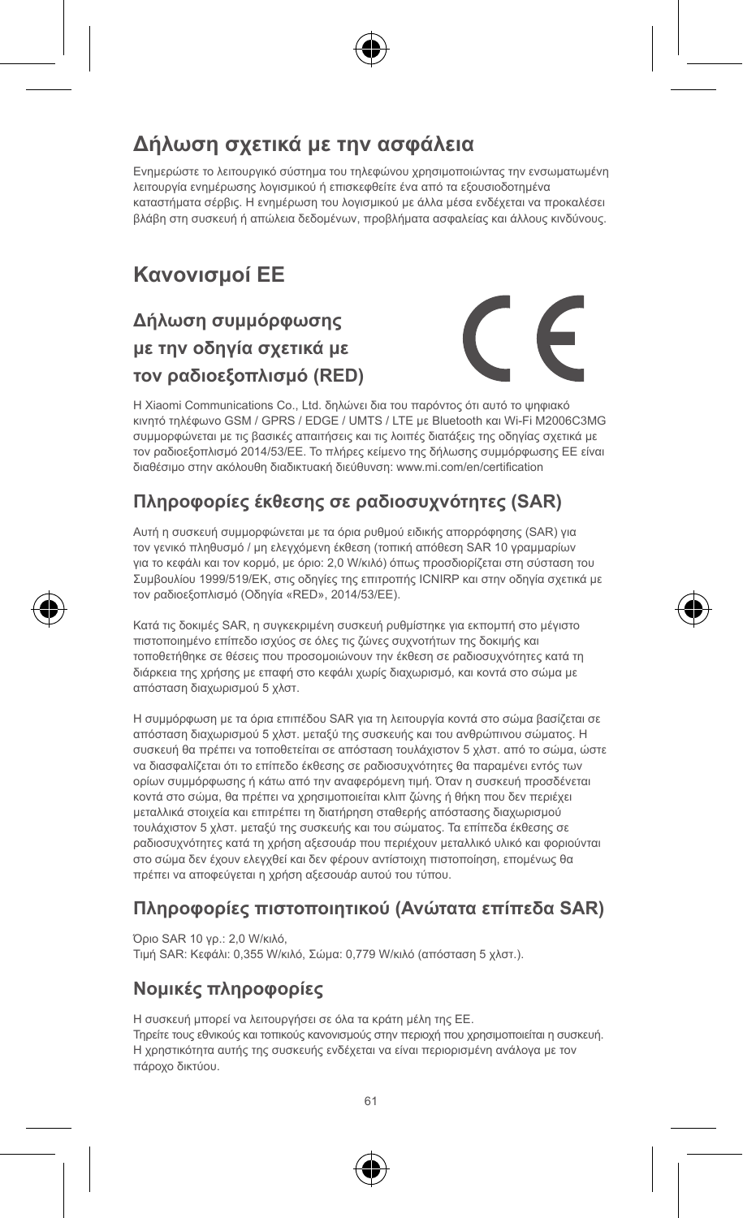## Δήλωση σχετικά με την ασφάλεια

Ενημερώστε το λειτουργικό σύστημα του τηλεφώνου χρησιμοποιώντας την ενσωματωμένη λειτουργία ενημέρωσης λογισμικού ή επισκεφθείτε ένα από τα εξουσιοδοτημένα καταστήματα σέρβις. Η ενημέρωση του λογισμικού με άλλα μέσα ενδέχεται να προκαλέσει βλάβη στη συσκευή ή απώλεια δεδομένων, προβλήματα ασφαλείας και άλλους κινδύνους.

## Κανονισμοί ΕΕ

### Δήλωση συμμόρφωσης με την οδηγία σχετικά με τον ραδιοεξοπλισμό (RED)

Η Xiaomi Communications Co., Ltd. δηλώνει δια του παρόντος ότι αυτό το ψηφιακό κινητό τηλέφωνο GSM / GPRS / EDGE / UMTS / LTE με Bluetooth και Wi-Fi M2006C3MG συμμορφώνεται με τις βασικές απαιτήσεις και τις λοιπές διατάξεις της οδηγίας σχετικά με τον ραδιοεξοπλισμό 2014/53/ΕΕ. Το πλήρες κείμενο της δήλωσης συμμόρφωσης ΕΕ είναι διαθέσιμο στην ακόλουθη διαδικτυακή διεύθυνση: www.mi.com/en/certification

### Πληροφορίες έκθεσης σε ραδιοσυχνότητες (SAR)

Αυτή η συσκευή συμμορφώνεται με τα όρια ρυθμού ειδικής απορρόφησης (SAR) για τον γενικό πληθυσμό / μη ελεγχόμενη έκθεση (τοπική απόθεση SAR 10 γραμμαρίων για το κεφάλι και τον κορμό, με όριο: 2,0 W/κιλό) όπως προσδιορίζεται στη σύσταση του Συμβουλίου 1999/519/ΕΚ, στις οδηγίες της επιτροπής ICNIRP και στην οδηγία σχετικά με τον ραδιοεξοπλισμό (Οδηγία «RED», 2014/53/ΕΕ).

Κατά τις δοκιμές SAR, η συγκεκριμένη συσκευή ρυθμίστηκε για εκπομπή στο μέγιστο πιστοποιημένο επίπεδο ισχύος σε όλες τις ζώνες συχνοτήτων της δοκιμής και τοποθετήθηκε σε θέσεις που προσομοιώνουν την έκθεση σε ραδιοσυχνότητες κατά τη διάρκεια της χρήσης με επαφή στο κεφάλι χωρίς διαχωρισμό, και κοντά στο σώμα με απόσταση διαχωρισμού 5 χλστ.

Η συμμόρφωση με τα όρια επιπέδου SAR για τη λειτουργία κοντά στο σώμα βασίζεται σε απόσταση διαχωρισμού 5 χλστ. μεταξύ της συσκευής και του ανθρώπινου σώματος. Η συσκευή θα πρέπει να τοποθετείται σε απόσταση τουλάχιστον 5 χλστ. από το σώμα, ώστε να διασφαλίζεται ότι το επίπεδο έκθεσης σε ραδιοσυχνότητες θα παραμένει εντός των ορίων συμμόρφωσης ή κάτω από την αναφερόμενη τιμή. Όταν η συσκευή προσδένεται κοντά στο σώμα, θα πρέπει να χρησιμοποιείται κλιπ ζώνης ή θήκη που δεν περιέχει μεταλλικά στοιχεία και επιτρέπει τη διατήρηση σταθερής απόστασης διαχωρισμού τουλάχιστον 5 χλστ. μεταξύ της συσκευής και του σώματος. Τα επίπεδα έκθεσης σε ραδιοσυχνότητες κατά τη χρήση αξεσουάρ που περιέχουν μεταλλικό υλικό και φοριούνται στο σώμα δεν έχουν ελεγχθεί και δεν φέρουν αντίστοιχη πιστοποίηση, επομένως θα πρέπει να αποφεύγεται η χρήση αξεσουάρ αυτού του τύπου.

### Πληροφορίες πιστοποιητικού (Ανώτατα επίπεδα SAR)

Όριο SAR 10 γρ.: 2,0 W/κιλό,
Τιμή SAR: Κεφάλι: 0,355 W/κιλό, Σώμα: 0,779 W/κιλό (απόσταση 5 χλστ.).

### Νομικές πληροφορίες

Η συσκευή μπορεί να λειτουργήσει σε όλα τα κράτη μέλη της ΕΕ.
Τηρείτε τους εθνικούς και τοπικούς κανονισμούς στην περιοχή που χρησιμοποιείται η συσκευή.
Η χρηστικότητα αυτής της συσκευής ενδέχεται να είναι περιορισμένη ανάλογα με τον πάροχο δικτύου.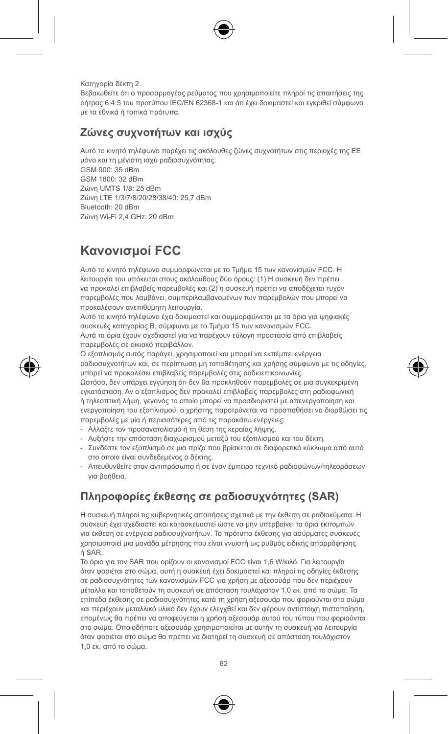Κατηγορία δέκτη 2

Βεβαιωθείτε ότι ο προσαρμογέας ρεύματος που χρησιμοποιείτε πληροί τις απαιτήσεις της ρήτρας 6.4.5 του προτύπου IEC/EN 62368-1 και ότι έχει δοκιμαστεί και εγκριθεί σύμφωνα με τα εθνικά ή τοπικά πρότυπα.

## Ζώνες συχνοτήτων και ισχύς

Αυτό το κινητό τηλέφωνο παρέχει τις ακόλουθες ζώνες συχνοτήτων στις περιοχές της ΕΕ μόνο και τη μέγιστη ισχύ ραδιοσυχνότητας:
GSM 900: 35 dBm
GSM 1800: 32 dBm
Ζώνη UMTS 1/8: 25 dBm
Ζώνη LTE 1/3/7/8/20/28/38/40: 25,7 dBm
Bluetooth: 20 dBm
Ζώνη Wi-Fi 2,4 GHz: 20 dBm

# Κανονισμοί FCC

Αυτό το κινητό τηλέφωνο συμμορφώνεται με το Τμήμα 15 των κανονισμών FCC. Η λειτουργία του υπόκειται στους ακόλουθους δύο όρους: (1) Η συσκευή δεν πρέπει να προκαλεί επιβλαβείς παρεμβολές και (2) η συσκευή πρέπει να αποδέχεται τυχόν παρεμβολές που λαμβάνει, συμπεριλαμβανομένων των παρεμβολών που μπορεί να προκαλέσουν ανεπιθύμητη λειτουργία.

Αυτό το κινητό τηλέφωνο έχει δοκιμαστεί και συμμορφώνεται με τα όρια για ψηφιακές συσκευές κατηγορίας B, σύμφωνα με το Τμήμα 15 των κανονισμών FCC.

Αυτά τα όρια έχουν σχεδιαστεί για να παρέχουν εύλογη προστασία από επιβλαβείς παρεμβολές σε οικιακό περιβάλλον.

Ο εξοπλισμός αυτός παράγει, χρησιμοποιεί και μπορεί να εκπέμπει ενέργεια ραδιοσυχνοτήτων και, σε περίπτωση μη τοποθέτησης και χρήσης σύμφωνα με τις οδηγίες, μπορεί να προκαλέσει επιβλαβείς παρεμβολές στις ραδιοεπικοινωνίες.

Ωστόσο, δεν υπάρχει εγγύηση ότι δεν θα προκληθούν παρεμβολές σε μια συγκεκριμένη εγκατάσταση. Αν ο εξοπλισμός δεν προκαλεί επιβλαβείς παρεμβολές στη ραδιοφωνική ή τηλεοπτική λήψη, γεγονός το οποίο μπορεί να προσδιοριστεί με απενεργοποίηση και ενεργοποίηση του εξοπλισμού, ο χρήστης παροτρύνεται να προσπαθήσει να διορθώσει τις παρεμβολές με μία ή περισσότερες από τις παρακάτω ενέργειες:

- Αλλάξτε τον προσανατολισμό ή τη θέση της κεραίας λήψης.
- Αυξήστε την απόσταση διαχωρισμού μεταξύ του εξοπλισμού και του δέκτη.
- Συνδέστε τον εξοπλισμό σε μια πρίζα που βρίσκεται σε διαφορετικό κύκλωμα από αυτό στο οποίο είναι συνδεδεμένος ο δέκτης.
- Απευθυνθείτε στον αντιπρόσωπο ή σε έναν έμπειρο τεχνικό ραδιοφώνων/τηλεοράσεων για βοήθεια.

## Πληροφορίες έκθεσης σε ραδιοσυχνότητες (SAR)

Η συσκευή πληροί τις κυβερνητικές απαιτήσεις σχετικά με την έκθεση σε ραδιοκύματα. Η συσκευή έχει σχεδιαστεί και κατασκευαστεί ώστε να μην υπερβαίνει τα όρια εκπομπών για έκθεση σε ενέργεια ραδιοσυχνοτήτων. Το πρότυπο έκθεσης για ασύρματες συσκευές χρησιμοποιεί μια μονάδα μέτρησης που είναι γνωστή ως ρυθμός ειδικής απορρόφησης ή SAR.

Το όριο για τον SAR που ορίζουν οι κανονισμοί FCC είναι 1,6 W/κιλό. Για λειτουργία όταν φοριέται στο σώμα, αυτή η συσκευή έχει δοκιμαστεί και πληροί τις οδηγίες έκθεσης σε ραδιοσυχνότητες των κανονισμών FCC για χρήση με αξεσουάρ που δεν περιέχουν μέταλλα και τοποθετούν τη συσκευή σε απόσταση τουλάχιστον 1,0 εκ. από το σώμα. Τα επίπεδα έκθεσης σε ραδιοσυχνότητες κατά τη χρήση αξεσουάρ που φοριούνται στο σώμα και περιέχουν μεταλλικό υλικό δεν έχουν ελεγχθεί και δεν φέρουν αντίστοιχη πιστοποίηση, επομένως θα πρέπει να αποφεύγεται η χρήση αξεσουάρ αυτού του τύπου που φοριούνται στο σώμα. Οποιοδήποτε αξεσουάρ χρησιμοποιείται με αυτήν τη συσκευή για λειτουργία όταν φοριέται στο σώμα θα πρέπει να διατηρεί τη συσκευή σε απόσταση τουλάχιστον 1,0 εκ. από το σώμα.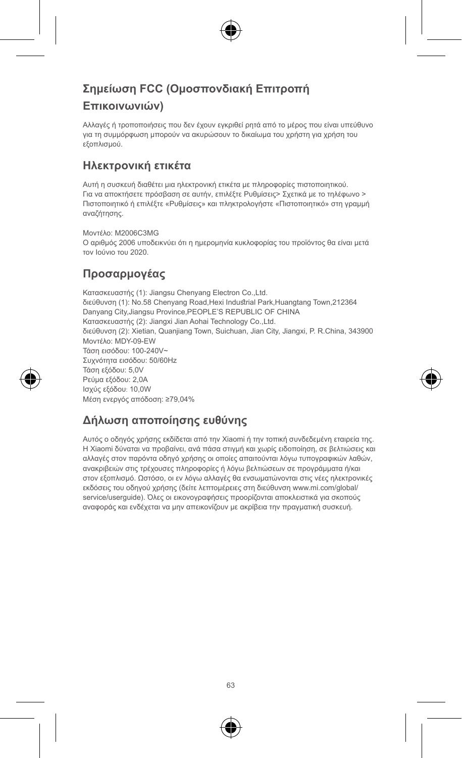## Σημείωση FCC (Ομοσπονδιακή Επιτροπή Επικοινωνιών)

Αλλαγές ή τροποποιήσεις που δεν έχουν εγκριθεί ρητά από το μέρος που είναι υπεύθυνο για τη συμμόρφωση μπορούν να ακυρώσουν το δικαίωμα του χρήστη για χρήση του εξοπλισμού.

## Ηλεκτρονική ετικέτα

Αυτή η συσκευή διαθέτει μια ηλεκτρονική ετικέτα με πληροφορίες πιστοποιητικού. Για να αποκτήσετε πρόσβαση σε αυτήν, επιλέξτε Ρυθμίσεις> Σχετικά με το τηλέφωνο > Πιστοποιητικό ή επιλέξτε «Ρυθμίσεις» και πληκτρολογήστε «Πιστοποιητικό» στη γραμμή αναζήτησης.

Μοντέλο: M2006C3MG
Ο αριθμός 2006 υποδεικνύει ότι η ημερομηνία κυκλοφορίας του προϊόντος θα είναι μετά τον Ιούνιο του 2020.

## Προσαρμογέας

Κατασκευαστής (1): Jiangsu Chenyang Electron Co.,Ltd.
διεύθυνση (1): No.58 Chenyang Road,Hexi Industrial Park,Huangtang Town,212364 Danyang City,Jiangsu Province,PEOPLE'S REPUBLIC OF CHINA
Κατασκευαστής (2): Jiangxi Jian Aohai Technology Co.,Ltd.
διεύθυνση (2): Xietian, Quanjiang Town, Suichuan, Jian City, Jiangxi, P. R.China, 343900
Μοντέλο: MDY-09-EW
Τάση εισόδου: 100-240V~
Συχνότητα εισόδου: 50/60Hz
Τάση εξόδου: 5,0V
Ρεύμα εξόδου: 2,0A
Ισχύς εξόδου: 10,0W
Μέση ενεργός απόδοση: ≥79,04%

## Δήλωση αποποίησης ευθύνης

Αυτός ο οδηγός χρήσης εκδίδεται από την Xiaomi ή την τοπική συνδεδεμένη εταιρεία της. Η Xiaomi δύναται να προβαίνει, ανά πάσα στιγμή και χωρίς ειδοποίηση, σε βελτιώσεις και αλλαγές στον παρόντα οδηγό χρήσης οι οποίες απαιτούνται λόγω τυπογραφικών λαθών, ανακριβειών στις τρέχουσες πληροφορίες ή λόγω βελτιώσεων σε προγράμματα ή/και στον εξοπλισμό. Ωστόσο, οι εν λόγω αλλαγές θα ενσωματώνονται στις νέες ηλεκτρονικές εκδόσεις του οδηγού χρήσης (δείτε λεπτομέρειες στη διεύθυνση www.mi.com/global/service/userguide). Όλες οι εικονογραφήσεις προορίζονται αποκλειστικά για σκοπούς αναφοράς και ενδέχεται να μην απεικονίζουν με ακρίβεια την πραγματική συσκευή.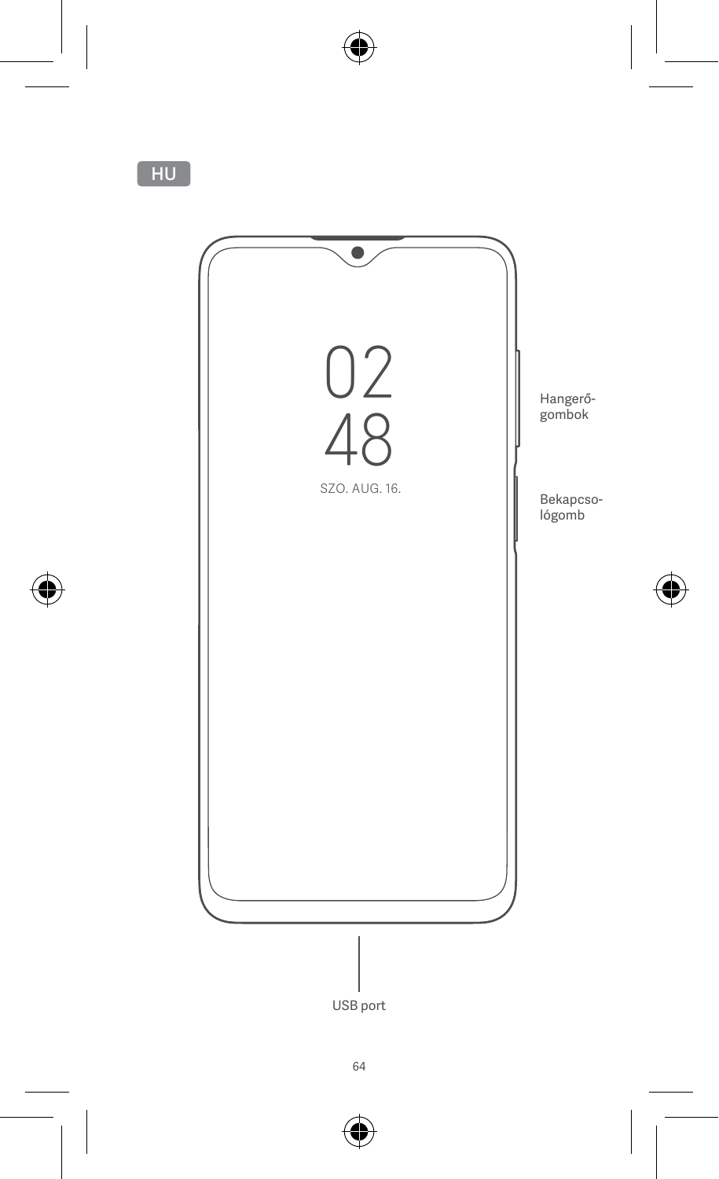HU

02
48
SZO. AUG. 16.

Hangerő-
gombok

Bekapcso-
lógomb

USB port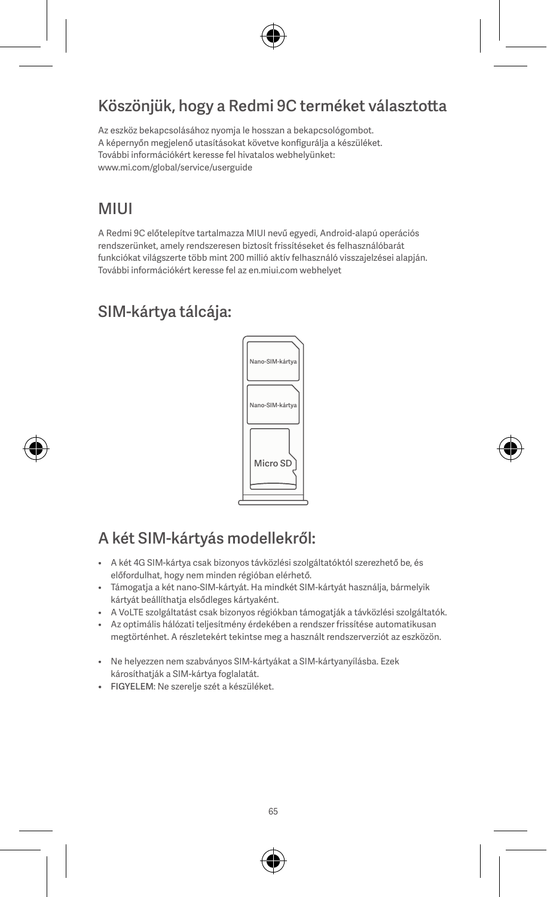## Köszönjük, hogy a Redmi 9C terméket választotta

Az eszköz bekapcsolásához nyomja le hosszan a bekapcsológombot.
A képernyőn megjelenő utasításokat követve konfigurálja a készüléket.
További információkért keresse fel hivatalos webhelyünket:
www.mi.com/global/service/userguide

## MIUI

A Redmi 9C előtelepítve tartalmazza MIUI nevű egyedi, Android-alapú operációs rendszerünket, amely rendszeresen biztosít frissítéseket és felhasználóbarát funkciókat világszerte több mint 200 millió aktív felhasználó visszajelzései alapján.
További információkért keresse fel az en.miui.com webhelyet

## SIM-kártya tálcája:

Nano-SIM-kártya

Nano-SIM-kártya

Micro SD

## A két SIM-kártyás modellekről:

- A két 4G SIM-kártya csak bizonyos távközlési szolgáltatóktól szerezhető be, és előfordulhat, hogy nem minden régióban elérhető.
- Támogatja a két nano-SIM-kártyát. Ha mindkét SIM-kártyát használja, bármelyik kártyát beállíthatja elsődleges kártyaként.
- A VoLTE szolgáltatást csak bizonyos régiókban támogatják a távközlési szolgáltatók.
- Az optimális hálózati teljesítmény érdekében a rendszer frissítése automatikusan megtörténhet. A részletekért tekintse meg a használt rendszerverziót az eszközön.

- Ne helyezzen nem szabványos SIM-kártyákat a SIM-kártyanyílásba. Ezek károsíthatják a SIM-kártya foglalatát.
- FIGYELEM: Ne szerelje szét a készüléket.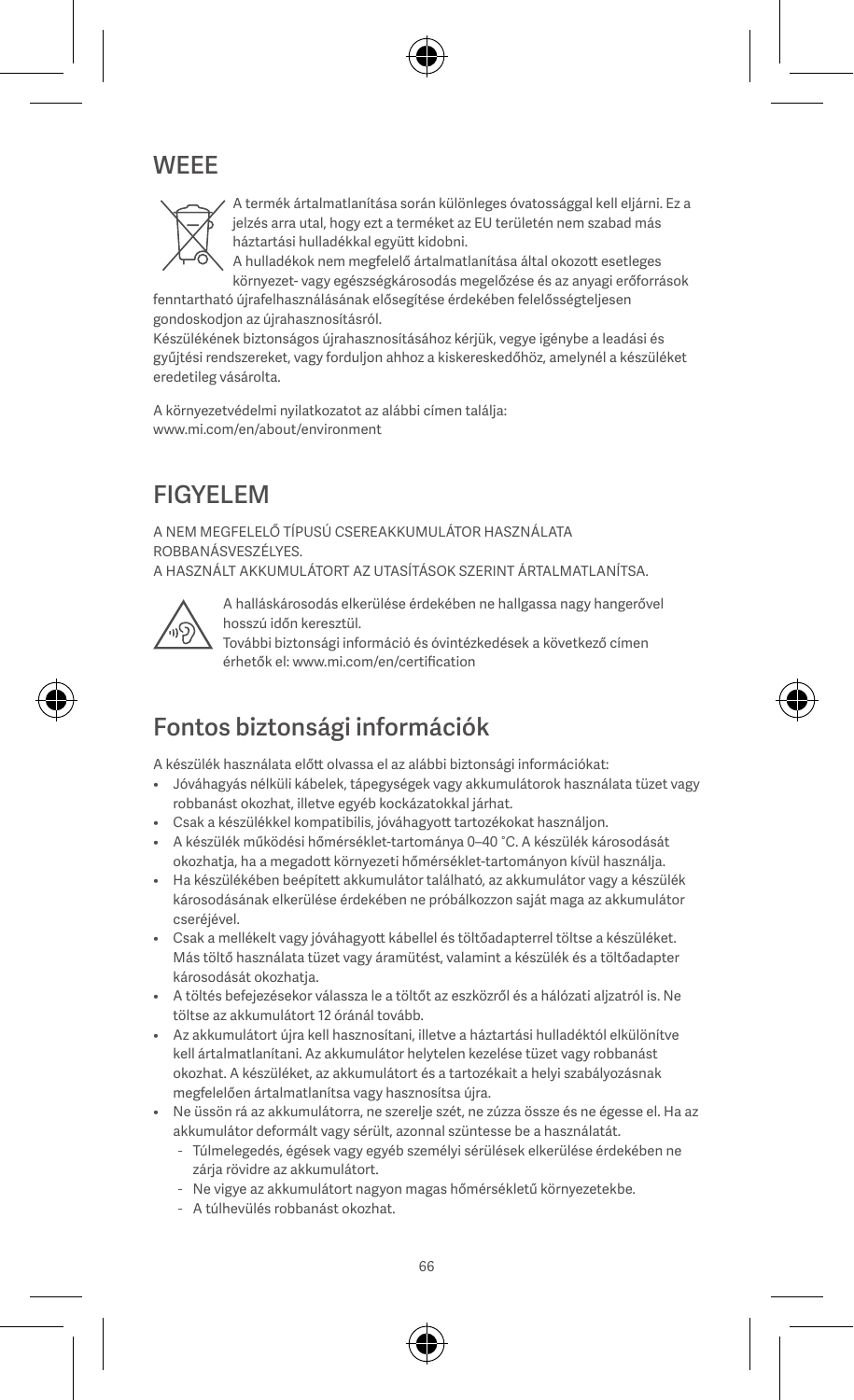## WEEE

A termék ártalmatlanítása során különleges óvatossággal kell eljárni. Ez a jelzés arra utal, hogy ezt a terméket az EU területén nem szabad más háztartási hulladékkal együtt kidobni.
A hulladékok nem megfelelő ártalmatlanítása által okozott esetleges környezet- vagy egészségkárosodás megelőzése és az anyagi erőforrások fenntartható újrafelhasználásának elősegítése érdekében felelősségteljesen gondoskodjon az újrahasznosításról.
Készülékének biztonságos újrahasznosításához kérjük, vegye igénybe a leadási és gyűjtési rendszereket, vagy forduljon ahhoz a kiskereskedőhöz, amelynél a készüléket eredetileg vásárolta.

A környezetvédelmi nyilatkozatot az alábbi címen találja:
www.mi.com/en/about/environment

## FIGYELEM

A NEM MEGFELELŐ TÍPUSÚ CSEREAKKUMULÁTOR HASZNÁLATA ROBBANÁSVESZÉLYES.
A HASZNÁLT AKKUMULÁTORT AZ UTASÍTÁSOK SZERINT ÁRTALMATLANÍTSA.

A halláskárosodás elkerülése érdekében ne hallgassa nagy hangerővel hosszú időn keresztül.
További biztonsági információ és óvintézkedések a következő címen érhetők el: www.mi.com/en/certification

## Fontos biztonsági információk

A készülék használata előtt olvassa el az alábbi biztonsági információkat:

- Jóváhagyás nélküli kábelek, tápegységek vagy akkumulátorok használata tüzet vagy robbanást okozhat, illetve egyéb kockázatokkal járhat.
- Csak a készülékkel kompatibilis, jóváhagyott tartozékokat használjon.
- A készülék működési hőmérséklet-tartománya 0–40 °C. A készülék károsodását okozhatja, ha a megadott környezeti hőmérséklet-tartományon kívül használja.
- Ha készülékében beépített akkumulátor található, az akkumulátor vagy a készülék károsodásának elkerülése érdekében ne próbálkozzon saját maga az akkumulátor cseréjével.
- Csak a mellékelt vagy jóváhagyott kábellel és töltőadapterrel töltse a készüléket. Más töltő használata tüzet vagy áramütést, valamint a készülék és a töltőadapter károsodását okozhatja.
- A töltés befejezésekor válassza le a töltőt az eszközről és a hálózati aljzatról is. Ne töltse az akkumulátort 12 óránál tovább.
- Az akkumulátort újra kell hasznosítani, illetve a háztartási hulladéktól elkülönítve kell ártalmatlanítani. Az akkumulátor helytelen kezelése tüzet vagy robbanást okozhat. A készüléket, az akkumulátort és a tartozékait a helyi szabályozásnak megfelelően ártalmatlanítsa vagy hasznosítsa újra.
- Ne üssön rá az akkumulátorra, ne szerelje szét, ne zúzza össze és ne égesse el. Ha az akkumulátor deformált vagy sérült, azonnal szüntesse be a használatát.
  - Túlmelegedés, égések vagy egyéb személyi sérülések elkerülése érdekében ne zárja rövidre az akkumulátort.
  - Ne vigye az akkumulátort nagyon magas hőmérsékletű környezetekbe.
  - A túlhevülés robbanást okozhat.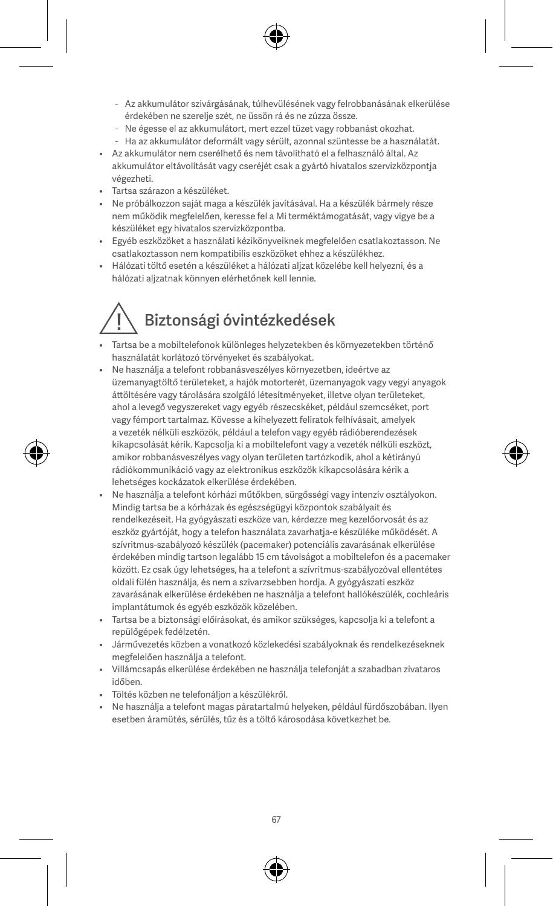- Az akkumulátor szivárgásának, túlhevülésének vagy felrobbanásának elkerülése érdekében ne szerelje szét, ne üssön rá és ne zúzza össze.
- Ne égesse el az akkumulátort, mert ezzel tüzet vagy robbanást okozhat.
- Ha az akkumulátor deformált vagy sérült, azonnal szüntesse be a használatát.

- Az akkumulátor nem cserélhető és nem távolítható el a felhasználó által. Az akkumulátor eltávolítását vagy cseréjét csak a gyártó hivatalos szervizközpontja végezheti.
- Tartsa szárazon a készüléket.
- Ne próbálkozzon saját maga a készülék javításával. Ha a készülék bármely része nem működik megfelelően, keresse fel a Mi terméktámogatását, vagy vigye be a készüléket egy hivatalos szervizközpontba.
- Egyéb eszközöket a használati kézikönyveiknek megfelelően csatlakoztasson. Ne csatlakoztasson nem kompatibilis eszközöket ehhez a készülékhez.
- Hálózati töltő esetén a készüléket a hálózati aljzat közelébe kell helyezni, és a hálózati aljzatnak könnyen elérhetőnek kell lennie.

## ! Biztonsági óvintézkedések

- Tartsa be a mobiltelefonok különleges helyzetekben és környezetekben történő használatát korlátozó törvényeket és szabályokat.
- Ne használja a telefont robbanásveszélyes környezetben, ideértve az üzemanyagtöltő területeket, a hajók motorterét, üzemanyagok vagy vegyi anyagok áttöltésére vagy tárolására szolgáló létesítményeket, illetve olyan területeket, ahol a levegő vegyszereket vagy egyéb részecskéket, például szemcséket, port vagy fémport tartalmaz. Kövesse a kihelyezett feliratok felhívásait, amelyek a vezeték nélküli eszközök, például a telefon vagy egyéb rádióberendezések kikapcsolását kérik. Kapcsolja ki a mobiltelefont vagy a vezeték nélküli eszközt, amikor robbanásveszélyes vagy olyan területen tartózkodik, ahol a kétirányú rádiókommunikáció vagy az elektronikus eszközök kikapcsolására kérik a lehetséges kockázatok elkerülése érdekében.
- Ne használja a telefont kórházi műtőkben, sürgősségi vagy intenzív osztályokon. Mindig tartsa be a kórházak és egészségügyi központok szabályait és rendelkezéseit. Ha gyógyászati eszköze van, kérdezze meg kezelőorvosát és az eszköz gyártóját, hogy a telefon használata zavarhatja-e készüléke működését. A szívritmus-szabályozó készülék (pacemaker) potenciális zavarásának elkerülése érdekében mindig tartson legalább 15 cm távolságot a mobiltelefon és a pacemaker között. Ez csak úgy lehetséges, ha a telefont a szívritmus-szabályozóval ellentétes oldali fülén használja, és nem a szivarzsebben hordja. A gyógyászati eszköz zavarásának elkerülése érdekében ne használja a telefont hallókészülék, cochleáris implantátumok és egyéb eszközök közelében.
- Tartsa be a biztonsági előírásokat, és amikor szükséges, kapcsolja ki a telefont a repülőgépek fedélzetén.
- Járművezetés közben a vonatkozó közlekedési szabályoknak és rendelkezéseknek megfelelően használja a telefont.
- Villámcsapás elkerülése érdekében ne használja telefonját a szabadban zivataros időben.
- Töltés közben ne telefonáljon a készülékről.
- Ne használja a telefont magas páratartalmú helyeken, például fürdőszobában. Ilyen esetben áramütés, sérülés, tűz és a töltő károsodása következhet be.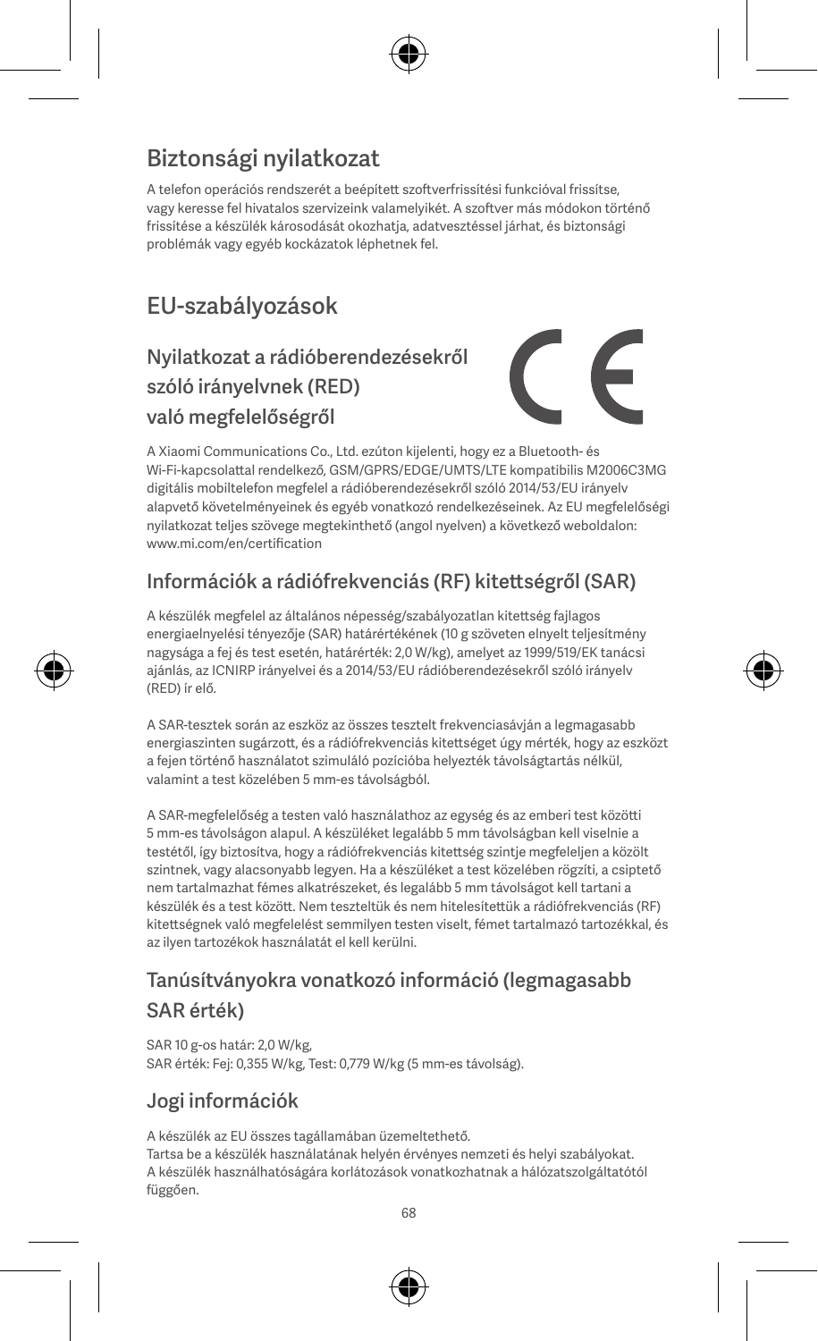# Biztonsági nyilatkozat

A telefon operációs rendszerét a beépített szoftverfrissítési funkcióval frissítse, vagy keresse fel hivatalos szervizeink valamelyikét. A szoftver más módokon történő frissítése a készülék károsodását okozhatja, adatvesztéssel járhat, és biztonsági problémák vagy egyéb kockázatok léphetnek fel.

# EU-szabályozások

## Nyilatkozat a rádióberendezésekről szóló irányelvnek (RED) való megfelelőségről

A Xiaomi Communications Co., Ltd. ezúton kijelenti, hogy ez a Bluetooth- és Wi-Fi-kapcsolattal rendelkező, GSM/GPRS/EDGE/UMTS/LTE kompatibilis M2006C3MG digitális mobiltelefon megfelel a rádióberendezésekről szóló 2014/53/EU irányelv alapvető követelményeinek és egyéb vonatkozó rendelkezéseinek. Az EU megfelelőségi nyilatkozat teljes szövege megtekinthető (angol nyelven) a következő weboldalon: www.mi.com/en/certification

## Információk a rádiófrekvenciás (RF) kitettségről (SAR)

A készülék megfelel az általános népesség/szabályozatlan kitettség fajlagos energiaelnyelési tényezője (SAR) határértékének (10 g szöveten elnyelt teljesítmény nagysága a fej és test esetén, határérték: 2,0 W/kg), amelyet az 1999/519/EK tanácsi ajánlás, az ICNIRP irányelvei és a 2014/53/EU rádióberendezésekről szóló irányelv (RED) ír elő.

A SAR-tesztek során az eszköz az összes tesztelt frekvenciasávján a legmagasabb energiaszinten sugárzott, és a rádiófrekvenciás kitettséget úgy mérték, hogy az eszközt a fejen történő használatot szimuláló pozícióba helyezték távolságtartás nélkül, valamint a test közelében 5 mm-es távolságból.

A SAR-megfelelőség a testen való használathoz az egység és az emberi test közötti 5 mm-es távolságon alapul. A készüléket legalább 5 mm távolságban kell viselnie a testétől, így biztosítva, hogy a rádiófrekvenciás kitettség szintje megfeleljen a közölt szintnek, vagy alacsonyabb legyen. Ha a készüléket a test közelében rögzíti, a csiptető nem tartalmazhat fémes alkatrészeket, és legalább 5 mm távolságot kell tartani a készülék és a test között. Nem teszteltük és nem hitelesítettük a rádiófrekvenciás (RF) kitettségnek való megfelelést semmilyen testen viselt, fémet tartalmazó tartozékkal, és az ilyen tartozékok használatát el kell kerülni.

## Tanúsítványokra vonatkozó információ (legmagasabb SAR érték)

SAR 10 g-os határ: 2,0 W/kg,
SAR érték: Fej: 0,355 W/kg, Test: 0,779 W/kg (5 mm-es távolság).

## Jogi információk

A készülék az EU összes tagállamában üzemeltethető.
Tartsa be a készülék használatának helyén érvényes nemzeti és helyi szabályokat.
A készülék használhatóságára korlátozások vonatkozhatnak a hálózatszolgáltatótól függően.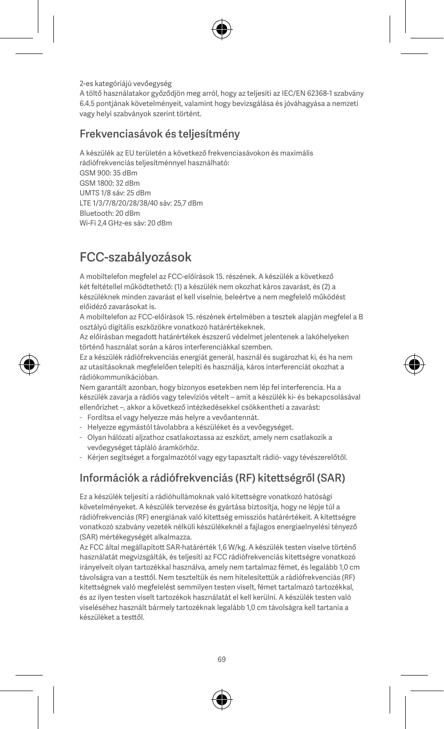2-es kategóriájú vevőegység

A töltő használatakor győződjön meg arról, hogy az teljesíti az IEC/EN 62368-1 szabvány 6.4.5 pontjának követelményeit, valamint hogy bevizsgálása és jóváhagyása a nemzeti vagy helyi szabványok szerint történt.

## Frekvenciasávok és teljesítmény

A készülék az EU területén a következő frekvenciasávokon és maximális rádiófrekvenciás teljesítménnyel használható:
GSM 900: 35 dBm
GSM 1800: 32 dBm
UMTS 1/8 sáv: 25 dBm
LTE 1/3/7/8/20/28/38/40 sáv: 25,7 dBm
Bluetooth: 20 dBm
Wi-Fi 2,4 GHz-es sáv: 20 dBm

# FCC-szabályozások

A mobiltelefon megfelel az FCC-előírások 15. részének. A készülék a következő két feltétellel működtethető: (1) a készülék nem okozhat káros zavarást, és (2) a készüléknek minden zavarást el kell viselnie, beleértve a nem megfelelő működést előidéző zavarásokat is.

A mobiltelefon az FCC-előírások 15. részének értelmében a tesztek alapján megfelel a B osztályú digitális eszközökre vonatkozó határértékeknek.

Az előírásban megadott határértékek észszerű védelmet jelentenek a lakóhelyeken történő használat során a káros interferenciákkal szemben.

Ez a készülék rádiófrekvenciás energiát generál, használ és sugározhat ki, és ha nem az utasításoknak megfelelően telepíti és használja, káros interferenciát okozhat a rádiókommunikációban.

Nem garantált azonban, hogy bizonyos esetekben nem lép fel interferencia. Ha a készülék zavarja a rádiós vagy televíziós vételt – amit a készülék ki- és bekapcsolásával ellenőrizhet –, akkor a következő intézkedésekkel csökkentheti a zavarást:

- Fordítsa el vagy helyezze más helyre a vevőantennát.
- Helyezze egymástól távolabbra a készüléket és a vevőegységet.
- Olyan hálózati aljzathoz csatlakoztassa az eszközt, amely nem csatlakozik a vevőegységet tápláló áramkörhöz.
- Kérjen segítséget a forgalmazótól vagy egy tapasztalt rádió- vagy tévészerelőtől.

## Információk a rádiófrekvenciás (RF) kitettségről (SAR)

Ez a készülék teljesíti a rádióhullámoknak való kitettségre vonatkozó hatósági követelményeket. A készülék tervezése és gyártása biztosítja, hogy ne lépje túl a rádiófrekvenciás (RF) energiának való kitettség emissziós határértékeit. A kitettségre vonatkozó szabvány vezeték nélküli készülékeknél a fajlagos energiaelnyelési tényező (SAR) mértékegységét alkalmazza.

Az FCC által megállapított SAR-határérték 1,6 W/kg. A készülék testen viselve történő használatát megvizsgálták, és teljesíti az FCC rádiófrekvenciás kitettségre vonatkozó irányelveit olyan tartozékkal használva, amely nem tartalmaz fémet, és legalább 1,0 cm távolságra van a testtől. Nem teszteltük és nem hitelesítettük a rádiófrekvenciás (RF) kitettségnek való megfelelést semmilyen testen viselt, fémet tartalmazó tartozékkal, és az ilyen testen viselt tartozékok használatát el kell kerülni. A készülék testen való viseléséhez használt bármely tartozéknak legalább 1,0 cm távolságra kell tartania a készüléket a testtől.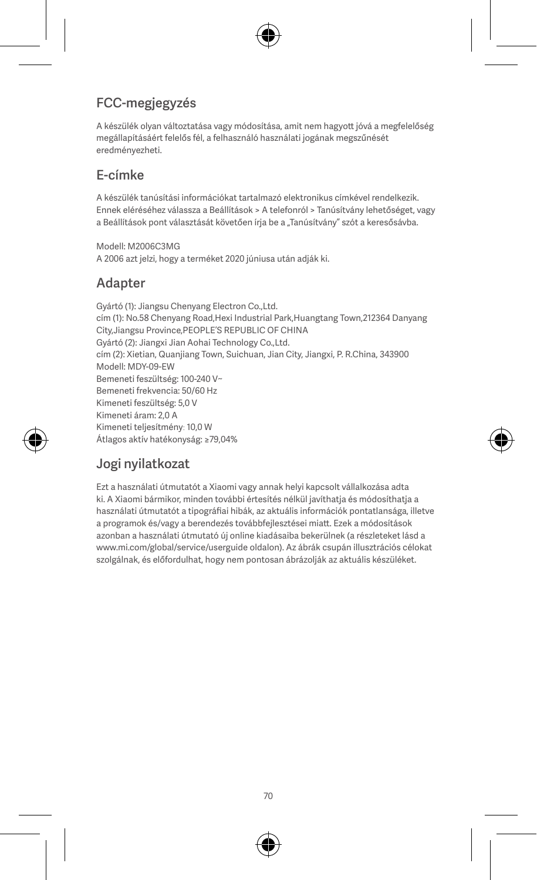## FCC-megjegyzés

A készülék olyan változtatása vagy módosítása, amit nem hagyott jóvá a megfelelőség megállapításáért felelős fél, a felhasználó használati jogának megszűnését eredményezheti.

## E-címke

A készülék tanúsítási információkat tartalmazó elektronikus címkével rendelkezik. Ennek eléréséhez válassza a Beállítások > A telefonról > Tanúsítvány lehetőséget, vagy a Beállítások pont választását követően írja be a „Tanúsítvány" szót a keresősávba.

Modell: M2006C3MG
A 2006 azt jelzi, hogy a terméket 2020 júniusa után adják ki.

## Adapter

Gyártó (1): Jiangsu Chenyang Electron Co.,Ltd.
cím (1): No.58 Chenyang Road,Hexi Industrial Park,Huangtang Town,212364 Danyang City,Jiangsu Province,PEOPLE'S REPUBLIC OF CHINA
Gyártó (2): Jiangxi Jian Aohai Technology Co.,Ltd.
cím (2): Xietian, Quanjiang Town, Suichuan, Jian City, Jiangxi, P. R.China, 343900
Modell: MDY-09-EW
Bemeneti feszültség: 100-240 V~
Bemeneti frekvencia: 50/60 Hz
Kimeneti feszültség: 5,0 V
Kimeneti áram: 2,0 A
Kimeneti teljesítmény: 10,0 W
Átlagos aktív hatékonyság: ≥79,04%

## Jogi nyilatkozat

Ezt a használati útmutatót a Xiaomi vagy annak helyi kapcsolt vállalkozása adta ki. A Xiaomi bármikor, minden további értesítés nélkül javíthatja és módosíthatja a használati útmutatót a tipográfiai hibák, az aktuális információk pontatlansága, illetve a programok és/vagy a berendezés továbbfejlesztései miatt. Ezek a módosítások azonban a használati útmutató új online kiadásaiba bekerülnek (a részleteket lásd a www.mi.com/global/service/userguide oldalon). Az ábrák csupán illusztrációs célokat szolgálnak, és előfordulhat, hogy nem pontosan ábrázolják az aktuális készüléket.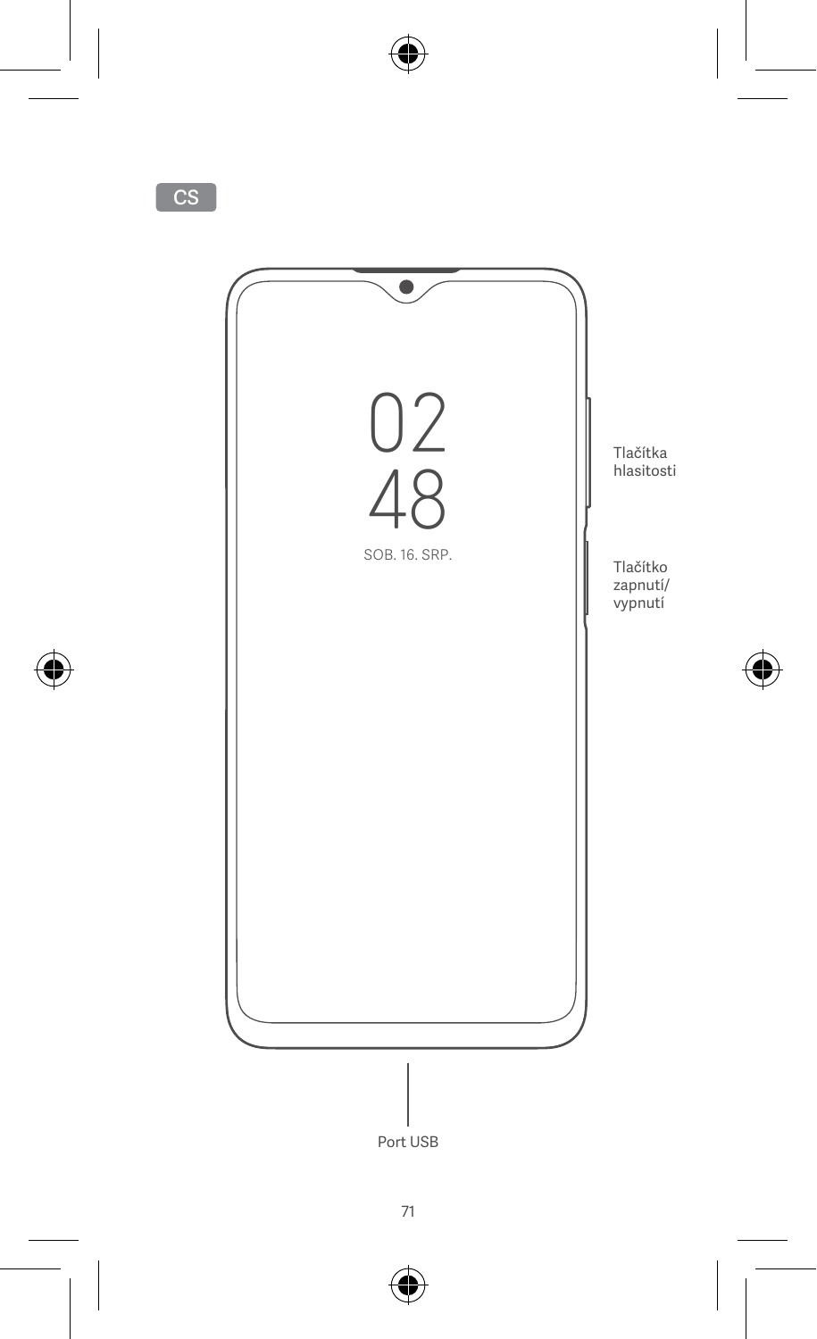CS

02
48
SOB. 16. SRP.

Tlačítka hlasitosti

Tlačítko zapnutí/vypnutí

Port USB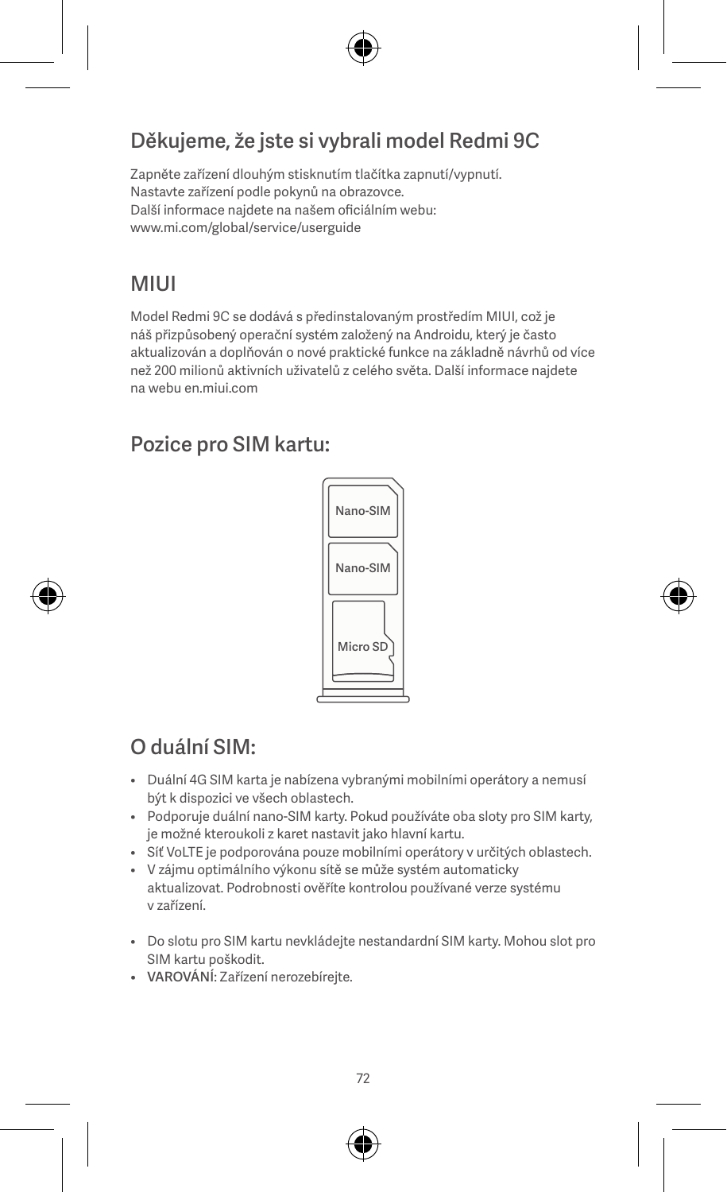## Děkujeme, že jste si vybrali model Redmi 9C

Zapněte zařízení dlouhým stisknutím tlačítka zapnutí/vypnutí.
Nastavte zařízení podle pokynů na obrazovce.
Další informace najdete na našem oficiálním webu:
www.mi.com/global/service/userguide

## MIUI

Model Redmi 9C se dodává s předinstalovaným prostředím MIUI, což je náš přizpůsobený operační systém založený na Androidu, který je často aktualizován a doplňován o nové praktické funkce na základně návrhů od více než 200 milionů aktivních uživatelů z celého světa. Další informace najdete na webu en.miui.com

## Pozice pro SIM kartu:

Nano-SIM

Nano-SIM

Micro SD

## O duální SIM:

- Duální 4G SIM karta je nabízena vybranými mobilními operátory a nemusí být k dispozici ve všech oblastech.
- Podporuje duální nano-SIM karty. Pokud používáte oba sloty pro SIM karty, je možné kteroukoli z karet nastavit jako hlavní kartu.
- Síť VoLTE je podporována pouze mobilními operátory v určitých oblastech.
- V zájmu optimálního výkonu sítě se může systém automaticky aktualizovat. Podrobnosti ověříte kontrolou používané verze systému v zařízení.

- Do slotu pro SIM kartu nevkládejte nestandardní SIM karty. Mohou slot pro SIM kartu poškodit.
- VAROVÁNÍ: Zařízení nerozebírejte.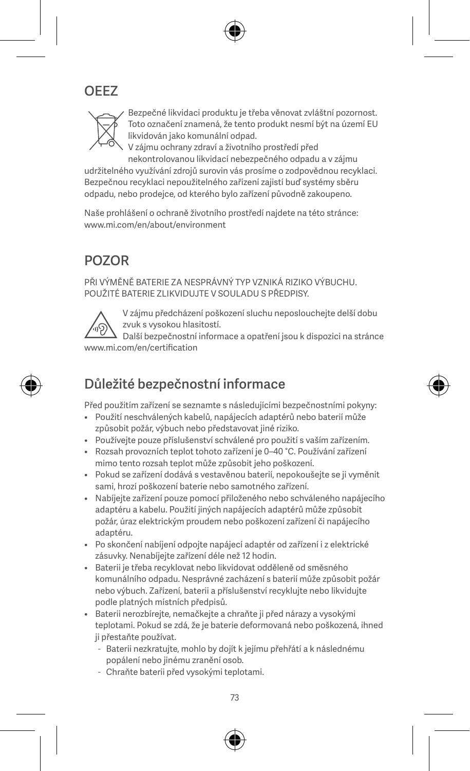## OEEZ

Bezpečné likvidaci produktu je třeba věnovat zvláštní pozornost. Toto označení znamená, že tento produkt nesmí být na území EU likvidován jako komunální odpad.
V zájmu ochrany zdraví a životního prostředí před nekontrolovanou likvidací nebezpečného odpadu a v zájmu udržitelného využívání zdrojů surovin vás prosíme o zodpovědnou recyklaci. Bezpečnou recyklaci nepoužitelného zařízení zajistí buď systémy sběru odpadu, nebo prodejce, od kterého bylo zařízení původně zakoupeno.

Naše prohlášení o ochraně životního prostředí najdete na této stránce:
www.mi.com/en/about/environment

## POZOR

PŘI VÝMĚNĚ BATERIE ZA NESPRÁVNÝ TYP VZNIKÁ RIZIKO VÝBUCHU.
POUŽITÉ BATERIE ZLIKVIDUJTE V SOULADU S PŘEDPISY.

V zájmu předcházení poškození sluchu neposlouchejte delší dobu zvuk s vysokou hlasitostí.
Další bezpečnostní informace a opatření jsou k dispozici na stránce www.mi.com/en/certification

## Důležité bezpečnostní informace

Před použitím zařízení se seznamte s následujícími bezpečnostními pokyny:

- Použití neschválených kabelů, napájecích adaptérů nebo baterií může způsobit požár, výbuch nebo představovat jiné riziko.
- Používejte pouze příslušenství schválené pro použití s vaším zařízením.
- Rozsah provozních teplot tohoto zařízení je 0–40 °C. Používání zařízení mimo tento rozsah teplot může způsobit jeho poškození.
- Pokud se zařízení dodává s vestavěnou baterií, nepokoušejte se ji vyměnit sami, hrozí poškození baterie nebo samotného zařízení.
- Nabíjejte zařízení pouze pomocí přiloženého nebo schváleného napájecího adaptéru a kabelu. Použití jiných napájecích adaptérů může způsobit požár, úraz elektrickým proudem nebo poškození zařízení či napájecího adaptéru.
- Po skončení nabíjení odpojte napájecí adaptér od zařízení i z elektrické zásuvky. Nenabíjejte zařízení déle než 12 hodin.
- Baterii je třeba recyklovat nebo likvidovat odděleně od směsného komunálního odpadu. Nesprávné zacházení s baterií může způsobit požár nebo výbuch. Zařízení, baterii a příslušenství recyklujte nebo likvidujte podle platných místních předpisů.
- Baterii nerozbírejte, nemačkejte a chraňte ji před nárazy a vysokými teplotami. Pokud se zdá, že je baterie deformovaná nebo poškozená, ihned ji přestaňte používat.
  - Baterii nezkratujte, mohlo by dojít k jejímu přehřátí a k následnému popálení nebo jinému zranění osob.
  - Chraňte baterii před vysokými teplotami.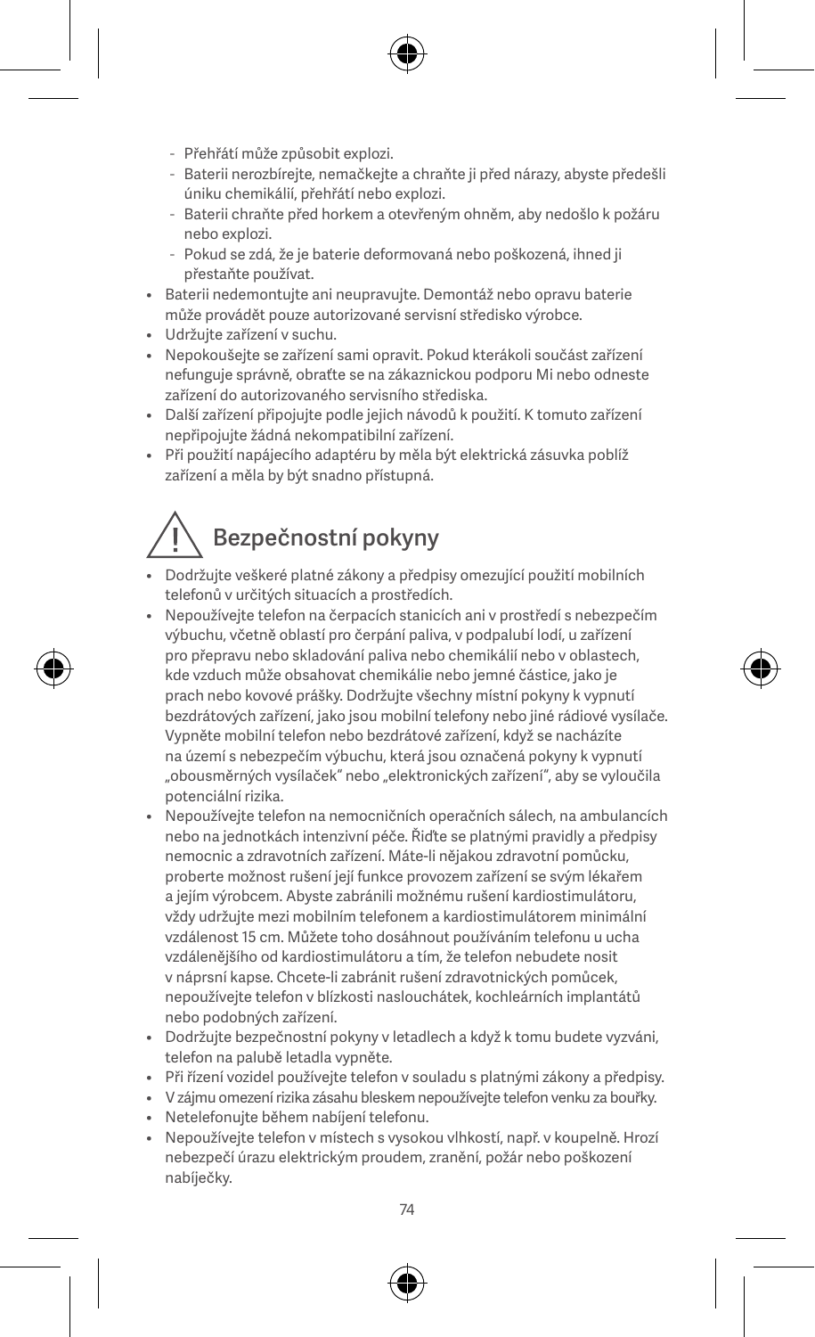- Přehřátí může způsobit explozi.
- Baterii nerozbírejte, nemačkejte a chraňte ji před nárazy, abyste předešli úniku chemikálií, přehřátí nebo explozi.
- Baterii chraňte před horkem a otevřeným ohněm, aby nedošlo k požáru nebo explozi.
- Pokud se zdá, že je baterie deformovaná nebo poškozená, ihned ji přestaňte používat.

- Baterii nedemontujte ani neupravujte. Demontáž nebo opravu baterie může provádět pouze autorizované servisní středisko výrobce.
- Udržujte zařízení v suchu.
- Nepokoušejte se zařízení sami opravit. Pokud kterákoli součást zařízení nefunguje správně, obraťte se na zákaznickou podporu Mi nebo odneste zařízení do autorizovaného servisního střediska.
- Další zařízení připojujte podle jejich návodů k použití. K tomuto zařízení nepřipojujte žádná nekompatibilní zařízení.
- Při použití napájecího adaptéru by měla být elektrická zásuvka poblíž zařízení a měla by být snadno přístupná.

## ⚠ Bezpečnostní pokyny

- Dodržujte veškeré platné zákony a předpisy omezující použití mobilních telefonů v určitých situacích a prostředích.
- Nepoužívejte telefon na čerpacích stanicích ani v prostředí s nebezpečím výbuchu, včetně oblastí pro čerpání paliva, v podpalubí lodí, u zařízení pro přepravu nebo skladování paliva nebo chemikálií nebo v oblastech, kde vzduch může obsahovat chemikálie nebo jemné částice, jako je prach nebo kovové prášky. Dodržujte všechny místní pokyny k vypnutí bezdrátových zařízení, jako jsou mobilní telefony nebo jiné rádiové vysílače. Vypněte mobilní telefon nebo bezdrátové zařízení, když se nacházíte na území s nebezpečím výbuchu, která jsou označená pokyny k vypnutí „obousměrných vysílaček" nebo „elektronických zařízení", aby se vyloučila potenciální rizika.
- Nepoužívejte telefon na nemocničních operačních sálech, na ambulancích nebo na jednotkách intenzivní péče. Řiďte se platnými pravidly a předpisy nemocnic a zdravotních zařízení. Máte-li nějakou zdravotní pomůcku, proberte možnost rušení její funkce provozem zařízení se svým lékařem a jejím výrobcem. Abyste zabránili možnému rušení kardiostimulátoru, vždy udržujte mezi mobilním telefonem a kardiostimulátorem minimální vzdálenost 15 cm. Můžete toho dosáhnout používáním telefonu u ucha vzdálenějšího od kardiostimulátoru a tím, že telefon nebudete nosit v náprsní kapse. Chcete-li zabránit rušení zdravotnických pomůcek, nepoužívejte telefon v blízkosti naslouchátek, kochleárních implantátů nebo podobných zařízení.
- Dodržujte bezpečnostní pokyny v letadlech a když k tomu budete vyzváni, telefon na palubě letadla vypněte.
- Při řízení vozidel používejte telefon v souladu s platnými zákony a předpisy.
- V zájmu omezení rizika zásahu bleskem nepoužívejte telefon venku za bouřky.
- Netelefonujte během nabíjení telefonu.
- Nepoužívejte telefon v místech s vysokou vlhkostí, např. v koupelně. Hrozí nebezpečí úrazu elektrickým proudem, zranění, požár nebo poškození nabíječky.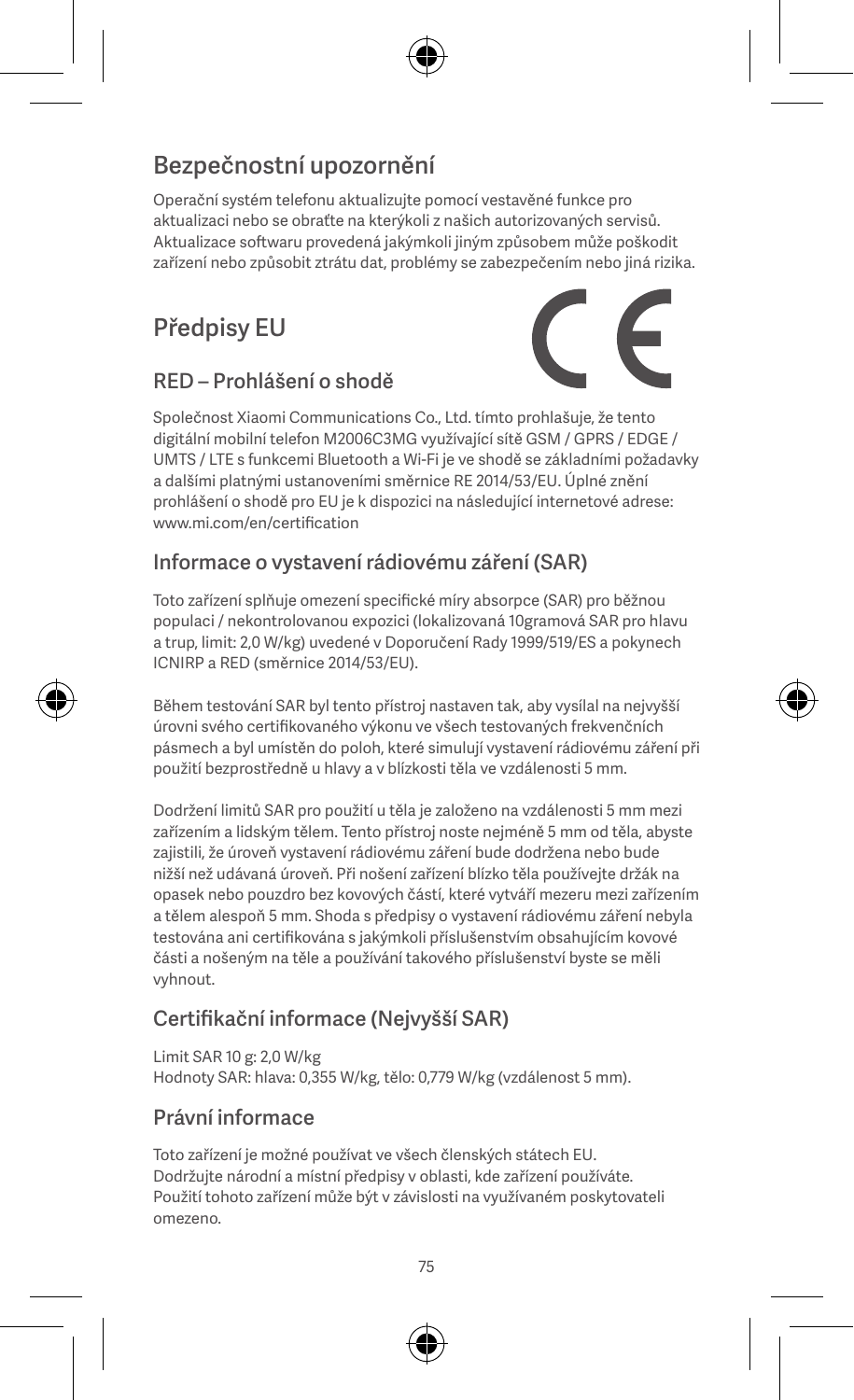## Bezpečnostní upozornění

Operační systém telefonu aktualizujte pomocí vestavěné funkce pro aktualizaci nebo se obraťte na kterýkoli z našich autorizovaných servisů. Aktualizace softwaru provedená jakýmkoli jiným způsobem může poškodit zařízení nebo způsobit ztrátu dat, problémy se zabezpečením nebo jiná rizika.

## Předpisy EU

### RED – Prohlášení o shodě

Společnost Xiaomi Communications Co., Ltd. tímto prohlašuje, že tento digitální mobilní telefon M2006C3MG využívající sítě GSM / GPRS / EDGE / UMTS / LTE s funkcemi Bluetooth a Wi-Fi je ve shodě se základními požadavky a dalšími platnými ustanoveními směrnice RE 2014/53/EU. Úplné znění prohlášení o shodě pro EU je k dispozici na následující internetové adrese: www.mi.com/en/certification

### Informace o vystavení rádiovému záření (SAR)

Toto zařízení splňuje omezení specifické míry absorpce (SAR) pro běžnou populaci / nekontrolovanou expozici (lokalizovaná 10gramová SAR pro hlavu a trup, limit: 2,0 W/kg) uvedené v Doporučení Rady 1999/519/ES a pokynech ICNIRP a RED (směrnice 2014/53/EU).

Během testování SAR byl tento přístroj nastaven tak, aby vysílal na nejvyšší úrovni svého certifikovaného výkonu ve všech testovaných frekvenčních pásmech a byl umístěn do poloh, které simulují vystavení rádiovému záření při použití bezprostředně u hlavy a v blízkosti těla ve vzdálenosti 5 mm.

Dodržení limitů SAR pro použití u těla je založeno na vzdálenosti 5 mm mezi zařízením a lidským tělem. Tento přístroj noste nejméně 5 mm od těla, abyste zajistili, že úroveň vystavení rádiovému záření bude dodržena nebo bude nižší než udávaná úroveň. Při nošení zařízení blízko těla používejte držák na opasek nebo pouzdro bez kovových částí, které vytváří mezeru mezi zařízením a tělem alespoň 5 mm. Shoda s předpisy o vystavení rádiovému záření nebyla testována ani certifikována s jakýmkoli příslušenstvím obsahujícím kovové části a nošeným na těle a používání takového příslušenství byste se měli vyhnout.

### Certifikační informace (Nejvyšší SAR)

Limit SAR 10 g: 2,0 W/kg
Hodnoty SAR: hlava: 0,355 W/kg, tělo: 0,779 W/kg (vzdálenost 5 mm).

### Právní informace

Toto zařízení je možné používat ve všech členských státech EU. Dodržujte národní a místní předpisy v oblasti, kde zařízení používáte. Použití tohoto zařízení může být v závislosti na využívaném poskytovateli omezeno.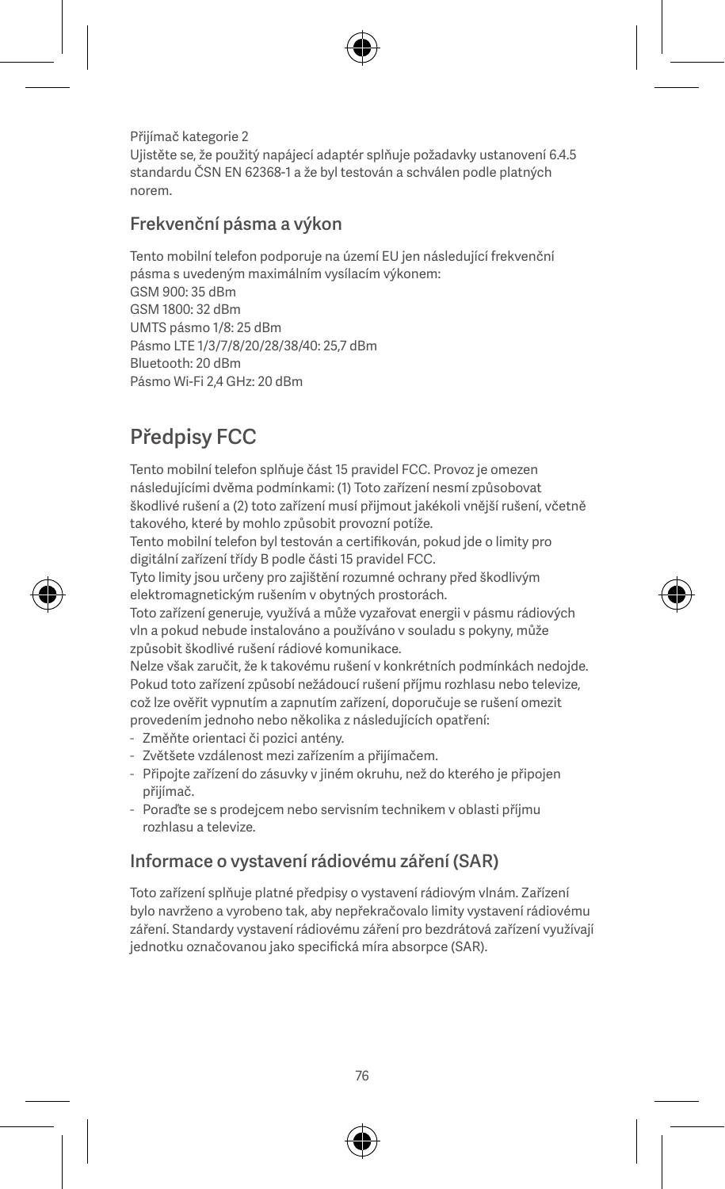Přijímač kategorie 2
Ujistěte se, že použitý napájecí adaptér splňuje požadavky ustanovení 6.4.5 standardu ČSN EN 62368-1 a že byl testován a schválen podle platných norem.

## Frekvenční pásma a výkon

Tento mobilní telefon podporuje na území EU jen následující frekvenční pásma s uvedeným maximálním vysílacím výkonem:
GSM 900: 35 dBm
GSM 1800: 32 dBm
UMTS pásmo 1/8: 25 dBm
Pásmo LTE 1/3/7/8/20/28/38/40: 25,7 dBm
Bluetooth: 20 dBm
Pásmo Wi-Fi 2,4 GHz: 20 dBm

# Předpisy FCC

Tento mobilní telefon splňuje část 15 pravidel FCC. Provoz je omezen následujícími dvěma podmínkami: (1) Toto zařízení nesmí způsobovat škodlivé rušení a (2) toto zařízení musí přijmout jakékoli vnější rušení, včetně takového, které by mohlo způsobit provozní potíže.
Tento mobilní telefon byl testován a certifikován, pokud jde o limity pro digitální zařízení třídy B podle části 15 pravidel FCC.
Tyto limity jsou určeny pro zajištění rozumné ochrany před škodlivým elektromagnetickým rušením v obytných prostorách.
Toto zařízení generuje, využívá a může vyzařovat energii v pásmu rádiových vln a pokud nebude instalováno a používáno v souladu s pokyny, může způsobit škodlivé rušení rádiové komunikace.
Nelze však zaručit, že k takovému rušení v konkrétních podmínkách nedojde. Pokud toto zařízení způsobí nežádoucí rušení příjmu rozhlasu nebo televize, což lze ověřit vypnutím a zapnutím zařízení, doporučuje se rušení omezit provedením jednoho nebo několika z následujících opatření:

- Změňte orientaci či pozici antény.
- Zvětšete vzdálenost mezi zařízením a přijímačem.
- Připojte zařízení do zásuvky v jiném okruhu, než do kterého je připojen přijímač.
- Poraďte se s prodejcem nebo servisním technikem v oblasti příjmu rozhlasu a televize.

## Informace o vystavení rádiovému záření (SAR)

Toto zařízení splňuje platné předpisy o vystavení rádiovým vlnám. Zařízení bylo navrženo a vyrobeno tak, aby nepřekračovalo limity vystavení rádiovému záření. Standardy vystavení rádiovému záření pro bezdrátová zařízení využívají jednotku označovanou jako specifická míra absorpce (SAR).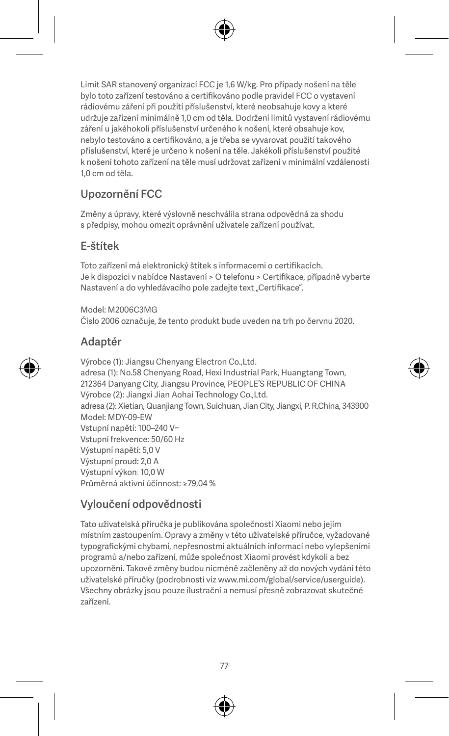Limit SAR stanovený organizací FCC je 1,6 W/kg. Pro případy nošení na těle bylo toto zařízení testováno a certifikováno podle pravidel FCC o vystavení rádiovému záření při použití příslušenství, které neobsahuje kovy a které udržuje zařízení minimálně 1,0 cm od těla. Dodržení limitů vystavení rádiovému záření u jakéhokoli příslušenství určeného k nošení, které obsahuje kov, nebylo testováno a certifikováno, a je třeba se vyvarovat použití takového příslušenství, které je určeno k nošení na těle. Jakékoli příslušenství použité k nošení tohoto zařízení na těle musí udržovat zařízení v minimální vzdálenosti 1,0 cm od těla.

## Upozornění FCC

Změny a úpravy, které výslovně neschválila strana odpovědná za shodu s předpisy, mohou omezit oprávnění uživatele zařízení používat.

## E-štítek

Toto zařízení má elektronický štítek s informacemi o certifikacích.
Je k dispozici v nabídce Nastavení > O telefonu > Certifikace, případně vyberte Nastavení a do vyhledávacího pole zadejte text „Certifikace".

Model: M2006C3MG
Číslo 2006 označuje, že tento produkt bude uveden na trh po červnu 2020.

## Adaptér

Výrobce (1): Jiangsu Chenyang Electron Co.,Ltd.
adresa (1): No.58 Chenyang Road, Hexi Industrial Park, Huangtang Town, 212364 Danyang City, Jiangsu Province, PEOPLE'S REPUBLIC OF CHINA
Výrobce (2): Jiangxi Jian Aohai Technology Co.,Ltd.
adresa (2): Xietian, Quanjiang Town, Suichuan, Jian City, Jiangxi, P. R.China, 343900
Model: MDY-09-EW
Vstupní napětí: 100–240 V~
Vstupní frekvence: 50/60 Hz
Výstupní napětí: 5,0 V
Výstupní proud: 2,0 A
Výstupní výkon: 10,0 W
Průměrná aktivní účinnost: ≥79,04 %

## Vyloučení odpovědnosti

Tato uživatelská příručka je publikována společností Xiaomi nebo jejím místním zastoupením. Opravy a změny v této uživatelské příručce, vyžadované typografickými chybami, nepřesnostmi aktuálních informací nebo vylepšeními programů a/nebo zařízení, může společnost Xiaomi provést kdykoli a bez upozornění. Takové změny budou nicméně začleněny až do nových vydání této uživatelské příručky (podrobnosti viz www.mi.com/global/service/userguide). Všechny obrázky jsou pouze ilustrační a nemusí přesně zobrazovat skutečné zařízení.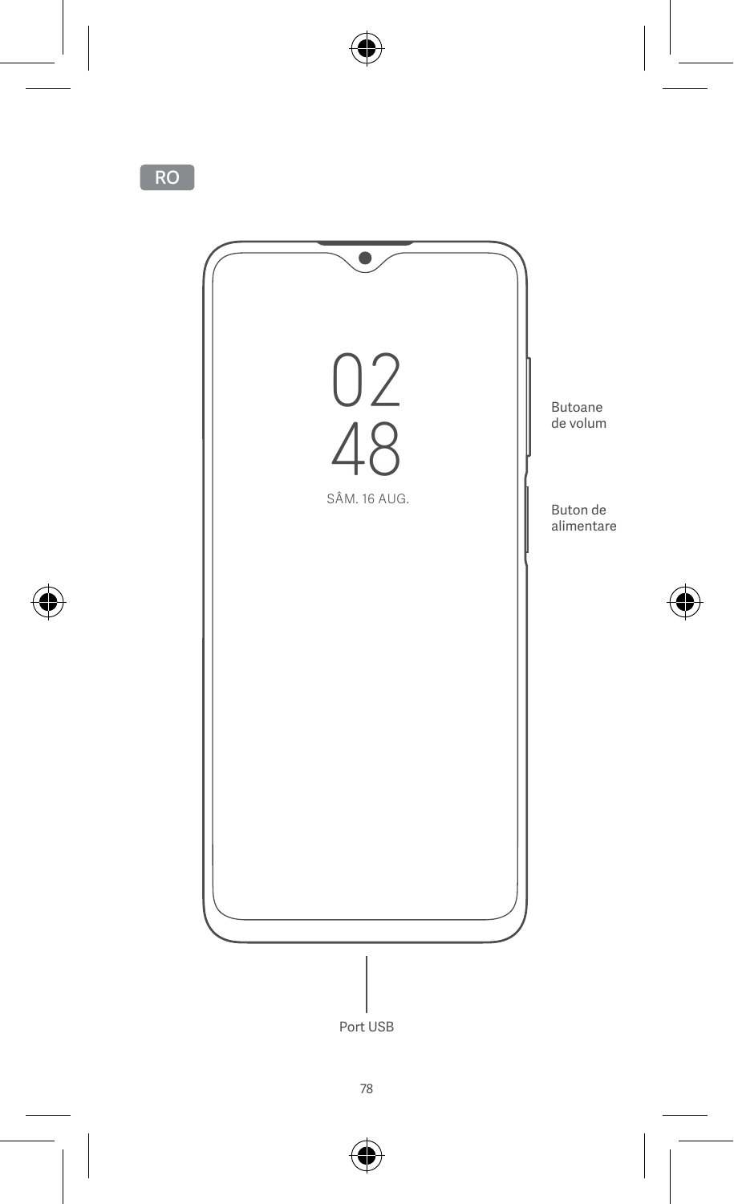RO

02
48
SÂM. 16 AUG.

Butoane de volum

Buton de alimentare

Port USB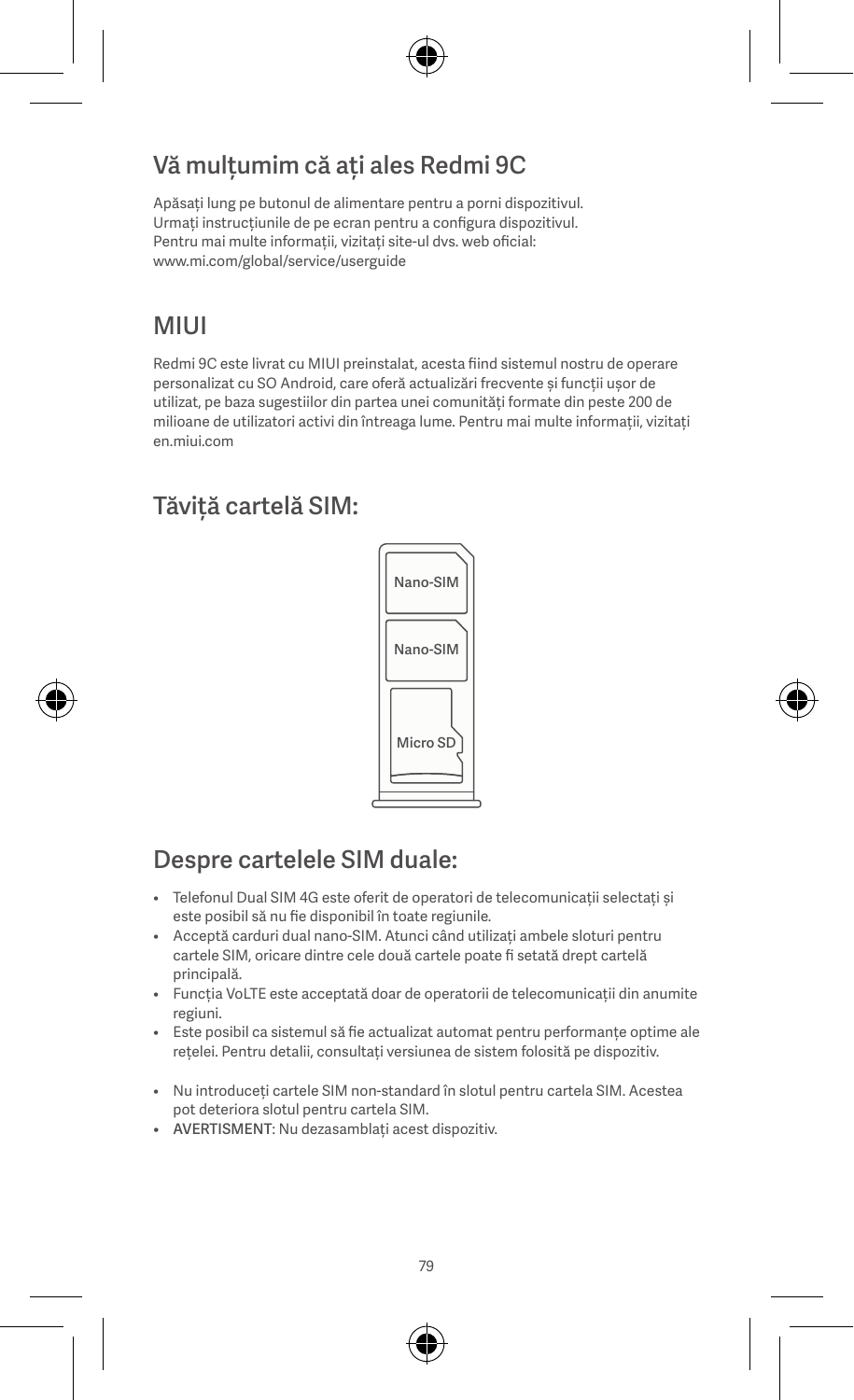## Vă mulțumim că ați ales Redmi 9C

Apăsați lung pe butonul de alimentare pentru a porni dispozitivul.
Urmați instrucțiunile de pe ecran pentru a configura dispozitivul.
Pentru mai multe informații, vizitați site-ul dvs. web oficial:
www.mi.com/global/service/userguide

## MIUI

Redmi 9C este livrat cu MIUI preinstalat, acesta fiind sistemul nostru de operare personalizat cu SO Android, care oferă actualizări frecvente și funcții ușor de utilizat, pe baza sugestiilor din partea unei comunități formate din peste 200 de milioane de utilizatori activi din întreaga lume. Pentru mai multe informații, vizitați en.miui.com

## Tăviță cartelă SIM:

Nano-SIM

Nano-SIM

Micro SD

## Despre cartelele SIM duale:

- Telefonul Dual SIM 4G este oferit de operatori de telecomunicații selectați și este posibil să nu fie disponibil în toate regiunile.
- Acceptă carduri dual nano-SIM. Atunci când utilizați ambele sloturi pentru cartele SIM, oricare dintre cele două cartele poate fi setată drept cartelă principală.
- Funcția VoLTE este acceptată doar de operatorii de telecomunicații din anumite regiuni.
- Este posibil ca sistemul să fie actualizat automat pentru performanțe optime ale rețelei. Pentru detalii, consultați versiunea de sistem folosită pe dispozitiv.

- Nu introduceți cartele SIM non-standard în slotul pentru cartela SIM. Acestea pot deteriora slotul pentru cartela SIM.
- AVERTISMENT: Nu dezasamblați acest dispozitiv.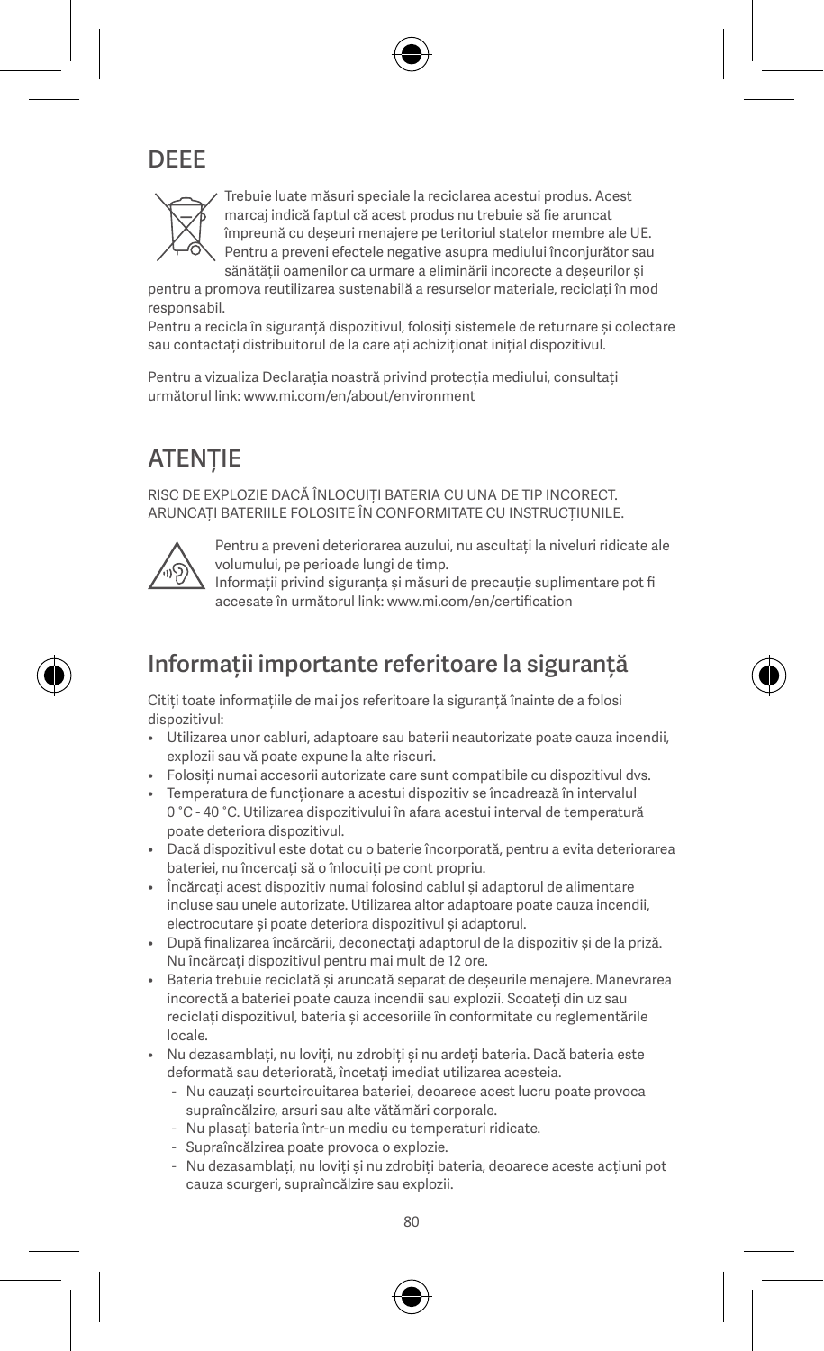## DEEE

Trebuie luate măsuri speciale la reciclarea acestui produs. Acest marcaj indică faptul că acest produs nu trebuie să fie aruncat împreună cu deșeuri menajere pe teritoriul statelor membre ale UE. Pentru a preveni efectele negative asupra mediului înconjurător sau sănătății oamenilor ca urmare a eliminării incorecte a deșeurilor și pentru a promova reutilizarea sustenabilă a resurselor materiale, reciclați în mod responsabil.

Pentru a recicla în siguranță dispozitivul, folosiți sistemele de returnare și colectare sau contactați distribuitorul de la care ați achiziționat inițial dispozitivul.

Pentru a vizualiza Declarația noastră privind protecția mediului, consultați următorul link: www.mi.com/en/about/environment

## ATENȚIE

RISC DE EXPLOZIE DACĂ ÎNLOCUIȚI BATERIA CU UNA DE TIP INCORECT. ARUNCAȚI BATERIILE FOLOSITE ÎN CONFORMITATE CU INSTRUCȚIUNILE.

Pentru a preveni deteriorarea auzului, nu ascultați la niveluri ridicate ale volumului, pe perioade lungi de timp.
Informații privind siguranța și măsuri de precauție suplimentare pot fi accesate în următorul link: www.mi.com/en/certification

## Informații importante referitoare la siguranță

Citiți toate informațiile de mai jos referitoare la siguranță înainte de a folosi dispozitivul:

- Utilizarea unor cabluri, adaptoare sau baterii neautorizate poate cauza incendii, explozii sau vă poate expune la alte riscuri.
- Folosiți numai accesorii autorizate care sunt compatibile cu dispozitivul dvs.
- Temperatura de funcționare a acestui dispozitiv se încadrează în intervalul 0 °C - 40 °C. Utilizarea dispozitivului în afara acestui interval de temperatură poate deteriora dispozitivul.
- Dacă dispozitivul este dotat cu o baterie încorporată, pentru a evita deteriorarea bateriei, nu încercați să o înlocuiți pe cont propriu.
- Încărcați acest dispozitiv numai folosind cablul și adaptorul de alimentare incluse sau unele autorizate. Utilizarea altor adaptoare poate cauza incendii, electrocutare și poate deteriora dispozitivul și adaptorul.
- După finalizarea încărcării, deconectați adaptorul de la dispozitiv și de la priză. Nu încărcați dispozitivul pentru mai mult de 12 ore.
- Bateria trebuie reciclată și aruncată separat de deșeurile menajere. Manevrarea incorectă a bateriei poate cauza incendii sau explozii. Scoateți din uz sau reciclați dispozitivul, bateria și accesoriile în conformitate cu reglementările locale.
- Nu dezasamblați, nu loviți, nu zdrobiți și nu ardeți bateria. Dacă bateria este deformată sau deteriorată, încetați imediat utilizarea acesteia.
  - Nu cauzați scurtcircuitarea bateriei, deoarece acest lucru poate provoca supraîncălzire, arsuri sau alte vătămări corporale.
  - Nu plasați bateria într-un mediu cu temperaturi ridicate.
  - Supraîncălzirea poate provoca o explozie.
  - Nu dezasamblați, nu loviți și nu zdrobiți bateria, deoarece aceste acțiuni pot cauza scurgeri, supraîncălzire sau explozii.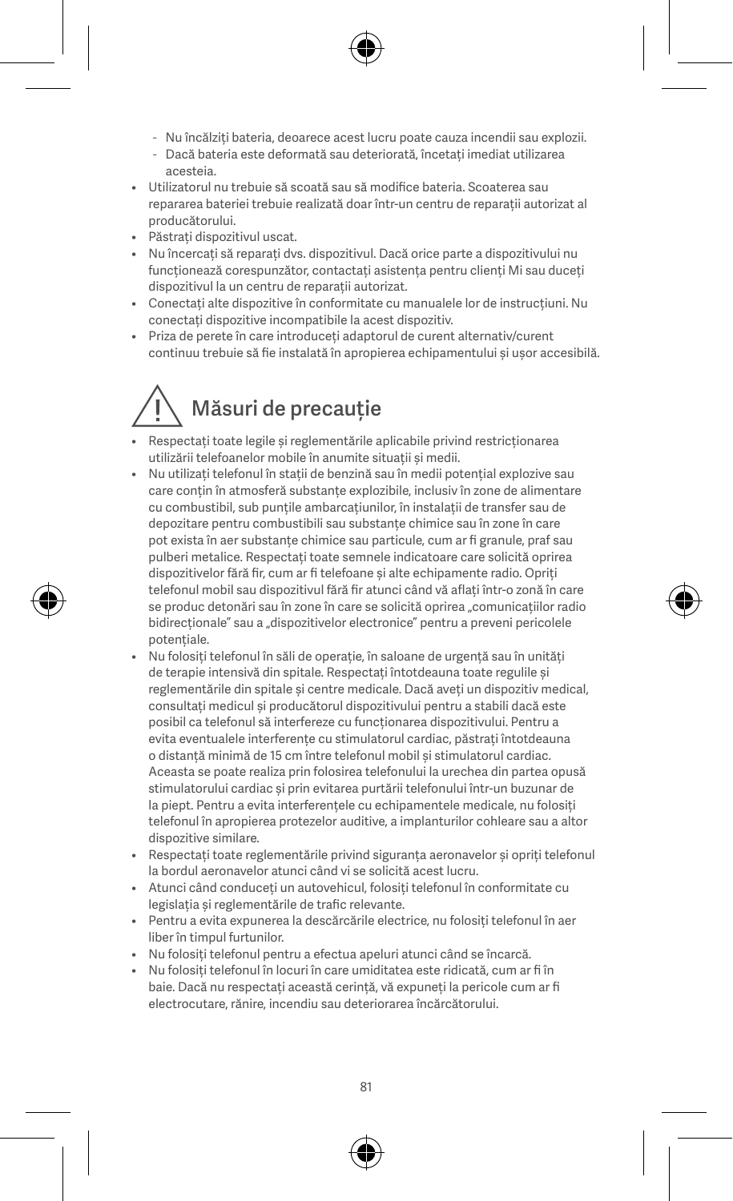- Nu încălziți bateria, deoarece acest lucru poate cauza incendii sau explozii.
- Dacă bateria este deformată sau deteriorată, încetați imediat utilizarea acesteia.

- Utilizatorul nu trebuie să scoată sau să modifice bateria. Scoaterea sau repararea bateriei trebuie realizată doar într-un centru de reparații autorizat al producătorului.
- Păstrați dispozitivul uscat.
- Nu încercați să reparați dvs. dispozitivul. Dacă orice parte a dispozitivului nu funcționează corespunzător, contactați asistența pentru clienți Mi sau duceți dispozitivul la un centru de reparații autorizat.
- Conectați alte dispozitive în conformitate cu manualele lor de instrucțiuni. Nu conectați dispozitive incompatibile la acest dispozitiv.
- Priza de perete în care introduceți adaptorul de curent alternativ/curent continuu trebuie să fie instalată în apropierea echipamentului și ușor accesibilă.

## Măsuri de precauție

- Respectați toate legile și reglementările aplicabile privind restricționarea utilizării telefoanelor mobile în anumite situații și medii.
- Nu utilizați telefonul în stații de benzină sau în medii potențial explozive sau care conțin în atmosferă substanțe explozibile, inclusiv în zone de alimentare cu combustibil, sub punțile ambarcațiunilor, în instalații de transfer sau de depozitare pentru combustibili sau substanțe chimice sau în zone în care pot exista în aer substanțe chimice sau particule, cum ar fi granule, praf sau pulberi metalice. Respectați toate semnele indicatoare care solicită oprirea dispozitivelor fără fir, cum ar fi telefoane și alte echipamente radio. Opriți telefonul mobil sau dispozitivul fără fir atunci când vă aflați într-o zonă în care se produc detonări sau în zone în care se solicită oprirea „comunicațiilor radio bidirecționale" sau a „dispozitivelor electronice" pentru a preveni pericolele potențiale.
- Nu folosiți telefonul în săli de operație, în saloane de urgență sau în unități de terapie intensivă din spitale. Respectați întotdeauna toate regulile și reglementările din spitale și centre medicale. Dacă aveți un dispozitiv medical, consultați medicul și producătorul dispozitivului pentru a stabili dacă este posibil ca telefonul să interfereze cu funcționarea dispozitivului. Pentru a evita eventualele interferențe cu stimulatorul cardiac, păstrați întotdeauna o distanță minimă de 15 cm între telefonul mobil și stimulatorul cardiac. Aceasta se poate realiza prin folosirea telefonului la urechea din partea opusă stimulatorului cardiac și prin evitarea purtării telefonului într-un buzunar de la piept. Pentru a evita interferențele cu echipamentele medicale, nu folosiți telefonul în apropierea protezelor auditive, a implanturilor cohleare sau a altor dispozitive similare.
- Respectați toate reglementările privind siguranța aeronavelor și opriți telefonul la bordul aeronavelor atunci când vi se solicită acest lucru.
- Atunci când conduceți un autovehicul, folosiți telefonul în conformitate cu legislația și reglementările de trafic relevante.
- Pentru a evita expunerea la descărcările electrice, nu folosiți telefonul în aer liber în timpul furtunilor.
- Nu folosiți telefonul pentru a efectua apeluri atunci când se încarcă.
- Nu folosiți telefonul în locuri în care umiditatea este ridicată, cum ar fi în baie. Dacă nu respectați această cerință, vă expuneți la pericole cum ar fi electrocutare, rănire, incendiu sau deteriorarea încărcătorului.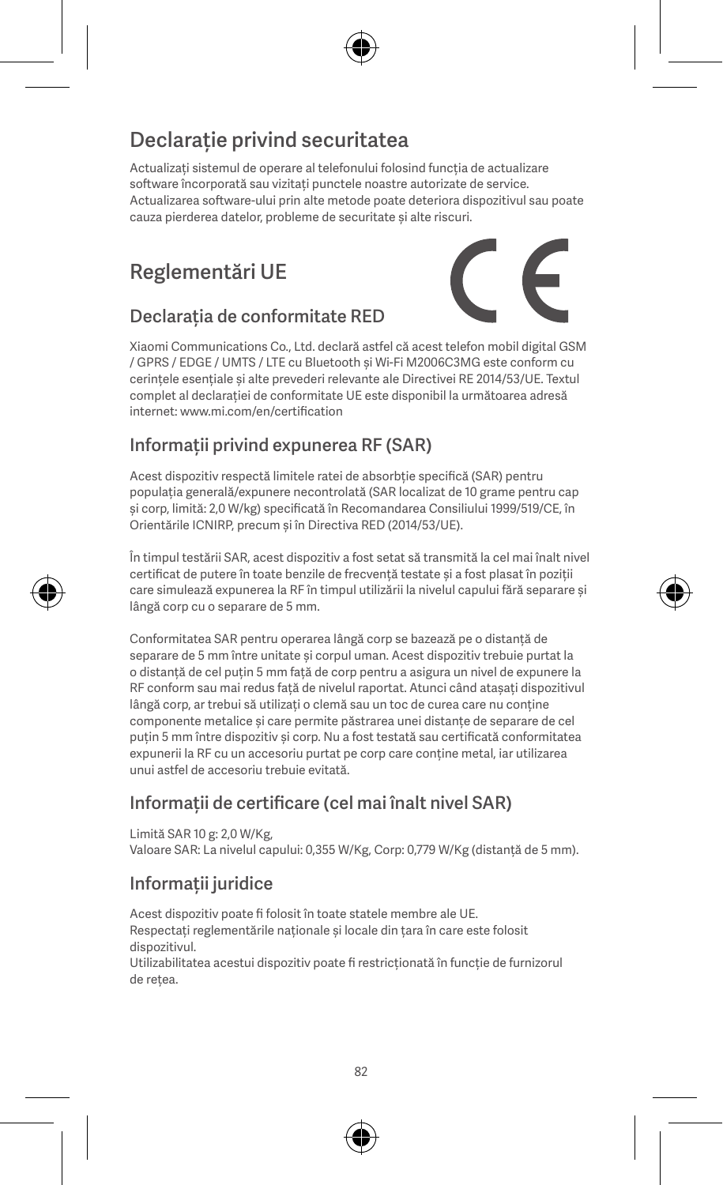## Declarație privind securitatea

Actualizați sistemul de operare al telefonului folosind funcția de actualizare software încorporată sau vizitați punctele noastre autorizate de service. Actualizarea software-ului prin alte metode poate deteriora dispozitivul sau poate cauza pierderea datelor, probleme de securitate și alte riscuri.

## Reglementări UE

### Declarația de conformitate RED

Xiaomi Communications Co., Ltd. declară astfel că acest telefon mobil digital GSM / GPRS / EDGE / UMTS / LTE cu Bluetooth și Wi-Fi M2006C3MG este conform cu cerințele esențiale și alte prevederi relevante ale Directivei RE 2014/53/UE. Textul complet al declarației de conformitate UE este disponibil la următoarea adresă internet: www.mi.com/en/certification

### Informații privind expunerea RF (SAR)

Acest dispozitiv respectă limitele ratei de absorbție specifică (SAR) pentru populația generală/expunere necontrolată (SAR localizat de 10 grame pentru cap și corp, limită: 2,0 W/kg) specificată în Recomandarea Consiliului 1999/519/CE, în Orientările ICNIRP, precum și în Directiva RED (2014/53/UE).

În timpul testării SAR, acest dispozitiv a fost setat să transmită la cel mai înalt nivel certificat de putere în toate benzile de frecvență testate și a fost plasat în poziții care simulează expunerea la RF în timpul utilizării la nivelul capului fără separare și lângă corp cu o separare de 5 mm.

Conformitatea SAR pentru operarea lângă corp se bazează pe o distanță de separare de 5 mm între unitate și corpul uman. Acest dispozitiv trebuie purtat la o distanță de cel puțin 5 mm față de corp pentru a asigura un nivel de expunere la RF conform sau mai redus față de nivelul raportat. Atunci când atașați dispozitivul lângă corp, ar trebui să utilizați o clemă sau un toc de curea care nu conține componente metalice și care permite păstrarea unei distanțe de separare de cel puțin 5 mm între dispozitiv și corp. Nu a fost testată sau certificată conformitatea expunerii la RF cu un accesoriu purtat pe corp care conține metal, iar utilizarea unui astfel de accesoriu trebuie evitată.

### Informații de certificare (cel mai înalt nivel SAR)

Limită SAR 10 g: 2,0 W/Kg,
Valoare SAR: La nivelul capului: 0,355 W/Kg, Corp: 0,779 W/Kg (distanță de 5 mm).

### Informații juridice

Acest dispozitiv poate fi folosit în toate statele membre ale UE.
Respectați reglementările naționale și locale din țara în care este folosit dispozitivul.
Utilizabilitatea acestui dispozitiv poate fi restricționată în funcție de furnizorul de rețea.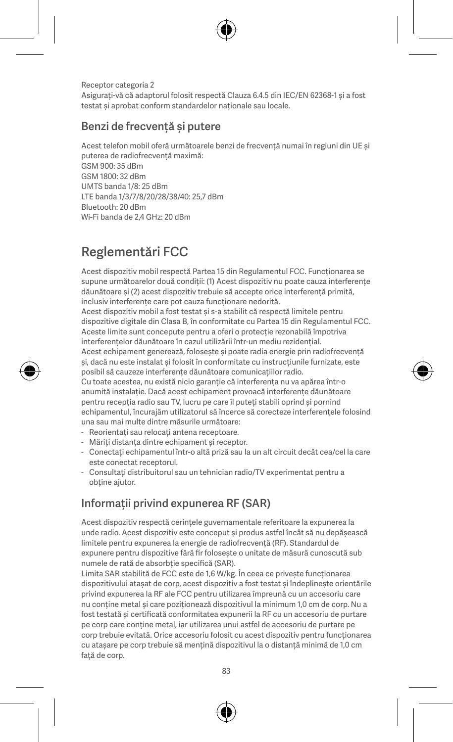Receptor categoria 2
Asigurați-vă că adaptorul folosit respectă Clauza 6.4.5 din IEC/EN 62368-1 și a fost testat și aprobat conform standardelor naționale sau locale.

## Benzi de frecvență și putere

Acest telefon mobil oferă următoarele benzi de frecvență numai în regiuni din UE și puterea de radiofrecvență maximă:
GSM 900: 35 dBm
GSM 1800: 32 dBm
UMTS banda 1/8: 25 dBm
LTE banda 1/3/7/8/20/28/38/40: 25,7 dBm
Bluetooth: 20 dBm
Wi-Fi banda de 2,4 GHz: 20 dBm

# Reglementări FCC

Acest dispozitiv mobil respectă Partea 15 din Regulamentul FCC. Funcționarea se supune următoarelor două condiții: (1) Acest dispozitiv nu poate cauza interferențe dăunătoare și (2) acest dispozitiv trebuie să accepte orice interferență primită, inclusiv interferențe care pot cauza funcționare nedorită.
Acest dispozitiv mobil a fost testat și s-a stabilit că respectă limitele pentru dispozitive digitale din Clasa B, în conformitate cu Partea 15 din Regulamentul FCC. Aceste limite sunt concepute pentru a oferi o protecție rezonabilă împotriva interferențelor dăunătoare în cazul utilizării într-un mediu rezidențial.
Acest echipament generează, folosește și poate radia energie prin radiofrecvență și, dacă nu este instalat și folosit în conformitate cu instrucțiunile furnizate, este posibil să cauzeze interferențe dăunătoare comunicațiilor radio.
Cu toate acestea, nu există nicio garanție că interferența nu va apărea într-o anumită instalație. Dacă acest echipament provoacă interferențe dăunătoare pentru recepția radio sau TV, lucru pe care îl puteți stabili oprind și pornind echipamentul, încurajăm utilizatorul să încerce să corecteze interferențele folosind una sau mai multe dintre măsurile următoare:

- Reorientați sau relocați antena receptoare.
- Măriți distanța dintre echipament și receptor.
- Conectați echipamentul într-o altă priză sau la un alt circuit decât cea/cel la care este conectat receptorul.
- Consultați distribuitorul sau un tehnician radio/TV experimentat pentru a obține ajutor.

## Informații privind expunerea RF (SAR)

Acest dispozitiv respectă cerințele guvernamentale referitoare la expunerea la unde radio. Acest dispozitiv este conceput și produs astfel încât să nu depășească limitele pentru expunerea la energie de radiofrecvență (RF). Standardul de expunere pentru dispozitive fără fir folosește o unitate de măsură cunoscută sub numele de rată de absorbție specifică (SAR).
Limita SAR stabilită de FCC este de 1,6 W/kg. În ceea ce privește funcționarea dispozitivului atașat de corp, acest dispozitiv a fost testat și îndeplinește orientările privind expunerea la RF ale FCC pentru utilizarea împreună cu un accesoriu care nu conține metal și care poziționează dispozitivul la minimum 1,0 cm de corp. Nu a fost testată și certificată conformitatea expunerii la RF cu un accesoriu de purtare pe corp care conține metal, iar utilizarea unui astfel de accesoriu de purtare pe corp trebuie evitată. Orice accesoriu folosit cu acest dispozitiv pentru funcționarea cu atașare pe corp trebuie să mențină dispozitivul la o distanță minimă de 1,0 cm față de corp.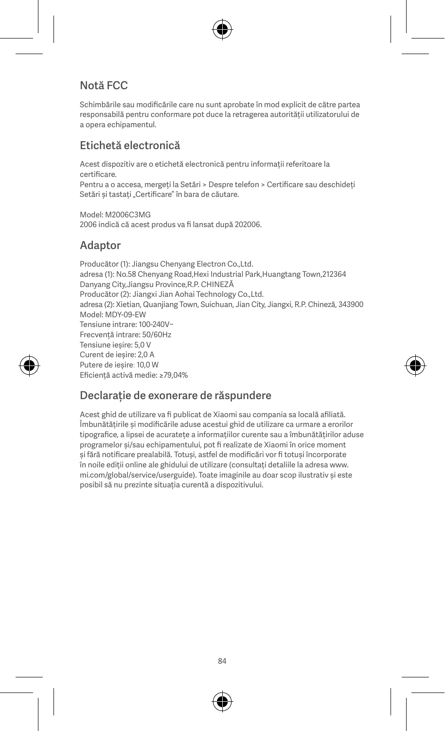## Notă FCC

Schimbările sau modificările care nu sunt aprobate în mod explicit de către partea responsabilă pentru conformare pot duce la retragerea autorității utilizatorului de a opera echipamentul.

## Etichetă electronică

Acest dispozitiv are o etichetă electronică pentru informații referitoare la certificare.
Pentru a o accesa, mergeți la Setări > Despre telefon > Certificare sau deschideți Setări și tastați „Certificare" în bara de căutare.

Model: M2006C3MG
2006 indică că acest produs va fi lansat după 202006.

## Adaptor

Producător (1): Jiangsu Chenyang Electron Co.,Ltd.
adresa (1): No.58 Chenyang Road,Hexi Industrial Park,Huangtang Town,212364 Danyang City,Jiangsu Province,R.P. CHINEZĂ
Producător (2): Jiangxi Jian Aohai Technology Co.,Ltd.
adresa (2): Xietian, Quanjiang Town, Suichuan, Jian City, Jiangxi, R.P. Chineză, 343900
Model: MDY-09-EW
Tensiune intrare: 100-240V~
Frecvență intrare: 50/60Hz
Tensiune ieșire: 5,0 V
Curent de ieșire: 2,0 A
Putere de ieșire: 10,0 W
Eficiență activă medie: ≥79,04%

## Declarație de exonerare de răspundere

Acest ghid de utilizare va fi publicat de Xiaomi sau compania sa locală afiliată. Îmbunătățirile și modificările aduse acestui ghid de utilizare ca urmare a erorilor tipografice, a lipsei de acuratețe a informațiilor curente sau a îmbunătățirilor aduse programelor și/sau echipamentului, pot fi realizate de Xiaomi în orice moment și fără notificare prealabilă. Totuși, astfel de modificări vor fi totuși încorporate în noile ediții online ale ghidului de utilizare (consultați detaliile la adresa www.mi.com/global/service/userguide). Toate imaginile au doar scop ilustrativ și este posibil să nu prezinte situația curentă a dispozitivului.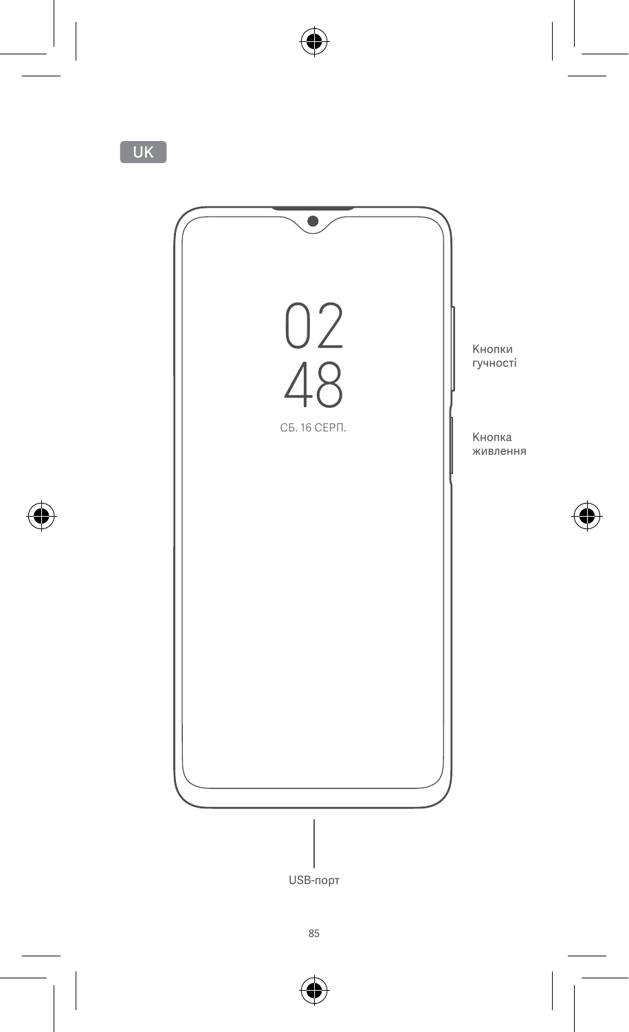UK

02
48
СБ. 16 СЕРП.

Кнопки гучності

Кнопка живлення

USB-порт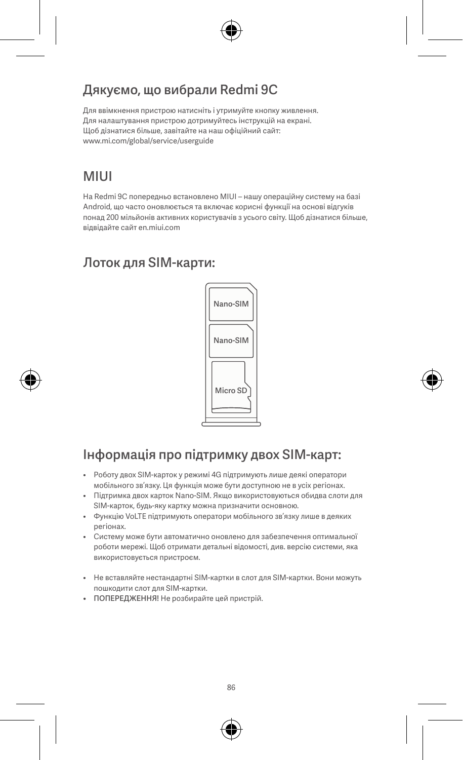## Дякуємо, що вибрали Redmi 9C

Для ввімкнення пристрою натисніть і утримуйте кнопку живлення.
Для налаштування пристрою дотримуйтесь інструкцій на екрані.
Щоб дізнатися більше, завітайте на наш офіційний сайт:
www.mi.com/global/service/userguide

## MIUI

На Redmi 9C попередньо встановлено MIUI – нашу операційну систему на базі Android, що часто оновлюється та включає корисні функції на основі відгуків понад 200 мільйонів активних користувачів з усього світу. Щоб дізнатися більше, відвідайте сайт en.miui.com

## Лоток для SIM-карти:

Nano-SIM

Nano-SIM

Micro SD

## Інформація про підтримку двох SIM-карт:

- Роботу двох SIM-карток у режимі 4G підтримують лише деякі оператори мобільного зв'язку. Ця функція може бути доступною не в усіх регіонах.
- Підтримка двох карток Nano-SIM. Якщо використовуються обидва слоти для SIM-карток, будь-яку картку можна призначити основною.
- Функцію VoLTE підтримують оператори мобільного зв'язку лише в деяких регіонах.
- Систему може бути автоматично оновлено для забезпечення оптимальної роботи мережі. Щоб отримати детальні відомості, див. версію системи, яка використовується пристроєм.

- Не вставляйте нестандартні SIM-картки в слот для SIM-картки. Вони можуть пошкодити слот для SIM-картки.
- ПОПЕРЕДЖЕННЯ! Не розбирайте цей пристрій.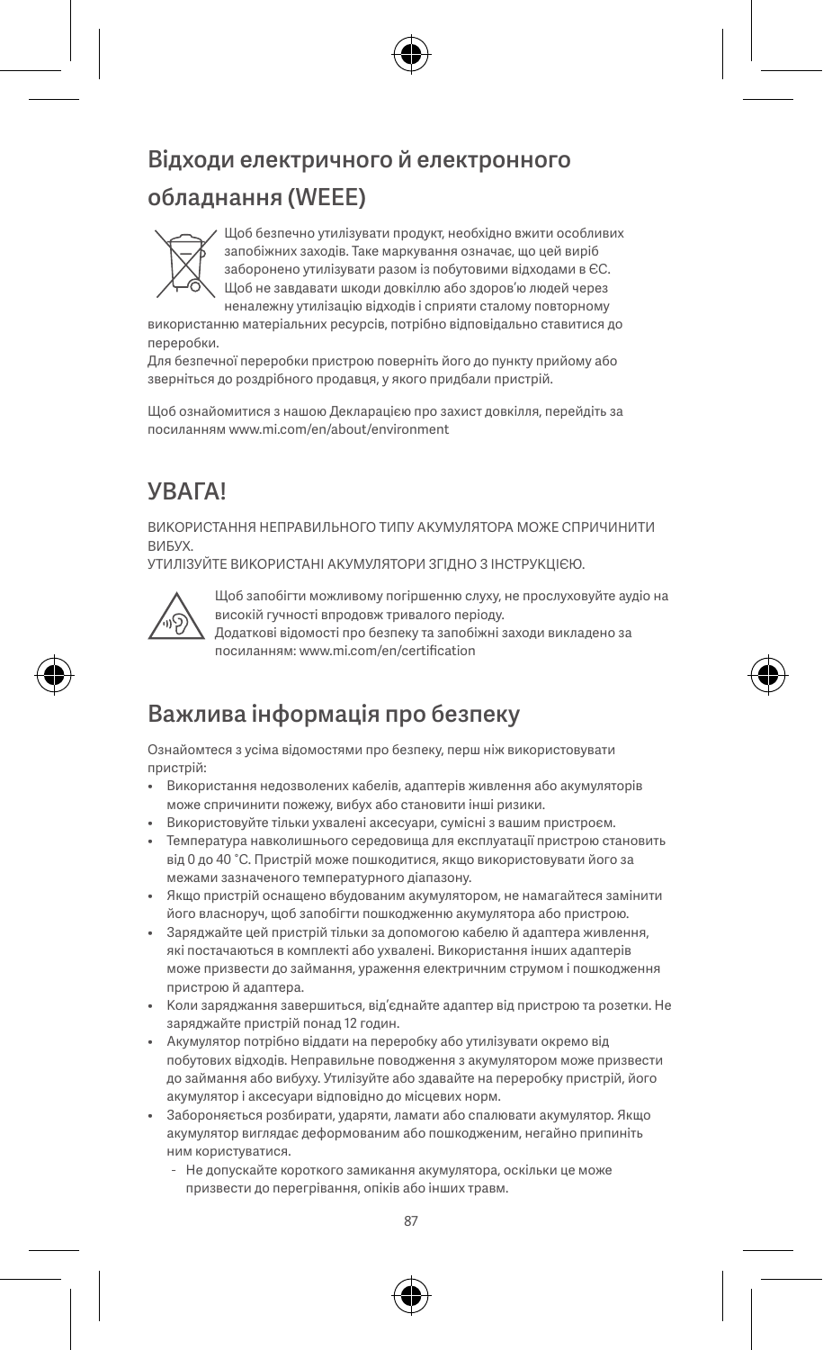## Відходи електричного й електронного обладнання (WEEE)

Щоб безпечно утилізувати продукт, необхідно вжити особливих запобіжних заходів. Таке маркування означає, що цей виріб заборонено утилізувати разом із побутовими відходами в ЄС. Щоб не завдавати шкоди довкіллю або здоров'ю людей через неналежну утилізацію відходів і сприяти сталому повторному використанню матеріальних ресурсів, потрібно відповідально ставитися до переробки.

Для безпечної переробки пристрою поверніть його до пункту прийому або зверніться до роздрібного продавця, у якого придбали пристрій.

Щоб ознайомитися з нашою Декларацією про захист довкілля, перейдіть за посиланням www.mi.com/en/about/environment

## УВАГА!

ВИКОРИСТАННЯ НЕПРАВИЛЬНОГО ТИПУ АКУМУЛЯТОРА МОЖЕ СПРИЧИНИТИ ВИБУХ.
УТИЛІЗУЙТЕ ВИКОРИСТАНІ АКУМУЛЯТОРИ ЗГІДНО З ІНСТРУКЦІЄЮ.

Щоб запобігти можливому погіршенню слуху, не прослуховуйте аудіо на високій гучності впродовж тривалого періоду.
Додаткові відомості про безпеку та запобіжні заходи викладено за посиланням: www.mi.com/en/certification

## Важлива інформація про безпеку

Ознайомтеся з усіма відомостями про безпеку, перш ніж використовувати пристрій:

- Використання недозволених кабелів, адаптерів живлення або акумуляторів може спричинити пожежу, вибух або становити інші ризики.
- Використовуйте тільки ухвалені аксесуари, сумісні з вашим пристроєм.
- Температура навколишнього середовища для експлуатації пристрою становить від 0 до 40 °C. Пристрій може пошкодитися, якщо використовувати його за межами зазначеного температурного діапазону.
- Якщо пристрій оснащено вбудованим акумулятором, не намагайтеся замінити його власноруч, щоб запобігти пошкодженню акумулятора або пристрою.
- Заряджайте цей пристрій тільки за допомогою кабелю й адаптера живлення, які постачаються в комплекті або ухвалені. Використання інших адаптерів може призвести до займання, ураження електричним струмом і пошкодження пристрою й адаптера.
- Коли заряджання завершиться, від'єднайте адаптер від пристрою та розетки. Не заряджайте пристрій понад 12 годин.
- Акумулятор потрібно віддати на переробку або утилізувати окремо від побутових відходів. Неправильне поводження з акумулятором може призвести до займання або вибуху. Утилізуйте або здавайте на переробку пристрій, його акумулятор і аксесуари відповідно до місцевих норм.
- Забороняється розбирати, ударяти, ламати або спалювати акумулятор. Якщо акумулятор виглядає деформованим або пошкодженим, негайно припиніть ним користуватися.
  - Не допускайте короткого замикання акумулятора, оскільки це може призвести до перегрівання, опіків або інших травм.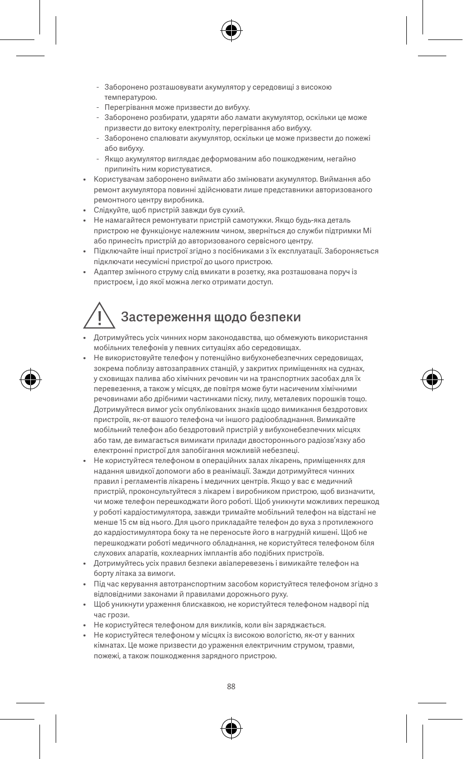- Заборонено розташовувати акумулятор у середовищі з високою температурою.
  - Перегрівання може призвести до вибуху.
  - Заборонено розбирати, ударяти або ламати акумулятор, оскільки це може призвести до витоку електроліту, перегрівання або вибуху.
  - Заборонено спалювати акумулятор, оскільки це може призвести до пожежі або вибуху.
  - Якщо акумулятор виглядає деформованим або пошкодженим, негайно припиніть ним користуватися.
- Користувачам заборонено виймати або змінювати акумулятор. Виймання або ремонт акумулятора повинні здійснювати лише представники авторизованого ремонтного центру виробника.
- Слідкуйте, щоб пристрій завжди був сухий.
- Не намагайтеся ремонтувати пристрій самотужки. Якщо будь-яка деталь пристрою не функціонує належним чином, зверніться до служби підтримки Mi або принесіть пристрій до авторизованого сервісного центру.
- Підключайте інші пристрої згідно з посібниками з їх експлуатації. Забороняється підключати несумісні пристрої до цього пристрою.
- Адаптер змінного струму слід вмикати в розетку, яка розташована поруч із пристроєм, і до якої можна легко отримати доступ.

## Застереження щодо безпеки

- Дотримуйтесь усіх чинних норм законодавства, що обмежують використання мобільних телефонів у певних ситуаціях або середовищах.
- Не використовуйте телефон у потенційно вибухонебезпечних середовищах, зокрема поблизу автозаправних станцій, у закритих приміщеннях на суднах, у сховищах палива або хімічних речовин чи на транспортних засобах для їх перевезення, а також у місцях, де повітря може бути насиченим хімічними речовинами або дрібними частинками піску, пилу, металевих порошків тощо. Дотримуйтеся вимог усіх опублікованих знаків щодо вимикання бездротових пристроїв, як-от вашого телефона чи іншого радіообладнання. Вимикайте мобільний телефон або бездротовий пристрій у вибухонебезпечних місцях або там, де вимагається вимикати прилади двостороннього радіозв'язку або електронні пристрої для запобігання можливій небезпеці.
- Не користуйтеся телефоном в операційних залах лікарень, приміщеннях для надання швидкої допомоги або в реанімації. Зажди дотримуйтеся чинних правил і регламентів лікарень і медичних центрів. Якщо у вас є медичний пристрій, проконсультуйтеся з лікарем і виробником пристрою, щоб визначити, чи може телефон перешкоджати його роботі. Щоб уникнути можливих перешкод у роботі кардіостимулятора, завжди тримайте мобільний телефон на відстані не менше 15 см від нього. Для цього прикладайте телефон до вуха з протилежного до кардіостимулятора боку та не переносьте його в нагрудній кишені. Щоб не перешкоджати роботі медичного обладнання, не користуйтеся телефоном біля слухових апаратів, кохлеарних імплантів або подібних пристроїв.
- Дотримуйтесь усіх правил безпеки авіаперевезень і вимикайте телефон на борту літака за вимоги.
- Під час керування автотранспортним засобом користуйтеся телефоном згідно з відповідними законами й правилами дорожнього руху.
- Щоб уникнути ураження блискавкою, не користуйтеся телефоном надворі під час грози.
- Не користуйтеся телефоном для викликів, коли він заряджається.
- Не користуйтеся телефоном у місцях із високою вологістю, як-от у ванних кімнатах. Це може призвести до ураження електричним струмом, травми, пожежі, а також пошкодження зарядного пристрою.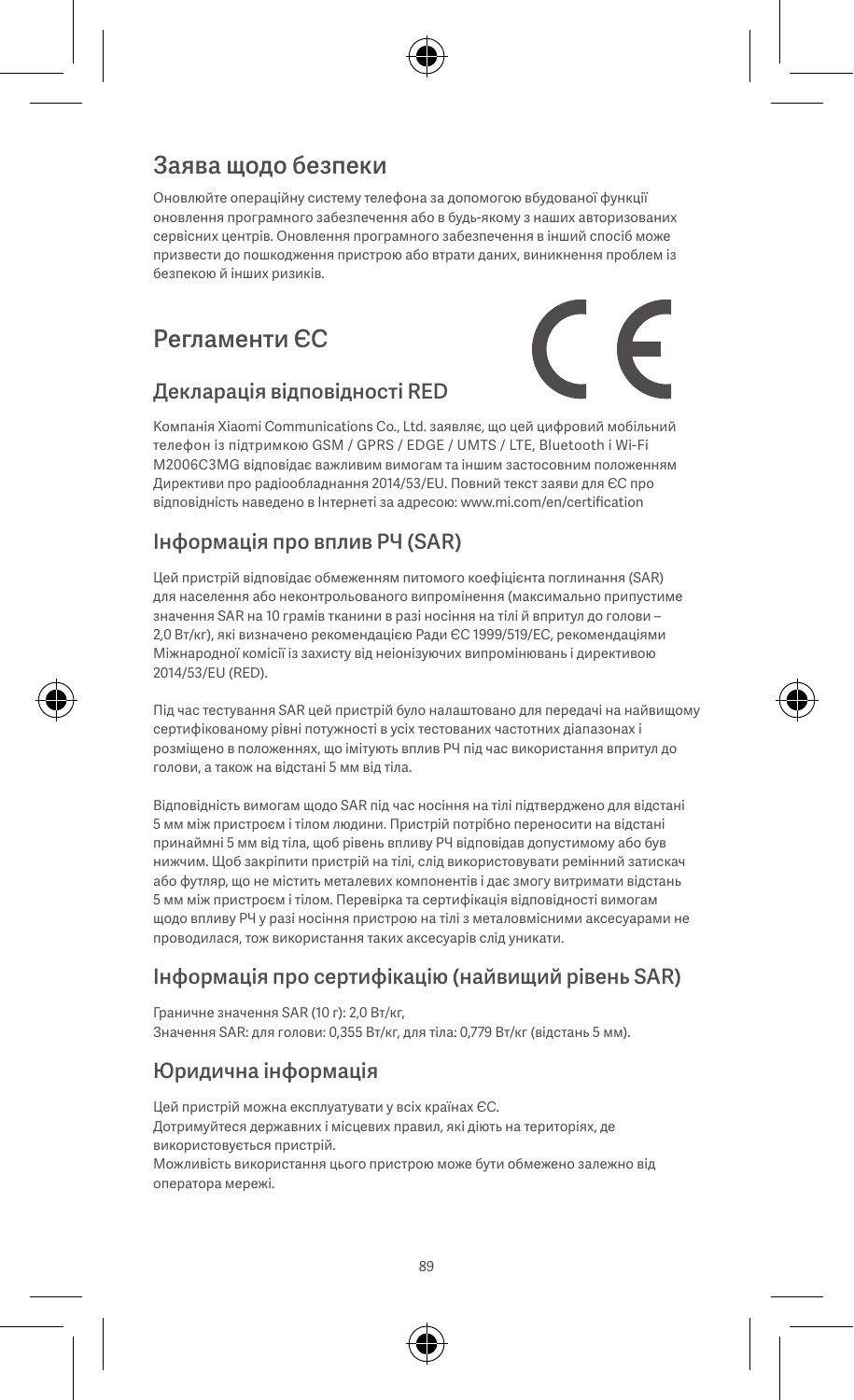## Заява щодо безпеки

Оновлюйте операційну систему телефона за допомогою вбудованої функції оновлення програмного забезпечення або в будь-якому з наших авторизованих сервісних центрів. Оновлення програмного забезпечення в інший спосіб може призвести до пошкодження пристрою або втрати даних, виникнення проблем із безпекою й інших ризиків.

## Регламенти ЄС

### Декларація відповідності RED

Компанія Xiaomi Communications Co., Ltd. заявляє, що цей цифровий мобільний телефон із підтримкою GSM / GPRS / EDGE / UMTS / LTE, Bluetooth і Wi-Fi M2006C3MG відповідає важливим вимогам та іншим застосовним положенням Директиви про радіообладнання 2014/53/EU. Повний текст заяви для ЄС про відповідність наведено в Інтернеті за адресою: www.mi.com/en/certification

### Інформація про вплив РЧ (SAR)

Цей пристрій відповідає обмеженням питомого коефіцієнта поглинання (SAR) для населення або неконтрольованого випромінення (максимально припустиме значення SAR на 10 грамів тканини в разі носіння на тілі й впритул до голови – 2,0 Вт/кг), які визначено рекомендацією Ради ЄС 1999/519/EC, рекомендаціями Міжнародної комісії із захисту від неіонізуючих випромінювань і директивою 2014/53/EU (RED).

Під час тестування SAR цей пристрій було налаштовано для передачі на найвищому сертифікованому рівні потужності в усіх тестованих частотних діапазонах і розміщено в положеннях, що імітують вплив РЧ під час використання впритул до голови, а також на відстані 5 мм від тіла.

Відповідність вимогам щодо SAR під час носіння на тілі підтверджено для відстані 5 мм між пристроєм і тілом людини. Пристрій потрібно переносити на відстані принаймні 5 мм від тіла, щоб рівень впливу РЧ відповідав допустимому або був нижчим. Щоб закріпити пристрій на тілі, слід використовувати ремінний затискач або футляр, що не містить металевих компонентів і дає змогу витримати відстань 5 мм між пристроєм і тілом. Перевірка та сертифікація відповідності вимогам щодо впливу РЧ у разі носіння пристрою на тілі з металовмісними аксесуарами не проводилася, тож використання таких аксесуарів слід уникати.

### Інформація про сертифікацію (найвищий рівень SAR)

Граничне значення SAR (10 г): 2,0 Вт/кг,
Значення SAR: для голови: 0,355 Вт/кг, для тіла: 0,779 Вт/кг (відстань 5 мм).

### Юридична інформація

Цей пристрій можна експлуатувати у всіх країнах ЄС.
Дотримуйтеся державних і місцевих правил, які діють на територіях, де використовується пристрій.
Можливість використання цього пристрою може бути обмежено залежно від оператора мережі.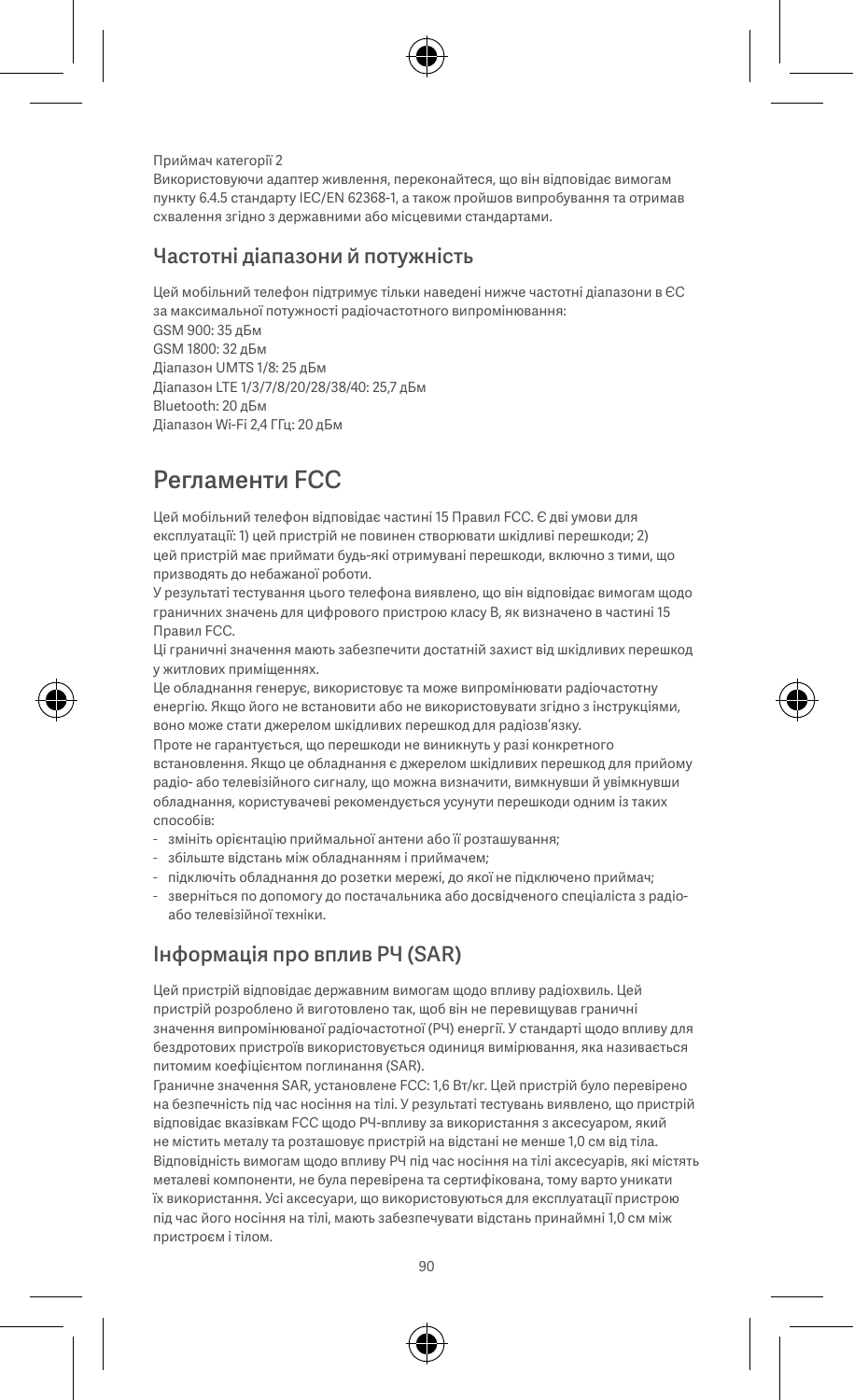Приймач категорії 2

Використовуючи адаптер живлення, переконайтеся, що він відповідає вимогам пункту 6.4.5 стандарту IEC/EN 62368-1, а також пройшов випробування та отримав схвалення згідно з державними або місцевими стандартами.

## Частотні діапазони й потужність

Цей мобільний телефон підтримує тільки наведені нижче частотні діапазони в ЄС за максимальної потужності радіочастотного випромінювання:
GSM 900: 35 дБм
GSM 1800: 32 дБм
Діапазон UMTS 1/8: 25 дБм
Діапазон LTE 1/3/7/8/20/28/38/40: 25,7 дБм
Bluetooth: 20 дБм
Діапазон Wi-Fi 2,4 ГГц: 20 дБм

# Регламенти FCC

Цей мобільний телефон відповідає частині 15 Правил FCC. Є дві умови для експлуатації: 1) цей пристрій не повинен створювати шкідливі перешкоди; 2) цей пристрій має приймати будь-які отримувані перешкоди, включно з тими, що призводять до небажаної роботи.

У результаті тестування цього телефона виявлено, що він відповідає вимогам щодо граничних значень для цифрового пристрою класу B, як визначено в частині 15 Правил FCC.

Ці граничні значення мають забезпечити достатній захист від шкідливих перешкод у житлових приміщеннях.

Це обладнання генерує, використовує та може випромінювати радіочастотну енергію. Якщо його не встановити або не використовувати згідно з інструкціями, воно може стати джерелом шкідливих перешкод для радіозв'язку.

Проте не гарантується, що перешкоди не виникнуть у разі конкретного встановлення. Якщо це обладнання є джерелом шкідливих перешкод для прийому радіо- або телевізійного сигналу, що можна визначити, вимкнувши й увімкнувши обладнання, користувачеві рекомендується усунути перешкоди одним із таких способів:

- змініть орієнтацію приймальної антени або її розташування;
- збільште відстань між обладнанням і приймачем;
- підключіть обладнання до розетки мережі, до якої не підключено приймач;
- зверніться по допомогу до постачальника або досвідченого спеціаліста з радіо- або телевізійної техніки.

## Інформація про вплив РЧ (SAR)

Цей пристрій відповідає державним вимогам щодо впливу радіохвиль. Цей пристрій розроблено й виготовлено так, щоб він не перевищував граничні значення випромінюваної радіочастотної (РЧ) енергії. У стандарті щодо впливу для бездротових пристроїв використовується одиниця вимірювання, яка називається питомим коефіцієнтом поглинання (SAR).

Граничне значення SAR, установлене FCC: 1,6 Вт/кг. Цей пристрій було перевірено на безпечність під час носіння на тілі. У результаті тестувань виявлено, що пристрій відповідає вказівкам FCC щодо РЧ-впливу за використання з аксесуаром, який не містить металу та розташовує пристрій на відстані не менше 1,0 см від тіла. Відповідність вимогам щодо впливу РЧ під час носіння на тілі аксесуарів, які містять металеві компоненти, не була перевірена та сертифікована, тому варто уникати їх використання. Усі аксесуари, що використовуються для експлуатації пристрою під час його носіння на тілі, мають забезпечувати відстань принаймні 1,0 см між пристроєм і тілом.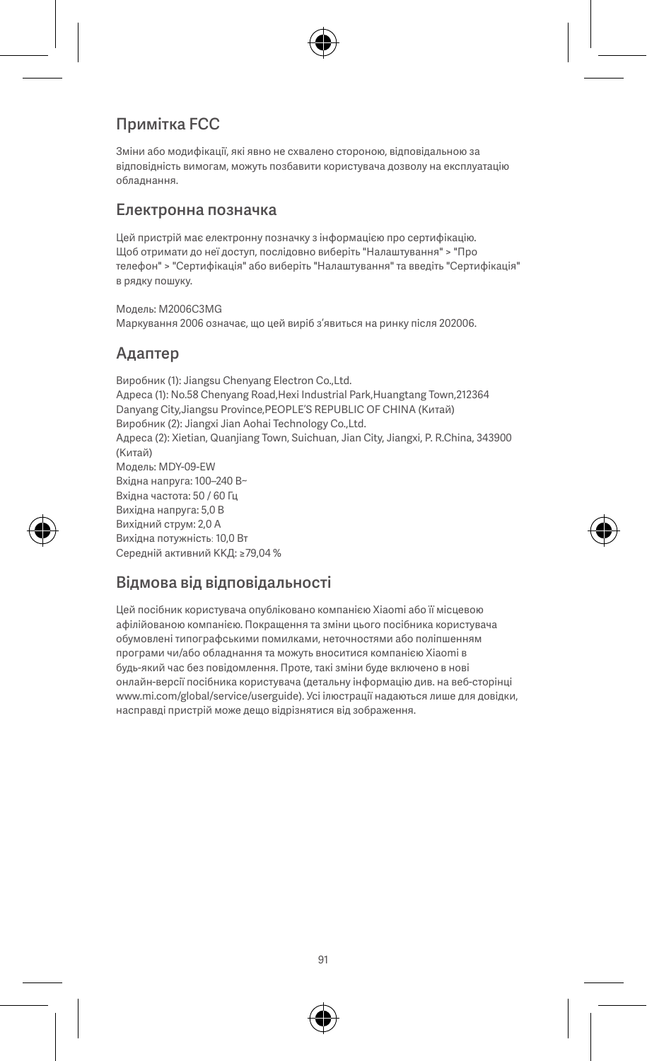## Примітка FCC

Зміни або модифікації, які явно не схвалено стороною, відповідальною за відповідність вимогам, можуть позбавити користувача дозволу на експлуатацію обладнання.

## Електронна позначка

Цей пристрій має електронну позначку з інформацією про сертифікацію. Щоб отримати до неї доступ, послідовно виберіть "Налаштування" > "Про телефон" > "Сертифікація" або виберіть "Налаштування" та введіть "Сертифікація" в рядку пошуку.

Модель: M2006C3MG
Маркування 2006 означає, що цей виріб з'явиться на ринку після 202006.

## Адаптер

Виробник (1): Jiangsu Chenyang Electron Co.,Ltd.
Адреса (1): No.58 Chenyang Road,Hexi Industrial Park,Huangtang Town,212364 Danyang City,Jiangsu Province,PEOPLE'S REPUBLIC OF CHINA (Китай)
Виробник (2): Jiangxi Jian Aohai Technology Co.,Ltd.
Адреса (2): Xietian, Quanjiang Town, Suichuan, Jian City, Jiangxi, P. R.China, 343900 (Китай)
Модель: MDY-09-EW
Вхідна напруга: 100–240 В~
Вхідна частота: 50 / 60 Гц
Вихідна напруга: 5,0 В
Вихідний струм: 2,0 А
Вихідна потужність: 10,0 Вт
Середній активний ККД: ≥79,04 %

## Відмова від відповідальності

Цей посібник користувача опубліковано компанією Xiaomi або її місцевою афілійованою компанією. Покращення та зміни цього посібника користувача обумовлені типографськими помилками, неточностями або поліпшенням програми чи/або обладнання та можуть вноситися компанією Xiaomi в будь-який час без повідомлення. Проте, такі зміни буде включено в нові онлайн-версії посібника користувача (детальну інформацію див. на веб-сторінці www.mi.com/global/service/userguide). Усі ілюстрації надаються лише для довідки, насправді пристрій може дещо відрізнятися від зображення.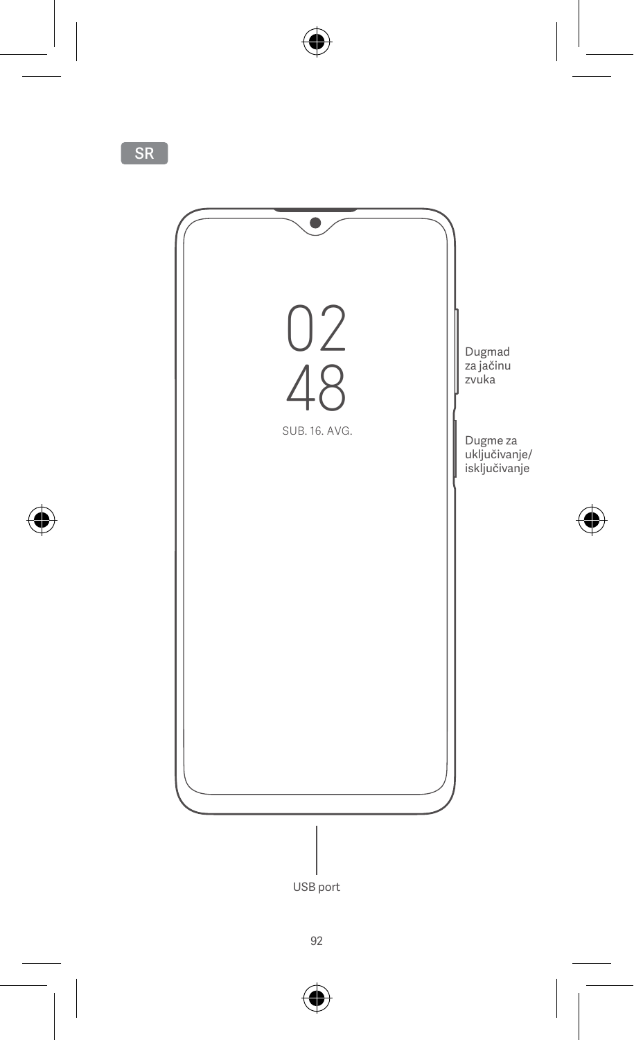SR

02
48
SUB. 16. AVG.

Dugmad za jačinu zvuka

Dugme za uključivanje/isključivanje

USB port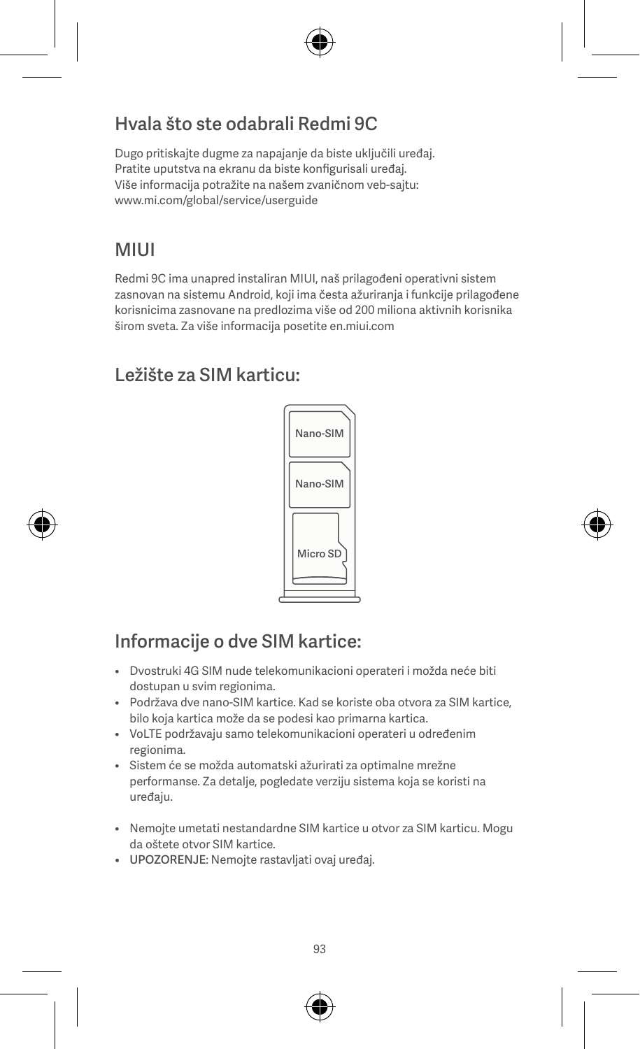## Hvala što ste odabrali Redmi 9C

Dugo pritiskajte dugme za napajanje da biste uključili uređaj.
Pratite uputstva na ekranu da biste konfigurisali uređaj.
Više informacija potražite na našem zvaničnom veb-sajtu:
www.mi.com/global/service/userguide

## MIUI

Redmi 9C ima unapred instaliran MIUI, naš prilagođeni operativni sistem zasnovan na sistemu Android, koji ima česta ažuriranja i funkcije prilagođene korisnicima zasnovane na predlozima više od 200 miliona aktivnih korisnika širom sveta. Za više informacija posetite en.miui.com

## Ležište za SIM karticu:

Nano-SIM

Nano-SIM

Micro SD

## Informacije o dve SIM kartice:

- Dvostruki 4G SIM nude telekomunikacioni operateri i možda neće biti dostupan u svim regionima.
- Podržava dve nano-SIM kartice. Kad se koriste oba otvora za SIM kartice, bilo koja kartica može da se podesi kao primarna kartica.
- VoLTE podržavaju samo telekomunikacioni operateri u određenim regionima.
- Sistem će se možda automatski ažurirati za optimalne mrežne performanse. Za detalje, pogledate verziju sistema koja se koristi na uređaju.

- Nemojte umetati nestandardne SIM kartice u otvor za SIM karticu. Mogu da oštete otvor SIM kartice.
- UPOZORENJE: Nemojte rastavljati ovaj uređaj.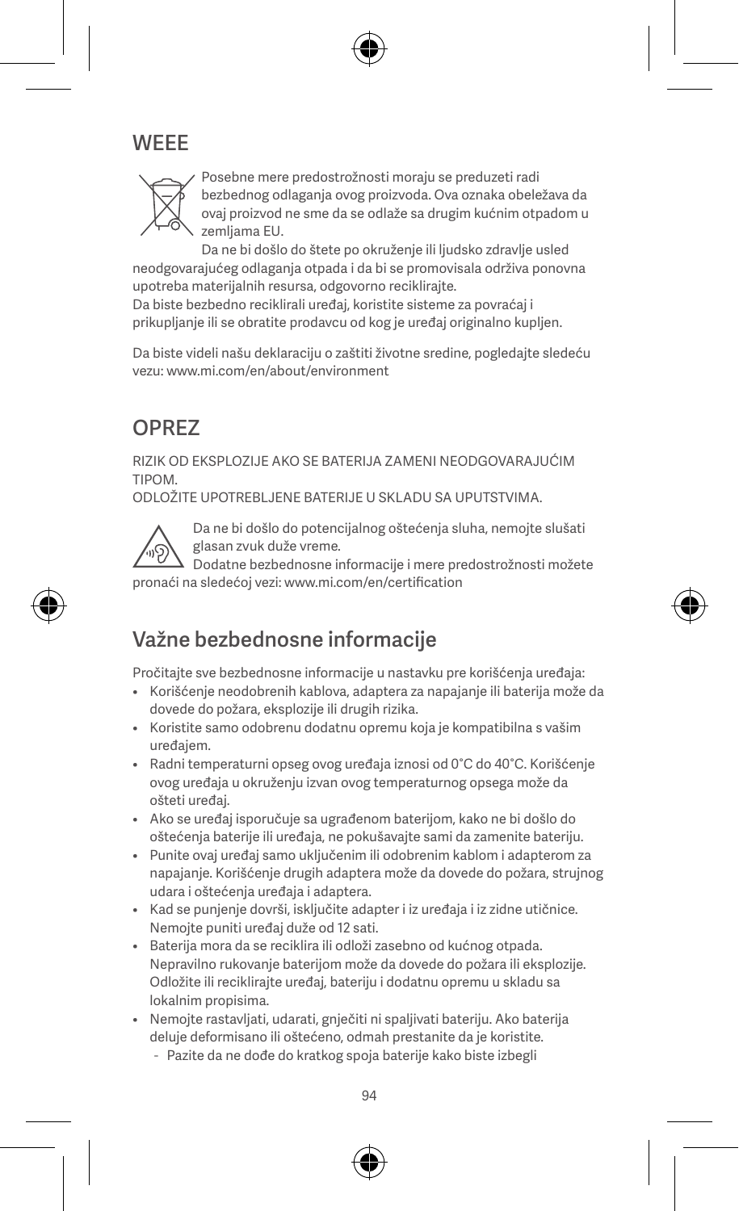## WEEE

Posebne mere predostrožnosti moraju se preduzeti radi bezbednog odlaganja ovog proizvoda. Ova oznaka obeležava da ovaj proizvod ne sme da se odlaže sa drugim kućnim otpadom u zemljama EU.

Da ne bi došlo do štete po okruženje ili ljudsko zdravlje usled neodgovarajućeg odlaganja otpada i da bi se promovisala održiva ponovna upotreba materijalnih resursa, odgovorno reciklirajte.
Da biste bezbedno reciklirali uređaj, koristite sisteme za povraćaj i prikupljanje ili se obratite prodavcu od kog je uređaj originalno kupljen.

Da biste videli našu deklaraciju o zaštiti životne sredine, pogledajte sledeću vezu: www.mi.com/en/about/environment

## OPREZ

RIZIK OD EKSPLOZIJE AKO SE BATERIJA ZAMENI NEODGOVARAJUĆIM TIPOM.
ODLOŽITE UPOTREBLJENE BATERIJE U SKLADU SA UPUTSTVIMA.

Da ne bi došlo do potencijalnog oštećenja sluha, nemojte slušati glasan zvuk duže vreme.
Dodatne bezbednosne informacije i mere predostrožnosti možete pronaći na sledećoj vezi: www.mi.com/en/certification

## Važne bezbednosne informacije

Pročitajte sve bezbednosne informacije u nastavku pre korišćenja uređaja:

- Korišćenje neodobrenih kablova, adaptera za napajanje ili baterija može da dovede do požara, eksplozije ili drugih rizika.
- Koristite samo odobrenu dodatnu opremu koja je kompatibilna s vašim uređajem.
- Radni temperaturni opseg ovog uređaja iznosi od 0°C do 40°C. Korišćenje ovog uređaja u okruženju izvan ovog temperaturnog opsega može da ošteti uređaj.
- Ako se uređaj isporučuje sa ugrađenom baterijom, kako ne bi došlo do oštećenja baterije ili uređaja, ne pokušavajte sami da zamenite bateriju.
- Punite ovaj uređaj samo uključenim ili odobrenim kablom i adapterom za napajanje. Korišćenje drugih adaptera može da dovede do požara, strujnog udara i oštećenja uređaja i adaptera.
- Kad se punjenje dovrši, isključite adapter i iz uređaja i iz zidne utičnice. Nemojte puniti uređaj duže od 12 sati.
- Baterija mora da se reciklira ili odloži zasebno od kućnog otpada. Nepravilno rukovanje baterijom može da dovede do požara ili eksplozije. Odložite ili reciklirajte uređaj, bateriju i dodatnu opremu u skladu sa lokalnim propisima.
- Nemojte rastavljati, udarati, gnječiti ni spaljivati bateriju. Ako baterija deluje deformisano ili oštećeno, odmah prestanite da je koristite.
  - Pazite da ne dođe do kratkog spoja baterije kako biste izbegli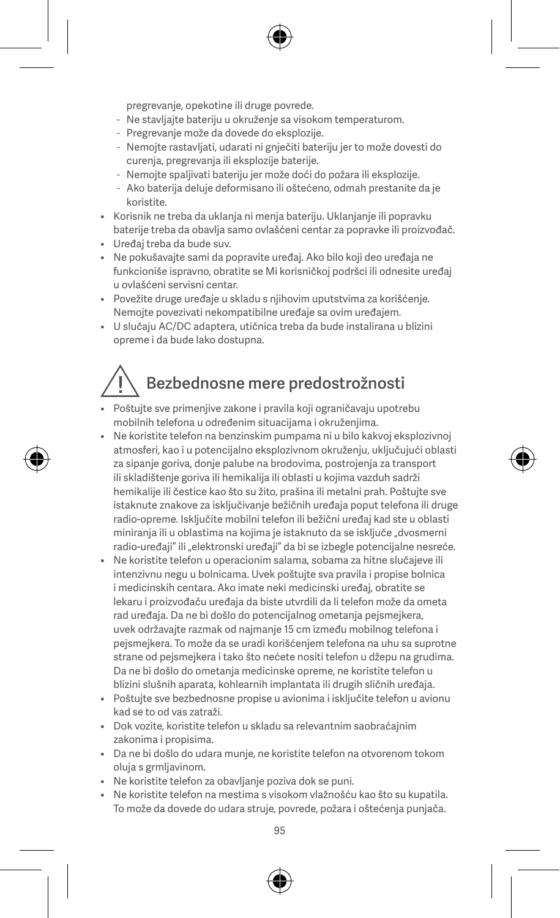pregrevanje, opekotine ili druge povrede.

- Ne stavljajte bateriju u okruženje sa visokom temperaturom.
- Pregrevanje može da dovede do eksplozije.
- Nemojte rastavljati, udarati ni gnječiti bateriju jer to može dovesti do curenja, pregrevanja ili eksplozije baterije.
- Nemojte spaljivati bateriju jer može doći do požara ili eksplozije.
- Ako baterija deluje deformisano ili oštećeno, odmah prestanite da je koristite.

- Korisnik ne treba da uklanja ni menja bateriju. Uklanjanje ili popravku baterije treba da obavlja samo ovlašćeni centar za popravke ili proizvođač.
- Uređaj treba da bude suv.
- Ne pokušavajte sami da popravite uređaj. Ako bilo koji deo uređaja ne funkcioniše ispravno, obratite se Mi korisničkoj podršci ili odnesite uređaj u ovlašćeni servisni centar.
- Povežite druge uređaje u skladu s njihovim uputstvima za korišćenje. Nemojte povezivati nekompatibilne uređaje sa ovim uređajem.
- U slučaju AC/DC adaptera, utičnica treba da bude instalirana u blizini opreme i da bude lako dostupna.

## Bezbednosne mere predostrožnosti

- Poštujte sve primenjive zakone i pravila koji ograničavaju upotrebu mobilnih telefona u određenim situacijama i okruženjima.
- Ne koristite telefon na benzinskim pumpama ni u bilo kakvoj eksplozivnoj atmosferi, kao i u potencijalno eksplozivnom okruženju, uključujući oblasti za sipanje goriva, donje palube na brodovima, postrojenja za transport ili skladištenje goriva ili hemikalija ili oblasti u kojima vazduh sadrži hemikalije ili čestice kao što su žito, prašina ili metalni prah. Poštujte sve istaknute znakove za isključivanje bežičnih uređaja poput telefona ili druge radio-opreme. Isključite mobilni telefon ili bežični uređaj kad ste u oblasti miniranja ili u oblastima na kojima je istaknuto da se isključe „dvosmerni radio-uređaji" ili „elektronski uređaji" da bi se izbegle potencijalne nesreće.
- Ne koristite telefon u operacionim salama, sobama za hitne slučajeve ili intenzivnu negu u bolnicama. Uvek poštujte sva pravila i propise bolnica i medicinskih centara. Ako imate neki medicinski uređaj, obratite se lekaru i proizvođaču uređaja da biste utvrdili da li telefon može da ometa rad uređaja. Da ne bi došlo do potencijalnog ometanja pejsmejkera, uvek održavajte razmak od najmanje 15 cm između mobilnog telefona i pejsmejkera. To može da se uradi korišćenjem telefona na uhu sa suprotne strane od pejsmejkera i tako što nećete nositi telefon u džepu na grudima. Da ne bi došlo do ometanja medicinske opreme, ne koristite telefon u blizini slušnih aparata, kohlearnih implantata ili drugih sličnih uređaja.
- Poštujte sve bezbednosne propise u avionima i isključite telefon u avionu kad se to od vas zatraži.
- Dok vozite, koristite telefon u skladu sa relevantnim saobraćajnim zakonima i propisima.
- Da ne bi došlo do udara munje, ne koristite telefon na otvorenom tokom oluja s grmljavinom.
- Ne koristite telefon za obavljanje poziva dok se puni.
- Ne koristite telefon na mestima s visokom vlažnošću kao što su kupatila. To može da dovede do udara struje, povrede, požara i oštećenja punjača.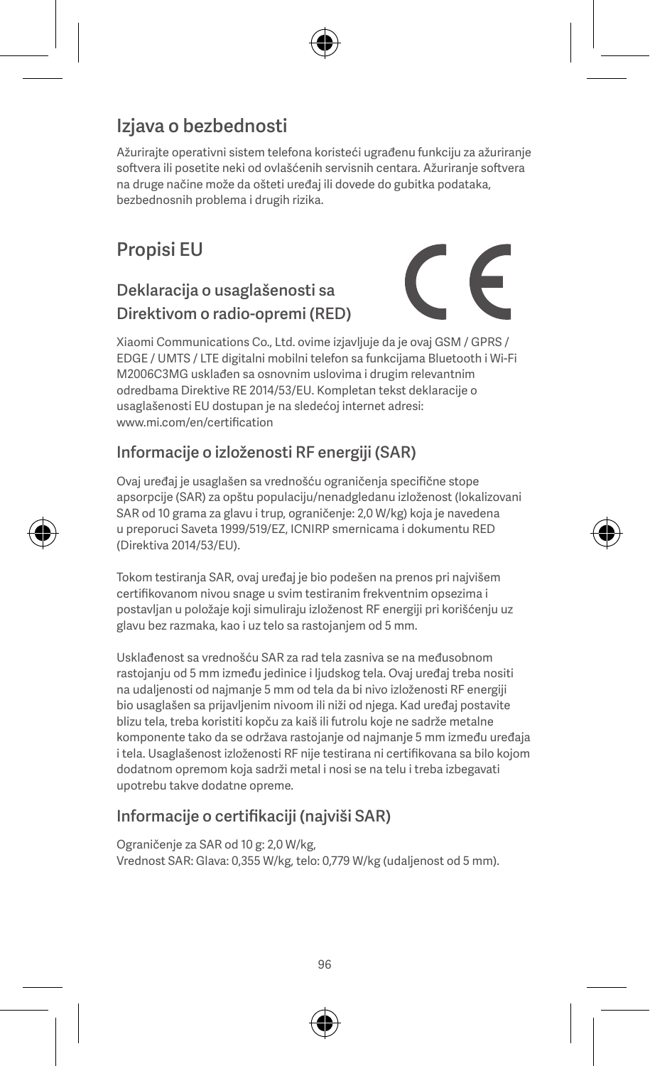## Izjava o bezbednosti

Ažurirajte operativni sistem telefona koristeći ugrađenu funkciju za ažuriranje softvera ili posetite neki od ovlašćenih servisnih centara. Ažuriranje softvera na druge načine može da ošteti uređaj ili dovede do gubitka podataka, bezbednosnih problema i drugih rizika.

## Propisi EU

### Deklaracija o usaglašenosti sa Direktivom o radio-opremi (RED)

Xiaomi Communications Co., Ltd. ovime izjavljuje da je ovaj GSM / GPRS / EDGE / UMTS / LTE digitalni mobilni telefon sa funkcijama Bluetooth i Wi-Fi M2006C3MG usklađen sa osnovnim uslovima i drugim relevantnim odredbama Direktive RE 2014/53/EU. Kompletan tekst deklaracije o usaglašenosti EU dostupan je na sledećoj internet adresi: www.mi.com/en/certification

### Informacije o izloženosti RF energiji (SAR)

Ovaj uređaj je usaglašen sa vrednošću ograničenja specifične stope apsorpcije (SAR) za opštu populaciju/nenadgledanu izloženost (lokalizovani SAR od 10 grama za glavu i trup, ograničenje: 2,0 W/kg) koja je navedena u preporuci Saveta 1999/519/EZ, ICNIRP smernicama i dokumentu RED (Direktiva 2014/53/EU).

Tokom testiranja SAR, ovaj uređaj je bio podešen na prenos pri najvišem certifikovanom nivou snage u svim testiranim frekventnim opsezima i postavljan u položaje koji simuliraju izloženost RF energiji pri korišćenju uz glavu bez razmaka, kao i uz telo sa rastojanjem od 5 mm.

Usklađenost sa vrednošću SAR za rad tela zasniva se na međusobnom rastojanju od 5 mm između jedinice i ljudskog tela. Ovaj uređaj treba nositi na udaljenosti od najmanje 5 mm od tela da bi nivo izloženosti RF energiji bio usaglašen sa prijavljenim nivoom ili niži od njega. Kad uređaj postavite blizu tela, treba koristiti kopču za kaiš ili futrolu koje ne sadrže metalne komponente tako da se održava rastojanje od najmanje 5 mm između uređaja i tela. Usaglašenost izloženosti RF nije testirana ni certifikovana sa bilo kojom dodatnom opremom koja sadrži metal i nosi se na telu i treba izbegavati upotrebu takve dodatne opreme.

### Informacije o certifikaciji (najviši SAR)

Ograničenje za SAR od 10 g: 2,0 W/kg,
Vrednost SAR: Glava: 0,355 W/kg, telo: 0,779 W/kg (udaljenost od 5 mm).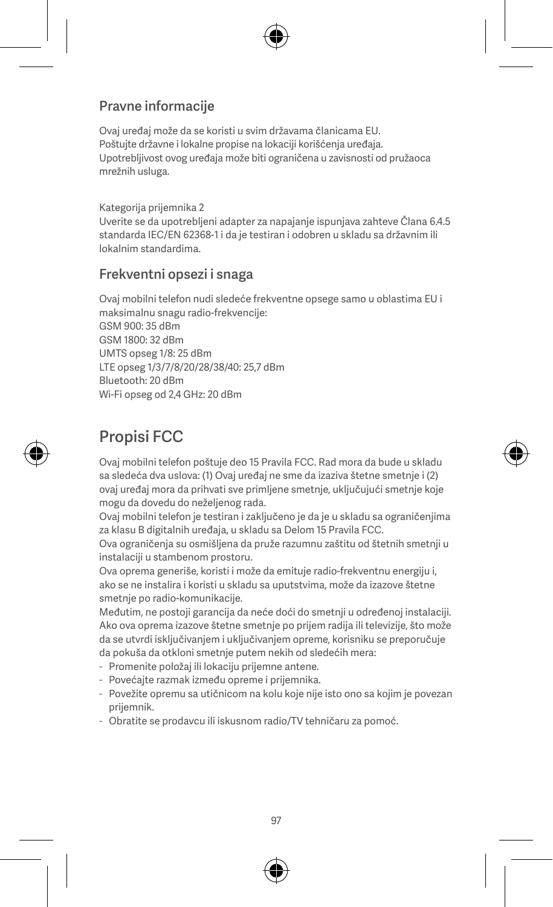## Pravne informacije

Ovaj uređaj može da se koristi u svim državama članicama EU.
Poštujte državne i lokalne propise na lokaciji korišćenja uređaja.
Upotrebljivost ovog uređaja može biti ograničena u zavisnosti od pružaoca mrežnih usluga.

Kategorija prijemnika 2
Uverite se da upotrebljeni adapter za napajanje ispunjava zahteve Člana 6.4.5 standarda IEC/EN 62368-1 i da je testiran i odobren u skladu sa državnim ili lokalnim standardima.

## Frekventni opsezi i snaga

Ovaj mobilni telefon nudi sledeće frekventne opsege samo u oblastima EU i maksimalnu snagu radio-frekvencije:
GSM 900: 35 dBm
GSM 1800: 32 dBm
UMTS opseg 1/8: 25 dBm
LTE opseg 1/3/7/8/20/28/38/40: 25,7 dBm
Bluetooth: 20 dBm
Wi-Fi opseg od 2,4 GHz: 20 dBm

# Propisi FCC

Ovaj mobilni telefon poštuje deo 15 Pravila FCC. Rad mora da bude u skladu sa sledeća dva uslova: (1) Ovaj uređaj ne sme da izaziva štetne smetnje i (2) ovaj uređaj mora da prihvati sve primljene smetnje, uključujući smetnje koje mogu da dovedu do neželjenog rada.
Ovaj mobilni telefon je testiran i zaključeno je da je u skladu sa ograničenjima za klasu B digitalnih uređaja, u skladu sa Delom 15 Pravila FCC.
Ova ograničenja su osmišljena da pruže razumnu zaštitu od štetnih smetnji u instalaciji u stambenom prostoru.
Ova oprema generiše, koristi i može da emituje radio-frekventnu energiju i, ako se ne instalira i koristi u skladu sa uputstvima, može da izazove štetne smetnje po radio-komunikacije.
Međutim, ne postoji garancija da neće doći do smetnji u određenoj instalaciji. Ako ova oprema izazove štetne smetnje po prijem radija ili televizije, što može da se utvrdi isključivanjem i uključivanjem opreme, korisniku se preporučuje da pokuša da otkloni smetnje putem nekih od sledećih mera:

- Promenite položaj ili lokaciju prijemne antene.
- Povećajte razmak između opreme i prijemnika.
- Povežite opremu sa utičnicom na kolu koje nije isto ono sa kojim je povezan prijemnik.
- Obratite se prodavcu ili iskusnom radio/TV tehničaru za pomoć.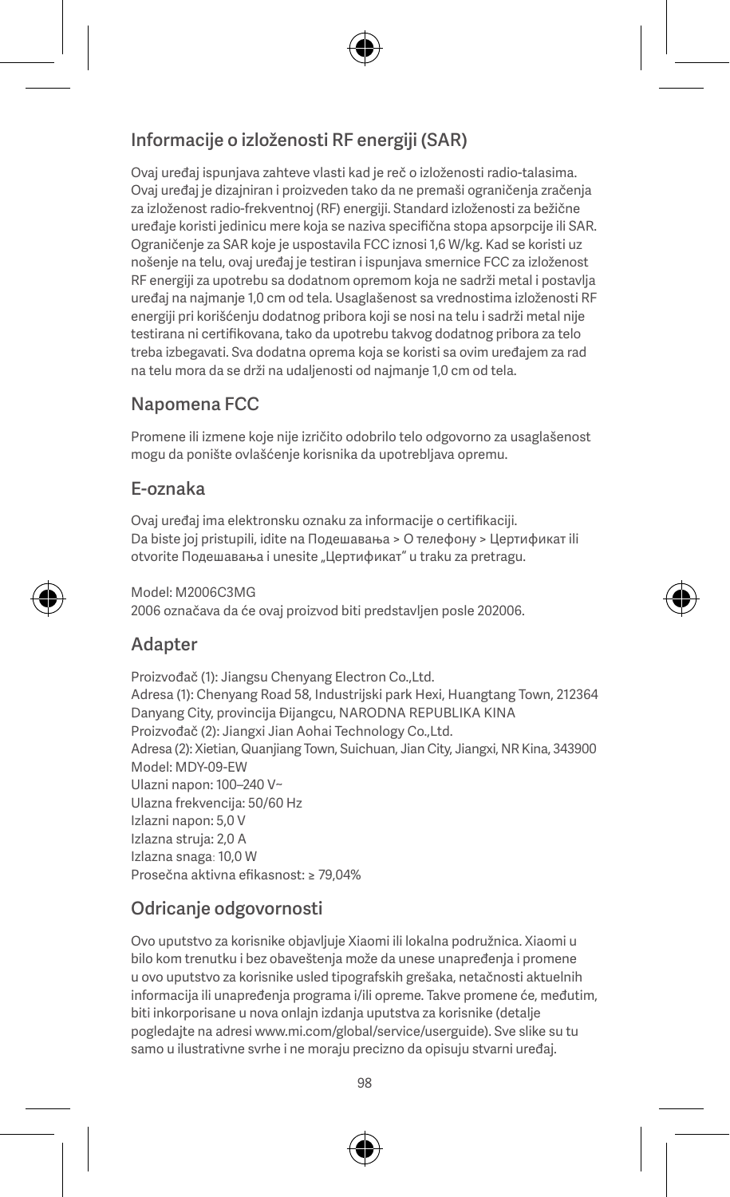## Informacije o izloženosti RF energiji (SAR)

Ovaj uređaj ispunjava zahteve vlasti kad je reč o izloženosti radio-talasima. Ovaj uređaj je dizajniran i proizveden tako da ne premaši ograničenja zračenja za izloženost radio-frekventnoj (RF) energiji. Standard izloženosti za bežične uređaje koristi jedinicu mere koja se naziva specifična stopa apsorpcije ili SAR. Ograničenje za SAR koje je uspostavila FCC iznosi 1,6 W/kg. Kad se koristi uz nošenje na telu, ovaj uređaj je testiran i ispunjava smernice FCC za izloženost RF energiji za upotrebu sa dodatnom opremom koja ne sadrži metal i postavlja uređaj na najmanje 1,0 cm od tela. Usaglašenost sa vrednostima izloženosti RF energiji pri korišćenju dodatnog pribora koji se nosi na telu i sadrži metal nije testirana ni certifikovana, tako da upotrebu takvog dodatnog pribora za telo treba izbegavati. Sva dodatna oprema koja se koristi sa ovim uređajem za rad na telu mora da se drži na udaljenosti od najmanje 1,0 cm od tela.

## Napomena FCC

Promene ili izmene koje nije izričito odobrilo telo odgovorno za usaglašenost mogu da ponište ovlašćenje korisnika da upotrebljava opremu.

## E-oznaka

Ovaj uređaj ima elektronsku oznaku za informacije o certifikaciji.
Da biste joj pristupili, idite na Подешавања > О телефону > Цертификат ili otvorite Подешавања i unesite „Цертификат" u traku za pretragu.

Model: M2006C3MG
2006 označava da će ovaj proizvod biti predstavljen posle 202006.

## Adapter

Proizvođač (1): Jiangsu Chenyang Electron Co.,Ltd.
Adresa (1): Chenyang Road 58, Industrijski park Hexi, Huangtang Town, 212364 Danyang City, provincija Đijangcu, NARODNA REPUBLIKA KINA
Proizvođač (2): Jiangxi Jian Aohai Technology Co.,Ltd.
Adresa (2): Xietian, Quanjiang Town, Suichuan, Jian City, Jiangxi, NR Kina, 343900
Model: MDY-09-EW
Ulazni napon: 100–240 V~
Ulazna frekvencija: 50/60 Hz
Izlazni napon: 5,0 V
Izlazna struja: 2,0 A
Izlazna snaga: 10,0 W
Prosečna aktivna efikasnost: ≥ 79,04%

## Odricanje odgovornosti

Ovo uputstvo za korisnike objavljuje Xiaomi ili lokalna podružnica. Xiaomi u bilo kom trenutku i bez obaveštenja može da unese unapređenja i promene u ovo uputstvo za korisnike usled tipografskih grešaka, netačnosti aktuelnih informacija ili unapređenja programa i/ili opreme. Takve promene će, međutim, biti inkorporisane u nova onlajn izdanja uputstva za korisnike (detalje pogledajte na adresi www.mi.com/global/service/userguide). Sve slike su tu samo u ilustrativne svrhe i ne moraju precizno da opisuju stvarni uređaj.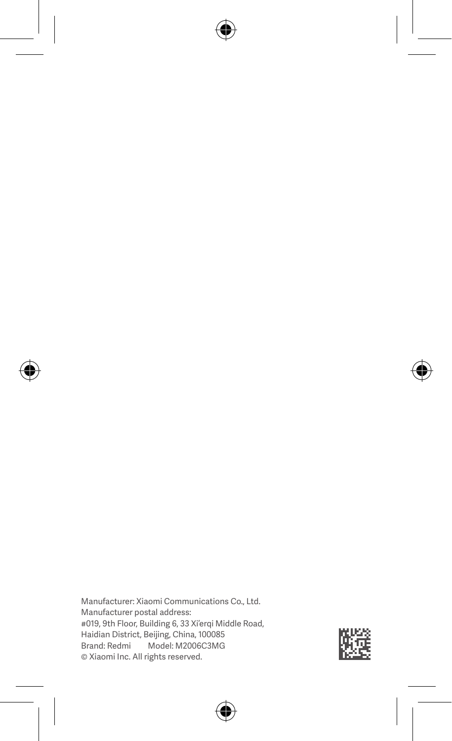Manufacturer: Xiaomi Communications Co., Ltd.
Manufacturer postal address:
#019, 9th Floor, Building 6, 33 Xi'erqi Middle Road,
Haidian District, Beijing, China, 100085
Brand: Redmi Model: M2006C3MG
© Xiaomi Inc. All rights reserved.